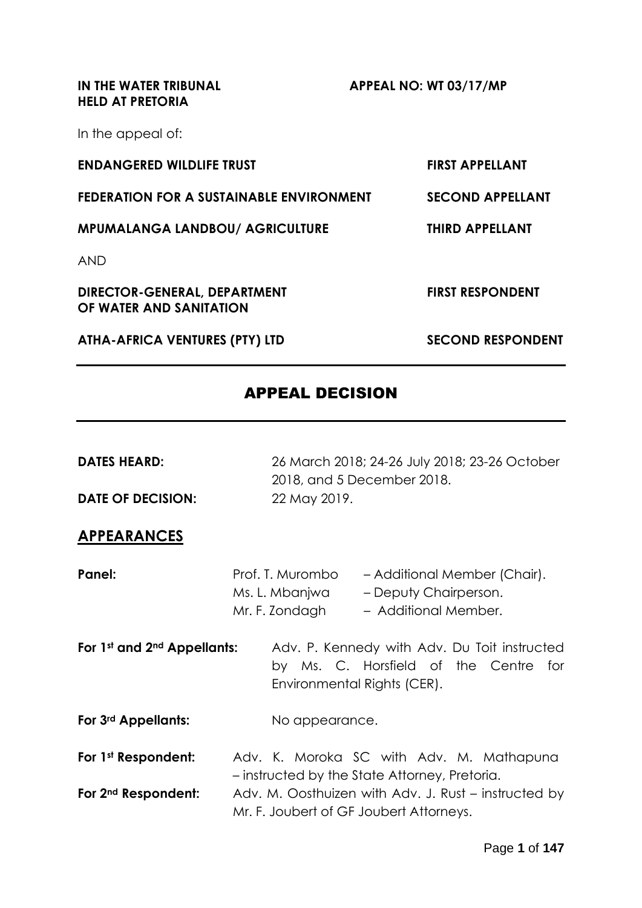**IN THE WATER TRIBUNAL HELD AT PRETORIA** **APPEAL NO: WT 03/17/MP**

In the appeal of:

| | |
|---|---|
| **ENDANGERED WILDLIFE TRUST** | **FIRST APPELLANT** |
| **FEDERATION FOR A SUSTAINABLE ENVIRONMENT** | **SECOND APPELLANT** |
| **MPUMALANGA LANDBOU/ AGRICULTURE** | **THIRD APPELLANT** |

AND

| | |
|---|---|
| **DIRECTOR-GENERAL, DEPARTMENT OF WATER AND SANITATION** | **FIRST RESPONDENT** |
| **ATHA-AFRICA VENTURES (PTY) LTD** | **SECOND RESPONDENT** |

---

# APPEAL DECISION

---

**DATES HEARD:** 26 March 2018; 24-26 July 2018; 23-26 October 2018, and 5 December 2018.

**DATE OF DECISION:** 22 May 2019.

## APPEARANCES

| | | |
|---|---|---|
| **Panel:** | Prof. T. Murombo | – Additional Member (Chair). |
| | Ms. L. Mbanjwa | – Deputy Chairperson. |
| | Mr. F. Zondagh | – Additional Member. |

**For 1st and 2nd Appellants:** Adv. P. Kennedy with Adv. Du Toit instructed by Ms. C. Horsfield of the Centre for Environmental Rights (CER).

**For 3rd Appellants:** No appearance.

**For 1st Respondent:** Adv. K. Moroka SC with Adv. M. Mathapuna – instructed by the State Attorney, Pretoria.

**For 2nd Respondent:** Adv. M. Oosthuizen with Adv. J. Rust – instructed by Mr. F. Joubert of GF Joubert Attorneys.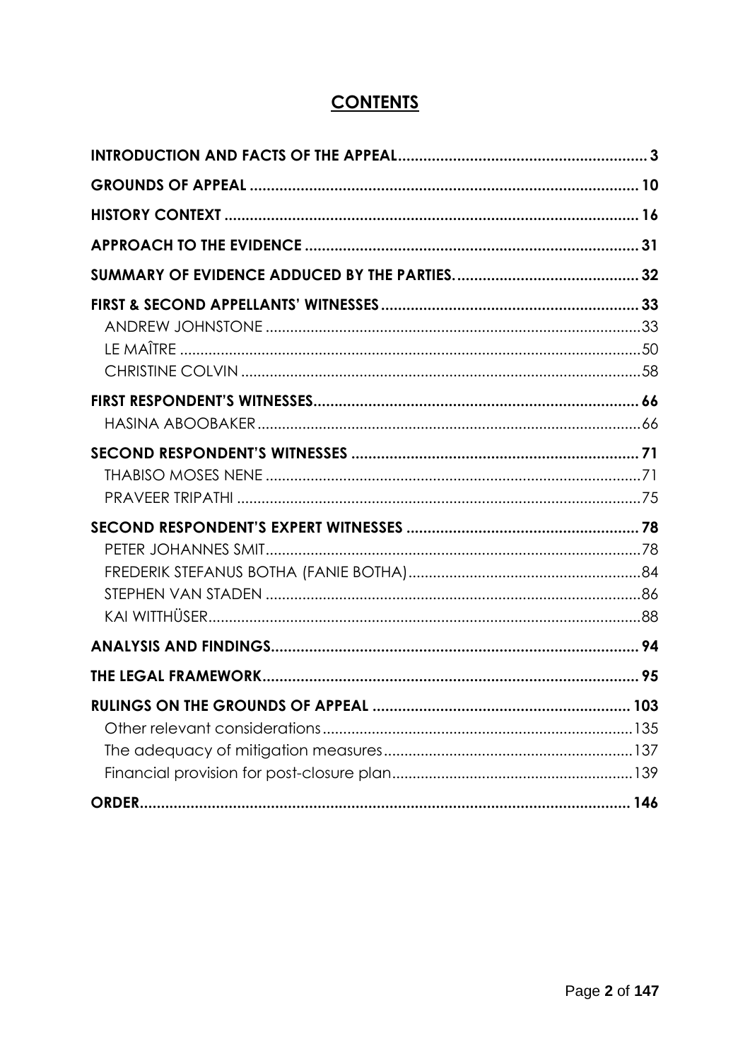# CONTENTS

| | |
|---|---|
| **INTRODUCTION AND FACTS OF THE APPEAL** | **3** |
| **GROUNDS OF APPEAL** | **10** |
| **HISTORY CONTEXT** | **16** |
| **APPROACH TO THE EVIDENCE** | **31** |
| **SUMMARY OF EVIDENCE ADDUCED BY THE PARTIES.** | **32** |
| **FIRST & SECOND APPELLANTS' WITNESSES** | **33** |
| ANDREW JOHNSTONE | 33 |
| LE MAÎTRE | 50 |
| CHRISTINE COLVIN | 58 |
| **FIRST RESPONDENT'S WITNESSES** | **66** |
| HASINA ABOOBAKER | 66 |
| **SECOND RESPONDENT'S WITNESSES** | **71** |
| THABISO MOSES NENE | 71 |
| PRAVEER TRIPATHI | 75 |
| **SECOND RESPONDENT'S EXPERT WITNESSES** | **78** |
| PETER JOHANNES SMIT | 78 |
| FREDERIK STEFANUS BOTHA (FANIE BOTHA) | 84 |
| STEPHEN VAN STADEN | 86 |
| KAI WITTHÜSER | 88 |
| **ANALYSIS AND FINDINGS** | **94** |
| **THE LEGAL FRAMEWORK** | **95** |
| **RULINGS ON THE GROUNDS OF APPEAL** | **103** |
| Other relevant considerations | 135 |
| The adequacy of mitigation measures | 137 |
| Financial provision for post-closure plan | 139 |
| **ORDER** | **146** |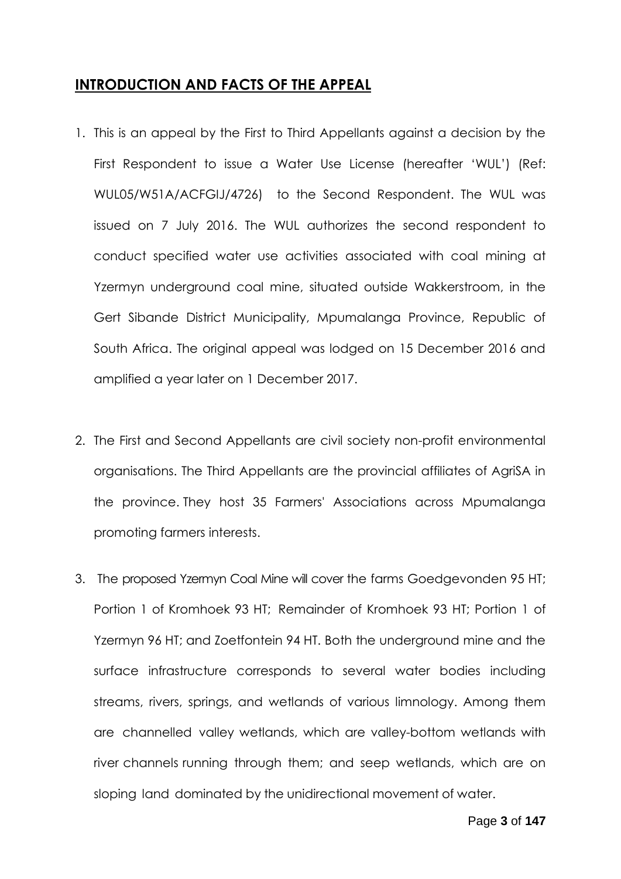## INTRODUCTION AND FACTS OF THE APPEAL

1. This is an appeal by the First to Third Appellants against a decision by the First Respondent to issue a Water Use License (hereafter 'WUL') (Ref: WUL05/W51A/ACFGIJ/4726) to the Second Respondent. The WUL was issued on 7 July 2016. The WUL authorizes the second respondent to conduct specified water use activities associated with coal mining at Yzermyn underground coal mine, situated outside Wakkerstroom, in the Gert Sibande District Municipality, Mpumalanga Province, Republic of South Africa. The original appeal was lodged on 15 December 2016 and amplified a year later on 1 December 2017.

2. The First and Second Appellants are civil society non-profit environmental organisations. The Third Appellants are the provincial affiliates of AgriSA in the province. They host 35 Farmers' Associations across Mpumalanga promoting farmers interests.

3. The proposed Yzermyn Coal Mine will cover the farms Goedgevonden 95 HT; Portion 1 of Kromhoek 93 HT; Remainder of Kromhoek 93 HT; Portion 1 of Yzermyn 96 HT; and Zoetfontein 94 HT. Both the underground mine and the surface infrastructure corresponds to several water bodies including streams, rivers, springs, and wetlands of various limnology. Among them are channelled valley wetlands, which are valley-bottom wetlands with river channels running through them; and seep wetlands, which are on sloping land dominated by the unidirectional movement of water.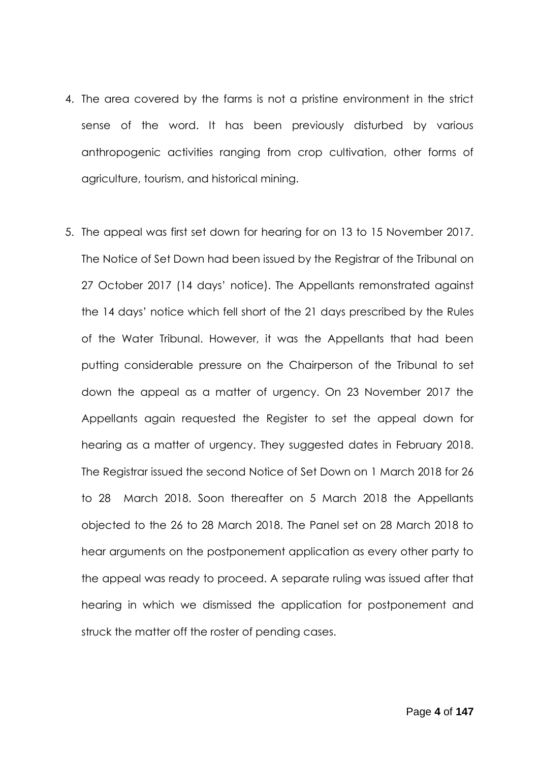4. The area covered by the farms is not a pristine environment in the strict sense of the word. It has been previously disturbed by various anthropogenic activities ranging from crop cultivation, other forms of agriculture, tourism, and historical mining.

5. The appeal was first set down for hearing for on 13 to 15 November 2017. The Notice of Set Down had been issued by the Registrar of the Tribunal on 27 October 2017 (14 days' notice). The Appellants remonstrated against the 14 days' notice which fell short of the 21 days prescribed by the Rules of the Water Tribunal. However, it was the Appellants that had been putting considerable pressure on the Chairperson of the Tribunal to set down the appeal as a matter of urgency. On 23 November 2017 the Appellants again requested the Register to set the appeal down for hearing as a matter of urgency. They suggested dates in February 2018. The Registrar issued the second Notice of Set Down on 1 March 2018 for 26 to 28 March 2018. Soon thereafter on 5 March 2018 the Appellants objected to the 26 to 28 March 2018. The Panel set on 28 March 2018 to hear arguments on the postponement application as every other party to the appeal was ready to proceed. A separate ruling was issued after that hearing in which we dismissed the application for postponement and struck the matter off the roster of pending cases.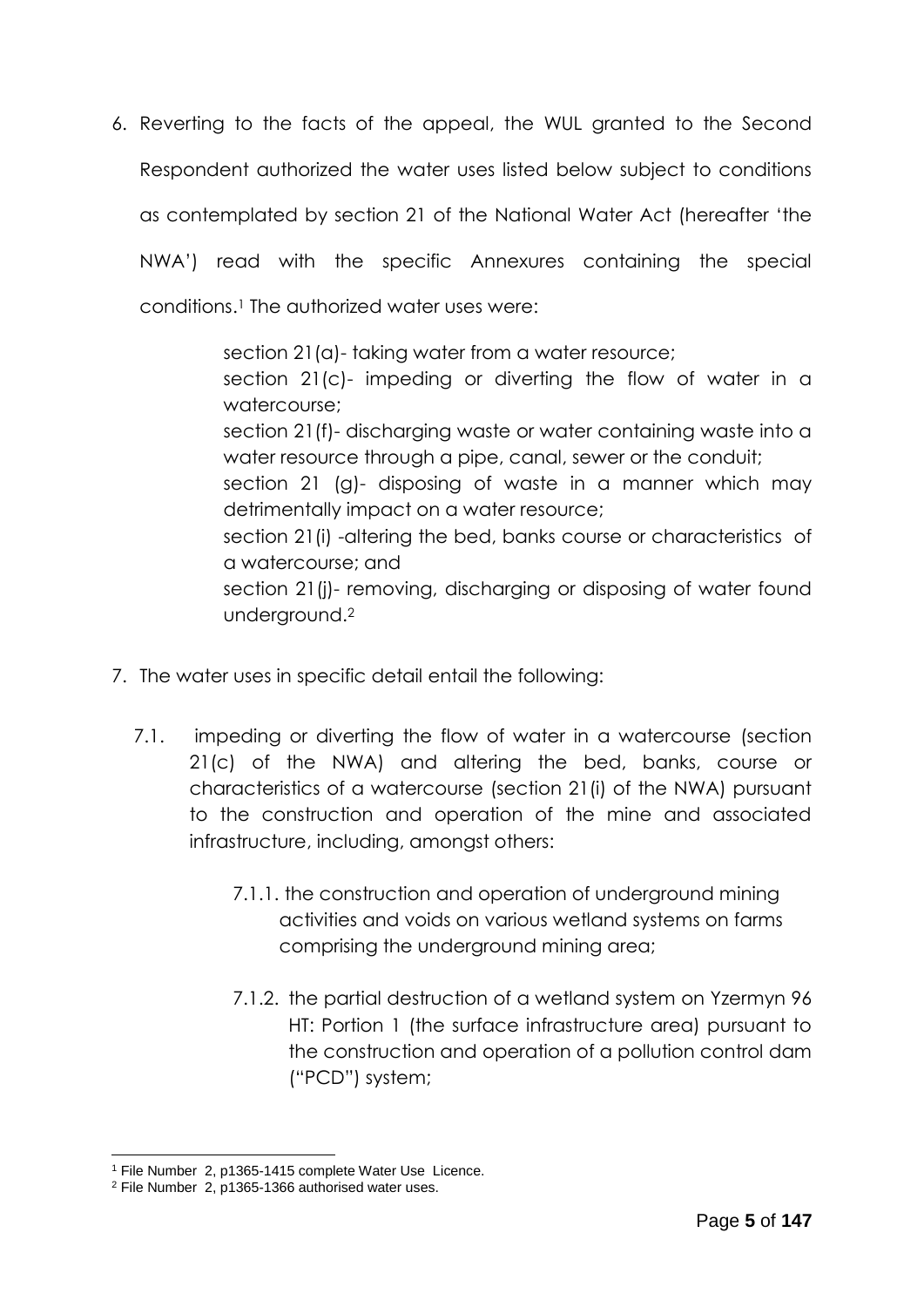6. Reverting to the facts of the appeal, the WUL granted to the Second Respondent authorized the water uses listed below subject to conditions as contemplated by section 21 of the National Water Act (hereafter 'the NWA') read with the specific Annexures containing the special conditions.[1] The authorized water uses were:

   > section 21(a)- taking water from a water resource;
   >
   > section 21(c)- impeding or diverting the flow of water in a watercourse;
   >
   > section 21(f)- discharging waste or water containing waste into a water resource through a pipe, canal, sewer or the conduit;
   >
   > section 21 (g)- disposing of waste in a manner which may detrimentally impact on a water resource;
   >
   > section 21(i) -altering the bed, banks course or characteristics of a watercourse; and
   >
   > section 21(j)- removing, discharging or disposing of water found underground.[2]

7. The water uses in specific detail entail the following:

   7.1. impeding or diverting the flow of water in a watercourse (section 21(c) of the NWA) and altering the bed, banks, course or characteristics of a watercourse (section 21(i) of the NWA) pursuant to the construction and operation of the mine and associated infrastructure, including, amongst others:

      7.1.1. the construction and operation of underground mining activities and voids on various wetland systems on farms comprising the underground mining area;

      7.1.2. the partial destruction of a wetland system on Yzermyn 96 HT: Portion 1 (the surface infrastructure area) pursuant to the construction and operation of a pollution control dam ("PCD") system;

---

[1] File Number 2, p1365-1415 complete Water Use Licence.

[2] File Number 2, p1365-1366 authorised water uses.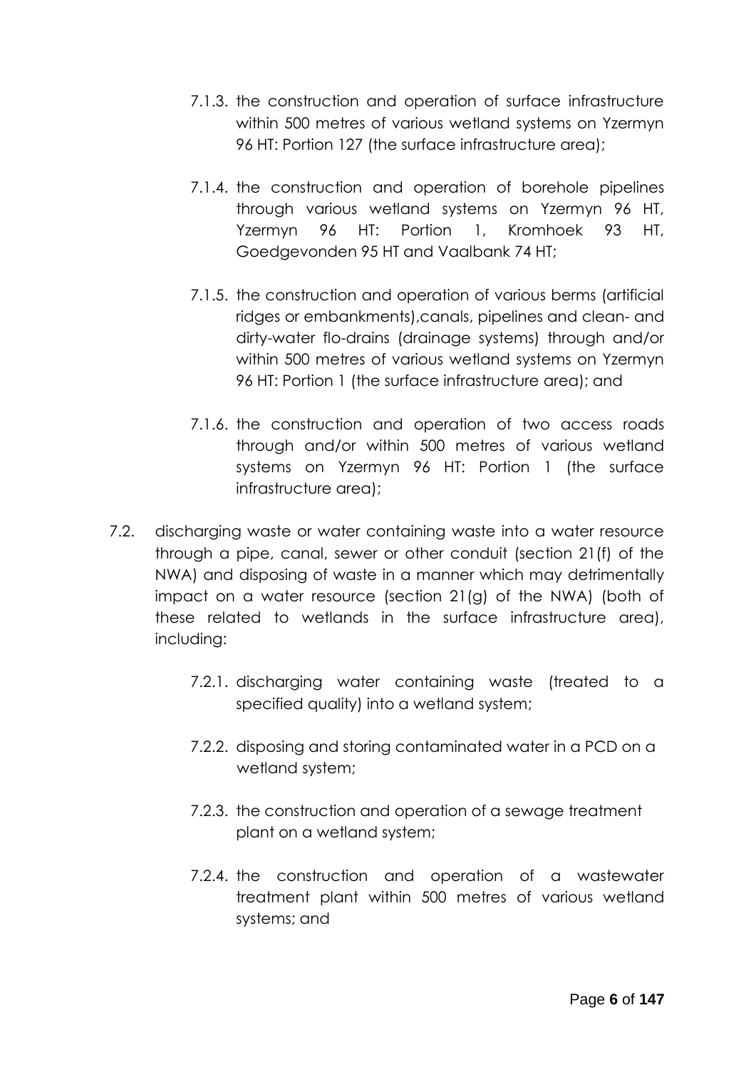7.1.3. the construction and operation of surface infrastructure within 500 metres of various wetland systems on Yzermyn 96 HT: Portion 127 (the surface infrastructure area);

7.1.4. the construction and operation of borehole pipelines through various wetland systems on Yzermyn 96 HT, Yzermyn 96 HT: Portion 1, Kromhoek 93 HT, Goedgevonden 95 HT and Vaalbank 74 HT;

7.1.5. the construction and operation of various berms (artificial ridges or embankments),canals, pipelines and clean- and dirty-water flo-drains (drainage systems) through and/or within 500 metres of various wetland systems on Yzermyn 96 HT: Portion 1 (the surface infrastructure area); and

7.1.6. the construction and operation of two access roads through and/or within 500 metres of various wetland systems on Yzermyn 96 HT: Portion 1 (the surface infrastructure area);

7.2. discharging waste or water containing waste into a water resource through a pipe, canal, sewer or other conduit (section 21(f) of the NWA) and disposing of waste in a manner which may detrimentally impact on a water resource (section 21(g) of the NWA) (both of these related to wetlands in the surface infrastructure area), including:

7.2.1. discharging water containing waste (treated to a specified quality) into a wetland system;

7.2.2. disposing and storing contaminated water in a PCD on a wetland system;

7.2.3. the construction and operation of a sewage treatment plant on a wetland system;

7.2.4. the construction and operation of a wastewater treatment plant within 500 metres of various wetland systems; and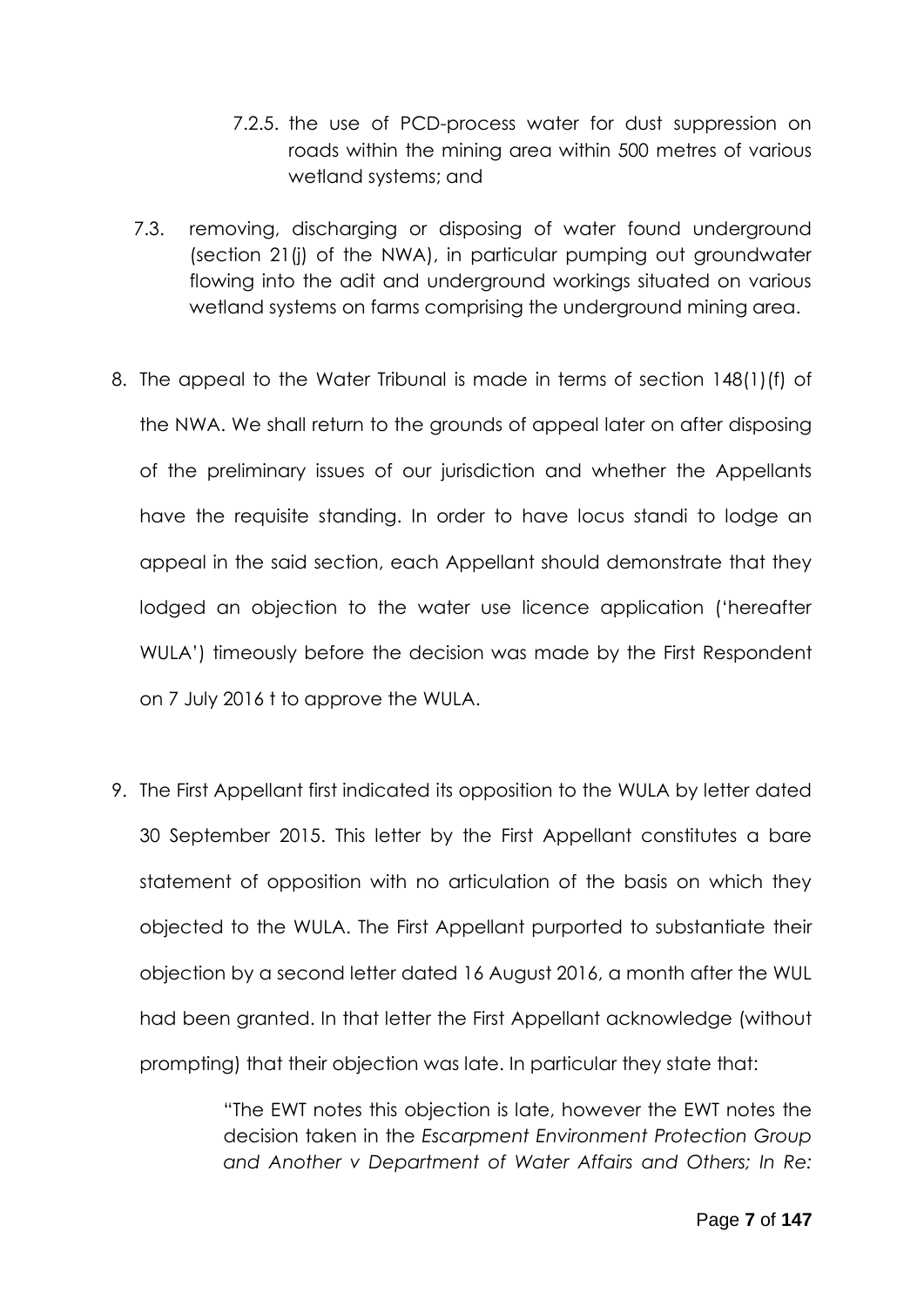7.2.5. the use of PCD-process water for dust suppression on roads within the mining area within 500 metres of various wetland systems; and

7.3. removing, discharging or disposing of water found underground (section 21(j) of the NWA), in particular pumping out groundwater flowing into the adit and underground workings situated on various wetland systems on farms comprising the underground mining area.

8. The appeal to the Water Tribunal is made in terms of section 148(1)(f) of the NWA. We shall return to the grounds of appeal later on after disposing of the preliminary issues of our jurisdiction and whether the Appellants have the requisite standing. In order to have locus standi to lodge an appeal in the said section, each Appellant should demonstrate that they lodged an objection to the water use licence application ('hereafter WULA') timeously before the decision was made by the First Respondent on 7 July 2016 t to approve the WULA.

9. The First Appellant first indicated its opposition to the WULA by letter dated 30 September 2015. This letter by the First Appellant constitutes a bare statement of opposition with no articulation of the basis on which they objected to the WULA. The First Appellant purported to substantiate their objection by a second letter dated 16 August 2016, a month after the WUL had been granted. In that letter the First Appellant acknowledge (without prompting) that their objection was late. In particular they state that:

> "The EWT notes this objection is late, however the EWT notes the decision taken in the *Escarpment Environment Protection Group and Another v Department of Water Affairs and Others; In Re:*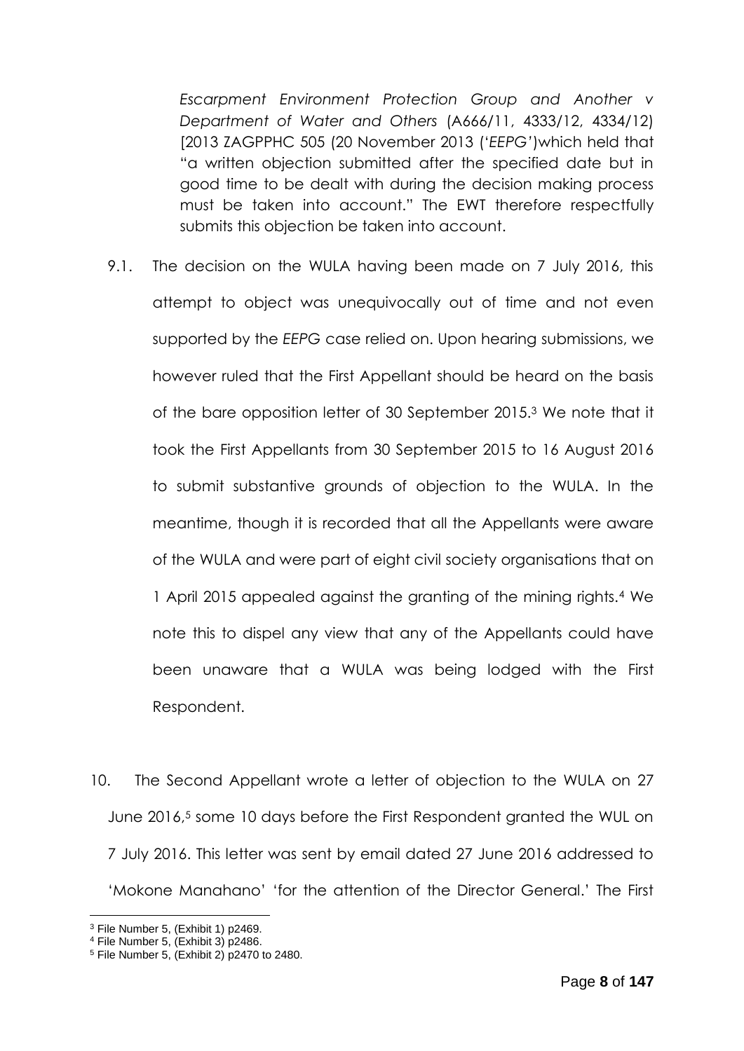*Escarpment Environment Protection Group and Another v Department of Water and Others* (A666/11, 4333/12, 4334/12) [2013 ZAGPPHC 505 (20 November 2013 ('*EEPG*')which held that "a written objection submitted after the specified date but in good time to be dealt with during the decision making process must be taken into account." The EWT therefore respectfully submits this objection be taken into account.

9.1. The decision on the WULA having been made on 7 July 2016, this attempt to object was unequivocally out of time and not even supported by the *EEPG* case relied on. Upon hearing submissions, we however ruled that the First Appellant should be heard on the basis of the bare opposition letter of 30 September 2015.[3] We note that it took the First Appellants from 30 September 2015 to 16 August 2016 to submit substantive grounds of objection to the WULA. In the meantime, though it is recorded that all the Appellants were aware of the WULA and were part of eight civil society organisations that on 1 April 2015 appealed against the granting of the mining rights.[4] We note this to dispel any view that any of the Appellants could have been unaware that a WULA was being lodged with the First Respondent.

10. The Second Appellant wrote a letter of objection to the WULA on 27 June 2016,[5] some 10 days before the First Respondent granted the WUL on 7 July 2016. This letter was sent by email dated 27 June 2016 addressed to 'Mokone Manahano' 'for the attention of the Director General.' The First

---

[3] File Number 5, (Exhibit 1) p2469.

[4] File Number 5, (Exhibit 3) p2486.

[5] File Number 5, (Exhibit 2) p2470 to 2480.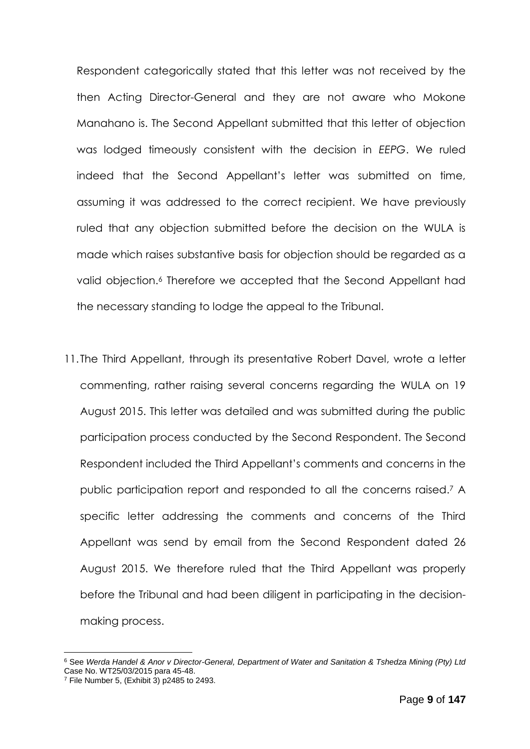Respondent categorically stated that this letter was not received by the then Acting Director-General and they are not aware who Mokone Manahano is. The Second Appellant submitted that this letter of objection was lodged timeously consistent with the decision in *EEPG*. We ruled indeed that the Second Appellant's letter was submitted on time, assuming it was addressed to the correct recipient. We have previously ruled that any objection submitted before the decision on the WULA is made which raises substantive basis for objection should be regarded as a valid objection.[6] Therefore we accepted that the Second Appellant had the necessary standing to lodge the appeal to the Tribunal.

11. The Third Appellant, through its presentative Robert Davel, wrote a letter commenting, rather raising several concerns regarding the WULA on 19 August 2015. This letter was detailed and was submitted during the public participation process conducted by the Second Respondent. The Second Respondent included the Third Appellant's comments and concerns in the public participation report and responded to all the concerns raised.[7] A specific letter addressing the comments and concerns of the Third Appellant was send by email from the Second Respondent dated 26 August 2015. We therefore ruled that the Third Appellant was properly before the Tribunal and had been diligent in participating in the decision-making process.

---

[6] See *Werda Handel & Anor v Director-General, Department of Water and Sanitation & Tshedza Mining (Pty) Ltd* Case No. WT25/03/2015 para 45-48.

[7] File Number 5, (Exhibit 3) p2485 to 2493.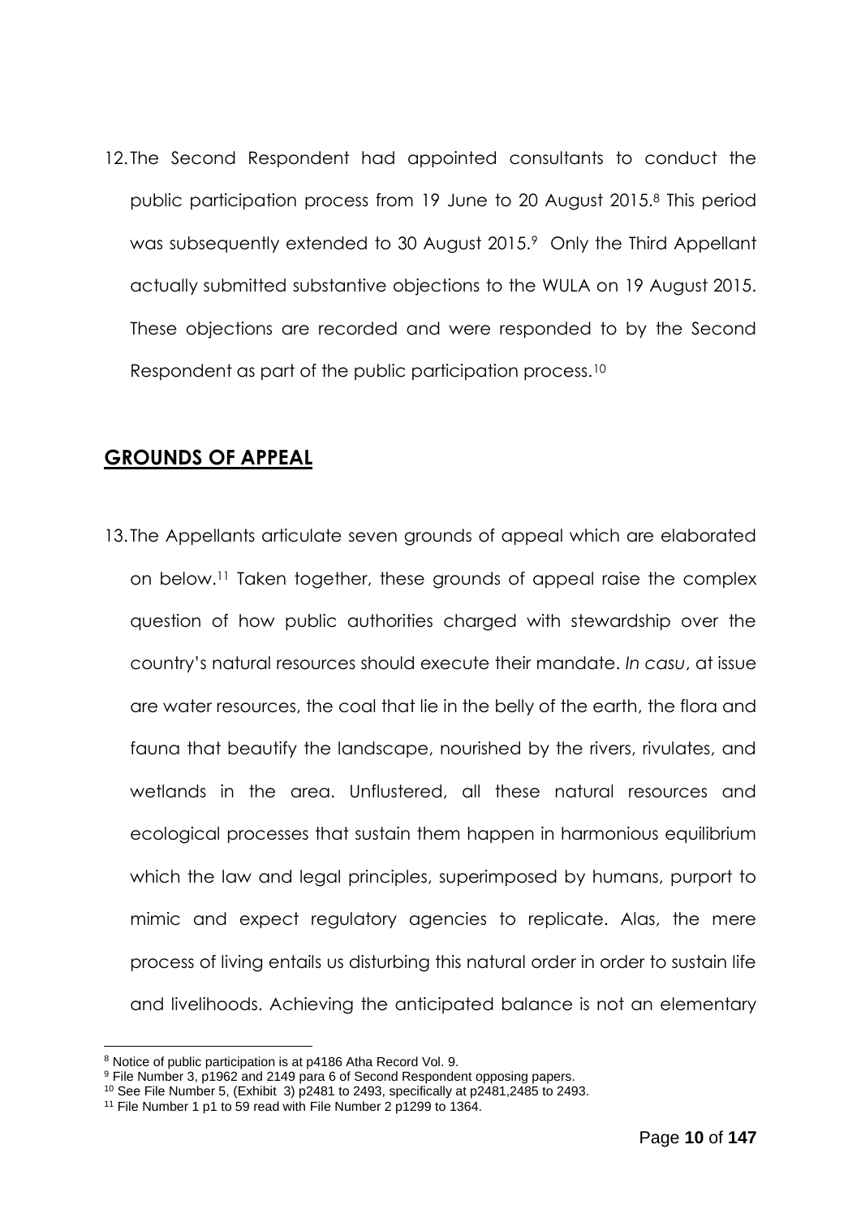12. The Second Respondent had appointed consultants to conduct the public participation process from 19 June to 20 August 2015.[8] This period was subsequently extended to 30 August 2015.[9] Only the Third Appellant actually submitted substantive objections to the WULA on 19 August 2015. These objections are recorded and were responded to by the Second Respondent as part of the public participation process.[10]

## GROUNDS OF APPEAL

13. The Appellants articulate seven grounds of appeal which are elaborated on below.[11] Taken together, these grounds of appeal raise the complex question of how public authorities charged with stewardship over the country's natural resources should execute their mandate. *In casu*, at issue are water resources, the coal that lie in the belly of the earth, the flora and fauna that beautify the landscape, nourished by the rivers, rivulates, and wetlands in the area. Unflustered, all these natural resources and ecological processes that sustain them happen in harmonious equilibrium which the law and legal principles, superimposed by humans, purport to mimic and expect regulatory agencies to replicate. Alas, the mere process of living entails us disturbing this natural order in order to sustain life and livelihoods. Achieving the anticipated balance is not an elementary

---

[8] Notice of public participation is at p4186 Atha Record Vol. 9.

[9] File Number 3, p1962 and 2149 para 6 of Second Respondent opposing papers.

[10] See File Number 5, (Exhibit 3) p2481 to 2493, specifically at p2481,2485 to 2493.

[11] File Number 1 p1 to 59 read with File Number 2 p1299 to 1364.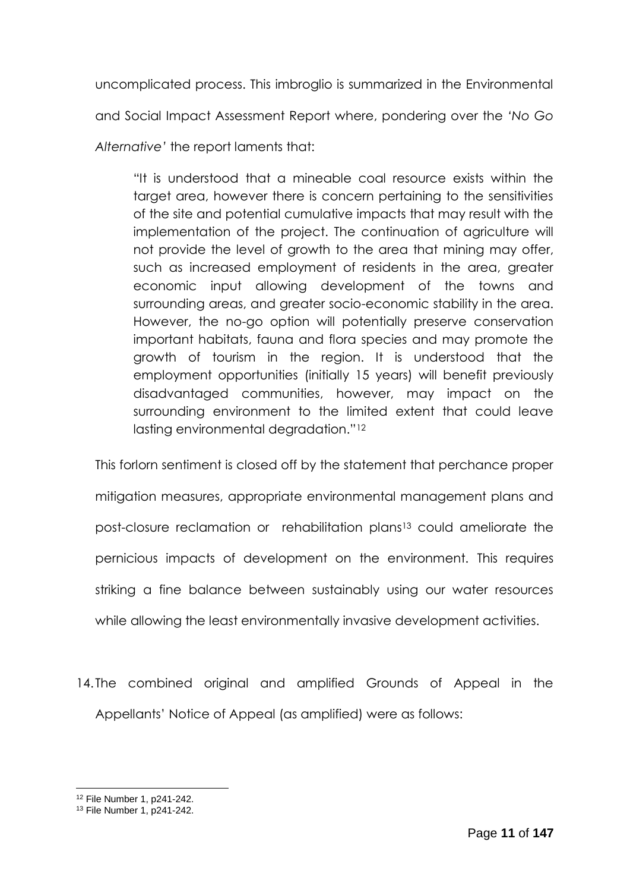uncomplicated process. This imbroglio is summarized in the Environmental and Social Impact Assessment Report where, pondering over the *'No Go Alternative'* the report laments that:

> "It is understood that a mineable coal resource exists within the target area, however there is concern pertaining to the sensitivities of the site and potential cumulative impacts that may result with the implementation of the project. The continuation of agriculture will not provide the level of growth to the area that mining may offer, such as increased employment of residents in the area, greater economic input allowing development of the towns and surrounding areas, and greater socio-economic stability in the area. However, the no-go option will potentially preserve conservation important habitats, fauna and flora species and may promote the growth of tourism in the region. It is understood that the employment opportunities (initially 15 years) will benefit previously disadvantaged communities, however, may impact on the surrounding environment to the limited extent that could leave lasting environmental degradation."[12]

This forlorn sentiment is closed off by the statement that perchance proper mitigation measures, appropriate environmental management plans and post-closure reclamation or rehabilitation plans[13] could ameliorate the pernicious impacts of development on the environment. This requires striking a fine balance between sustainably using our water resources while allowing the least environmentally invasive development activities.

14. The combined original and amplified Grounds of Appeal in the Appellants' Notice of Appeal (as amplified) were as follows:

---

[12] File Number 1, p241-242.

[13] File Number 1, p241-242.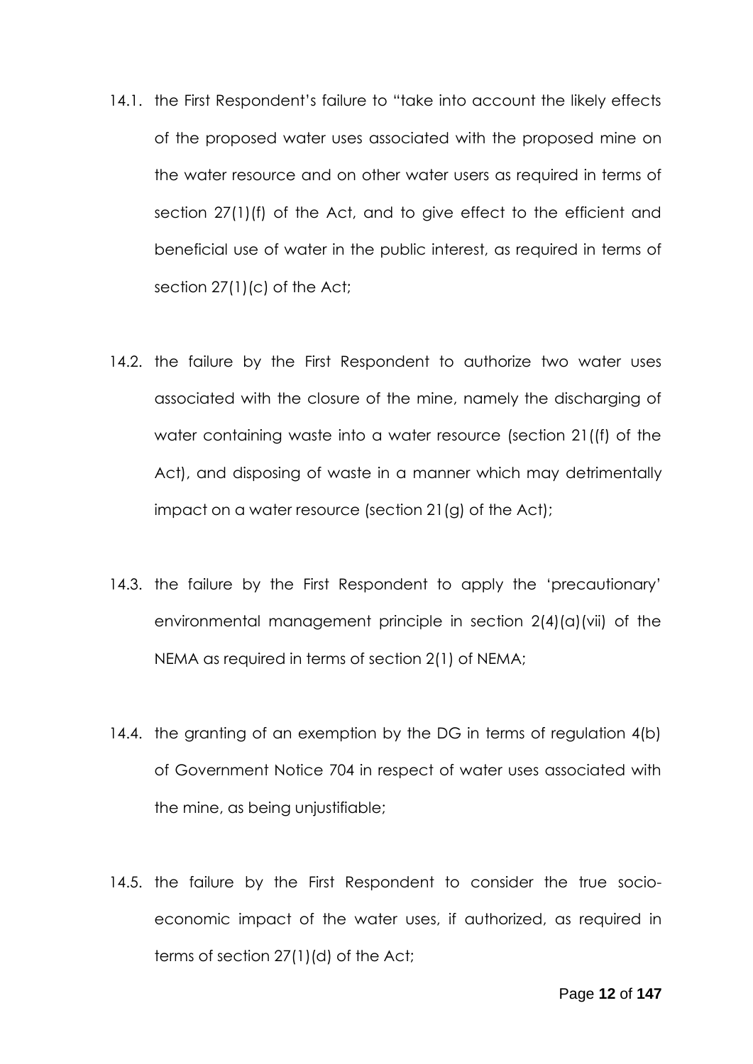14.1. the First Respondent's failure to "take into account the likely effects of the proposed water uses associated with the proposed mine on the water resource and on other water users as required in terms of section 27(1)(f) of the Act, and to give effect to the efficient and beneficial use of water in the public interest, as required in terms of section 27(1)(c) of the Act;

14.2. the failure by the First Respondent to authorize two water uses associated with the closure of the mine, namely the discharging of water containing waste into a water resource (section 21((f) of the Act), and disposing of waste in a manner which may detrimentally impact on a water resource (section 21(g) of the Act);

14.3. the failure by the First Respondent to apply the 'precautionary' environmental management principle in section 2(4)(a)(vii) of the NEMA as required in terms of section 2(1) of NEMA;

14.4. the granting of an exemption by the DG in terms of regulation 4(b) of Government Notice 704 in respect of water uses associated with the mine, as being unjustifiable;

14.5. the failure by the First Respondent to consider the true socio-economic impact of the water uses, if authorized, as required in terms of section 27(1)(d) of the Act;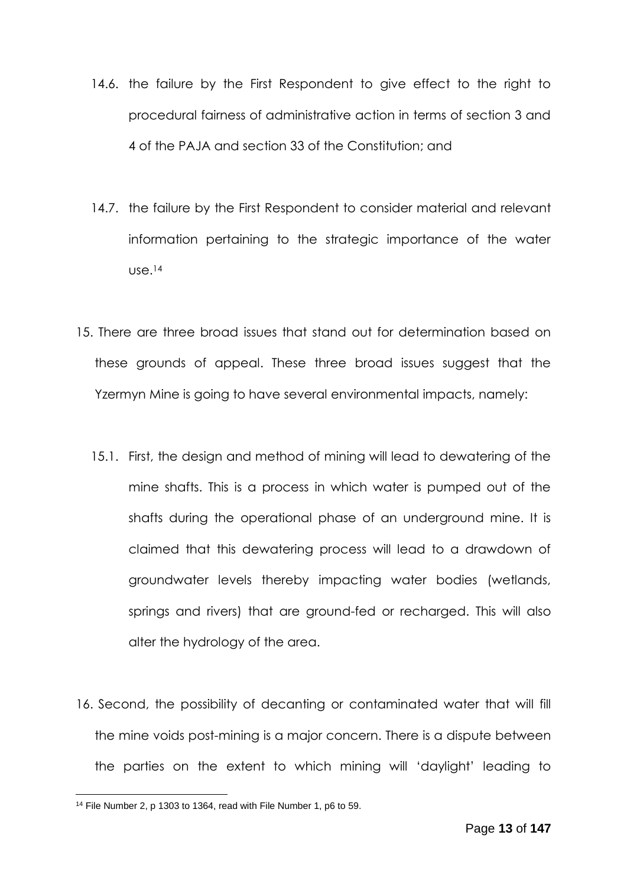14.6. the failure by the First Respondent to give effect to the right to procedural fairness of administrative action in terms of section 3 and 4 of the PAJA and section 33 of the Constitution; and

14.7. the failure by the First Respondent to consider material and relevant information pertaining to the strategic importance of the water use.[14]

15. There are three broad issues that stand out for determination based on these grounds of appeal. These three broad issues suggest that the Yzermyn Mine is going to have several environmental impacts, namely:

15.1. First, the design and method of mining will lead to dewatering of the mine shafts. This is a process in which water is pumped out of the shafts during the operational phase of an underground mine. It is claimed that this dewatering process will lead to a drawdown of groundwater levels thereby impacting water bodies (wetlands, springs and rivers) that are ground-fed or recharged. This will also alter the hydrology of the area.

16. Second, the possibility of decanting or contaminated water that will fill the mine voids post-mining is a major concern. There is a dispute between the parties on the extent to which mining will 'daylight' leading to

[14] File Number 2, p 1303 to 1364, read with File Number 1, p6 to 59.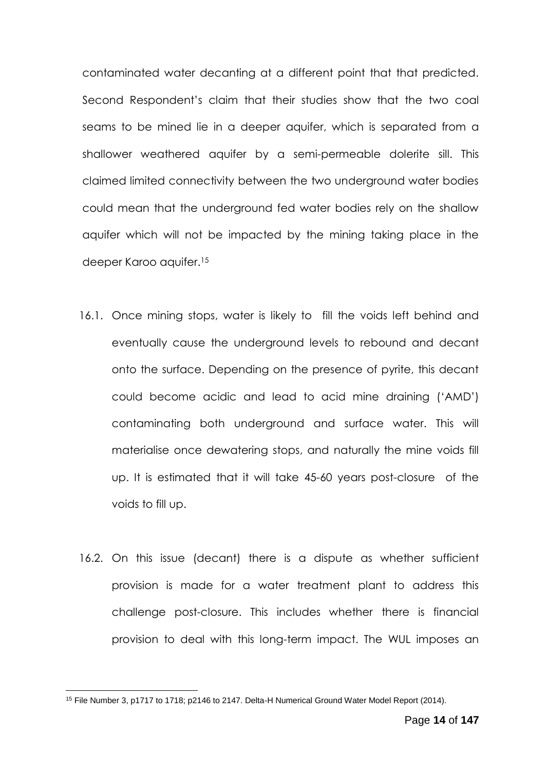contaminated water decanting at a different point that that predicted. Second Respondent's claim that their studies show that the two coal seams to be mined lie in a deeper aquifer, which is separated from a shallower weathered aquifer by a semi-permeable dolerite sill. This claimed limited connectivity between the two underground water bodies could mean that the underground fed water bodies rely on the shallow aquifer which will not be impacted by the mining taking place in the deeper Karoo aquifer.[15]

16.1. Once mining stops, water is likely to fill the voids left behind and eventually cause the underground levels to rebound and decant onto the surface. Depending on the presence of pyrite, this decant could become acidic and lead to acid mine draining ('AMD') contaminating both underground and surface water. This will materialise once dewatering stops, and naturally the mine voids fill up. It is estimated that it will take 45-60 years post-closure of the voids to fill up.

16.2. On this issue (decant) there is a dispute as whether sufficient provision is made for a water treatment plant to address this challenge post-closure. This includes whether there is financial provision to deal with this long-term impact. The WUL imposes an

---

[15] File Number 3, p1717 to 1718; p2146 to 2147. Delta-H Numerical Ground Water Model Report (2014).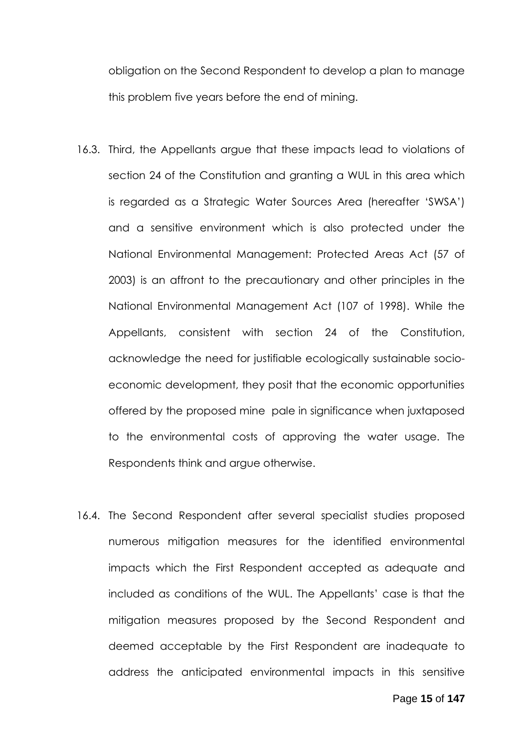obligation on the Second Respondent to develop a plan to manage this problem five years before the end of mining.

16.3. Third, the Appellants argue that these impacts lead to violations of section 24 of the Constitution and granting a WUL in this area which is regarded as a Strategic Water Sources Area (hereafter 'SWSA') and a sensitive environment which is also protected under the National Environmental Management: Protected Areas Act (57 of 2003) is an affront to the precautionary and other principles in the National Environmental Management Act (107 of 1998). While the Appellants, consistent with section 24 of the Constitution, acknowledge the need for justifiable ecologically sustainable socio-economic development, they posit that the economic opportunities offered by the proposed mine pale in significance when juxtaposed to the environmental costs of approving the water usage. The Respondents think and argue otherwise.

16.4. The Second Respondent after several specialist studies proposed numerous mitigation measures for the identified environmental impacts which the First Respondent accepted as adequate and included as conditions of the WUL. The Appellants' case is that the mitigation measures proposed by the Second Respondent and deemed acceptable by the First Respondent are inadequate to address the anticipated environmental impacts in this sensitive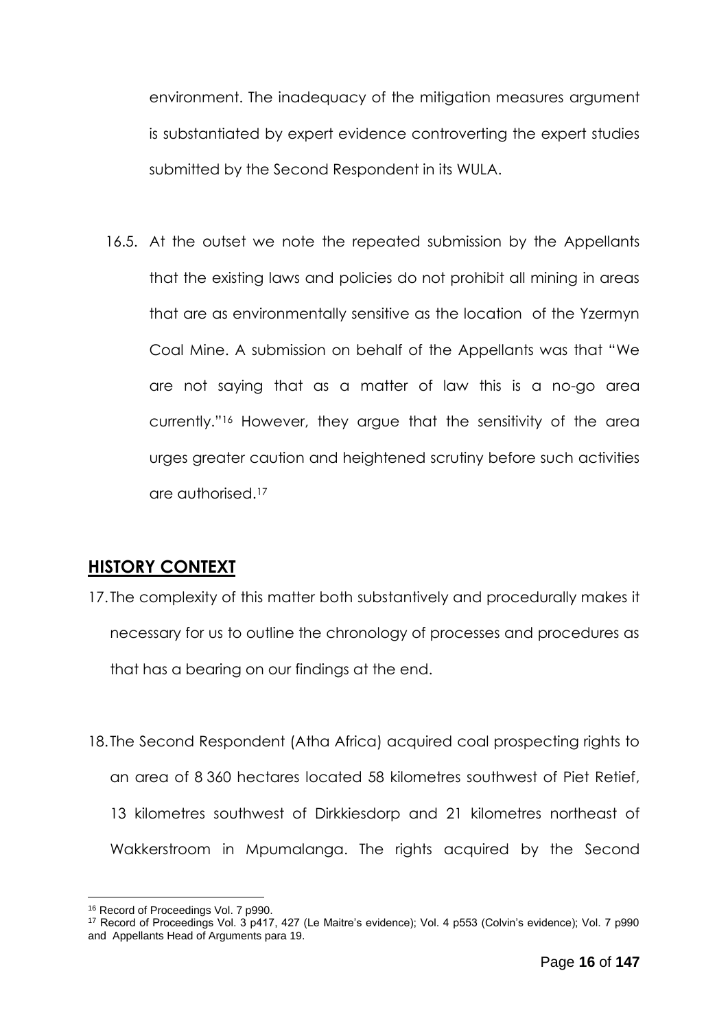environment. The inadequacy of the mitigation measures argument is substantiated by expert evidence controverting the expert studies submitted by the Second Respondent in its WULA.

16.5. At the outset we note the repeated submission by the Appellants that the existing laws and policies do not prohibit all mining in areas that are as environmentally sensitive as the location of the Yzermyn Coal Mine. A submission on behalf of the Appellants was that "We are not saying that as a matter of law this is a no-go area currently."[16] However, they argue that the sensitivity of the area urges greater caution and heightened scrutiny before such activities are authorised.[17]

## HISTORY CONTEXT

17. The complexity of this matter both substantively and procedurally makes it necessary for us to outline the chronology of processes and procedures as that has a bearing on our findings at the end.

18. The Second Respondent (Atha Africa) acquired coal prospecting rights to an area of 8 360 hectares located 58 kilometres southwest of Piet Retief, 13 kilometres southwest of Dirkkiesdorp and 21 kilometres northeast of Wakkerstroom in Mpumalanga. The rights acquired by the Second

---

[16] Record of Proceedings Vol. 7 p990.

[17] Record of Proceedings Vol. 3 p417, 427 (Le Maitre's evidence); Vol. 4 p553 (Colvin's evidence); Vol. 7 p990 and Appellants Head of Arguments para 19.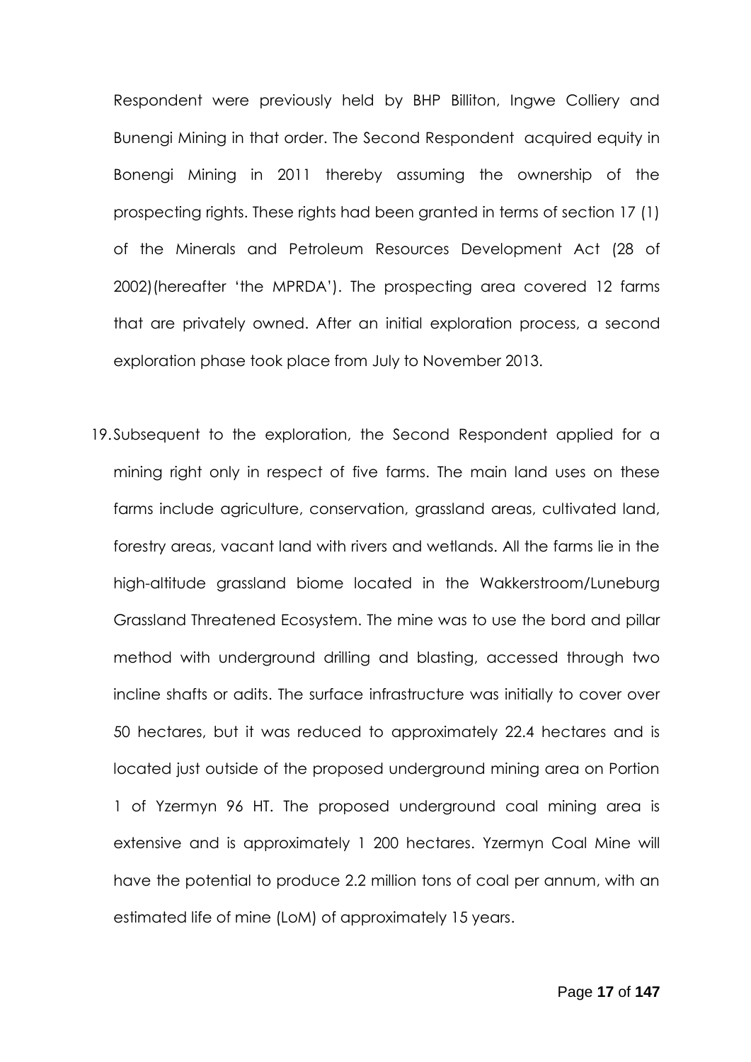Respondent were previously held by BHP Billiton, Ingwe Colliery and Bunengi Mining in that order. The Second Respondent acquired equity in Bonengi Mining in 2011 thereby assuming the ownership of the prospecting rights. These rights had been granted in terms of section 17 (1) of the Minerals and Petroleum Resources Development Act (28 of 2002)(hereafter 'the MPRDA'). The prospecting area covered 12 farms that are privately owned. After an initial exploration process, a second exploration phase took place from July to November 2013.

19. Subsequent to the exploration, the Second Respondent applied for a mining right only in respect of five farms. The main land uses on these farms include agriculture, conservation, grassland areas, cultivated land, forestry areas, vacant land with rivers and wetlands. All the farms lie in the high-altitude grassland biome located in the Wakkerstroom/Luneburg Grassland Threatened Ecosystem. The mine was to use the bord and pillar method with underground drilling and blasting, accessed through two incline shafts or adits. The surface infrastructure was initially to cover over 50 hectares, but it was reduced to approximately 22.4 hectares and is located just outside of the proposed underground mining area on Portion 1 of Yzermyn 96 HT. The proposed underground coal mining area is extensive and is approximately 1 200 hectares. Yzermyn Coal Mine will have the potential to produce 2.2 million tons of coal per annum, with an estimated life of mine (LoM) of approximately 15 years.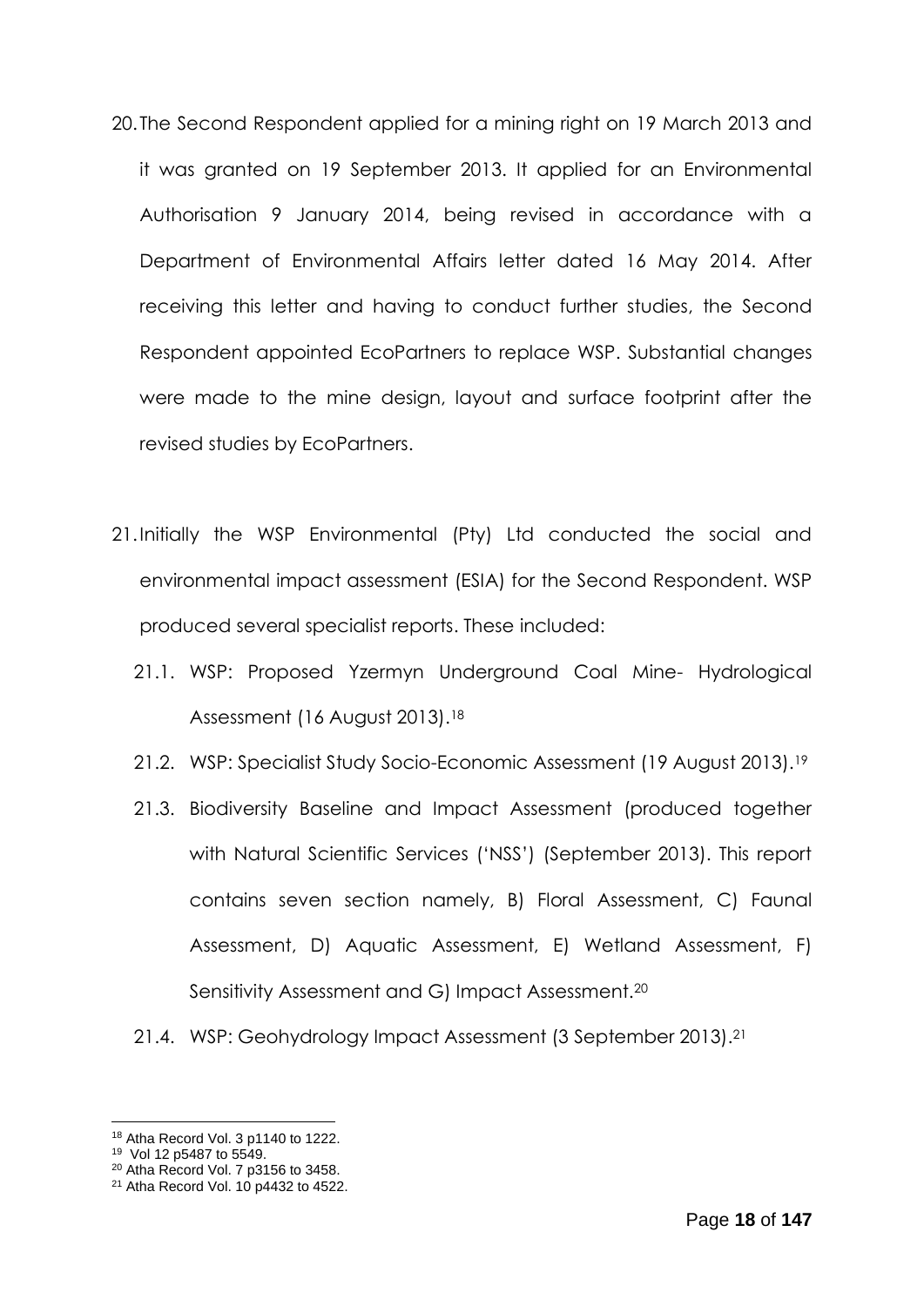20. The Second Respondent applied for a mining right on 19 March 2013 and it was granted on 19 September 2013. It applied for an Environmental Authorisation 9 January 2014, being revised in accordance with a Department of Environmental Affairs letter dated 16 May 2014. After receiving this letter and having to conduct further studies, the Second Respondent appointed EcoPartners to replace WSP. Substantial changes were made to the mine design, layout and surface footprint after the revised studies by EcoPartners.

21. Initially the WSP Environmental (Pty) Ltd conducted the social and environmental impact assessment (ESIA) for the Second Respondent. WSP produced several specialist reports. These included:

    21.1. WSP: Proposed Yzermyn Underground Coal Mine- Hydrological Assessment (16 August 2013).[18]

    21.2. WSP: Specialist Study Socio-Economic Assessment (19 August 2013).[19]

    21.3. Biodiversity Baseline and Impact Assessment (produced together with Natural Scientific Services ('NSS') (September 2013). This report contains seven section namely, B) Floral Assessment, C) Faunal Assessment, D) Aquatic Assessment, E) Wetland Assessment, F) Sensitivity Assessment and G) Impact Assessment.[20]

    21.4. WSP: Geohydrology Impact Assessment (3 September 2013).[21]

---

[18] Atha Record Vol. 3 p1140 to 1222.

[19] Vol 12 p5487 to 5549.

[20] Atha Record Vol. 7 p3156 to 3458.

[21] Atha Record Vol. 10 p4432 to 4522.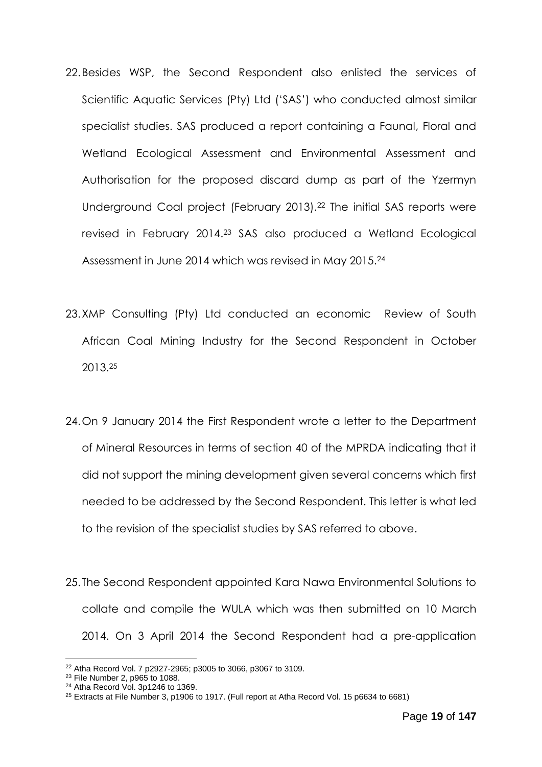22. Besides WSP, the Second Respondent also enlisted the services of Scientific Aquatic Services (Pty) Ltd ('SAS') who conducted almost similar specialist studies. SAS produced a report containing a Faunal, Floral and Wetland Ecological Assessment and Environmental Assessment and Authorisation for the proposed discard dump as part of the Yzermyn Underground Coal project (February 2013).[22] The initial SAS reports were revised in February 2014.[23] SAS also produced a Wetland Ecological Assessment in June 2014 which was revised in May 2015.[24]

23. XMP Consulting (Pty) Ltd conducted an economic Review of South African Coal Mining Industry for the Second Respondent in October 2013.[25]

24. On 9 January 2014 the First Respondent wrote a letter to the Department of Mineral Resources in terms of section 40 of the MPRDA indicating that it did not support the mining development given several concerns which first needed to be addressed by the Second Respondent. This letter is what led to the revision of the specialist studies by SAS referred to above.

25. The Second Respondent appointed Kara Nawa Environmental Solutions to collate and compile the WULA which was then submitted on 10 March 2014. On 3 April 2014 the Second Respondent had a pre-application

---

[22] Atha Record Vol. 7 p2927-2965; p3005 to 3066, p3067 to 3109.

[23] File Number 2, p965 to 1088.

[24] Atha Record Vol. 3p1246 to 1369.

[25] Extracts at File Number 3, p1906 to 1917. (Full report at Atha Record Vol. 15 p6634 to 6681)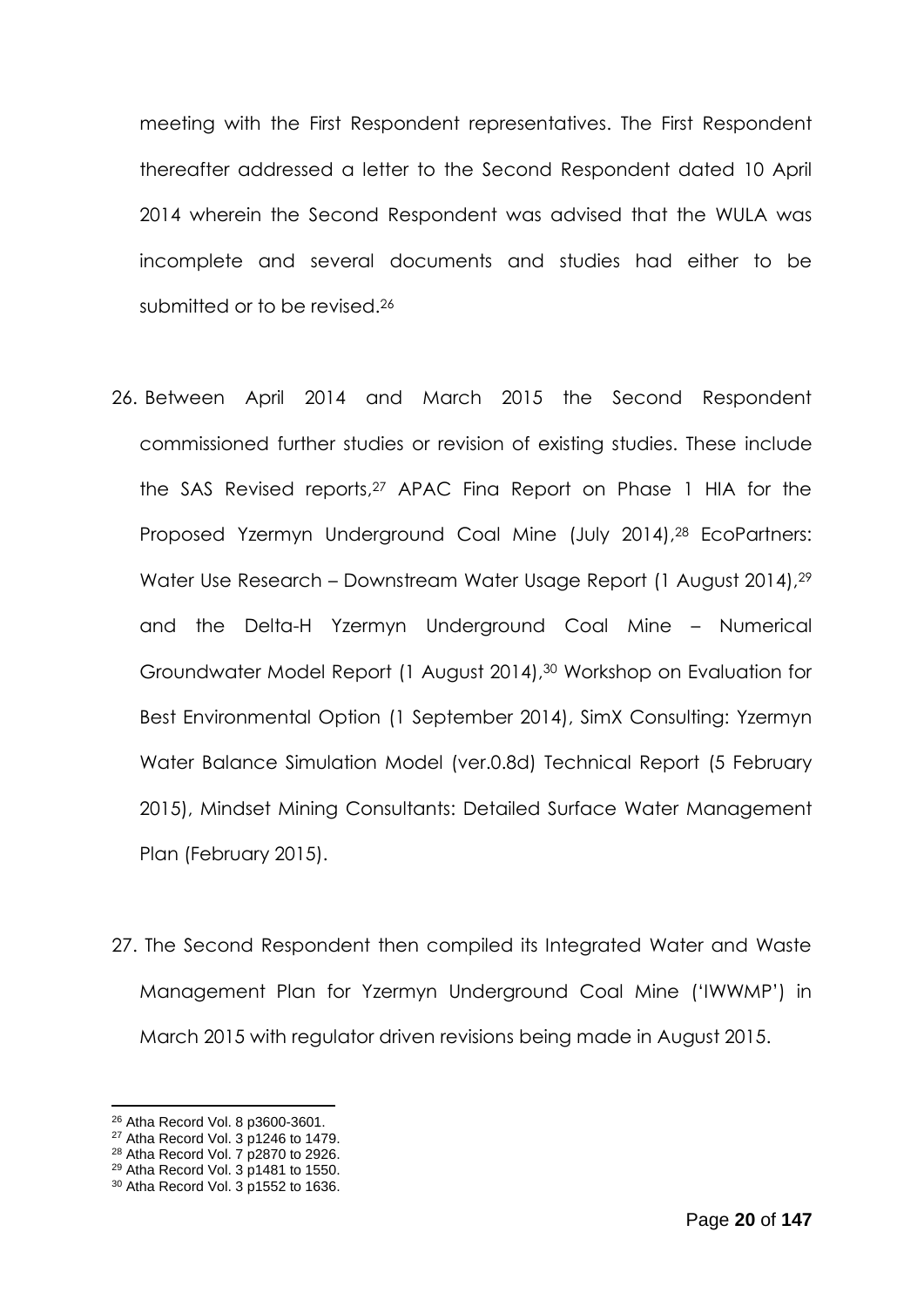meeting with the First Respondent representatives. The First Respondent thereafter addressed a letter to the Second Respondent dated 10 April 2014 wherein the Second Respondent was advised that the WULA was incomplete and several documents and studies had either to be submitted or to be revised.[26]

26. Between April 2014 and March 2015 the Second Respondent commissioned further studies or revision of existing studies. These include the SAS Revised reports,[27] APAC Fina Report on Phase 1 HIA for the Proposed Yzermyn Underground Coal Mine (July 2014),[28] EcoPartners: Water Use Research – Downstream Water Usage Report (1 August 2014),[29] and the Delta-H Yzermyn Underground Coal Mine – Numerical Groundwater Model Report (1 August 2014),[30] Workshop on Evaluation for Best Environmental Option (1 September 2014), SimX Consulting: Yzermyn Water Balance Simulation Model (ver.0.8d) Technical Report (5 February 2015), Mindset Mining Consultants: Detailed Surface Water Management Plan (February 2015).

27. The Second Respondent then compiled its Integrated Water and Waste Management Plan for Yzermyn Underground Coal Mine ('IWWMP') in March 2015 with regulator driven revisions being made in August 2015.

---

[26] Atha Record Vol. 8 p3600-3601.
[27] Atha Record Vol. 3 p1246 to 1479.
[28] Atha Record Vol. 7 p2870 to 2926.
[29] Atha Record Vol. 3 p1481 to 1550.
[30] Atha Record Vol. 3 p1552 to 1636.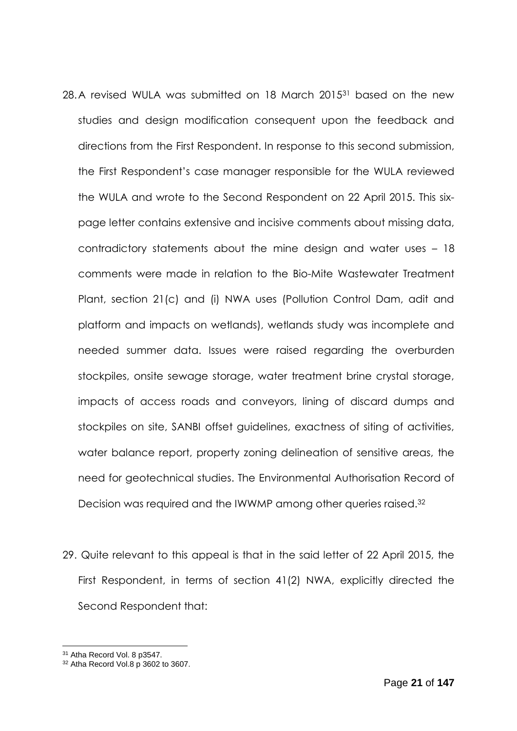28. A revised WULA was submitted on 18 March 2015[31] based on the new studies and design modification consequent upon the feedback and directions from the First Respondent. In response to this second submission, the First Respondent's case manager responsible for the WULA reviewed the WULA and wrote to the Second Respondent on 22 April 2015. This six-page letter contains extensive and incisive comments about missing data, contradictory statements about the mine design and water uses – 18 comments were made in relation to the Bio-Mite Wastewater Treatment Plant, section 21(c) and (i) NWA uses (Pollution Control Dam, adit and platform and impacts on wetlands), wetlands study was incomplete and needed summer data. Issues were raised regarding the overburden stockpiles, onsite sewage storage, water treatment brine crystal storage, impacts of access roads and conveyors, lining of discard dumps and stockpiles on site, SANBI offset guidelines, exactness of siting of activities, water balance report, property zoning delineation of sensitive areas, the need for geotechnical studies. The Environmental Authorisation Record of Decision was required and the IWWMP among other queries raised.[32]

29. Quite relevant to this appeal is that in the said letter of 22 April 2015, the First Respondent, in terms of section 41(2) NWA, explicitly directed the Second Respondent that:

---

[31] Atha Record Vol. 8 p3547.

[32] Atha Record Vol.8 p 3602 to 3607.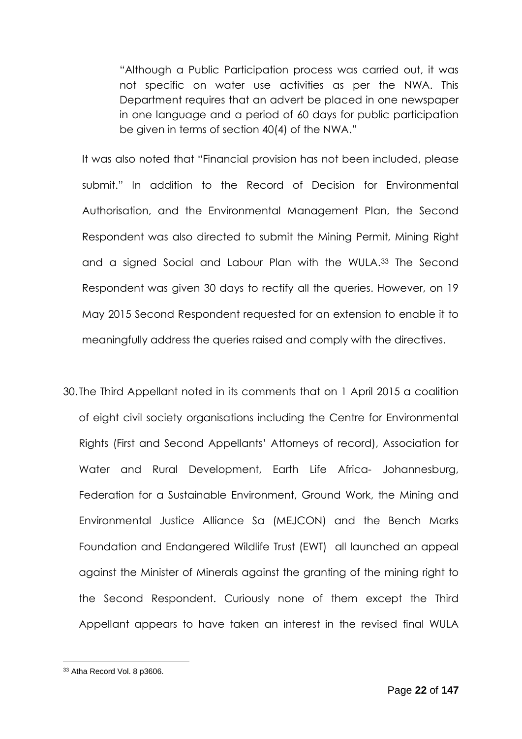> "Although a Public Participation process was carried out, it was not specific on water use activities as per the NWA. This Department requires that an advert be placed in one newspaper in one language and a period of 60 days for public participation be given in terms of section 40(4) of the NWA."

It was also noted that "Financial provision has not been included, please submit." In addition to the Record of Decision for Environmental Authorisation, and the Environmental Management Plan, the Second Respondent was also directed to submit the Mining Permit, Mining Right and a signed Social and Labour Plan with the WULA.[33] The Second Respondent was given 30 days to rectify all the queries. However, on 19 May 2015 Second Respondent requested for an extension to enable it to meaningfully address the queries raised and comply with the directives.

30. The Third Appellant noted in its comments that on 1 April 2015 a coalition of eight civil society organisations including the Centre for Environmental Rights (First and Second Appellants' Attorneys of record), Association for Water and Rural Development, Earth Life Africa- Johannesburg, Federation for a Sustainable Environment, Ground Work, the Mining and Environmental Justice Alliance Sa (MEJCON) and the Bench Marks Foundation and Endangered Wildlife Trust (EWT) all launched an appeal against the Minister of Minerals against the granting of the mining right to the Second Respondent. Curiously none of them except the Third Appellant appears to have taken an interest in the revised final WULA

[33] Atha Record Vol. 8 p3606.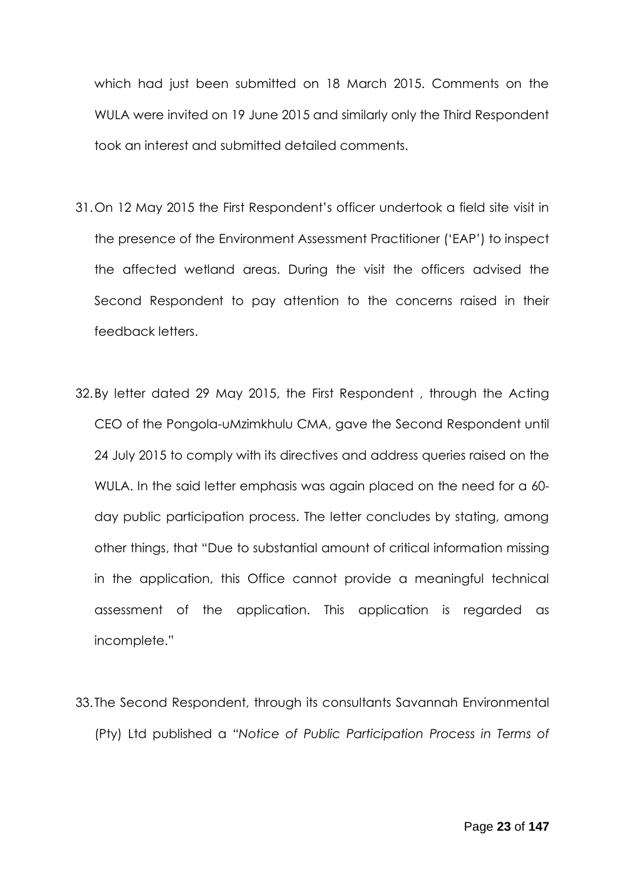which had just been submitted on 18 March 2015. Comments on the WULA were invited on 19 June 2015 and similarly only the Third Respondent took an interest and submitted detailed comments.

31. On 12 May 2015 the First Respondent's officer undertook a field site visit in the presence of the Environment Assessment Practitioner ('EAP') to inspect the affected wetland areas. During the visit the officers advised the Second Respondent to pay attention to the concerns raised in their feedback letters.

32. By letter dated 29 May 2015, the First Respondent , through the Acting CEO of the Pongola-uMzimkhulu CMA, gave the Second Respondent until 24 July 2015 to comply with its directives and address queries raised on the WULA. In the said letter emphasis was again placed on the need for a 60-day public participation process. The letter concludes by stating, among other things, that "Due to substantial amount of critical information missing in the application, this Office cannot provide a meaningful technical assessment of the application. This application is regarded as incomplete."

33. The Second Respondent, through its consultants Savannah Environmental (Pty) Ltd published a *"Notice of Public Participation Process in Terms of*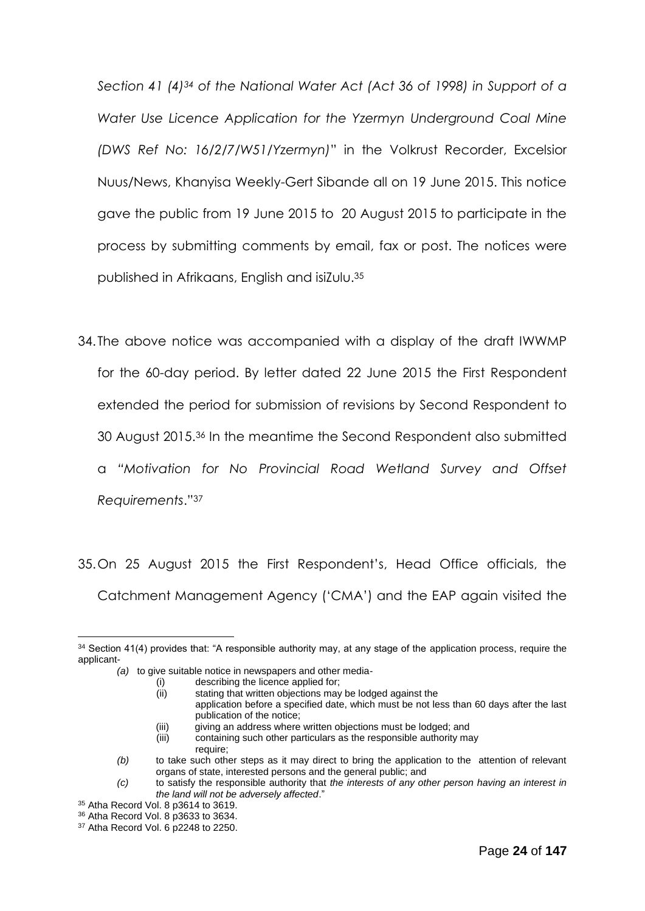*Section 41 (4)*[34] *of the National Water Act (Act 36 of 1998) in Support of a Water Use Licence Application for the Yzermyn Underground Coal Mine (DWS Ref No: 16/2/7/W51/Yzermyn)*" in the Volkrust Recorder, Excelsior Nuus/News, Khanyisa Weekly-Gert Sibande all on 19 June 2015. This notice gave the public from 19 June 2015 to 20 August 2015 to participate in the process by submitting comments by email, fax or post. The notices were published in Afrikaans, English and isiZulu.[35]

34. The above notice was accompanied with a display of the draft IWWMP for the 60-day period. By letter dated 22 June 2015 the First Respondent extended the period for submission of revisions by Second Respondent to 30 August 2015.[36] In the meantime the Second Respondent also submitted a *"Motivation for No Provincial Road Wetland Survey and Offset Requirements*."[37]

35. On 25 August 2015 the First Respondent's, Head Office officials, the Catchment Management Agency ('CMA') and the EAP again visited the

---

[34] Section 41(4) provides that: "A responsible authority may, at any stage of the application process, require the applicant-

*(a)* to give suitable notice in newspapers and other media-
- (i) describing the licence applied for;
- (ii) stating that written objections may be lodged against the application before a specified date, which must be not less than 60 days after the last publication of the notice;
- (iii) giving an address where written objections must be lodged; and
- (iii) containing such other particulars as the responsible authority may require;

*(b)* to take such other steps as it may direct to bring the application to the attention of relevant organs of state, interested persons and the general public; and

*(c)* to satisfy the responsible authority that *the interests of any other person having an interest in the land will not be adversely affected*."

[35] Atha Record Vol. 8 p3614 to 3619.

[36] Atha Record Vol. 8 p3633 to 3634.

[37] Atha Record Vol. 6 p2248 to 2250.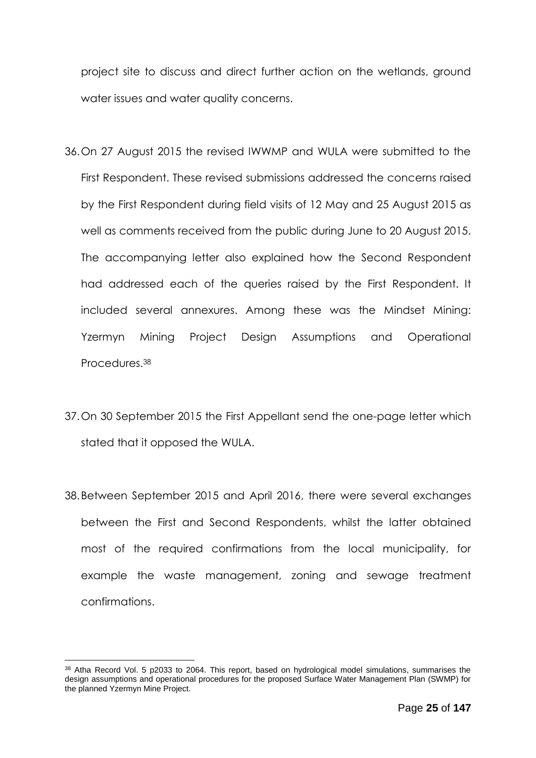project site to discuss and direct further action on the wetlands, ground water issues and water quality concerns.

36. On 27 August 2015 the revised IWWMP and WULA were submitted to the First Respondent. These revised submissions addressed the concerns raised by the First Respondent during field visits of 12 May and 25 August 2015 as well as comments received from the public during June to 20 August 2015. The accompanying letter also explained how the Second Respondent had addressed each of the queries raised by the First Respondent. It included several annexures. Among these was the Mindset Mining: Yzermyn Mining Project Design Assumptions and Operational Procedures.[38]

37. On 30 September 2015 the First Appellant send the one-page letter which stated that it opposed the WULA.

38. Between September 2015 and April 2016, there were several exchanges between the First and Second Respondents, whilst the latter obtained most of the required confirmations from the local municipality, for example the waste management, zoning and sewage treatment confirmations.

---

[38] Atha Record Vol. 5 p2033 to 2064. This report, based on hydrological model simulations, summarises the design assumptions and operational procedures for the proposed Surface Water Management Plan (SWMP) for the planned Yzermyn Mine Project.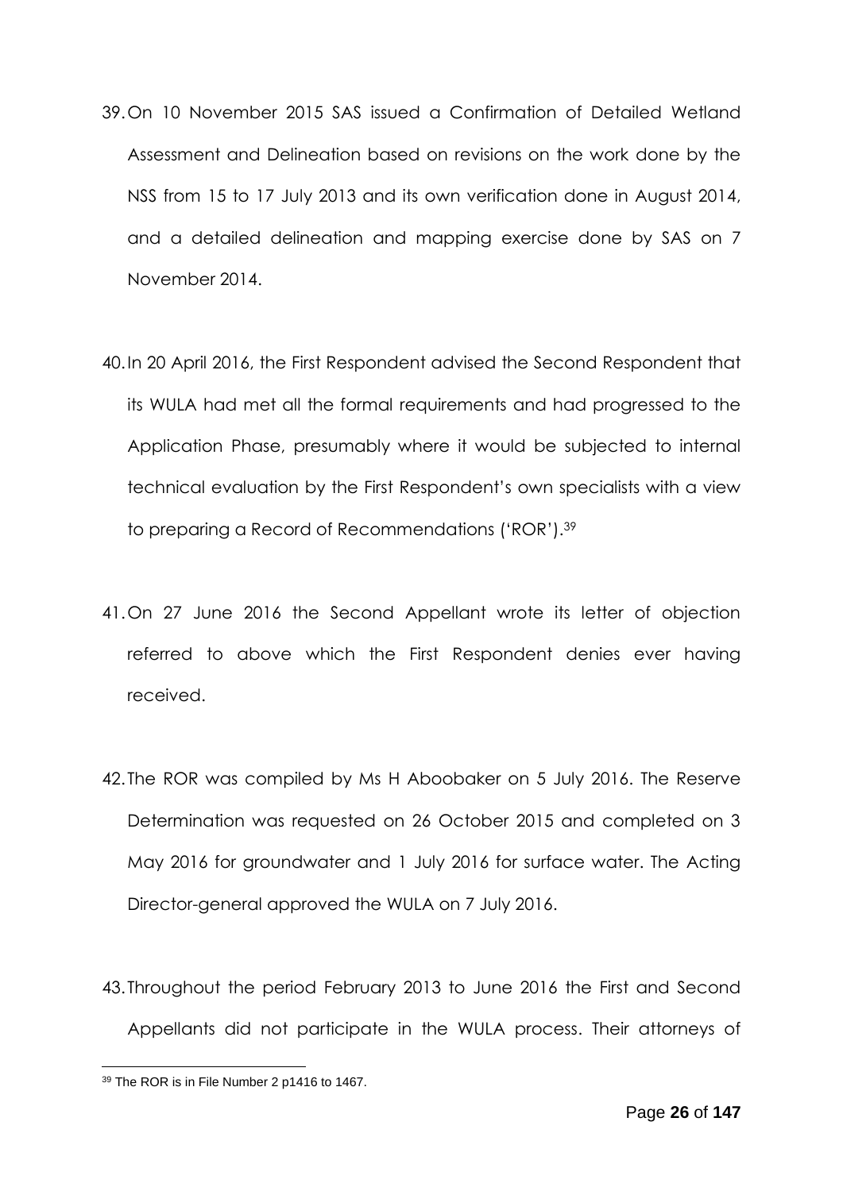39. On 10 November 2015 SAS issued a Confirmation of Detailed Wetland Assessment and Delineation based on revisions on the work done by the NSS from 15 to 17 July 2013 and its own verification done in August 2014, and a detailed delineation and mapping exercise done by SAS on 7 November 2014.

40. In 20 April 2016, the First Respondent advised the Second Respondent that its WULA had met all the formal requirements and had progressed to the Application Phase, presumably where it would be subjected to internal technical evaluation by the First Respondent's own specialists with a view to preparing a Record of Recommendations ('ROR').[39]

41. On 27 June 2016 the Second Appellant wrote its letter of objection referred to above which the First Respondent denies ever having received.

42. The ROR was compiled by Ms H Aboobaker on 5 July 2016. The Reserve Determination was requested on 26 October 2015 and completed on 3 May 2016 for groundwater and 1 July 2016 for surface water. The Acting Director-general approved the WULA on 7 July 2016.

43. Throughout the period February 2013 to June 2016 the First and Second Appellants did not participate in the WULA process. Their attorneys of

[39] The ROR is in File Number 2 p1416 to 1467.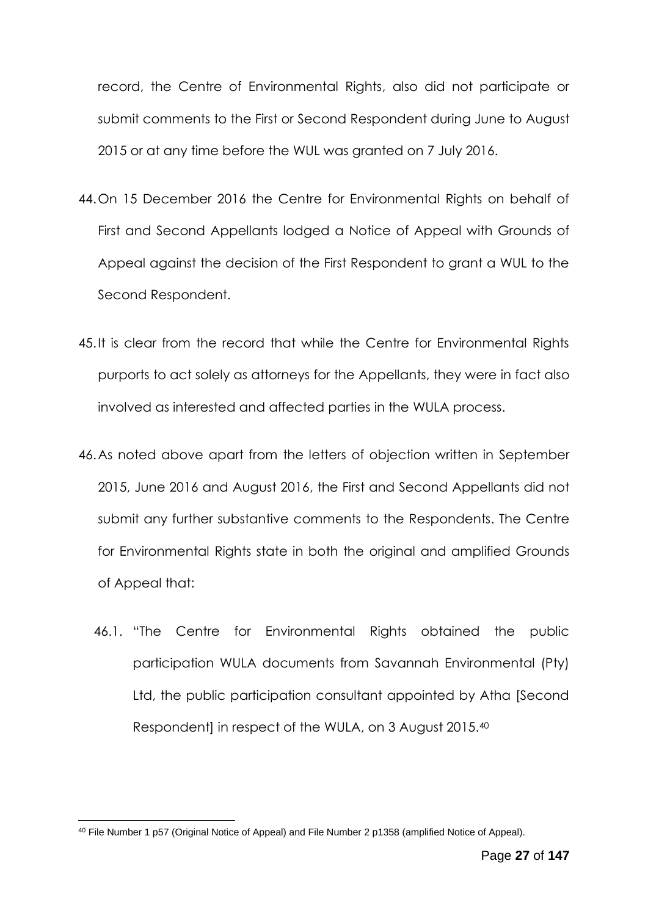record, the Centre of Environmental Rights, also did not participate or submit comments to the First or Second Respondent during June to August 2015 or at any time before the WUL was granted on 7 July 2016.

44. On 15 December 2016 the Centre for Environmental Rights on behalf of First and Second Appellants lodged a Notice of Appeal with Grounds of Appeal against the decision of the First Respondent to grant a WUL to the Second Respondent.

45. It is clear from the record that while the Centre for Environmental Rights purports to act solely as attorneys for the Appellants, they were in fact also involved as interested and affected parties in the WULA process.

46. As noted above apart from the letters of objection written in September 2015, June 2016 and August 2016, the First and Second Appellants did not submit any further substantive comments to the Respondents. The Centre for Environmental Rights state in both the original and amplified Grounds of Appeal that:

    46.1. "The Centre for Environmental Rights obtained the public participation WULA documents from Savannah Environmental (Pty) Ltd, the public participation consultant appointed by Atha [Second Respondent] in respect of the WULA, on 3 August 2015.[40]

---

[40] File Number 1 p57 (Original Notice of Appeal) and File Number 2 p1358 (amplified Notice of Appeal).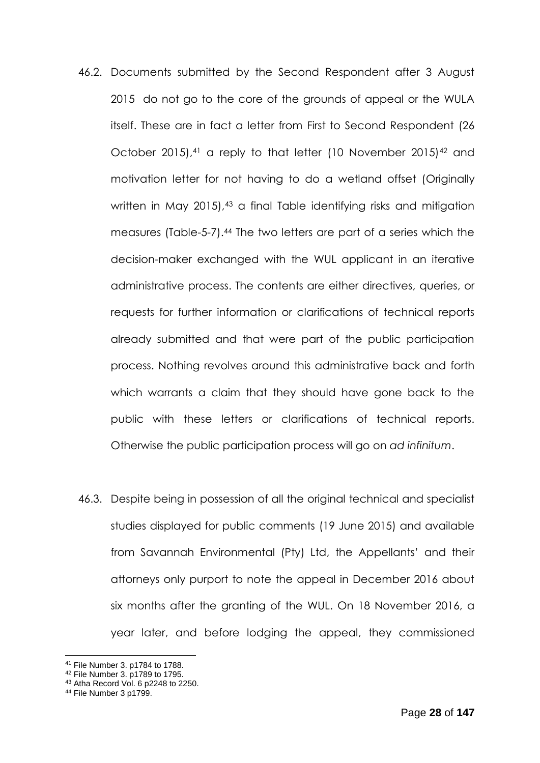46.2. Documents submitted by the Second Respondent after 3 August 2015 do not go to the core of the grounds of appeal or the WULA itself. These are in fact a letter from First to Second Respondent (26 October 2015),[41] a reply to that letter (10 November 2015)[42] and motivation letter for not having to do a wetland offset (Originally written in May 2015),[43] a final Table identifying risks and mitigation measures (Table-5-7).[44] The two letters are part of a series which the decision-maker exchanged with the WUL applicant in an iterative administrative process. The contents are either directives, queries, or requests for further information or clarifications of technical reports already submitted and that were part of the public participation process. Nothing revolves around this administrative back and forth which warrants a claim that they should have gone back to the public with these letters or clarifications of technical reports. Otherwise the public participation process will go on *ad infinitum*.

46.3. Despite being in possession of all the original technical and specialist studies displayed for public comments (19 June 2015) and available from Savannah Environmental (Pty) Ltd, the Appellants' and their attorneys only purport to note the appeal in December 2016 about six months after the granting of the WUL. On 18 November 2016, a year later, and before lodging the appeal, they commissioned

---

[41] File Number 3. p1784 to 1788.

[42] File Number 3. p1789 to 1795.

[43] Atha Record Vol. 6 p2248 to 2250.

[44] File Number 3 p1799.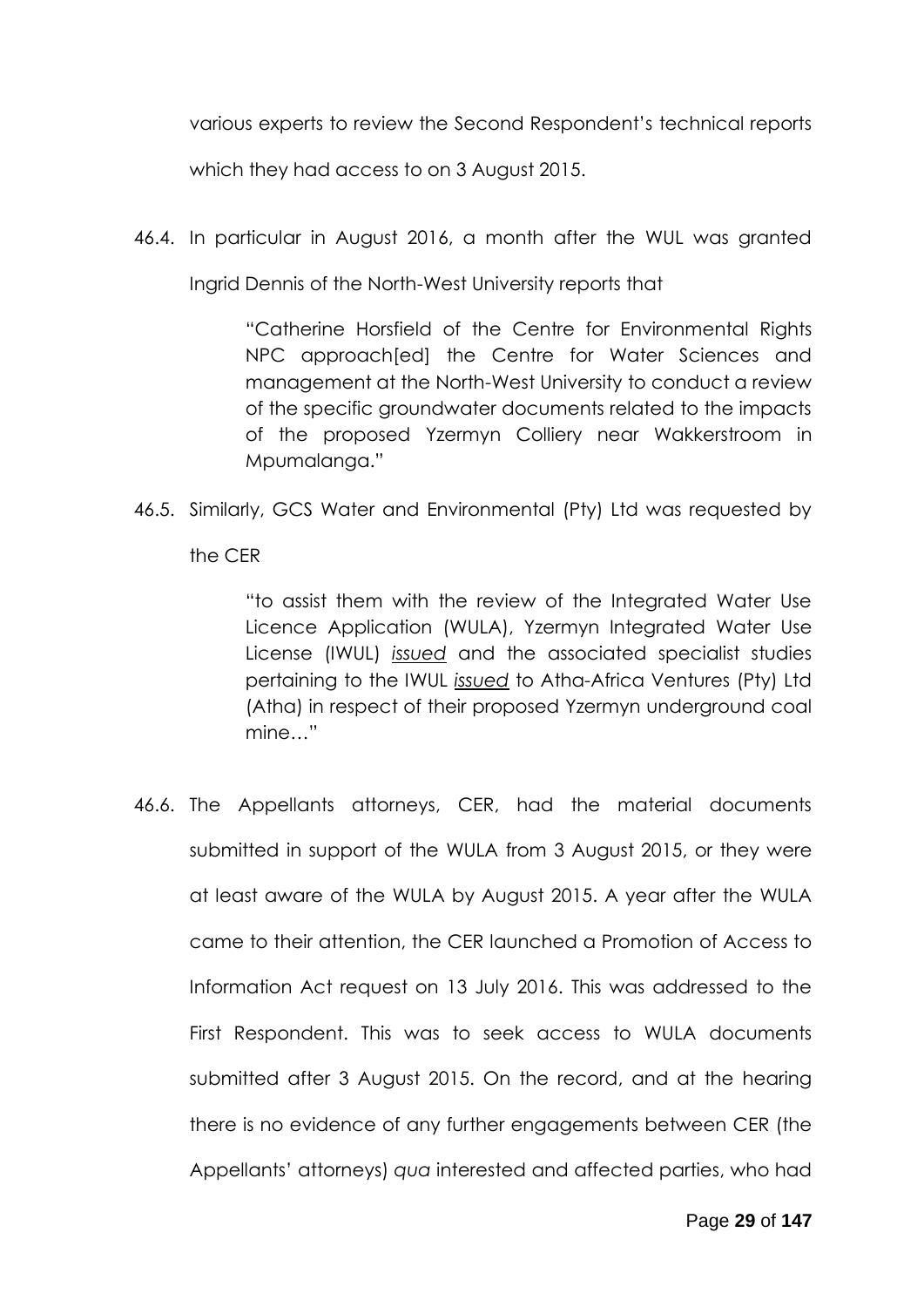various experts to review the Second Respondent's technical reports which they had access to on 3 August 2015.

46.4. In particular in August 2016, a month after the WUL was granted Ingrid Dennis of the North-West University reports that

> "Catherine Horsfield of the Centre for Environmental Rights NPC approach[ed] the Centre for Water Sciences and management at the North-West University to conduct a review of the specific groundwater documents related to the impacts of the proposed Yzermyn Colliery near Wakkerstroom in Mpumalanga."

46.5. Similarly, GCS Water and Environmental (Pty) Ltd was requested by the CER

> "to assist them with the review of the Integrated Water Use Licence Application (WULA), Yzermyn Integrated Water Use License (IWUL) ***issued*** and the associated specialist studies pertaining to the IWUL ***issued*** to Atha-Africa Ventures (Pty) Ltd (Atha) in respect of their proposed Yzermyn underground coal mine…"

46.6. The Appellants attorneys, CER, had the material documents submitted in support of the WULA from 3 August 2015, or they were at least aware of the WULA by August 2015. A year after the WULA came to their attention, the CER launched a Promotion of Access to Information Act request on 13 July 2016. This was addressed to the First Respondent. This was to seek access to WULA documents submitted after 3 August 2015. On the record, and at the hearing there is no evidence of any further engagements between CER (the Appellants' attorneys) *qua* interested and affected parties, who had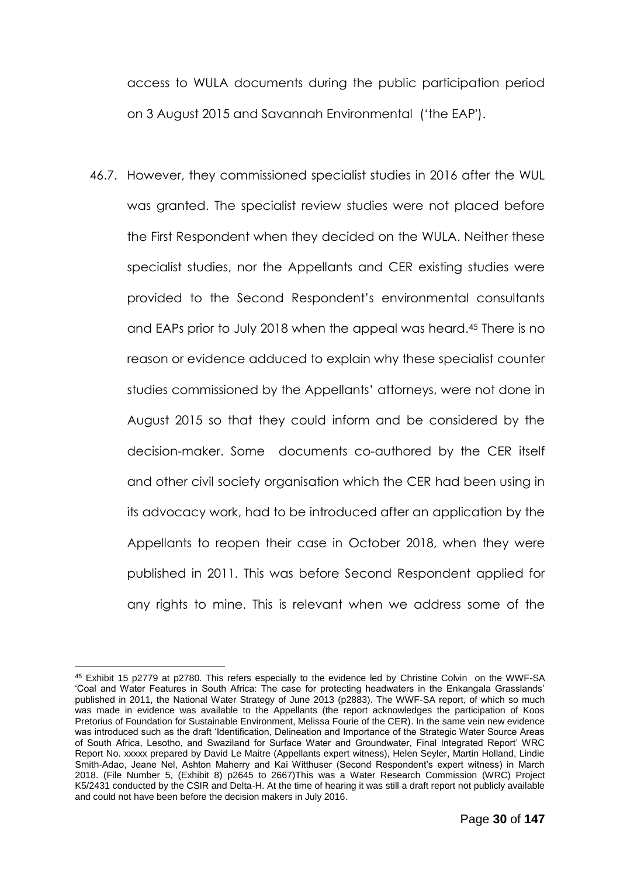access to WULA documents during the public participation period on 3 August 2015 and Savannah Environmental ('the EAP').

46.7. However, they commissioned specialist studies in 2016 after the WUL was granted. The specialist review studies were not placed before the First Respondent when they decided on the WULA. Neither these specialist studies, nor the Appellants and CER existing studies were provided to the Second Respondent's environmental consultants and EAPs prior to July 2018 when the appeal was heard.[45] There is no reason or evidence adduced to explain why these specialist counter studies commissioned by the Appellants' attorneys, were not done in August 2015 so that they could inform and be considered by the decision-maker. Some documents co-authored by the CER itself and other civil society organisation which the CER had been using in its advocacy work, had to be introduced after an application by the Appellants to reopen their case in October 2018, when they were published in 2011. This was before Second Respondent applied for any rights to mine. This is relevant when we address some of the

---

[45] Exhibit 15 p2779 at p2780. This refers especially to the evidence led by Christine Colvin on the WWF-SA 'Coal and Water Features in South Africa: The case for protecting headwaters in the Enkangala Grasslands' published in 2011, the National Water Strategy of June 2013 (p2883). The WWF-SA report, of which so much was made in evidence was available to the Appellants (the report acknowledges the participation of Koos Pretorius of Foundation for Sustainable Environment, Melissa Fourie of the CER). In the same vein new evidence was introduced such as the draft 'Identification, Delineation and Importance of the Strategic Water Source Areas of South Africa, Lesotho, and Swaziland for Surface Water and Groundwater, Final Integrated Report' WRC Report No. xxxxx prepared by David Le Maitre (Appellants expert witness), Helen Seyler, Martin Holland, Lindie Smith-Adao, Jeane Nel, Ashton Maherry and Kai Witthuser (Second Respondent's expert witness) in March 2018. (File Number 5, (Exhibit 8) p2645 to 2667)This was a Water Research Commission (WRC) Project K5/2431 conducted by the CSIR and Delta-H. At the time of hearing it was still a draft report not publicly available and could not have been before the decision makers in July 2016.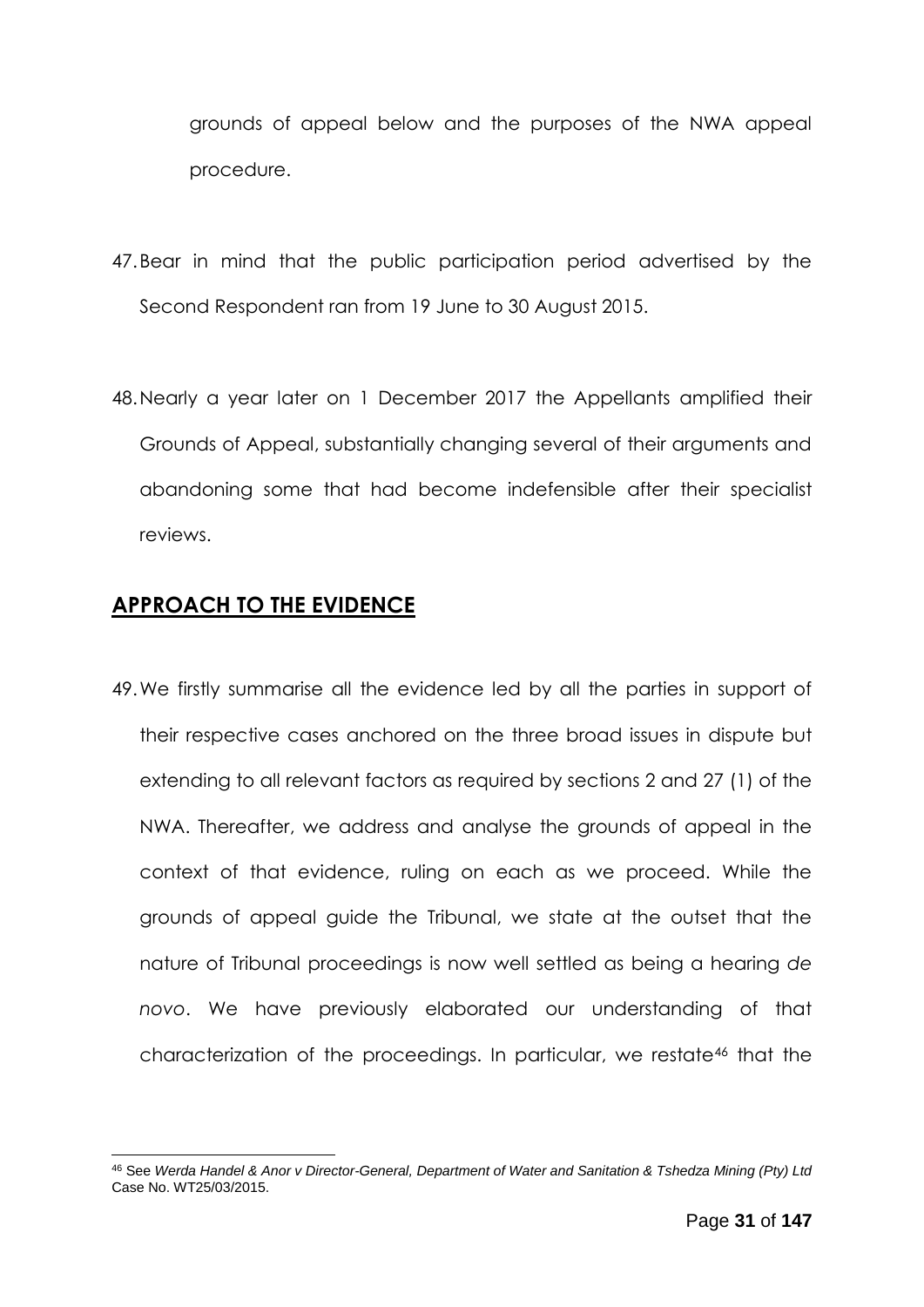grounds of appeal below and the purposes of the NWA appeal procedure.

47. Bear in mind that the public participation period advertised by the Second Respondent ran from 19 June to 30 August 2015.

48. Nearly a year later on 1 December 2017 the Appellants amplified their Grounds of Appeal, substantially changing several of their arguments and abandoning some that had become indefensible after their specialist reviews.

## **APPROACH TO THE EVIDENCE**

49. We firstly summarise all the evidence led by all the parties in support of their respective cases anchored on the three broad issues in dispute but extending to all relevant factors as required by sections 2 and 27 (1) of the NWA. Thereafter, we address and analyse the grounds of appeal in the context of that evidence, ruling on each as we proceed. While the grounds of appeal guide the Tribunal, we state at the outset that the nature of Tribunal proceedings is now well settled as being a hearing *de novo*. We have previously elaborated our understanding of that characterization of the proceedings. In particular, we restate[46] that the

---

[46] See *Werda Handel & Anor v Director-General, Department of Water and Sanitation & Tshedza Mining (Pty) Ltd* Case No. WT25/03/2015.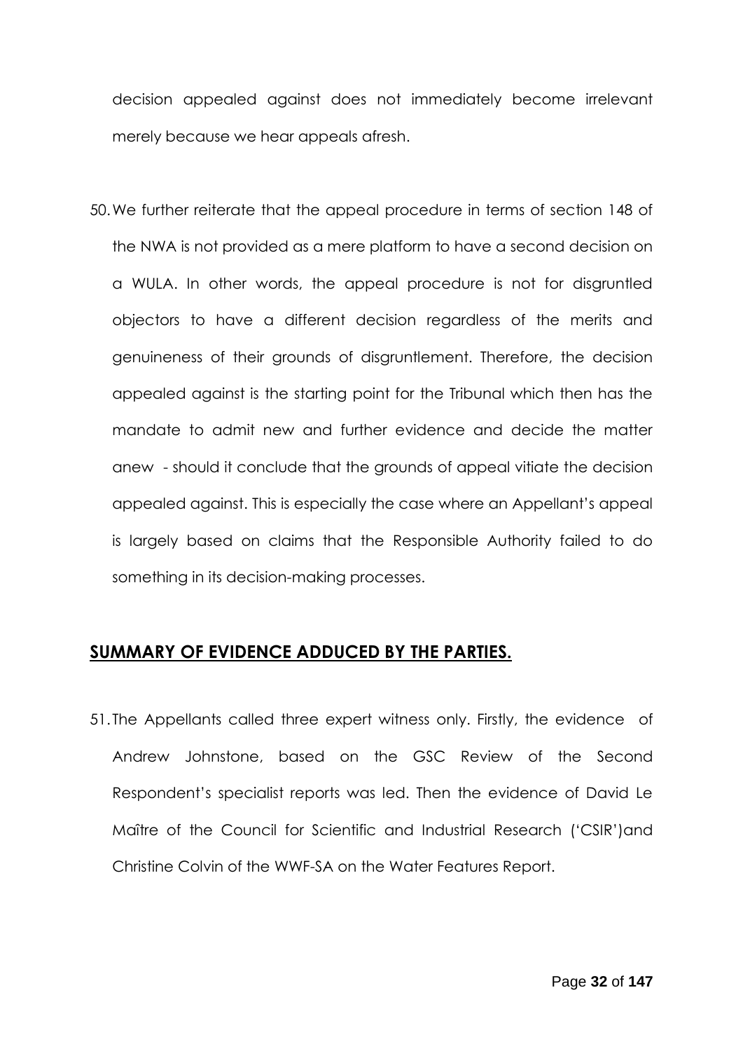decision appealed against does not immediately become irrelevant merely because we hear appeals afresh.

50. We further reiterate that the appeal procedure in terms of section 148 of the NWA is not provided as a mere platform to have a second decision on a WULA. In other words, the appeal procedure is not for disgruntled objectors to have a different decision regardless of the merits and genuineness of their grounds of disgruntlement. Therefore, the decision appealed against is the starting point for the Tribunal which then has the mandate to admit new and further evidence and decide the matter anew - should it conclude that the grounds of appeal vitiate the decision appealed against. This is especially the case where an Appellant's appeal is largely based on claims that the Responsible Authority failed to do something in its decision-making processes.

## **SUMMARY OF EVIDENCE ADDUCED BY THE PARTIES.**

51. The Appellants called three expert witness only. Firstly, the evidence of Andrew Johnstone, based on the GSC Review of the Second Respondent's specialist reports was led. Then the evidence of David Le Maître of the Council for Scientific and Industrial Research ('CSIR')and Christine Colvin of the WWF-SA on the Water Features Report.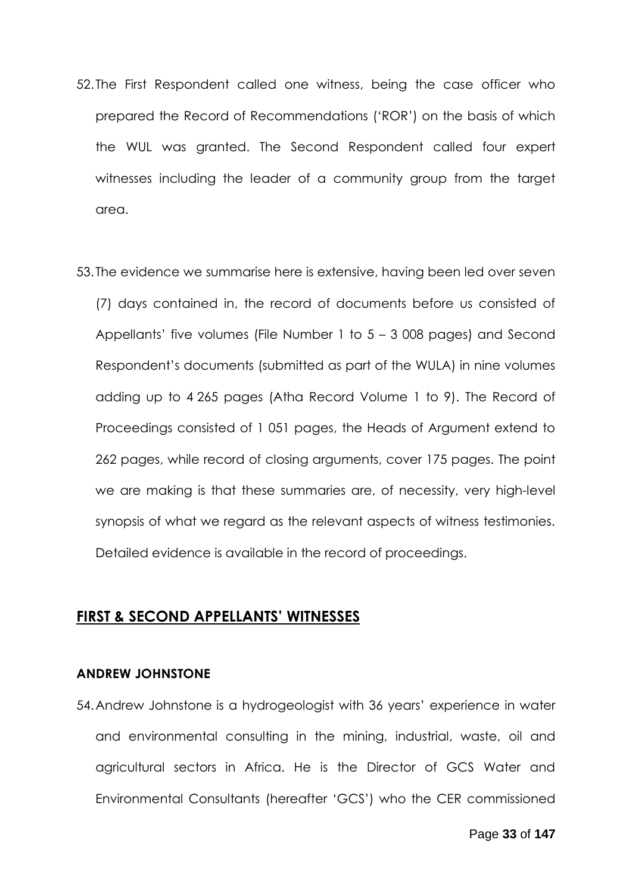52. The First Respondent called one witness, being the case officer who prepared the Record of Recommendations ('ROR') on the basis of which the WUL was granted. The Second Respondent called four expert witnesses including the leader of a community group from the target area.

53. The evidence we summarise here is extensive, having been led over seven (7) days contained in, the record of documents before us consisted of Appellants' five volumes (File Number 1 to 5 – 3 008 pages) and Second Respondent's documents (submitted as part of the WULA) in nine volumes adding up to 4 265 pages (Atha Record Volume 1 to 9). The Record of Proceedings consisted of 1 051 pages, the Heads of Argument extend to 262 pages, while record of closing arguments, cover 175 pages. The point we are making is that these summaries are, of necessity, very high-level synopsis of what we regard as the relevant aspects of witness testimonies. Detailed evidence is available in the record of proceedings.

## FIRST & SECOND APPELLANTS' WITNESSES

### ANDREW JOHNSTONE

54. Andrew Johnstone is a hydrogeologist with 36 years' experience in water and environmental consulting in the mining, industrial, waste, oil and agricultural sectors in Africa. He is the Director of GCS Water and Environmental Consultants (hereafter 'GCS') who the CER commissioned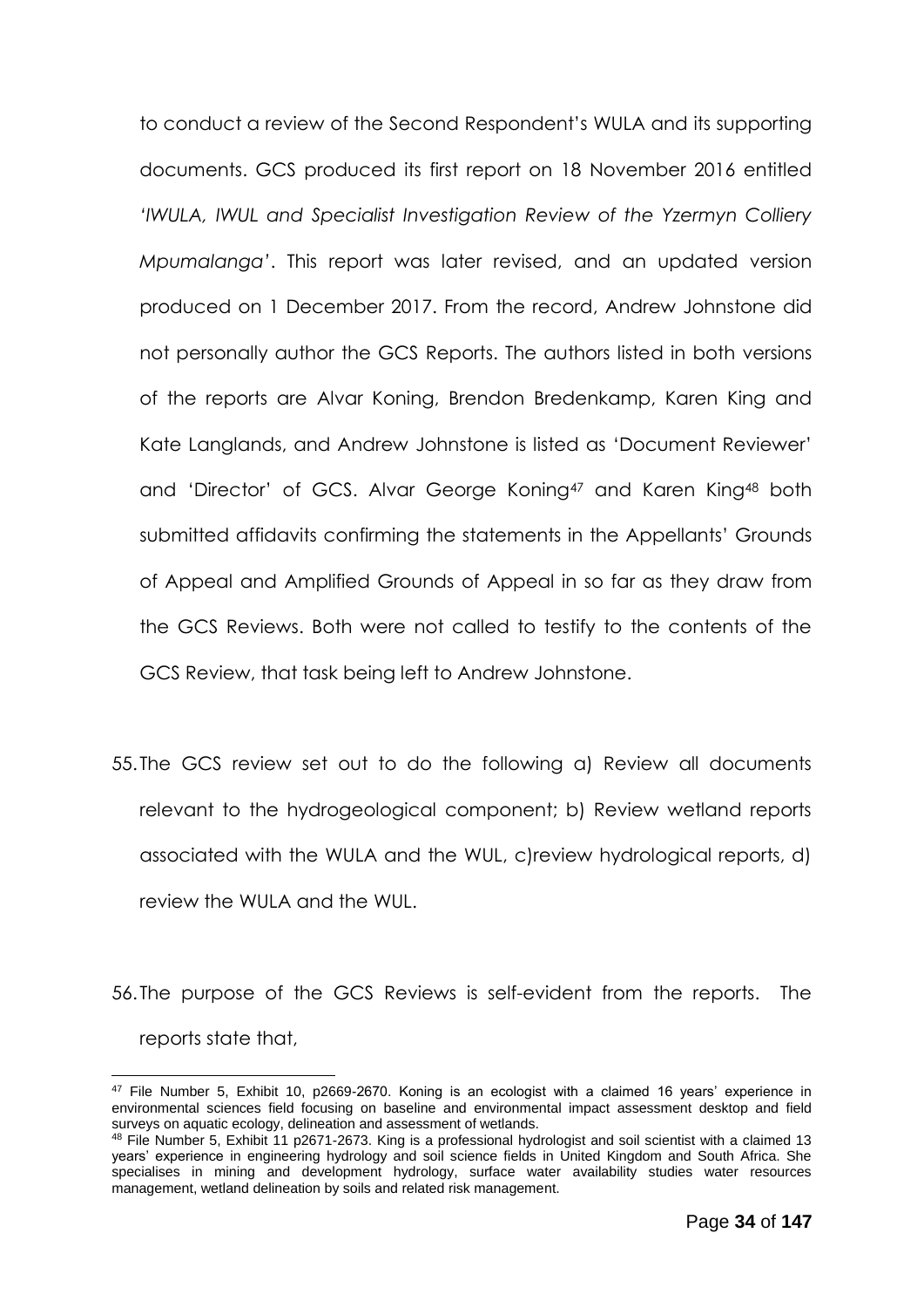to conduct a review of the Second Respondent's WULA and its supporting documents. GCS produced its first report on 18 November 2016 entitled *'IWULA, IWUL and Specialist Investigation Review of the Yzermyn Colliery Mpumalanga'*. This report was later revised, and an updated version produced on 1 December 2017. From the record, Andrew Johnstone did not personally author the GCS Reports. The authors listed in both versions of the reports are Alvar Koning, Brendon Bredenkamp, Karen King and Kate Langlands, and Andrew Johnstone is listed as 'Document Reviewer' and 'Director' of GCS. Alvar George Koning[47] and Karen King[48] both submitted affidavits confirming the statements in the Appellants' Grounds of Appeal and Amplified Grounds of Appeal in so far as they draw from the GCS Reviews. Both were not called to testify to the contents of the GCS Review, that task being left to Andrew Johnstone.

55. The GCS review set out to do the following a) Review all documents relevant to the hydrogeological component; b) Review wetland reports associated with the WULA and the WUL, c)review hydrological reports, d) review the WULA and the WUL.

56. The purpose of the GCS Reviews is self-evident from the reports. The reports state that,

---

[47] File Number 5, Exhibit 10, p2669-2670. Koning is an ecologist with a claimed 16 years' experience in environmental sciences field focusing on baseline and environmental impact assessment desktop and field surveys on aquatic ecology, delineation and assessment of wetlands.

[48] File Number 5, Exhibit 11 p2671-2673. King is a professional hydrologist and soil scientist with a claimed 13 years' experience in engineering hydrology and soil science fields in United Kingdom and South Africa. She specialises in mining and development hydrology, surface water availability studies water resources management, wetland delineation by soils and related risk management.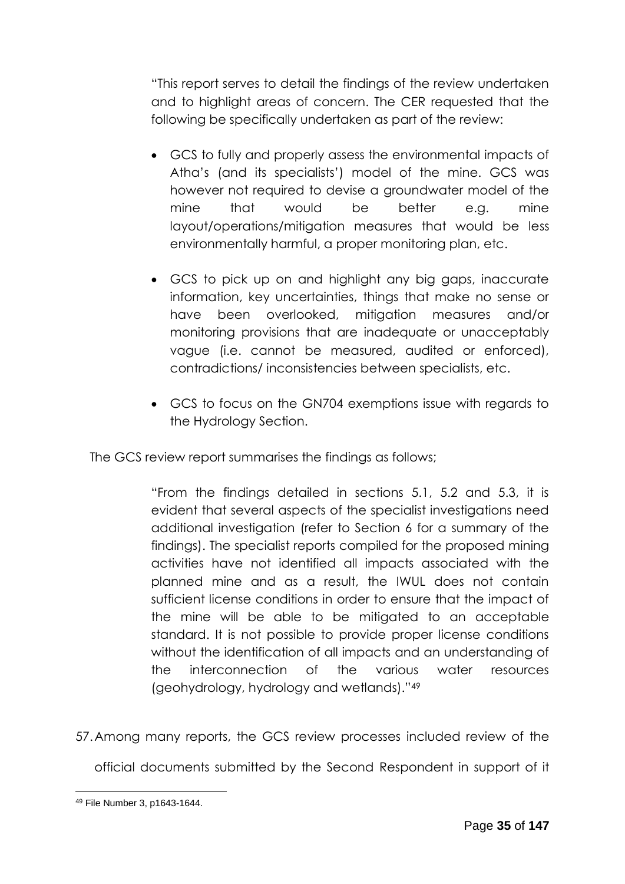> "This report serves to detail the findings of the review undertaken and to highlight areas of concern. The CER requested that the following be specifically undertaken as part of the review:
>
> - GCS to fully and properly assess the environmental impacts of Atha's (and its specialists') model of the mine. GCS was however not required to devise a groundwater model of the mine that would be better e.g. mine layout/operations/mitigation measures that would be less environmentally harmful, a proper monitoring plan, etc.
> - GCS to pick up on and highlight any big gaps, inaccurate information, key uncertainties, things that make no sense or have been overlooked, mitigation measures and/or monitoring provisions that are inadequate or unacceptably vague (i.e. cannot be measured, audited or enforced), contradictions/ inconsistencies between specialists, etc.
> - GCS to focus on the GN704 exemptions issue with regards to the Hydrology Section.

The GCS review report summarises the findings as follows;

> "From the findings detailed in sections 5.1, 5.2 and 5.3, it is evident that several aspects of the specialist investigations need additional investigation (refer to Section 6 for a summary of the findings). The specialist reports compiled for the proposed mining activities have not identified all impacts associated with the planned mine and as a result, the IWUL does not contain sufficient license conditions in order to ensure that the impact of the mine will be able to be mitigated to an acceptable standard. It is not possible to provide proper license conditions without the identification of all impacts and an understanding of the interconnection of the various water resources (geohydrology, hydrology and wetlands)."[49]

57. Among many reports, the GCS review processes included review of the official documents submitted by the Second Respondent in support of it

---

[49] File Number 3, p1643-1644.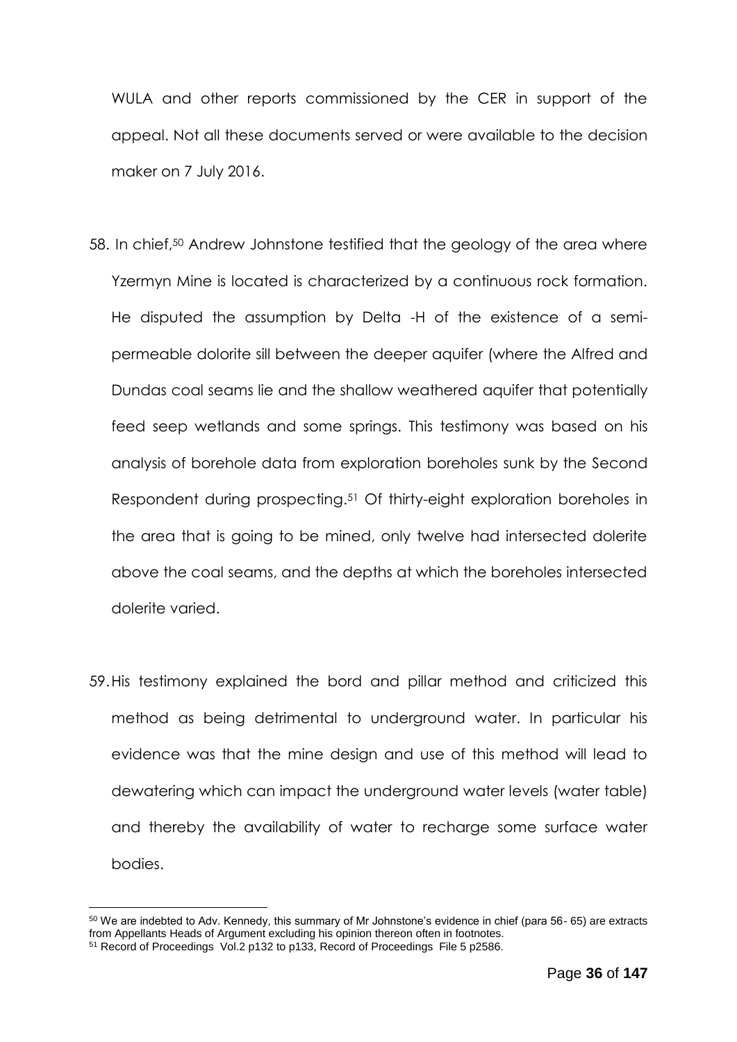WULA and other reports commissioned by the CER in support of the appeal. Not all these documents served or were available to the decision maker on 7 July 2016.

58. In chief,[50] Andrew Johnstone testified that the geology of the area where Yzermyn Mine is located is characterized by a continuous rock formation. He disputed the assumption by Delta -H of the existence of a semi-permeable dolorite sill between the deeper aquifer (where the Alfred and Dundas coal seams lie and the shallow weathered aquifer that potentially feed seep wetlands and some springs. This testimony was based on his analysis of borehole data from exploration boreholes sunk by the Second Respondent during prospecting.[51] Of thirty-eight exploration boreholes in the area that is going to be mined, only twelve had intersected dolerite above the coal seams, and the depths at which the boreholes intersected dolerite varied.

59. His testimony explained the bord and pillar method and criticized this method as being detrimental to underground water. In particular his evidence was that the mine design and use of this method will lead to dewatering which can impact the underground water levels (water table) and thereby the availability of water to recharge some surface water bodies.

---

[50] We are indebted to Adv. Kennedy, this summary of Mr Johnstone's evidence in chief (para 56- 65) are extracts from Appellants Heads of Argument excluding his opinion thereon often in footnotes.

[51] Record of Proceedings Vol.2 p132 to p133, Record of Proceedings File 5 p2586.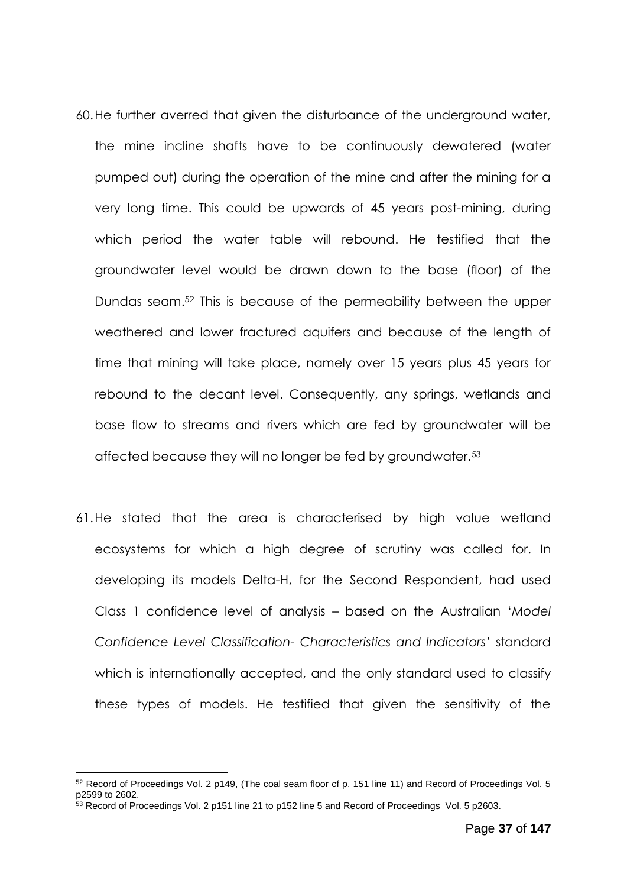60. He further averred that given the disturbance of the underground water, the mine incline shafts have to be continuously dewatered (water pumped out) during the operation of the mine and after the mining for a very long time. This could be upwards of 45 years post-mining, during which period the water table will rebound. He testified that the groundwater level would be drawn down to the base (floor) of the Dundas seam.[52] This is because of the permeability between the upper weathered and lower fractured aquifers and because of the length of time that mining will take place, namely over 15 years plus 45 years for rebound to the decant level. Consequently, any springs, wetlands and base flow to streams and rivers which are fed by groundwater will be affected because they will no longer be fed by groundwater.[53]

61. He stated that the area is characterised by high value wetland ecosystems for which a high degree of scrutiny was called for. In developing its models Delta-H, for the Second Respondent, had used Class 1 confidence level of analysis – based on the Australian '*Model Confidence Level Classification- Characteristics and Indicators*' standard which is internationally accepted, and the only standard used to classify these types of models. He testified that given the sensitivity of the

---

[52] Record of Proceedings Vol. 2 p149, (The coal seam floor cf p. 151 line 11) and Record of Proceedings Vol. 5 p2599 to 2602.

[53] Record of Proceedings Vol. 2 p151 line 21 to p152 line 5 and Record of Proceedings Vol. 5 p2603.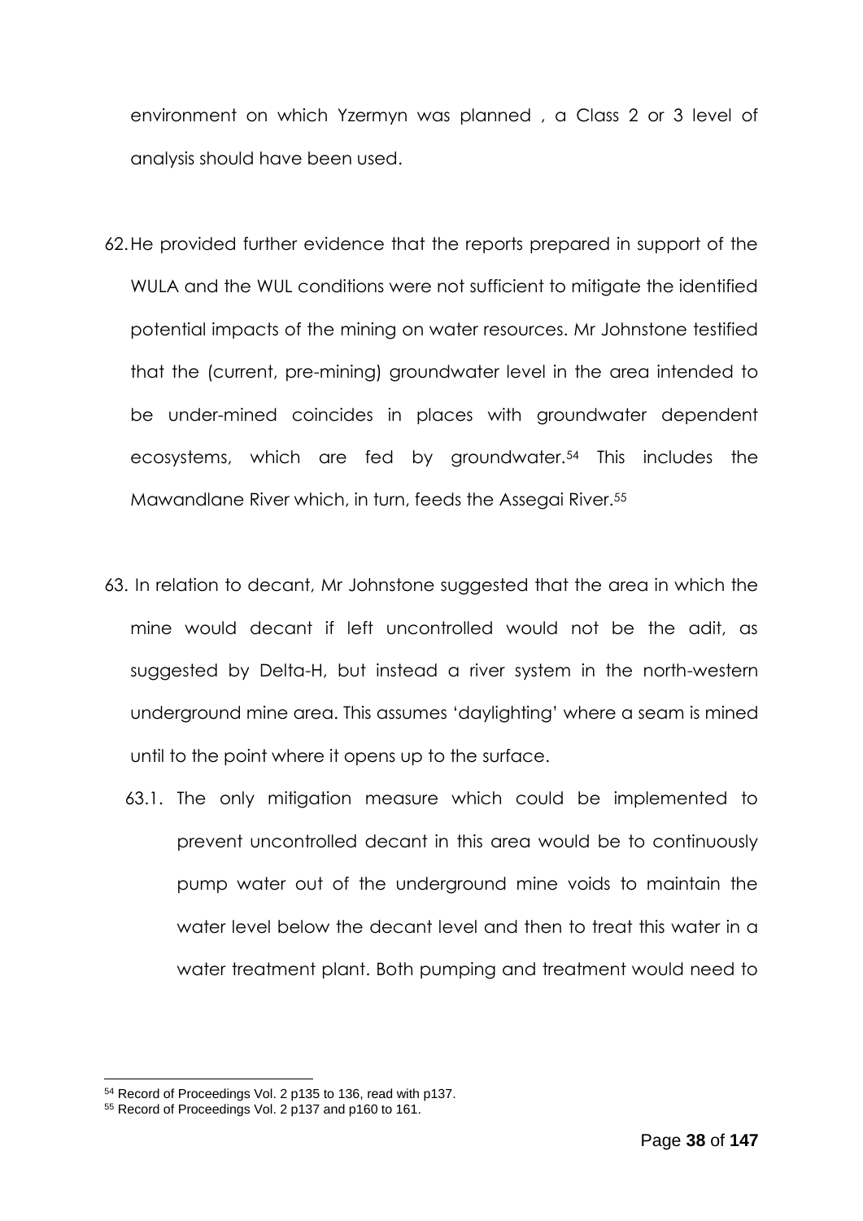environment on which Yzermyn was planned , a Class 2 or 3 level of analysis should have been used.

62. He provided further evidence that the reports prepared in support of the WULA and the WUL conditions were not sufficient to mitigate the identified potential impacts of the mining on water resources. Mr Johnstone testified that the (current, pre-mining) groundwater level in the area intended to be under-mined coincides in places with groundwater dependent ecosystems, which are fed by groundwater.[54] This includes the Mawandlane River which, in turn, feeds the Assegai River.[55]

63. In relation to decant, Mr Johnstone suggested that the area in which the mine would decant if left uncontrolled would not be the adit, as suggested by Delta-H, but instead a river system in the north-western underground mine area. This assumes 'daylighting' where a seam is mined until to the point where it opens up to the surface.

    63.1. The only mitigation measure which could be implemented to prevent uncontrolled decant in this area would be to continuously pump water out of the underground mine voids to maintain the water level below the decant level and then to treat this water in a water treatment plant. Both pumping and treatment would need to

---

[54] Record of Proceedings Vol. 2 p135 to 136, read with p137.

[55] Record of Proceedings Vol. 2 p137 and p160 to 161.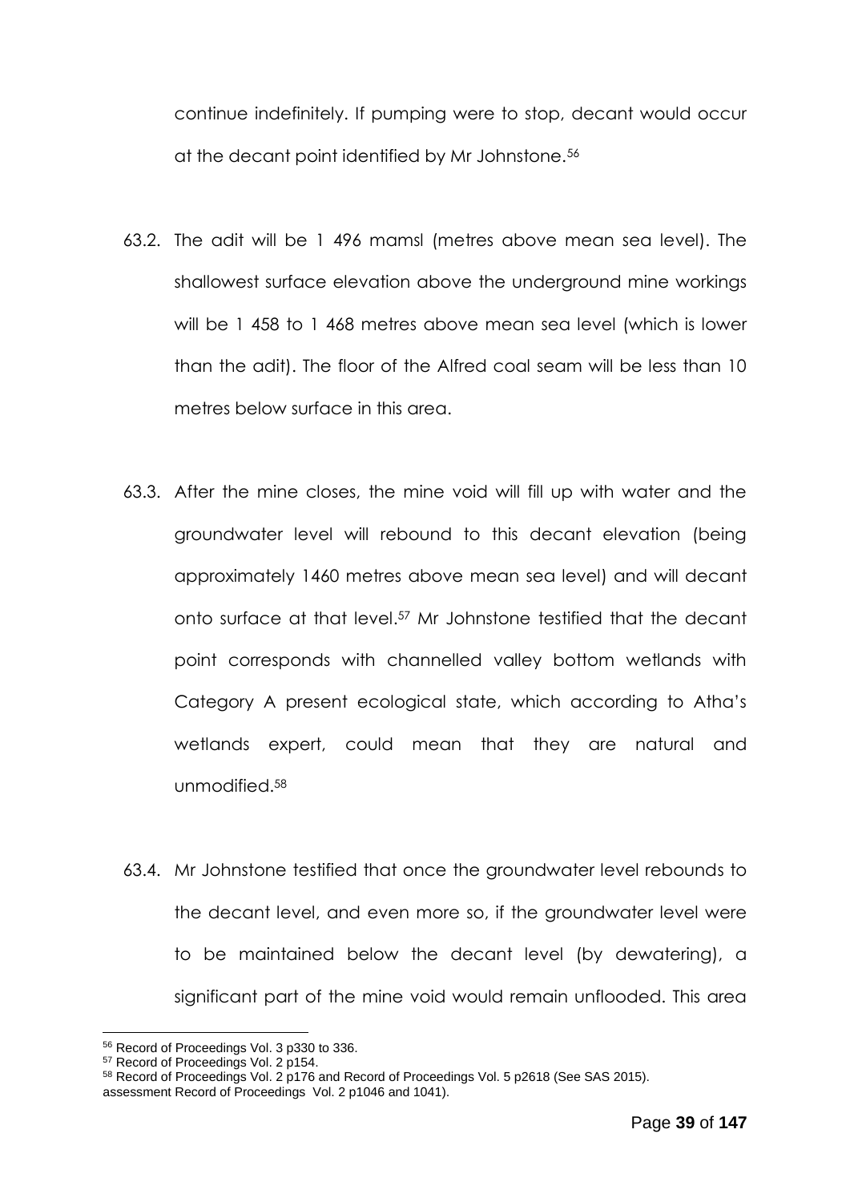continue indefinitely. If pumping were to stop, decant would occur at the decant point identified by Mr Johnstone.[56]

63.2. The adit will be 1 496 mamsl (metres above mean sea level). The shallowest surface elevation above the underground mine workings will be 1 458 to 1 468 metres above mean sea level (which is lower than the adit). The floor of the Alfred coal seam will be less than 10 metres below surface in this area.

63.3. After the mine closes, the mine void will fill up with water and the groundwater level will rebound to this decant elevation (being approximately 1460 metres above mean sea level) and will decant onto surface at that level.[57] Mr Johnstone testified that the decant point corresponds with channelled valley bottom wetlands with Category A present ecological state, which according to Atha's wetlands expert, could mean that they are natural and unmodified.[58]

63.4. Mr Johnstone testified that once the groundwater level rebounds to the decant level, and even more so, if the groundwater level were to be maintained below the decant level (by dewatering), a significant part of the mine void would remain unflooded. This area

---

[56] Record of Proceedings Vol. 3 p330 to 336.

[57] Record of Proceedings Vol. 2 p154.

[58] Record of Proceedings Vol. 2 p176 and Record of Proceedings Vol. 5 p2618 (See SAS 2015).
assessment Record of Proceedings Vol. 2 p1046 and 1041).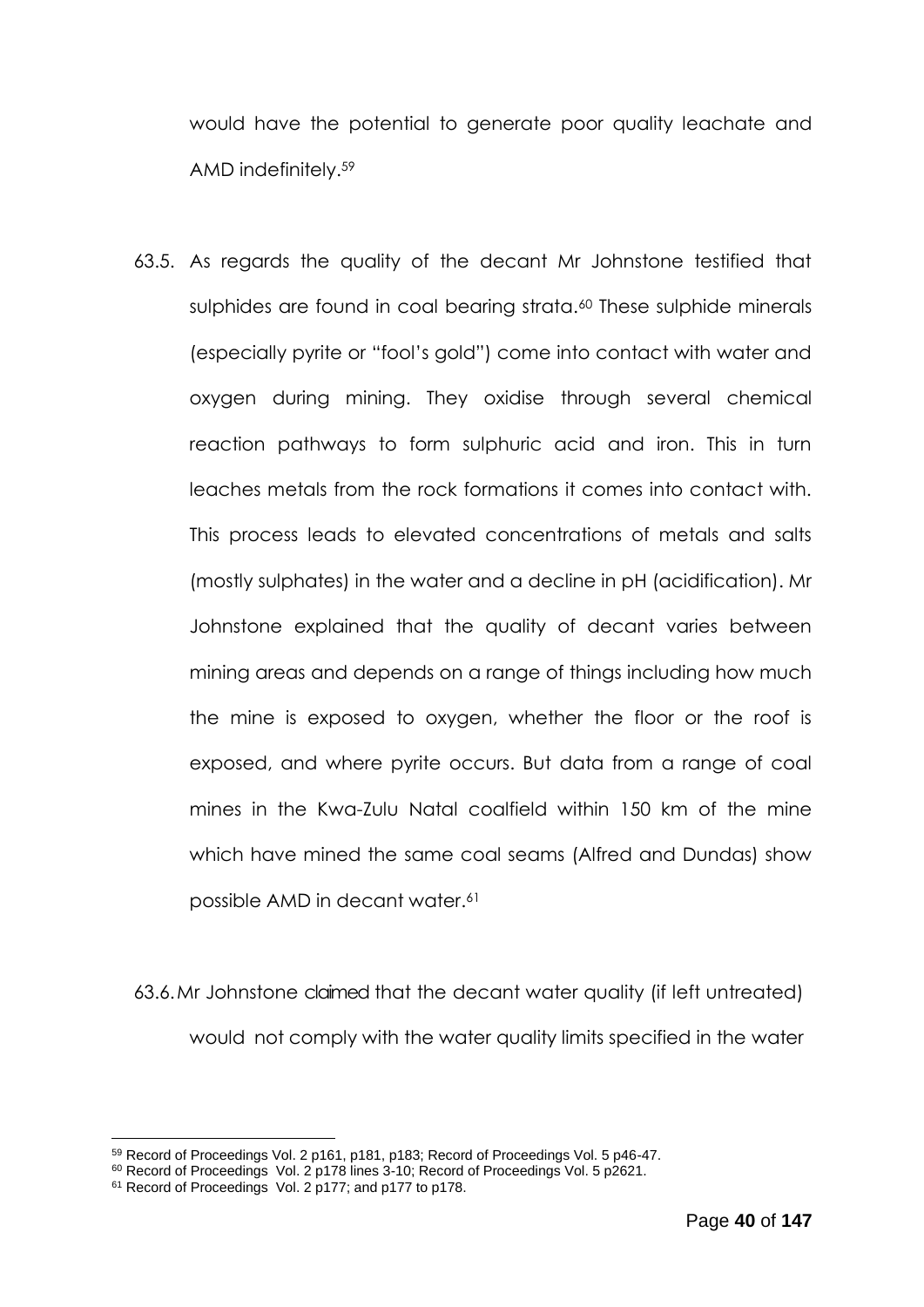would have the potential to generate poor quality leachate and AMD indefinitely.[59]

63.5. As regards the quality of the decant Mr Johnstone testified that sulphides are found in coal bearing strata.[60] These sulphide minerals (especially pyrite or "fool's gold") come into contact with water and oxygen during mining. They oxidise through several chemical reaction pathways to form sulphuric acid and iron. This in turn leaches metals from the rock formations it comes into contact with. This process leads to elevated concentrations of metals and salts (mostly sulphates) in the water and a decline in pH (acidification). Mr Johnstone explained that the quality of decant varies between mining areas and depends on a range of things including how much the mine is exposed to oxygen, whether the floor or the roof is exposed, and where pyrite occurs. But data from a range of coal mines in the Kwa-Zulu Natal coalfield within 150 km of the mine which have mined the same coal seams (Alfred and Dundas) show possible AMD in decant water.[61]

63.6. Mr Johnstone claimed that the decant water quality (if left untreated) would not comply with the water quality limits specified in the water

---

[59] Record of Proceedings Vol. 2 p161, p181, p183; Record of Proceedings Vol. 5 p46-47.

[60] Record of Proceedings Vol. 2 p178 lines 3-10; Record of Proceedings Vol. 5 p2621.

[61] Record of Proceedings Vol. 2 p177; and p177 to p178.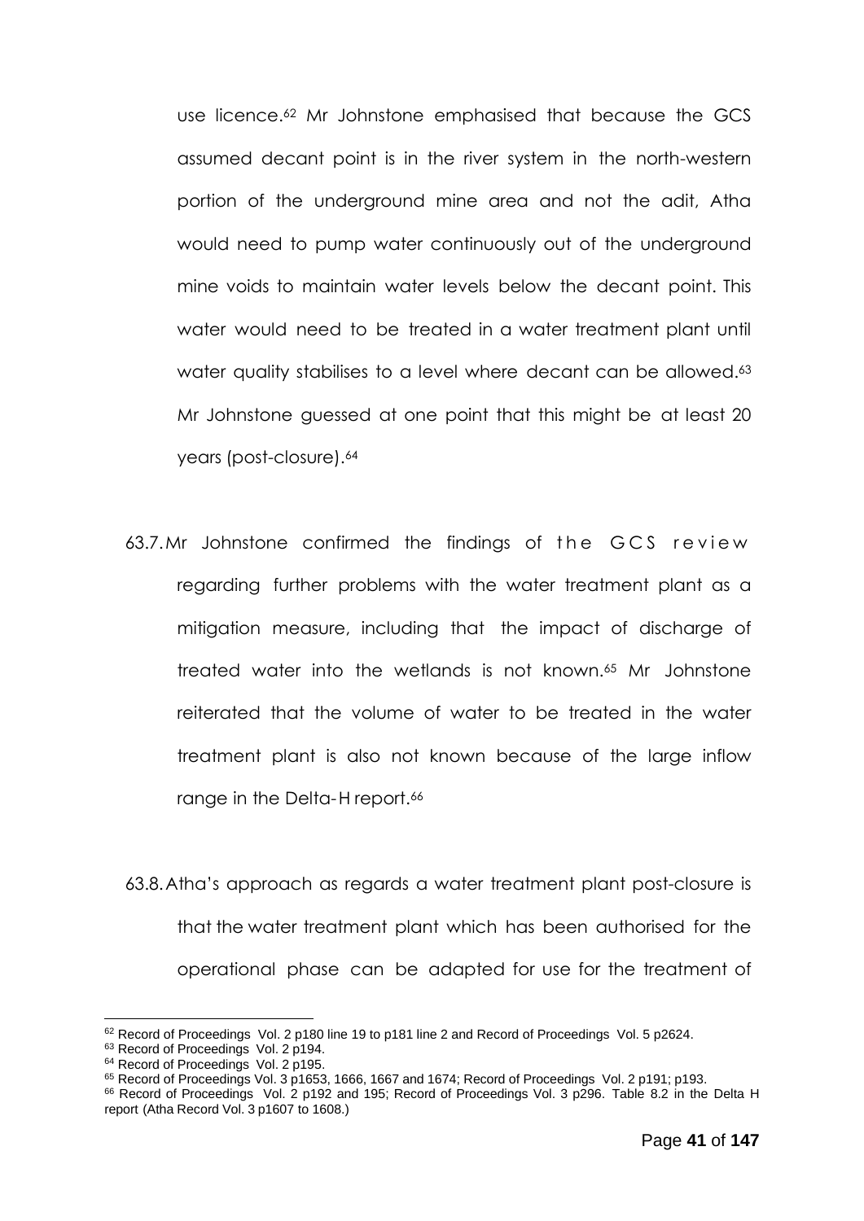use licence.[62] Mr Johnstone emphasised that because the GCS assumed decant point is in the river system in the north-western portion of the underground mine area and not the adit, Atha would need to pump water continuously out of the underground mine voids to maintain water levels below the decant point. This water would need to be treated in a water treatment plant until water quality stabilises to a level where decant can be allowed.[63] Mr Johnstone guessed at one point that this might be at least 20 years (post-closure).[64]

63.7. Mr Johnstone confirmed the findings of the GCS review regarding further problems with the water treatment plant as a mitigation measure, including that the impact of discharge of treated water into the wetlands is not known.[65] Mr Johnstone reiterated that the volume of water to be treated in the water treatment plant is also not known because of the large inflow range in the Delta-H report.[66]

63.8. Atha's approach as regards a water treatment plant post-closure is that the water treatment plant which has been authorised for the operational phase can be adapted for use for the treatment of

---

[62] Record of Proceedings Vol. 2 p180 line 19 to p181 line 2 and Record of Proceedings Vol. 5 p2624.

[63] Record of Proceedings Vol. 2 p194.

[64] Record of Proceedings Vol. 2 p195.

[65] Record of Proceedings Vol. 3 p1653, 1666, 1667 and 1674; Record of Proceedings Vol. 2 p191; p193.

[66] Record of Proceedings Vol. 2 p192 and 195; Record of Proceedings Vol. 3 p296. Table 8.2 in the Delta H report (Atha Record Vol. 3 p1607 to 1608.)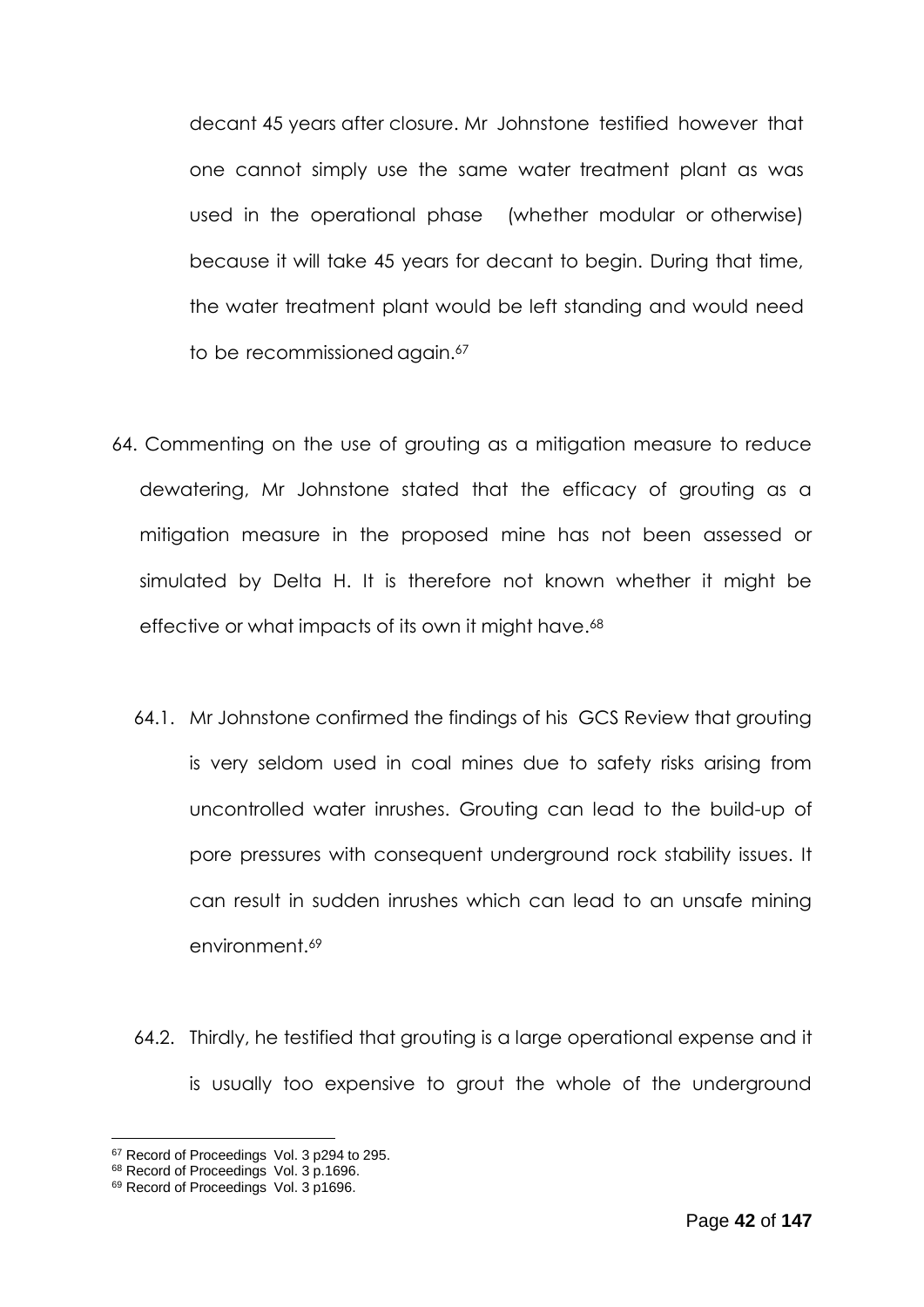decant 45 years after closure. Mr Johnstone testified however that one cannot simply use the same water treatment plant as was used in the operational phase (whether modular or otherwise) because it will take 45 years for decant to begin. During that time, the water treatment plant would be left standing and would need to be recommissioned again.[67]

64. Commenting on the use of grouting as a mitigation measure to reduce dewatering, Mr Johnstone stated that the efficacy of grouting as a mitigation measure in the proposed mine has not been assessed or simulated by Delta H. It is therefore not known whether it might be effective or what impacts of its own it might have.[68]

    64.1. Mr Johnstone confirmed the findings of his GCS Review that grouting is very seldom used in coal mines due to safety risks arising from uncontrolled water inrushes. Grouting can lead to the build-up of pore pressures with consequent underground rock stability issues. It can result in sudden inrushes which can lead to an unsafe mining environment.[69]

    64.2. Thirdly, he testified that grouting is a large operational expense and it is usually too expensive to grout the whole of the underground

---

[67] Record of Proceedings Vol. 3 p294 to 295.

[68] Record of Proceedings Vol. 3 p.1696.

[69] Record of Proceedings Vol. 3 p1696.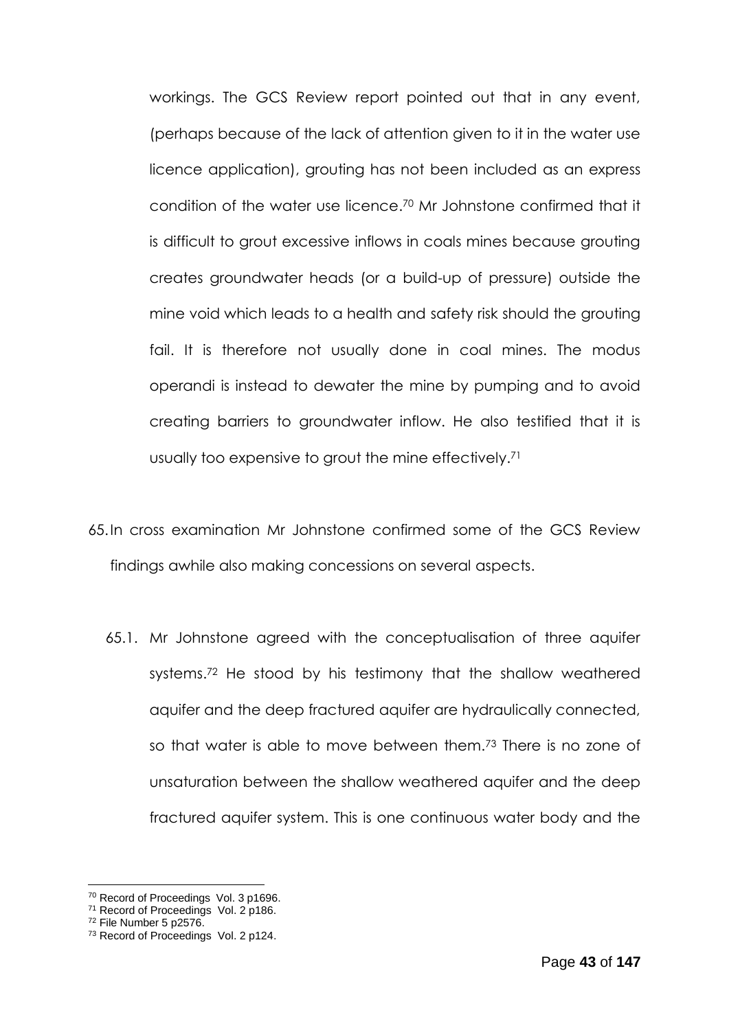workings. The GCS Review report pointed out that in any event, (perhaps because of the lack of attention given to it in the water use licence application), grouting has not been included as an express condition of the water use licence.[70] Mr Johnstone confirmed that it is difficult to grout excessive inflows in coals mines because grouting creates groundwater heads (or a build-up of pressure) outside the mine void which leads to a health and safety risk should the grouting fail. It is therefore not usually done in coal mines. The modus operandi is instead to dewater the mine by pumping and to avoid creating barriers to groundwater inflow. He also testified that it is usually too expensive to grout the mine effectively.[71]

65. In cross examination Mr Johnstone confirmed some of the GCS Review findings awhile also making concessions on several aspects.

    65.1. Mr Johnstone agreed with the conceptualisation of three aquifer systems.[72] He stood by his testimony that the shallow weathered aquifer and the deep fractured aquifer are hydraulically connected, so that water is able to move between them.[73] There is no zone of unsaturation between the shallow weathered aquifer and the deep fractured aquifer system. This is one continuous water body and the

---

[70] Record of Proceedings Vol. 3 p1696.
[71] Record of Proceedings Vol. 2 p186.
[72] File Number 5 p2576.
[73] Record of Proceedings Vol. 2 p124.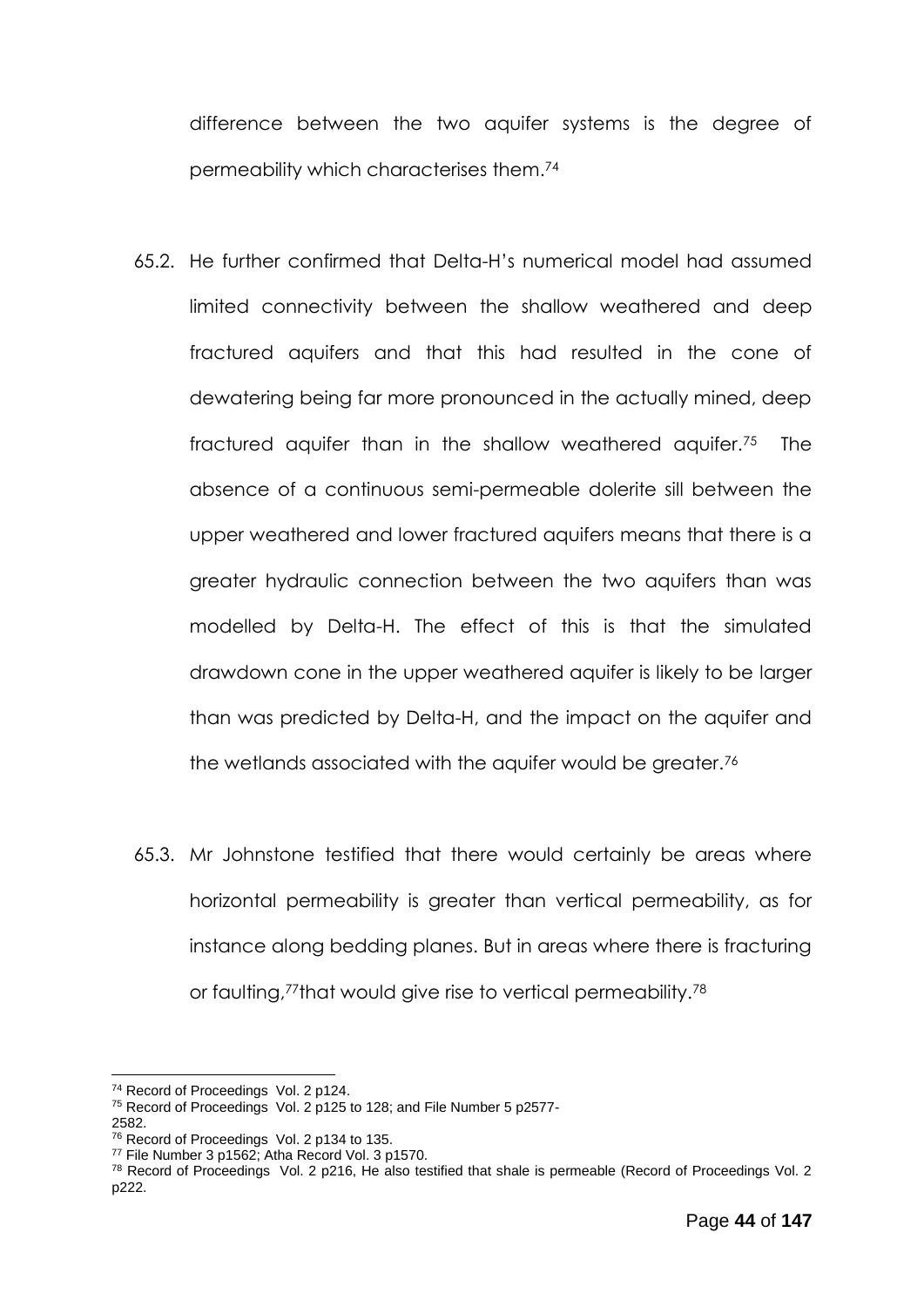difference between the two aquifer systems is the degree of permeability which characterises them.[74]

65.2. He further confirmed that Delta-H's numerical model had assumed limited connectivity between the shallow weathered and deep fractured aquifers and that this had resulted in the cone of dewatering being far more pronounced in the actually mined, deep fractured aquifer than in the shallow weathered aquifer.[75] The absence of a continuous semi-permeable dolerite sill between the upper weathered and lower fractured aquifers means that there is a greater hydraulic connection between the two aquifers than was modelled by Delta-H. The effect of this is that the simulated drawdown cone in the upper weathered aquifer is likely to be larger than was predicted by Delta-H, and the impact on the aquifer and the wetlands associated with the aquifer would be greater.[76]

65.3. Mr Johnstone testified that there would certainly be areas where horizontal permeability is greater than vertical permeability, as for instance along bedding planes. But in areas where there is fracturing or faulting,[77]that would give rise to vertical permeability.[78]

---

[74] Record of Proceedings Vol. 2 p124.

[75] Record of Proceedings Vol. 2 p125 to 128; and File Number 5 p2577-2582.

[76] Record of Proceedings Vol. 2 p134 to 135.

[77] File Number 3 p1562; Atha Record Vol. 3 p1570.

[78] Record of Proceedings Vol. 2 p216, He also testified that shale is permeable (Record of Proceedings Vol. 2 p222.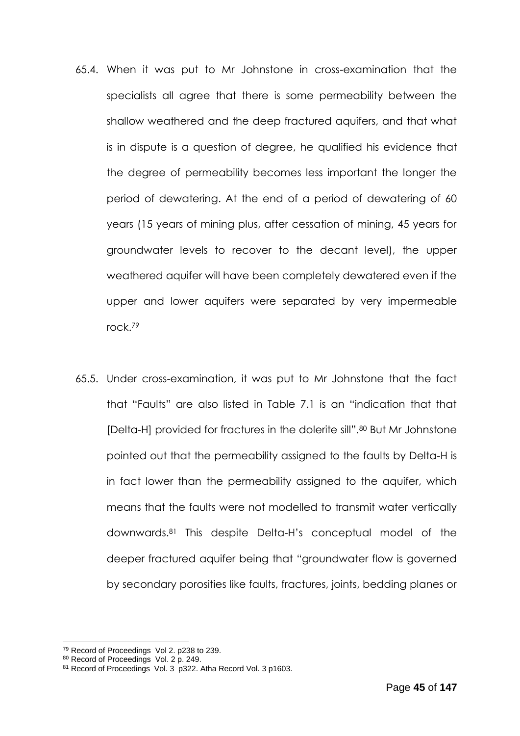65.4. When it was put to Mr Johnstone in cross-examination that the specialists all agree that there is some permeability between the shallow weathered and the deep fractured aquifers, and that what is in dispute is a question of degree, he qualified his evidence that the degree of permeability becomes less important the longer the period of dewatering. At the end of a period of dewatering of 60 years (15 years of mining plus, after cessation of mining, 45 years for groundwater levels to recover to the decant level), the upper weathered aquifer will have been completely dewatered even if the upper and lower aquifers were separated by very impermeable rock.[79]

65.5. Under cross-examination, it was put to Mr Johnstone that the fact that "Faults" are also listed in Table 7.1 is an "indication that that [Delta-H] provided for fractures in the dolerite sill".[80] But Mr Johnstone pointed out that the permeability assigned to the faults by Delta-H is in fact lower than the permeability assigned to the aquifer, which means that the faults were not modelled to transmit water vertically downwards.[81] This despite Delta-H's conceptual model of the deeper fractured aquifer being that "groundwater flow is governed by secondary porosities like faults, fractures, joints, bedding planes or

---

[79] Record of Proceedings Vol 2. p238 to 239.

[80] Record of Proceedings Vol. 2 p. 249.

[81] Record of Proceedings Vol. 3 p322. Atha Record Vol. 3 p1603.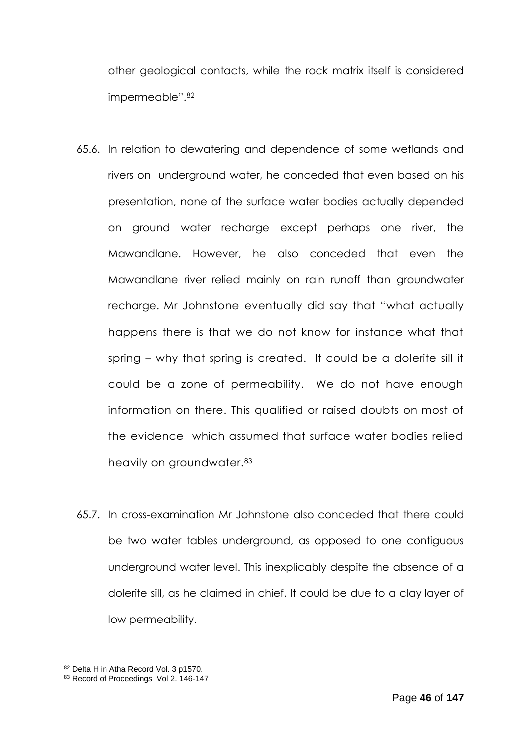other geological contacts, while the rock matrix itself is considered impermeable".[82]

65.6. In relation to dewatering and dependence of some wetlands and rivers on underground water, he conceded that even based on his presentation, none of the surface water bodies actually depended on ground water recharge except perhaps one river, the Mawandlane. However, he also conceded that even the Mawandlane river relied mainly on rain runoff than groundwater recharge. Mr Johnstone eventually did say that "what actually happens there is that we do not know for instance what that spring – why that spring is created. It could be a dolerite sill it could be a zone of permeability. We do not have enough information on there. This qualified or raised doubts on most of the evidence which assumed that surface water bodies relied heavily on groundwater.[83]

65.7. In cross-examination Mr Johnstone also conceded that there could be two water tables underground, as opposed to one contiguous underground water level. This inexplicably despite the absence of a dolerite sill, as he claimed in chief. It could be due to a clay layer of low permeability.

---

[82] Delta H in Atha Record Vol. 3 p1570.

[83] Record of Proceedings Vol 2. 146-147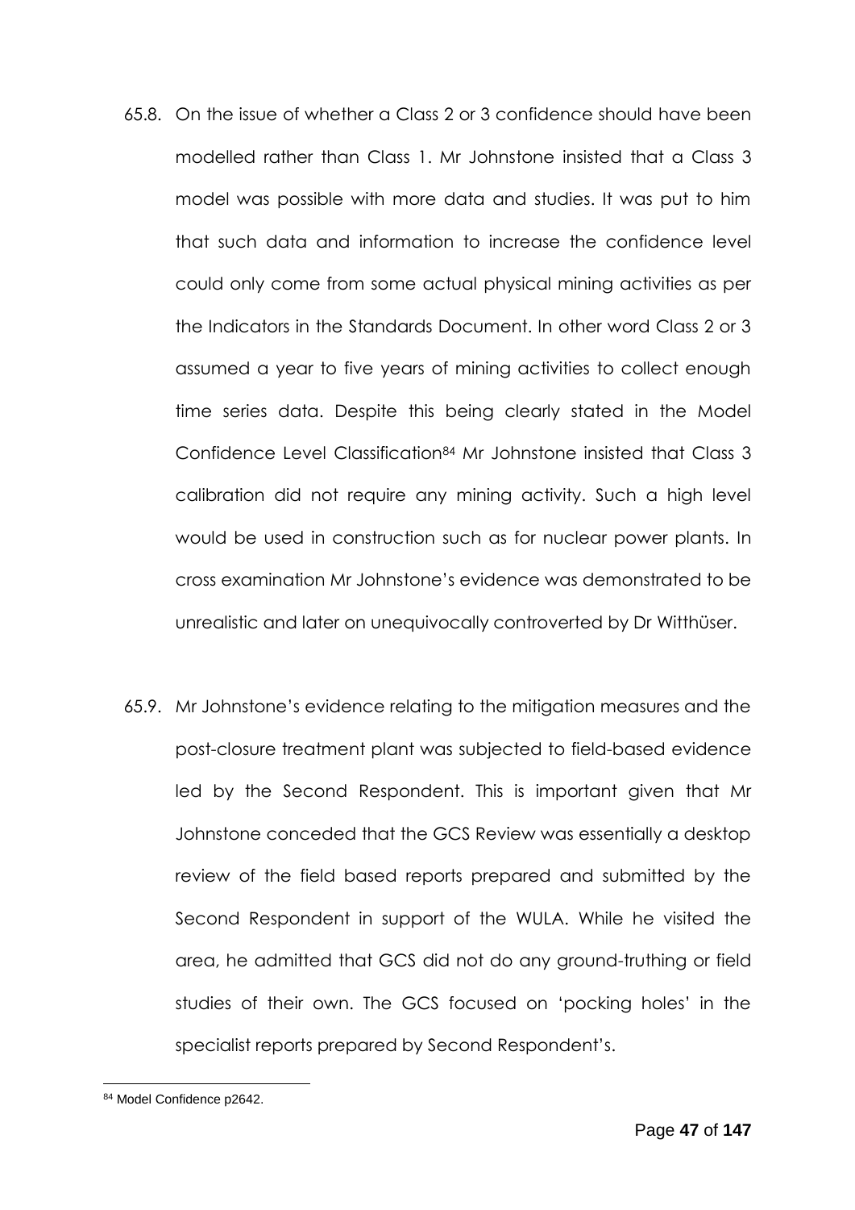65.8. On the issue of whether a Class 2 or 3 confidence should have been modelled rather than Class 1. Mr Johnstone insisted that a Class 3 model was possible with more data and studies. It was put to him that such data and information to increase the confidence level could only come from some actual physical mining activities as per the Indicators in the Standards Document. In other word Class 2 or 3 assumed a year to five years of mining activities to collect enough time series data. Despite this being clearly stated in the Model Confidence Level Classification[84] Mr Johnstone insisted that Class 3 calibration did not require any mining activity. Such a high level would be used in construction such as for nuclear power plants. In cross examination Mr Johnstone's evidence was demonstrated to be unrealistic and later on unequivocally controverted by Dr Witthüser.

65.9. Mr Johnstone's evidence relating to the mitigation measures and the post-closure treatment plant was subjected to field-based evidence led by the Second Respondent. This is important given that Mr Johnstone conceded that the GCS Review was essentially a desktop review of the field based reports prepared and submitted by the Second Respondent in support of the WULA. While he visited the area, he admitted that GCS did not do any ground-truthing or field studies of their own. The GCS focused on 'pocking holes' in the specialist reports prepared by Second Respondent's.

[84] Model Confidence p2642.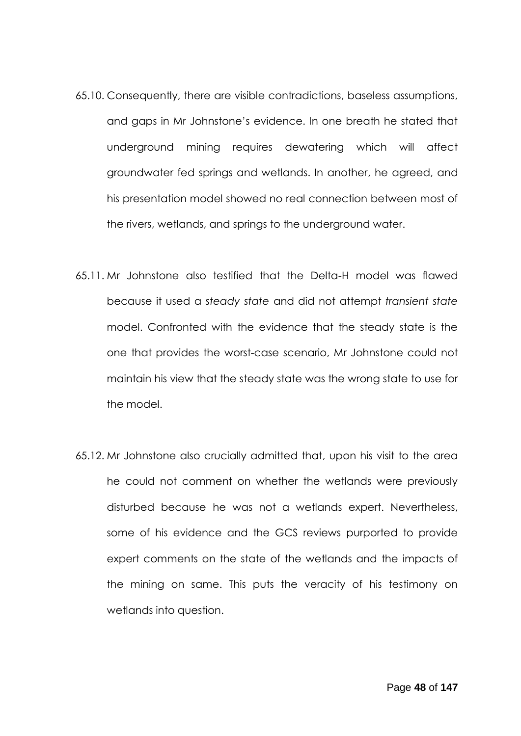65.10. Consequently, there are visible contradictions, baseless assumptions, and gaps in Mr Johnstone's evidence. In one breath he stated that underground mining requires dewatering which will affect groundwater fed springs and wetlands. In another, he agreed, and his presentation model showed no real connection between most of the rivers, wetlands, and springs to the underground water.

65.11. Mr Johnstone also testified that the Delta-H model was flawed because it used a *steady state* and did not attempt *transient state* model. Confronted with the evidence that the steady state is the one that provides the worst-case scenario, Mr Johnstone could not maintain his view that the steady state was the wrong state to use for the model.

65.12. Mr Johnstone also crucially admitted that, upon his visit to the area he could not comment on whether the wetlands were previously disturbed because he was not a wetlands expert. Nevertheless, some of his evidence and the GCS reviews purported to provide expert comments on the state of the wetlands and the impacts of the mining on same. This puts the veracity of his testimony on wetlands into question.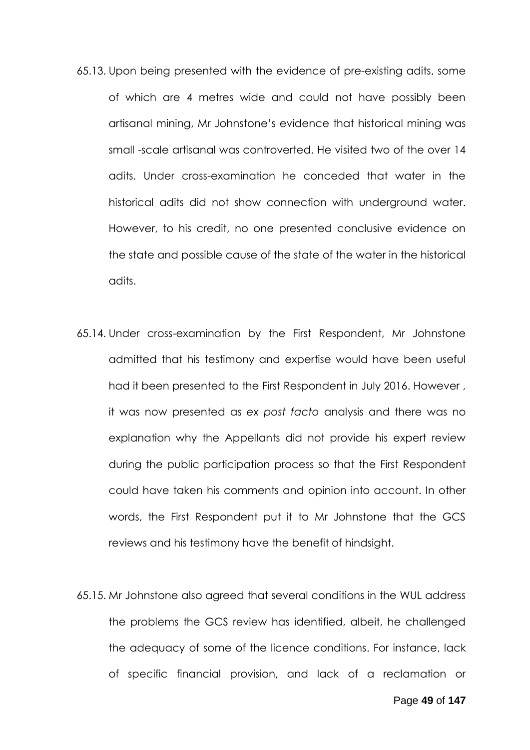65.13. Upon being presented with the evidence of pre-existing adits, some of which are 4 metres wide and could not have possibly been artisanal mining, Mr Johnstone's evidence that historical mining was small -scale artisanal was controverted. He visited two of the over 14 adits. Under cross-examination he conceded that water in the historical adits did not show connection with underground water. However, to his credit, no one presented conclusive evidence on the state and possible cause of the state of the water in the historical adits.

65.14. Under cross-examination by the First Respondent, Mr Johnstone admitted that his testimony and expertise would have been useful had it been presented to the First Respondent in July 2016. However , it was now presented as *ex post facto* analysis and there was no explanation why the Appellants did not provide his expert review during the public participation process so that the First Respondent could have taken his comments and opinion into account. In other words, the First Respondent put it to Mr Johnstone that the GCS reviews and his testimony have the benefit of hindsight.

65.15. Mr Johnstone also agreed that several conditions in the WUL address the problems the GCS review has identified, albeit, he challenged the adequacy of some of the licence conditions. For instance, lack of specific financial provision, and lack of a reclamation or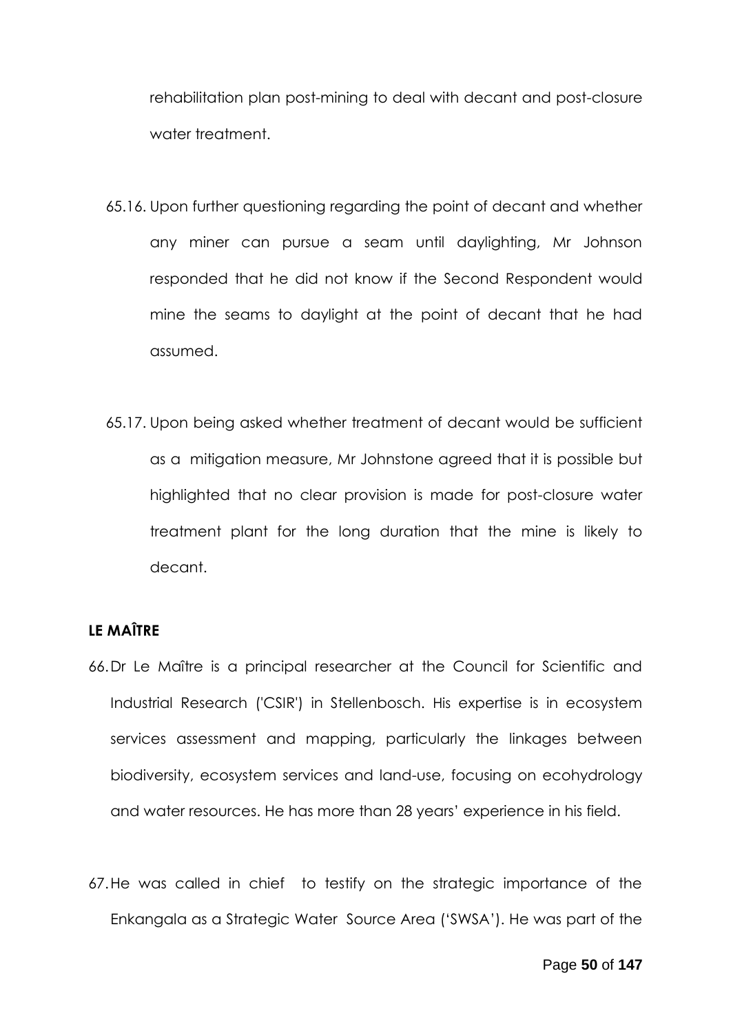rehabilitation plan post-mining to deal with decant and post-closure water treatment.

65.16. Upon further questioning regarding the point of decant and whether any miner can pursue a seam until daylighting, Mr Johnson responded that he did not know if the Second Respondent would mine the seams to daylight at the point of decant that he had assumed.

65.17. Upon being asked whether treatment of decant would be sufficient as a mitigation measure, Mr Johnstone agreed that it is possible but highlighted that no clear provision is made for post-closure water treatment plant for the long duration that the mine is likely to decant.

**LE MAÎTRE**

66. Dr Le Maître is a principal researcher at the Council for Scientific and Industrial Research ('CSIR') in Stellenbosch. His expertise is in ecosystem services assessment and mapping, particularly the linkages between biodiversity, ecosystem services and land-use, focusing on ecohydrology and water resources. He has more than 28 years' experience in his field.

67. He was called in chief to testify on the strategic importance of the Enkangala as a Strategic Water Source Area ('SWSA'). He was part of the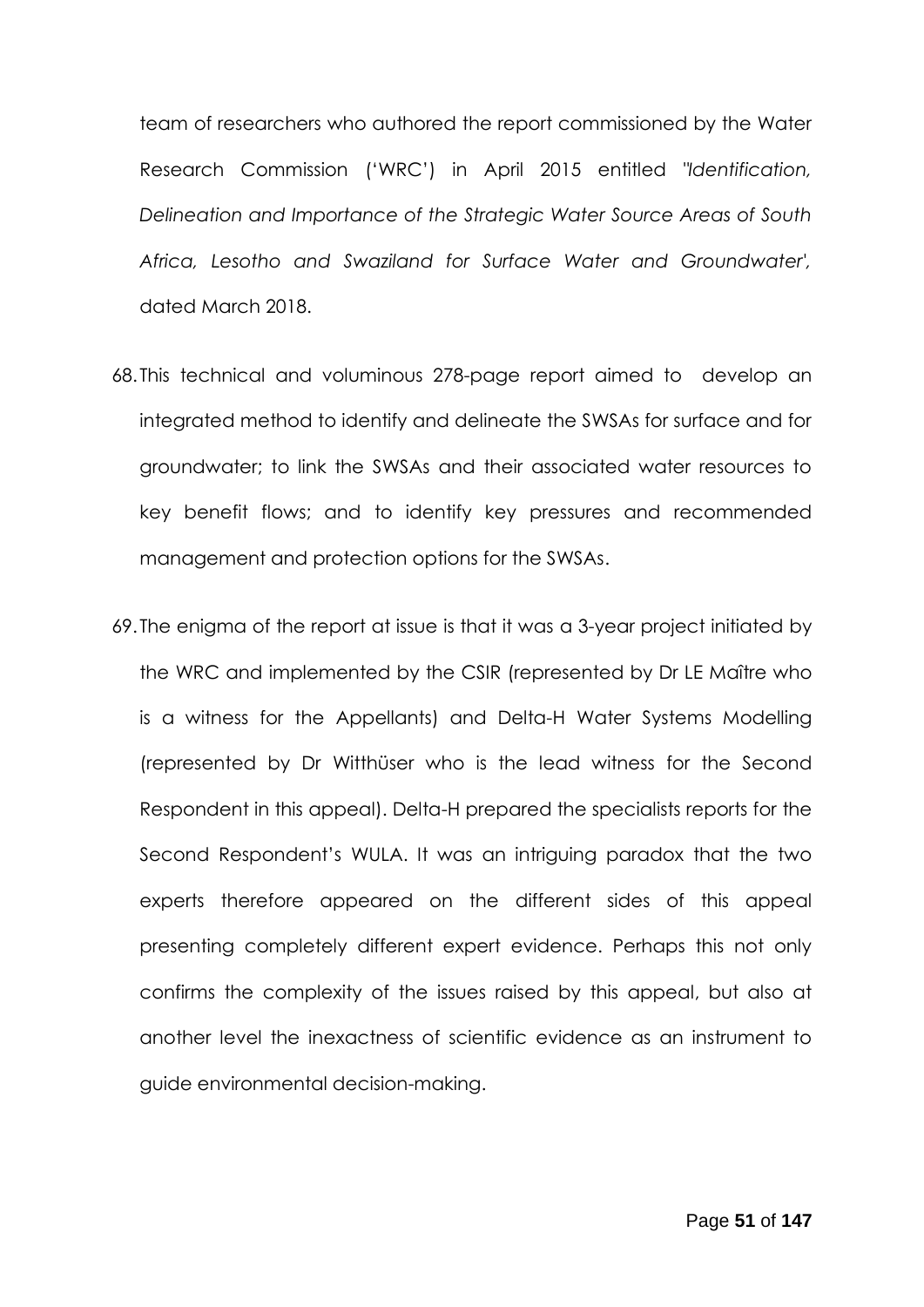team of researchers who authored the report commissioned by the Water Research Commission ('WRC') in April 2015 entitled *"Identification, Delineation and Importance of the Strategic Water Source Areas of South Africa, Lesotho and Swaziland for Surface Water and Groundwater',* dated March 2018.

68. This technical and voluminous 278-page report aimed to develop an integrated method to identify and delineate the SWSAs for surface and for groundwater; to link the SWSAs and their associated water resources to key benefit flows; and to identify key pressures and recommended management and protection options for the SWSAs.

69. The enigma of the report at issue is that it was a 3-year project initiated by the WRC and implemented by the CSIR (represented by Dr LE Maître who is a witness for the Appellants) and Delta-H Water Systems Modelling (represented by Dr Witthüser who is the lead witness for the Second Respondent in this appeal). Delta-H prepared the specialists reports for the Second Respondent's WULA. It was an intriguing paradox that the two experts therefore appeared on the different sides of this appeal presenting completely different expert evidence. Perhaps this not only confirms the complexity of the issues raised by this appeal, but also at another level the inexactness of scientific evidence as an instrument to guide environmental decision-making.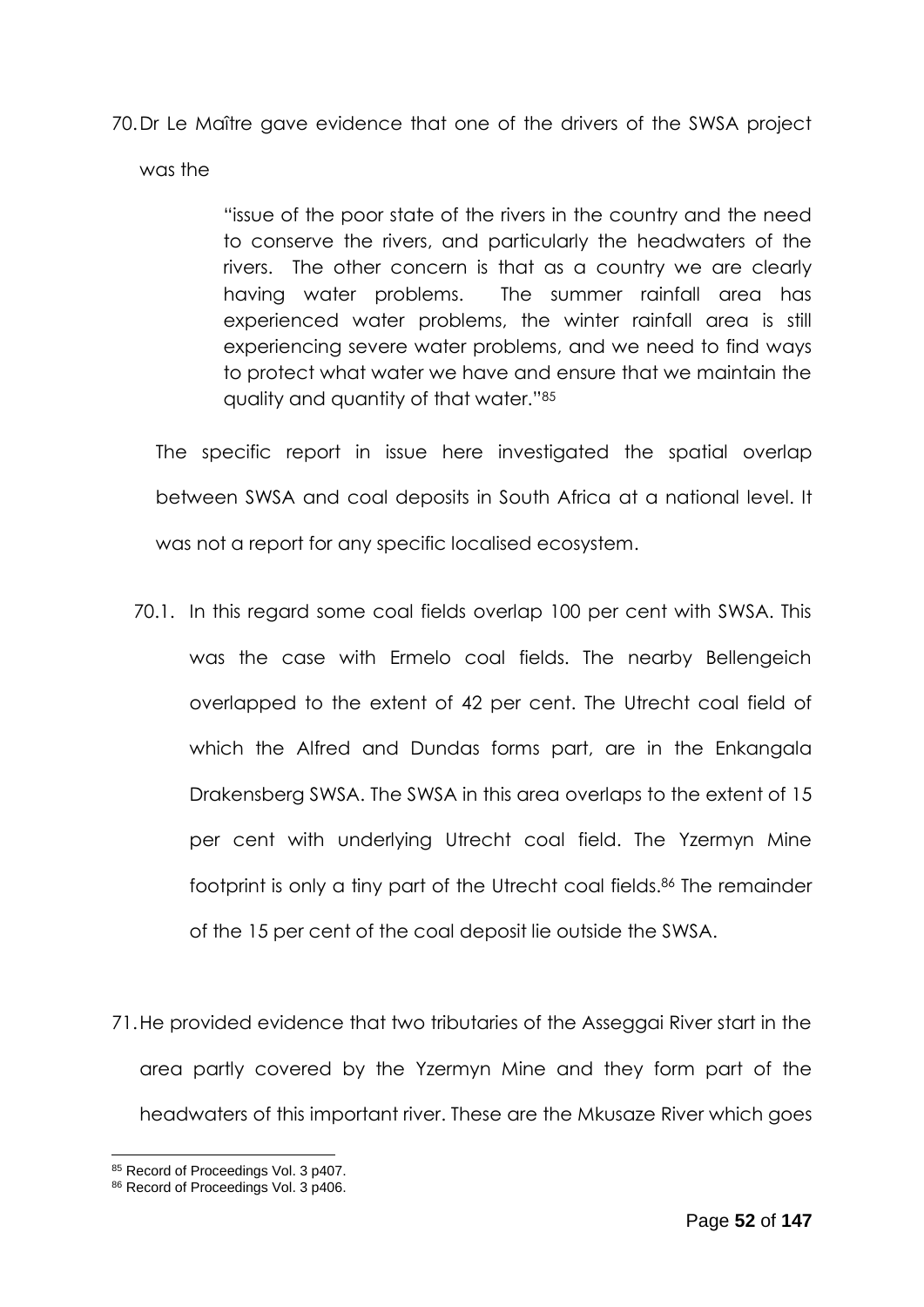70. Dr Le Maître gave evidence that one of the drivers of the SWSA project was the

> "issue of the poor state of the rivers in the country and the need to conserve the rivers, and particularly the headwaters of the rivers. The other concern is that as a country we are clearly having water problems. The summer rainfall area has experienced water problems, the winter rainfall area is still experiencing severe water problems, and we need to find ways to protect what water we have and ensure that we maintain the quality and quantity of that water."[85]

The specific report in issue here investigated the spatial overlap between SWSA and coal deposits in South Africa at a national level. It was not a report for any specific localised ecosystem.

70.1. In this regard some coal fields overlap 100 per cent with SWSA. This was the case with Ermelo coal fields. The nearby Bellengeich overlapped to the extent of 42 per cent. The Utrecht coal field of which the Alfred and Dundas forms part, are in the Enkangala Drakensberg SWSA. The SWSA in this area overlaps to the extent of 15 per cent with underlying Utrecht coal field. The Yzermyn Mine footprint is only a tiny part of the Utrecht coal fields.[86] The remainder of the 15 per cent of the coal deposit lie outside the SWSA.

71. He provided evidence that two tributaries of the Asseggai River start in the area partly covered by the Yzermyn Mine and they form part of the headwaters of this important river. These are the Mkusaze River which goes

[85] Record of Proceedings Vol. 3 p407.

[86] Record of Proceedings Vol. 3 p406.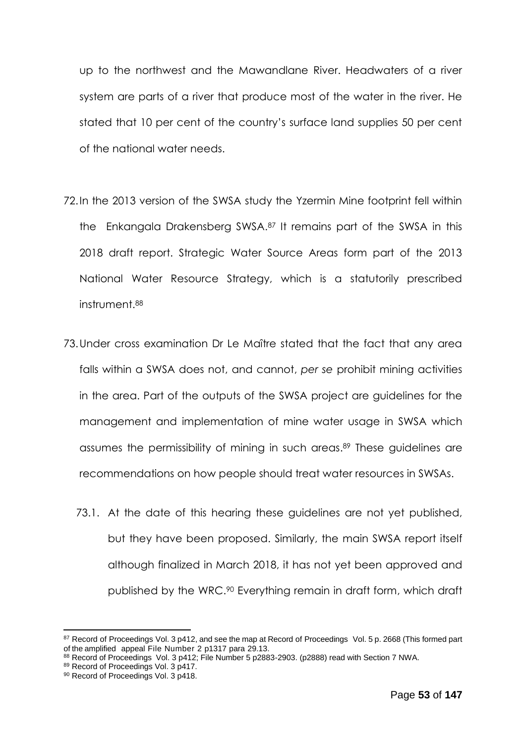up to the northwest and the Mawandlane River. Headwaters of a river system are parts of a river that produce most of the water in the river. He stated that 10 per cent of the country's surface land supplies 50 per cent of the national water needs.

72. In the 2013 version of the SWSA study the Yzermin Mine footprint fell within the Enkangala Drakensberg SWSA.[87] It remains part of the SWSA in this 2018 draft report. Strategic Water Source Areas form part of the 2013 National Water Resource Strategy, which is a statutorily prescribed instrument.[88]

73. Under cross examination Dr Le Maître stated that the fact that any area falls within a SWSA does not, and cannot, *per se* prohibit mining activities in the area. Part of the outputs of the SWSA project are guidelines for the management and implementation of mine water usage in SWSA which assumes the permissibility of mining in such areas.[89] These guidelines are recommendations on how people should treat water resources in SWSAs.

    73.1. At the date of this hearing these guidelines are not yet published, but they have been proposed. Similarly, the main SWSA report itself although finalized in March 2018, it has not yet been approved and published by the WRC.[90] Everything remain in draft form, which draft

---

[87] Record of Proceedings Vol. 3 p412, and see the map at Record of Proceedings Vol. 5 p. 2668 (This formed part of the amplified appeal File Number 2 p1317 para 29.13.

[88] Record of Proceedings Vol. 3 p412; File Number 5 p2883-2903. (p2888) read with Section 7 NWA.

[89] Record of Proceedings Vol. 3 p417.

[90] Record of Proceedings Vol. 3 p418.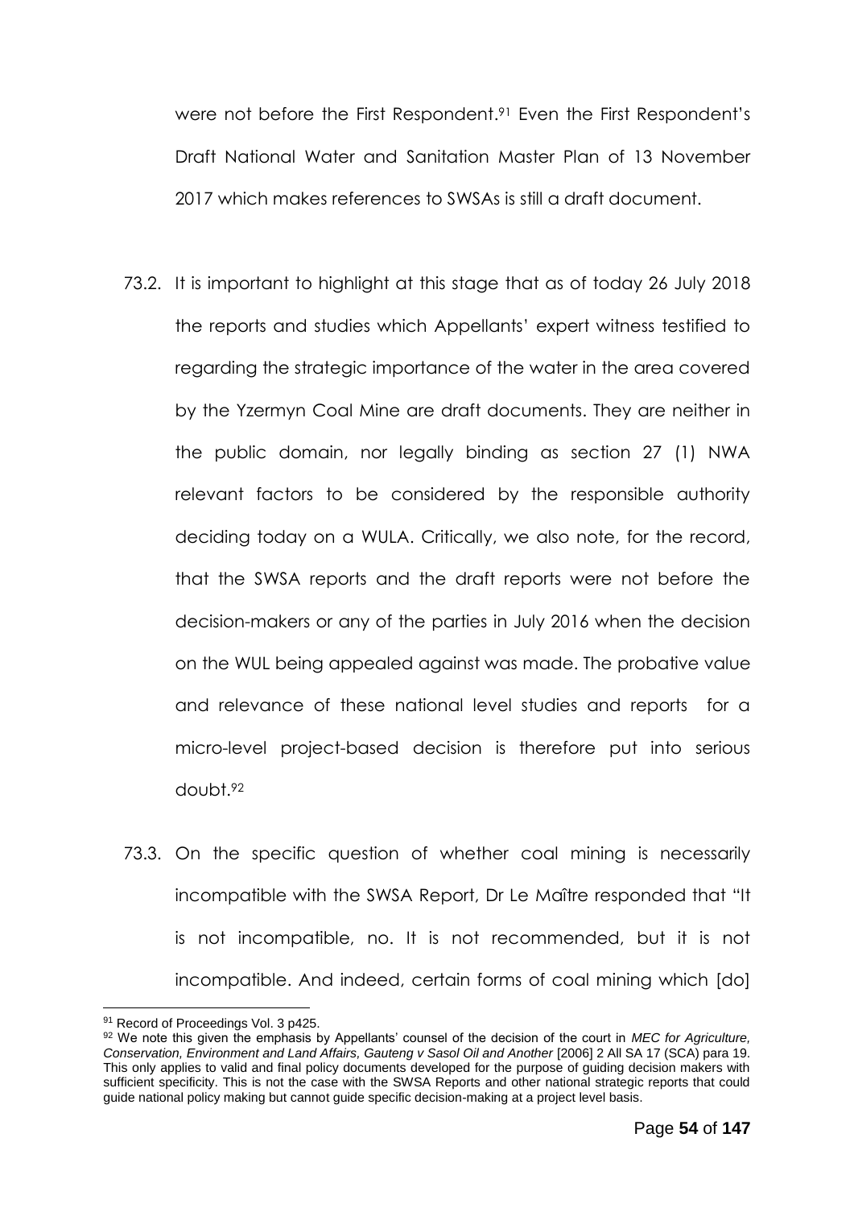were not before the First Respondent.[91] Even the First Respondent's Draft National Water and Sanitation Master Plan of 13 November 2017 which makes references to SWSAs is still a draft document.

73.2. It is important to highlight at this stage that as of today 26 July 2018 the reports and studies which Appellants' expert witness testified to regarding the strategic importance of the water in the area covered by the Yzermyn Coal Mine are draft documents. They are neither in the public domain, nor legally binding as section 27 (1) NWA relevant factors to be considered by the responsible authority deciding today on a WULA. Critically, we also note, for the record, that the SWSA reports and the draft reports were not before the decision-makers or any of the parties in July 2016 when the decision on the WUL being appealed against was made. The probative value and relevance of these national level studies and reports for a micro-level project-based decision is therefore put into serious doubt.[92]

73.3. On the specific question of whether coal mining is necessarily incompatible with the SWSA Report, Dr Le Maître responded that "It is not incompatible, no. It is not recommended, but it is not incompatible. And indeed, certain forms of coal mining which [do]

---

[91] Record of Proceedings Vol. 3 p425.

[92] We note this given the emphasis by Appellants' counsel of the decision of the court in *MEC for Agriculture, Conservation, Environment and Land Affairs, Gauteng v Sasol Oil and Another* [2006] 2 All SA 17 (SCA) para 19. This only applies to valid and final policy documents developed for the purpose of guiding decision makers with sufficient specificity. This is not the case with the SWSA Reports and other national strategic reports that could guide national policy making but cannot guide specific decision-making at a project level basis.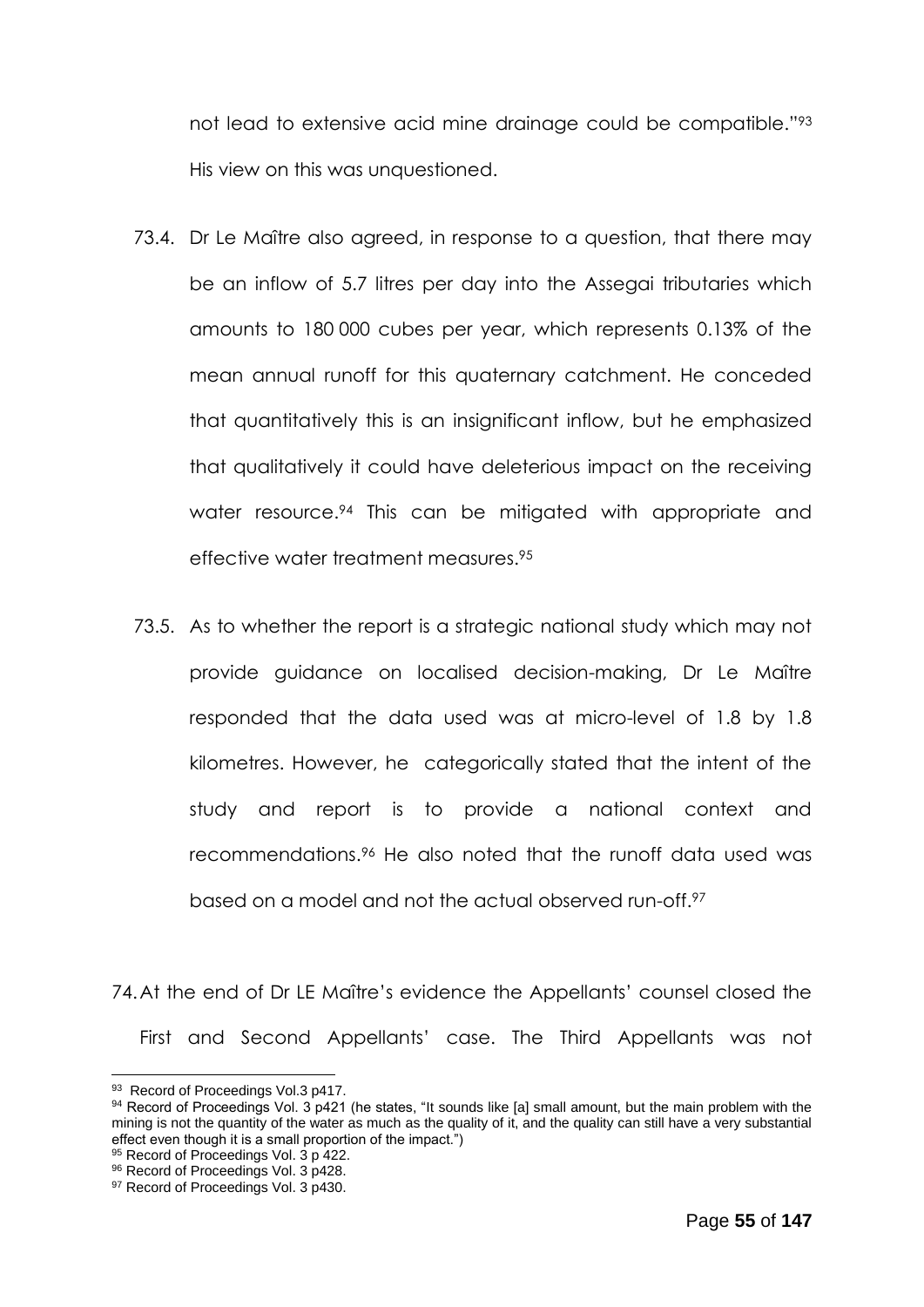not lead to extensive acid mine drainage could be compatible."[93] His view on this was unquestioned.

73.4. Dr Le Maître also agreed, in response to a question, that there may be an inflow of 5.7 litres per day into the Assegai tributaries which amounts to 180 000 cubes per year, which represents 0.13% of the mean annual runoff for this quaternary catchment. He conceded that quantitatively this is an insignificant inflow, but he emphasized that qualitatively it could have deleterious impact on the receiving water resource.[94] This can be mitigated with appropriate and effective water treatment measures.[95]

73.5. As to whether the report is a strategic national study which may not provide guidance on localised decision-making, Dr Le Maître responded that the data used was at micro-level of 1.8 by 1.8 kilometres. However, he categorically stated that the intent of the study and report is to provide a national context and recommendations.[96] He also noted that the runoff data used was based on a model and not the actual observed run-off.[97]

74. At the end of Dr LE Maître's evidence the Appellants' counsel closed the First and Second Appellants' case. The Third Appellants was not

---

[93] Record of Proceedings Vol.3 p417.

[94] Record of Proceedings Vol. 3 p421 (he states, "It sounds like [a] small amount, but the main problem with the mining is not the quantity of the water as much as the quality of it, and the quality can still have a very substantial effect even though it is a small proportion of the impact.")

[95] Record of Proceedings Vol. 3 p 422.

[96] Record of Proceedings Vol. 3 p428.

[97] Record of Proceedings Vol. 3 p430.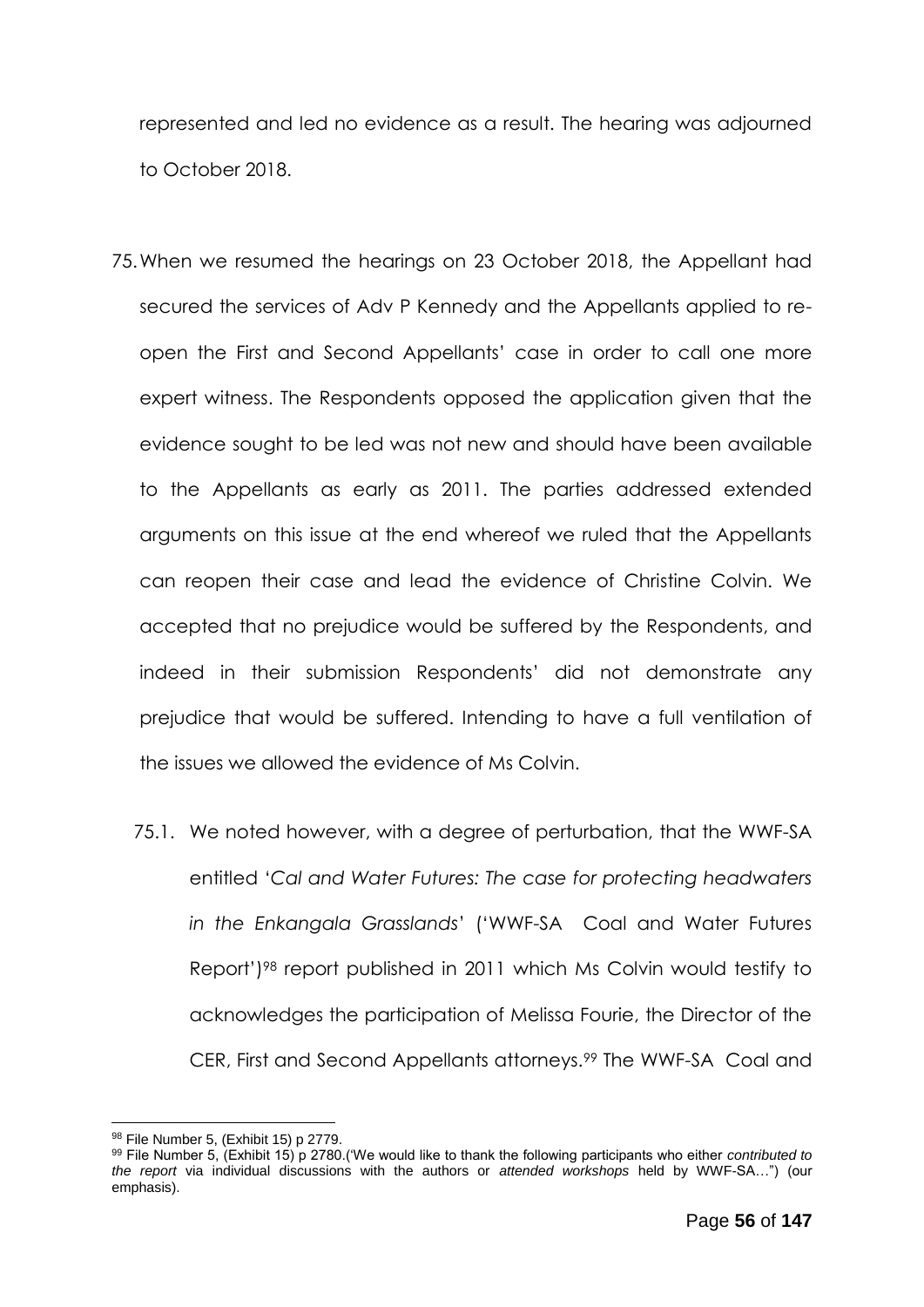represented and led no evidence as a result. The hearing was adjourned to October 2018.

75. When we resumed the hearings on 23 October 2018, the Appellant had secured the services of Adv P Kennedy and the Appellants applied to re-open the First and Second Appellants' case in order to call one more expert witness. The Respondents opposed the application given that the evidence sought to be led was not new and should have been available to the Appellants as early as 2011. The parties addressed extended arguments on this issue at the end whereof we ruled that the Appellants can reopen their case and lead the evidence of Christine Colvin. We accepted that no prejudice would be suffered by the Respondents, and indeed in their submission Respondents' did not demonstrate any prejudice that would be suffered. Intending to have a full ventilation of the issues we allowed the evidence of Ms Colvin.

    75.1. We noted however, with a degree of perturbation, that the WWF-SA entitled '*Cal and Water Futures: The case for protecting headwaters in the Enkangala Grasslands*' ('WWF-SA Coal and Water Futures Report')[98] report published in 2011 which Ms Colvin would testify to acknowledges the participation of Melissa Fourie, the Director of the CER, First and Second Appellants attorneys.[99] The WWF-SA Coal and

---

[98] File Number 5, (Exhibit 15) p 2779.

[99] File Number 5, (Exhibit 15) p 2780.('We would like to thank the following participants who either *contributed to the report* via individual discussions with the authors or *attended workshops* held by WWF-SA…") (our emphasis).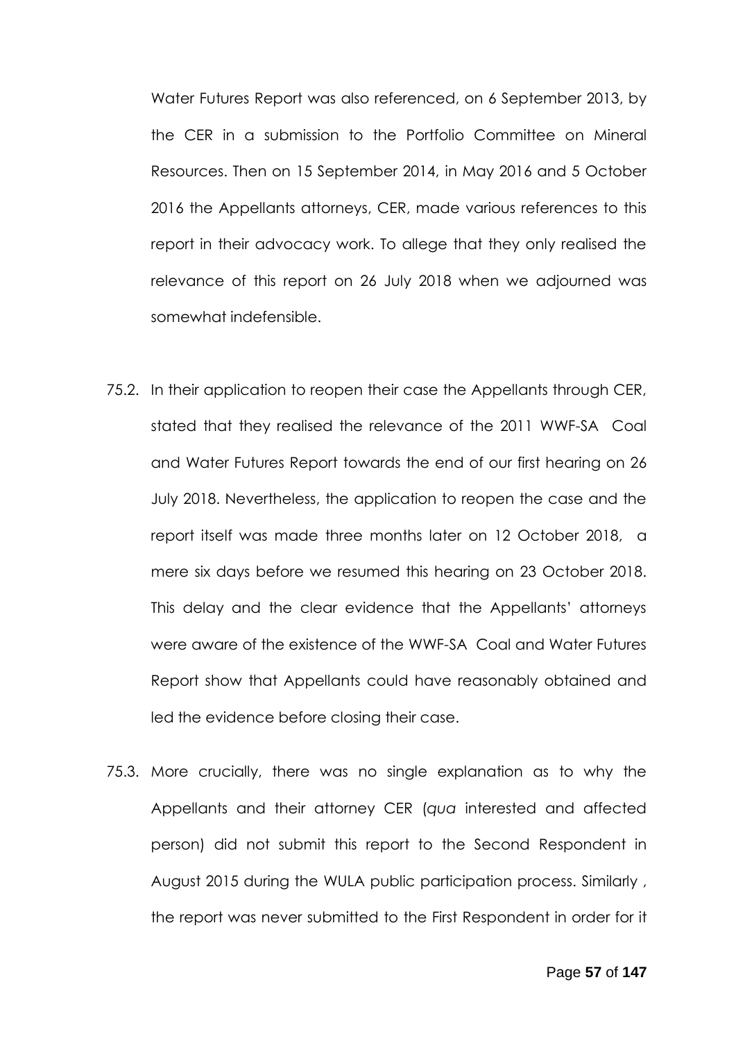Water Futures Report was also referenced, on 6 September 2013, by the CER in a submission to the Portfolio Committee on Mineral Resources. Then on 15 September 2014, in May 2016 and 5 October 2016 the Appellants attorneys, CER, made various references to this report in their advocacy work. To allege that they only realised the relevance of this report on 26 July 2018 when we adjourned was somewhat indefensible.

75.2. In their application to reopen their case the Appellants through CER, stated that they realised the relevance of the 2011 WWF-SA Coal and Water Futures Report towards the end of our first hearing on 26 July 2018. Nevertheless, the application to reopen the case and the report itself was made three months later on 12 October 2018, a mere six days before we resumed this hearing on 23 October 2018. This delay and the clear evidence that the Appellants' attorneys were aware of the existence of the WWF-SA Coal and Water Futures Report show that Appellants could have reasonably obtained and led the evidence before closing their case.

75.3. More crucially, there was no single explanation as to why the Appellants and their attorney CER (*qua* interested and affected person) did not submit this report to the Second Respondent in August 2015 during the WULA public participation process. Similarly , the report was never submitted to the First Respondent in order for it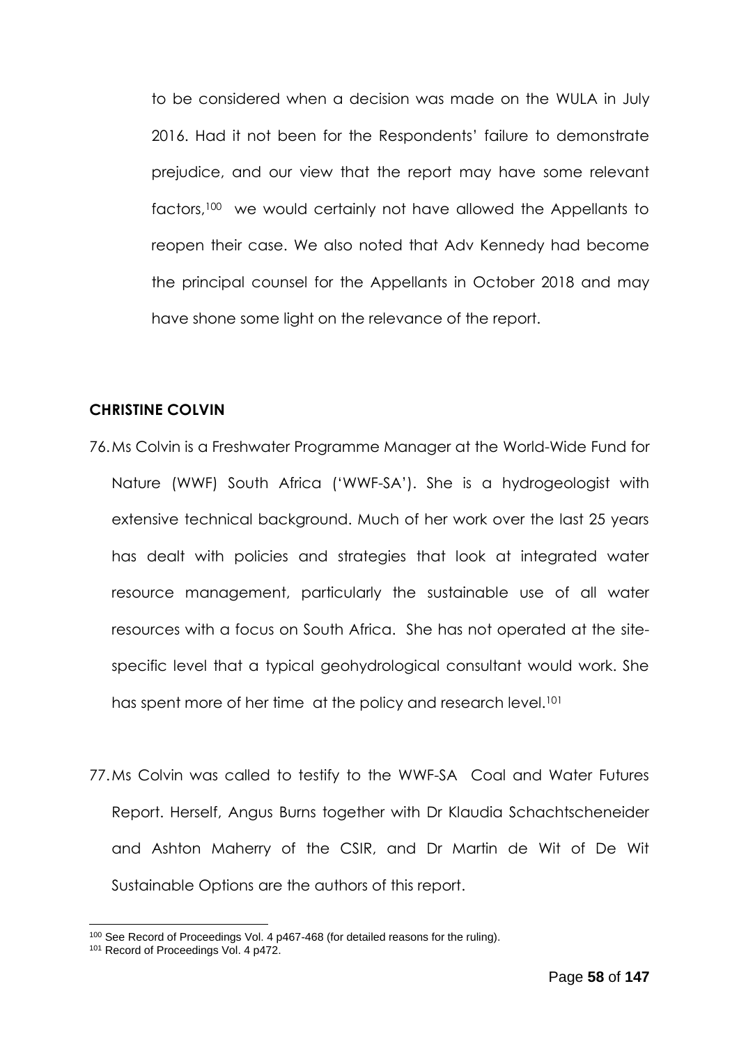to be considered when a decision was made on the WULA in July 2016. Had it not been for the Respondents' failure to demonstrate prejudice, and our view that the report may have some relevant factors,[100] we would certainly not have allowed the Appellants to reopen their case. We also noted that Adv Kennedy had become the principal counsel for the Appellants in October 2018 and may have shone some light on the relevance of the report.

**CHRISTINE COLVIN**

76. Ms Colvin is a Freshwater Programme Manager at the World-Wide Fund for Nature (WWF) South Africa ('WWF-SA'). She is a hydrogeologist with extensive technical background. Much of her work over the last 25 years has dealt with policies and strategies that look at integrated water resource management, particularly the sustainable use of all water resources with a focus on South Africa. She has not operated at the site-specific level that a typical geohydrological consultant would work. She has spent more of her time at the policy and research level.[101]

77. Ms Colvin was called to testify to the WWF-SA Coal and Water Futures Report. Herself, Angus Burns together with Dr Klaudia Schachtscheneider and Ashton Maherry of the CSIR, and Dr Martin de Wit of De Wit Sustainable Options are the authors of this report.

---

[100] See Record of Proceedings Vol. 4 p467-468 (for detailed reasons for the ruling).

[101] Record of Proceedings Vol. 4 p472.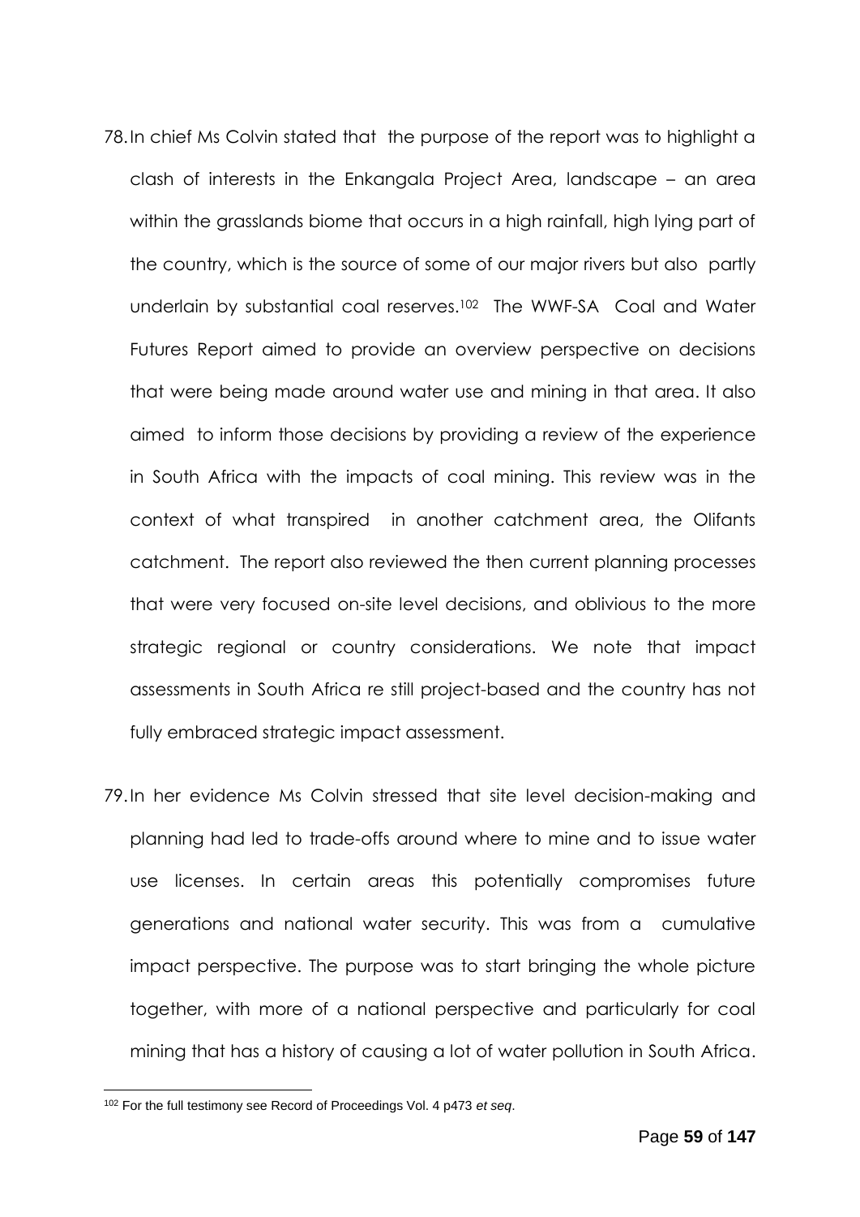78. In chief Ms Colvin stated that the purpose of the report was to highlight a clash of interests in the Enkangala Project Area, landscape – an area within the grasslands biome that occurs in a high rainfall, high lying part of the country, which is the source of some of our major rivers but also partly underlain by substantial coal reserves.[102] The WWF-SA Coal and Water Futures Report aimed to provide an overview perspective on decisions that were being made around water use and mining in that area. It also aimed to inform those decisions by providing a review of the experience in South Africa with the impacts of coal mining. This review was in the context of what transpired in another catchment area, the Olifants catchment. The report also reviewed the then current planning processes that were very focused on-site level decisions, and oblivious to the more strategic regional or country considerations. We note that impact assessments in South Africa re still project-based and the country has not fully embraced strategic impact assessment.

79. In her evidence Ms Colvin stressed that site level decision-making and planning had led to trade-offs around where to mine and to issue water use licenses. In certain areas this potentially compromises future generations and national water security. This was from a cumulative impact perspective. The purpose was to start bringing the whole picture together, with more of a national perspective and particularly for coal mining that has a history of causing a lot of water pollution in South Africa.

---

[102] For the full testimony see Record of Proceedings Vol. 4 p473 *et seq*.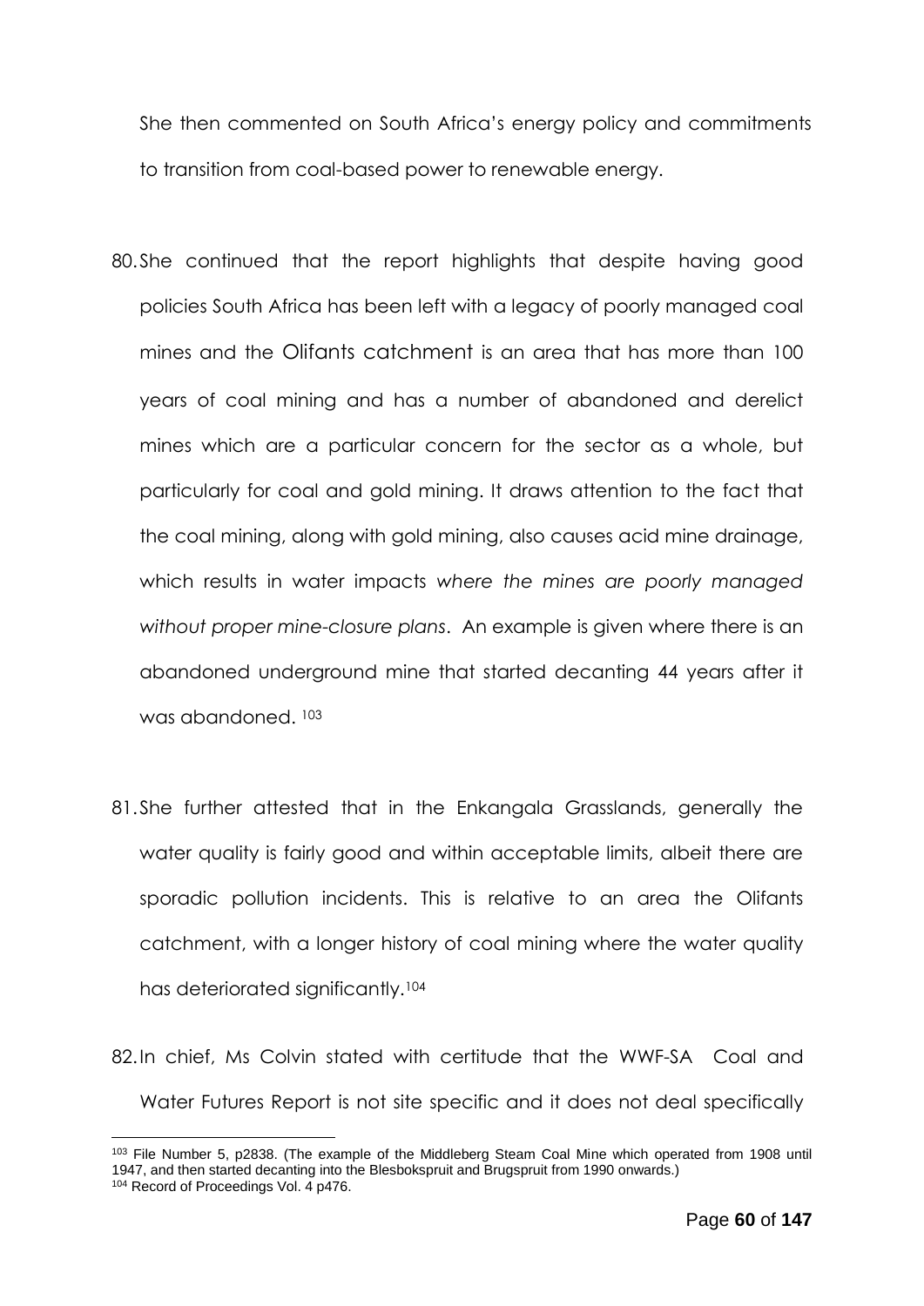She then commented on South Africa's energy policy and commitments to transition from coal-based power to renewable energy.

80. She continued that the report highlights that despite having good policies South Africa has been left with a legacy of poorly managed coal mines and the Olifants catchment is an area that has more than 100 years of coal mining and has a number of abandoned and derelict mines which are a particular concern for the sector as a whole, but particularly for coal and gold mining. It draws attention to the fact that the coal mining, along with gold mining, also causes acid mine drainage, which results in water impacts *where the mines are poorly managed without proper mine-closure plans*. An example is given where there is an abandoned underground mine that started decanting 44 years after it was abandoned. [103]

81. She further attested that in the Enkangala Grasslands, generally the water quality is fairly good and within acceptable limits, albeit there are sporadic pollution incidents. This is relative to an area the Olifants catchment, with a longer history of coal mining where the water quality has deteriorated significantly.[104]

82. In chief, Ms Colvin stated with certitude that the WWF-SA Coal and Water Futures Report is not site specific and it does not deal specifically

---

[103] File Number 5, p2838. (The example of the Middleberg Steam Coal Mine which operated from 1908 until 1947, and then started decanting into the Blesbokspruit and Brugspruit from 1990 onwards.)

[104] Record of Proceedings Vol. 4 p476.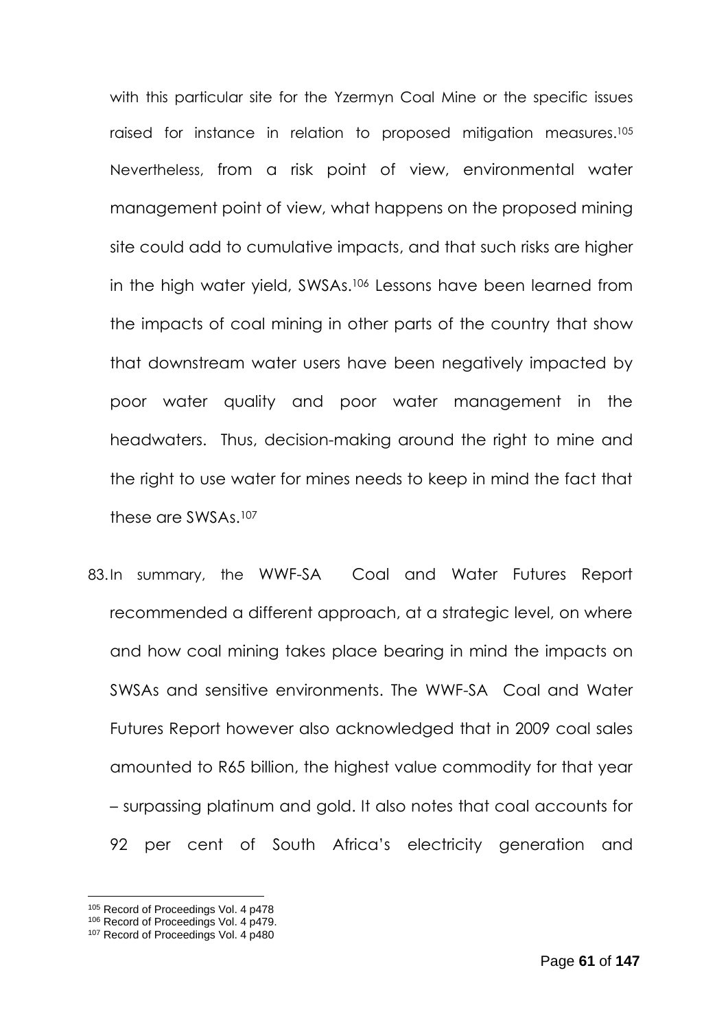with this particular site for the Yzermyn Coal Mine or the specific issues raised for instance in relation to proposed mitigation measures.[105] Nevertheless, from a risk point of view, environmental water management point of view, what happens on the proposed mining site could add to cumulative impacts, and that such risks are higher in the high water yield, SWSAs.[106] Lessons have been learned from the impacts of coal mining in other parts of the country that show that downstream water users have been negatively impacted by poor water quality and poor water management in the headwaters. Thus, decision-making around the right to mine and the right to use water for mines needs to keep in mind the fact that these are SWSAs.[107]

83. In summary, the WWF-SA Coal and Water Futures Report recommended a different approach, at a strategic level, on where and how coal mining takes place bearing in mind the impacts on SWSAs and sensitive environments. The WWF-SA Coal and Water Futures Report however also acknowledged that in 2009 coal sales amounted to R65 billion, the highest value commodity for that year – surpassing platinum and gold. It also notes that coal accounts for 92 per cent of South Africa's electricity generation and

---

[105] Record of Proceedings Vol. 4 p478

[106] Record of Proceedings Vol. 4 p479.

[107] Record of Proceedings Vol. 4 p480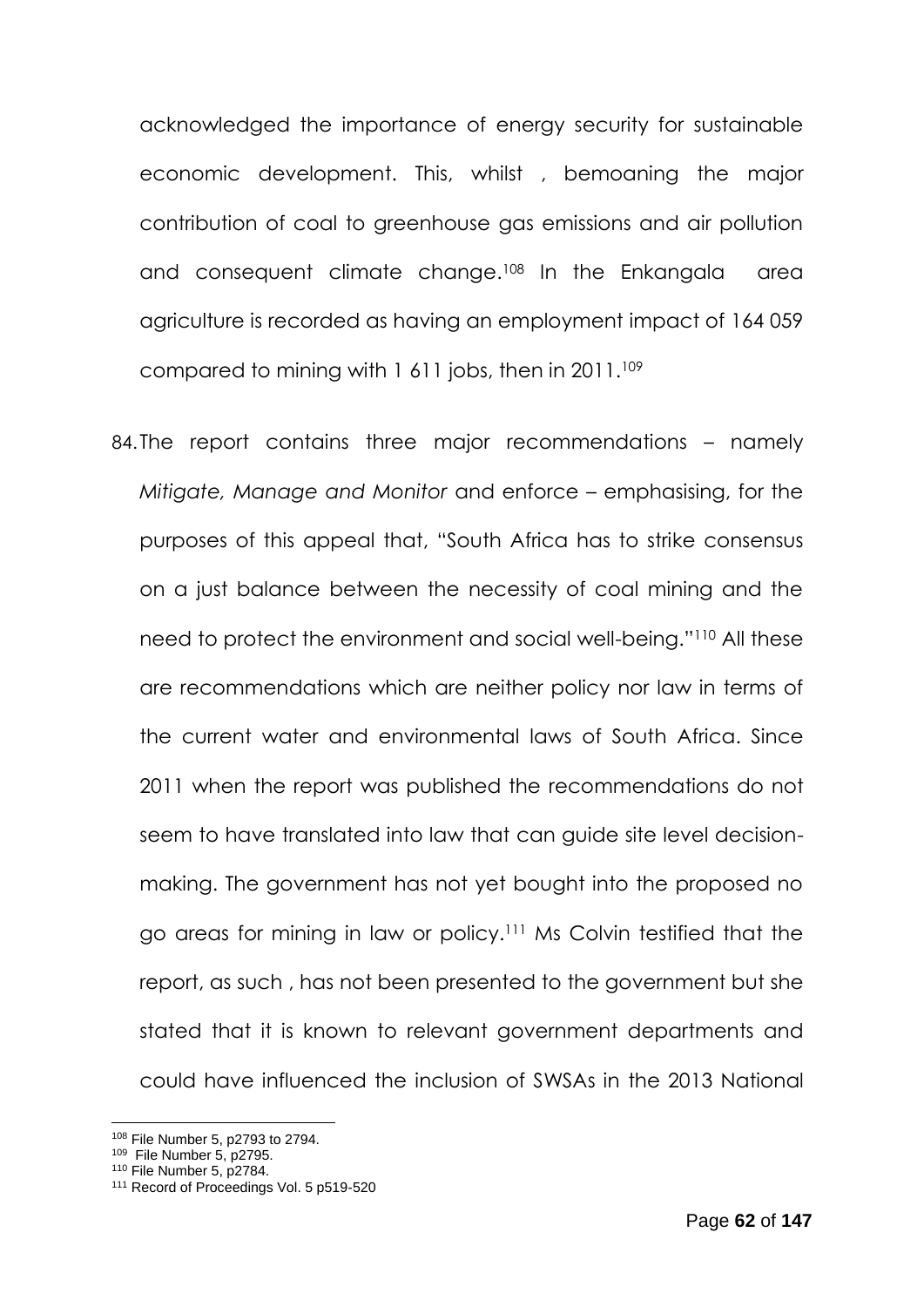acknowledged the importance of energy security for sustainable economic development. This, whilst , bemoaning the major contribution of coal to greenhouse gas emissions and air pollution and consequent climate change.[108] In the Enkangala area agriculture is recorded as having an employment impact of 164 059 compared to mining with 1 611 jobs, then in 2011.[109]

84. The report contains three major recommendations – namely *Mitigate, Manage and Monitor* and enforce – emphasising, for the purposes of this appeal that, "South Africa has to strike consensus on a just balance between the necessity of coal mining and the need to protect the environment and social well-being."[110] All these are recommendations which are neither policy nor law in terms of the current water and environmental laws of South Africa. Since 2011 when the report was published the recommendations do not seem to have translated into law that can guide site level decision-making. The government has not yet bought into the proposed no go areas for mining in law or policy.[111] Ms Colvin testified that the report, as such , has not been presented to the government but she stated that it is known to relevant government departments and could have influenced the inclusion of SWSAs in the 2013 National

---

[108] File Number 5, p2793 to 2794.

[109] File Number 5, p2795.

[110] File Number 5, p2784.

[111] Record of Proceedings Vol. 5 p519-520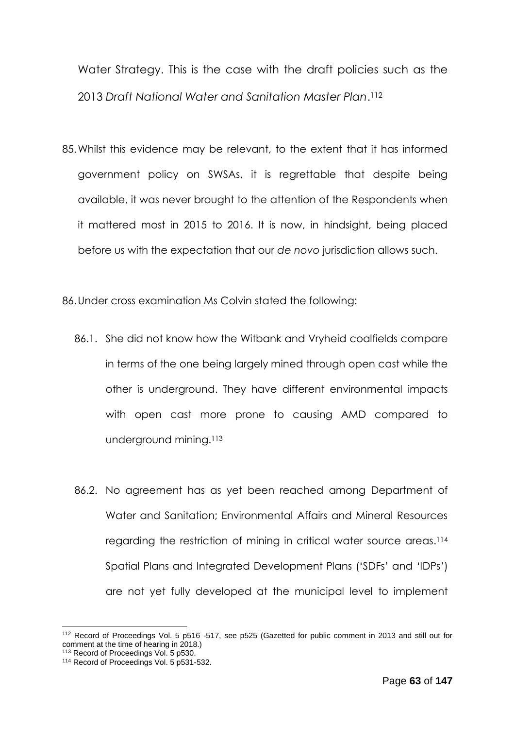Water Strategy. This is the case with the draft policies such as the 2013 *Draft National Water and Sanitation Master Plan*.[112]

85. Whilst this evidence may be relevant, to the extent that it has informed government policy on SWSAs, it is regrettable that despite being available, it was never brought to the attention of the Respondents when it mattered most in 2015 to 2016. It is now, in hindsight, being placed before us with the expectation that our *de novo* jurisdiction allows such.

86. Under cross examination Ms Colvin stated the following:

    86.1. She did not know how the Witbank and Vryheid coalfields compare in terms of the one being largely mined through open cast while the other is underground. They have different environmental impacts with open cast more prone to causing AMD compared to underground mining.[113]

    86.2. No agreement has as yet been reached among Department of Water and Sanitation; Environmental Affairs and Mineral Resources regarding the restriction of mining in critical water source areas.[114] Spatial Plans and Integrated Development Plans ('SDFs' and 'IDPs') are not yet fully developed at the municipal level to implement

---

[112] Record of Proceedings Vol. 5 p516 -517, see p525 (Gazetted for public comment in 2013 and still out for comment at the time of hearing in 2018.)

[113] Record of Proceedings Vol. 5 p530.

[114] Record of Proceedings Vol. 5 p531-532.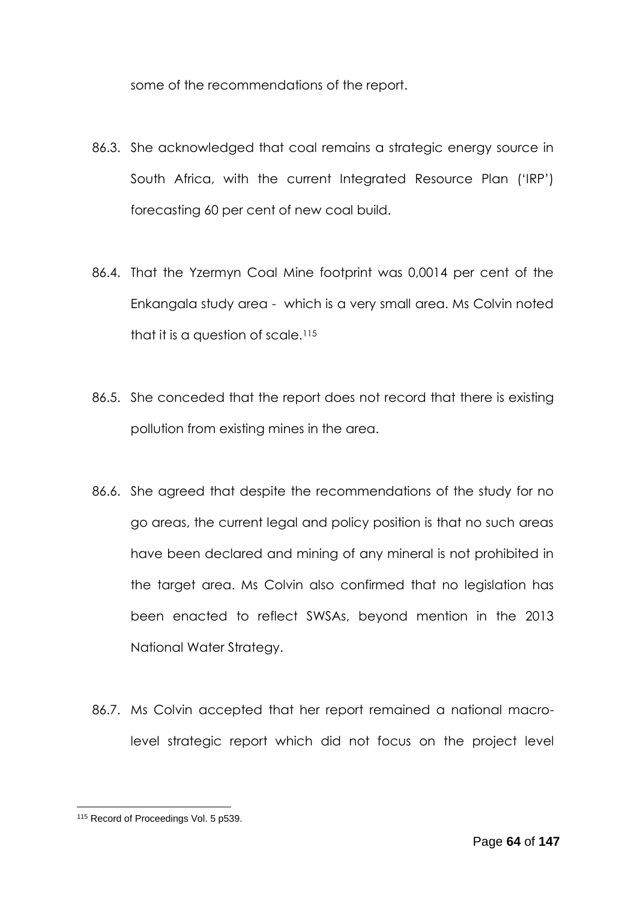some of the recommendations of the report.

86.3. She acknowledged that coal remains a strategic energy source in South Africa, with the current Integrated Resource Plan ('IRP') forecasting 60 per cent of new coal build.

86.4. That the Yzermyn Coal Mine footprint was 0,0014 per cent of the Enkangala study area - which is a very small area. Ms Colvin noted that it is a question of scale.[115]

86.5. She conceded that the report does not record that there is existing pollution from existing mines in the area.

86.6. She agreed that despite the recommendations of the study for no go areas, the current legal and policy position is that no such areas have been declared and mining of any mineral is not prohibited in the target area. Ms Colvin also confirmed that no legislation has been enacted to reflect SWSAs, beyond mention in the 2013 National Water Strategy.

86.7. Ms Colvin accepted that her report remained a national macro-level strategic report which did not focus on the project level

[115] Record of Proceedings Vol. 5 p539.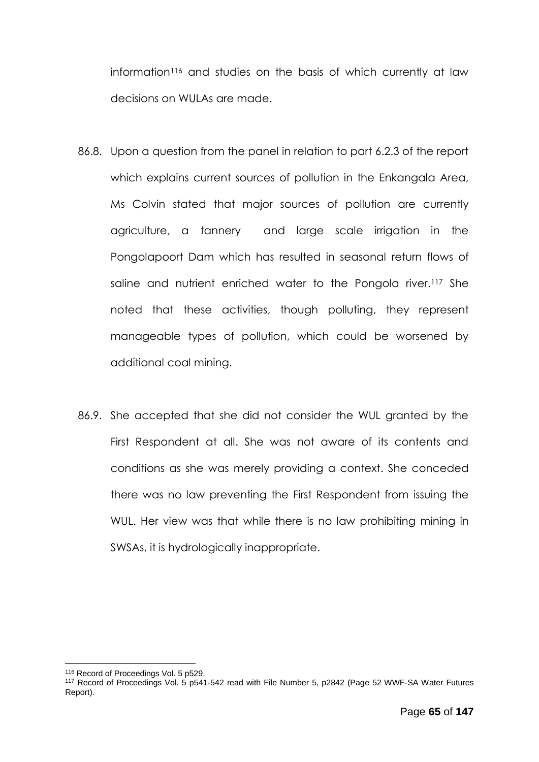information[116] and studies on the basis of which currently at law decisions on WULAs are made.

86.8. Upon a question from the panel in relation to part 6.2.3 of the report which explains current sources of pollution in the Enkangala Area, Ms Colvin stated that major sources of pollution are currently agriculture, a tannery and large scale irrigation in the Pongolapoort Dam which has resulted in seasonal return flows of saline and nutrient enriched water to the Pongola river.[117] She noted that these activities, though polluting, they represent manageable types of pollution, which could be worsened by additional coal mining.

86.9. She accepted that she did not consider the WUL granted by the First Respondent at all. She was not aware of its contents and conditions as she was merely providing a context. She conceded there was no law preventing the First Respondent from issuing the WUL. Her view was that while there is no law prohibiting mining in SWSAs, it is hydrologically inappropriate.

---

[116] Record of Proceedings Vol. 5 p529.

[117] Record of Proceedings Vol. 5 p541-542 read with File Number 5, p2842 (Page 52 WWF-SA Water Futures Report).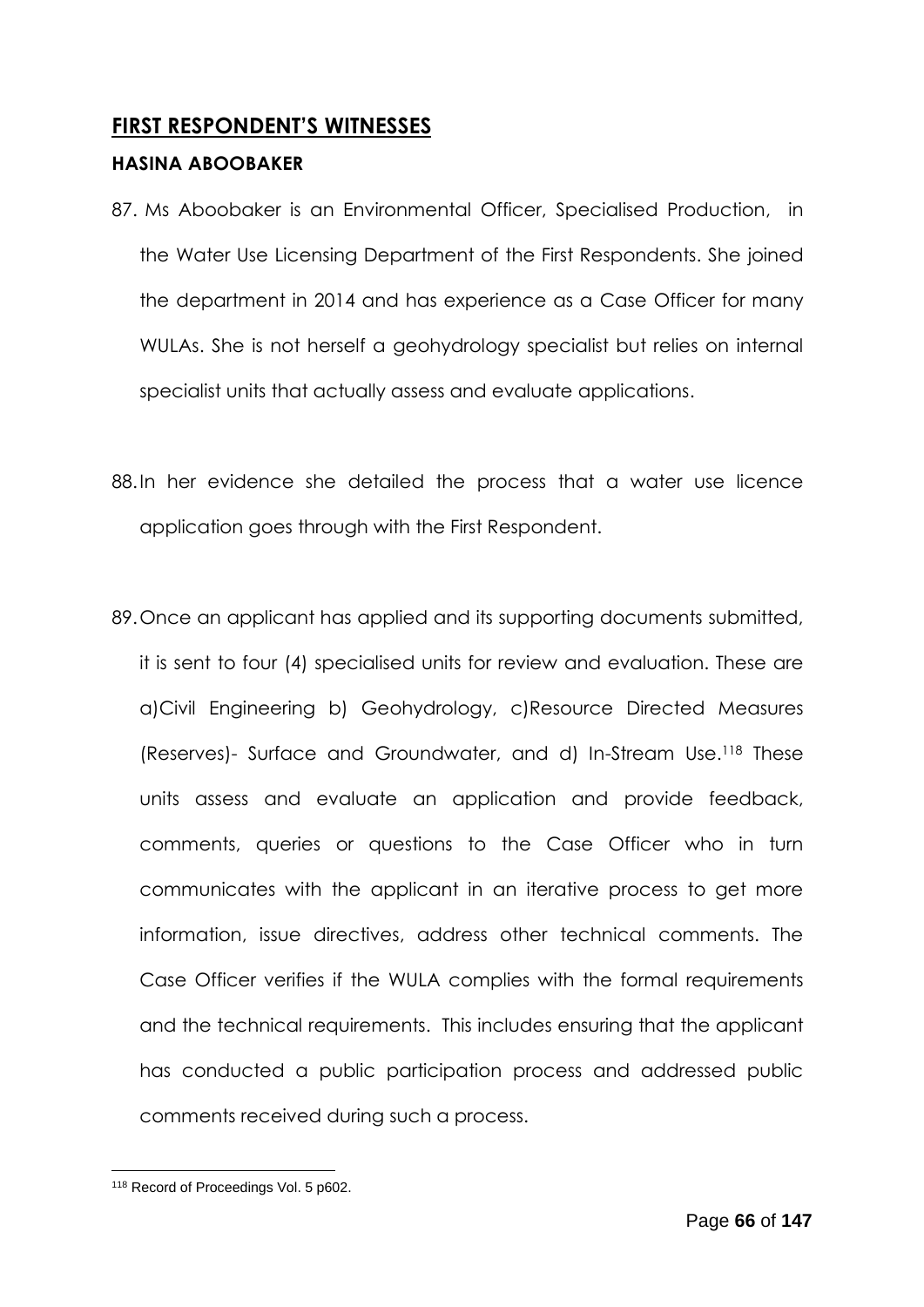## FIRST RESPONDENT'S WITNESSES

### HASINA ABOOBAKER

87. Ms Aboobaker is an Environmental Officer, Specialised Production, in the Water Use Licensing Department of the First Respondents. She joined the department in 2014 and has experience as a Case Officer for many WULAs. She is not herself a geohydrology specialist but relies on internal specialist units that actually assess and evaluate applications.

88. In her evidence she detailed the process that a water use licence application goes through with the First Respondent.

89. Once an applicant has applied and its supporting documents submitted, it is sent to four (4) specialised units for review and evaluation. These are a)Civil Engineering b) Geohydrology, c)Resource Directed Measures (Reserves)- Surface and Groundwater, and d) In-Stream Use.[118] These units assess and evaluate an application and provide feedback, comments, queries or questions to the Case Officer who in turn communicates with the applicant in an iterative process to get more information, issue directives, address other technical comments. The Case Officer verifies if the WULA complies with the formal requirements and the technical requirements. This includes ensuring that the applicant has conducted a public participation process and addressed public comments received during such a process.

[118] Record of Proceedings Vol. 5 p602.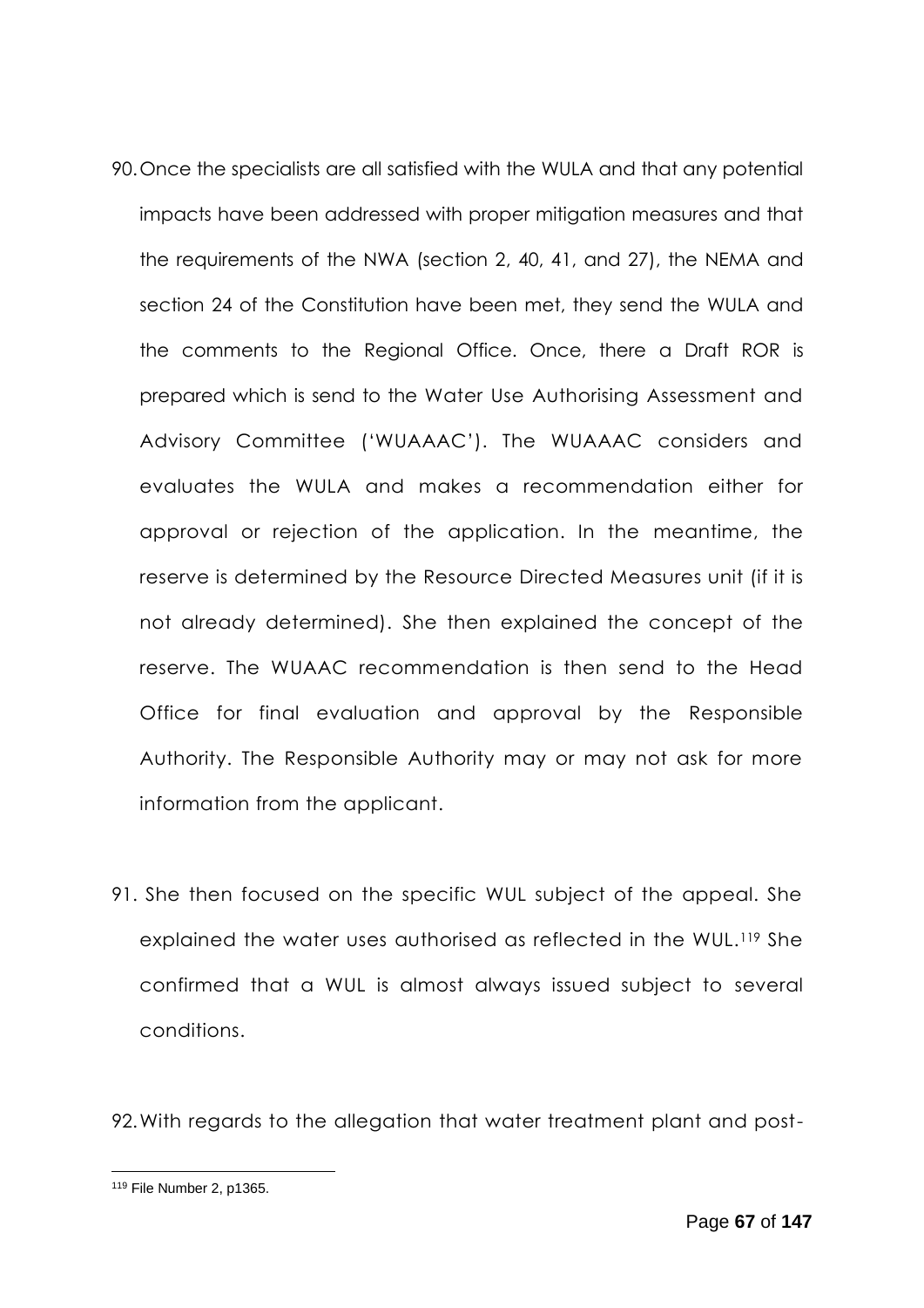90. Once the specialists are all satisfied with the WULA and that any potential impacts have been addressed with proper mitigation measures and that the requirements of the NWA (section 2, 40, 41, and 27), the NEMA and section 24 of the Constitution have been met, they send the WULA and the comments to the Regional Office. Once, there a Draft ROR is prepared which is send to the Water Use Authorising Assessment and Advisory Committee ('WUAAAC'). The WUAAAC considers and evaluates the WULA and makes a recommendation either for approval or rejection of the application. In the meantime, the reserve is determined by the Resource Directed Measures unit (if it is not already determined). She then explained the concept of the reserve. The WUAAC recommendation is then send to the Head Office for final evaluation and approval by the Responsible Authority. The Responsible Authority may or may not ask for more information from the applicant.

91. She then focused on the specific WUL subject of the appeal. She explained the water uses authorised as reflected in the WUL.[119] She confirmed that a WUL is almost always issued subject to several conditions.

92. With regards to the allegation that water treatment plant and post-

[119] File Number 2, p1365.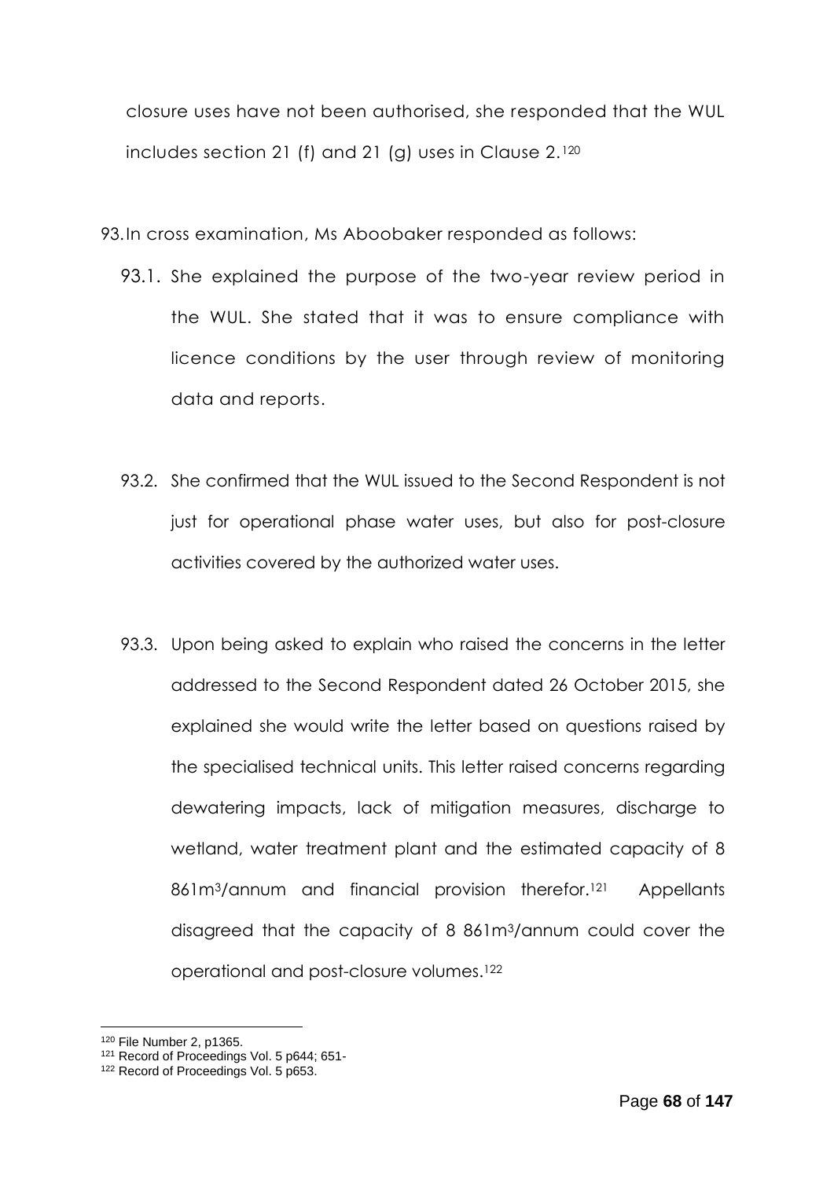closure uses have not been authorised, she responded that the WUL includes section 21 (f) and 21 (g) uses in Clause 2.[120]

93. In cross examination, Ms Aboobaker responded as follows:

   93.1. She explained the purpose of the two-year review period in the WUL. She stated that it was to ensure compliance with licence conditions by the user through review of monitoring data and reports.

   93.2. She confirmed that the WUL issued to the Second Respondent is not just for operational phase water uses, but also for post-closure activities covered by the authorized water uses.

   93.3. Upon being asked to explain who raised the concerns in the letter addressed to the Second Respondent dated 26 October 2015, she explained she would write the letter based on questions raised by the specialised technical units. This letter raised concerns regarding dewatering impacts, lack of mitigation measures, discharge to wetland, water treatment plant and the estimated capacity of 8 861m$^3$/annum and financial provision therefor.[121] Appellants disagreed that the capacity of 8 861m$^3$/annum could cover the operational and post-closure volumes.[122]

---

[120] File Number 2, p1365.

[121] Record of Proceedings Vol. 5 p644; 651-

[122] Record of Proceedings Vol. 5 p653.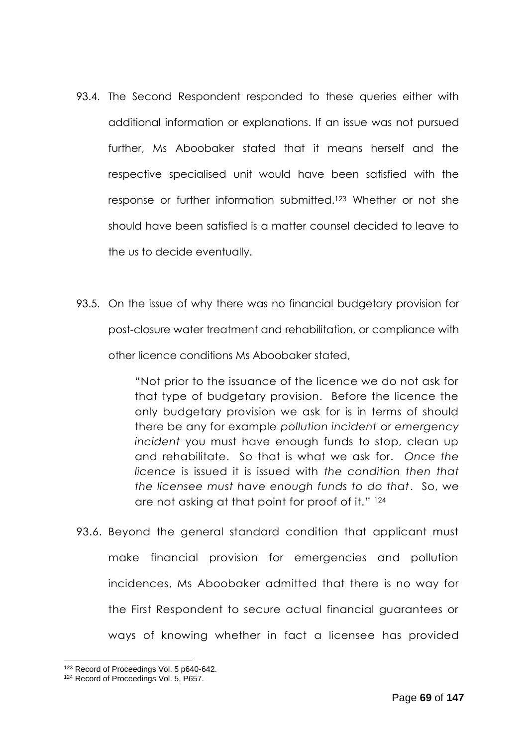93.4. The Second Respondent responded to these queries either with additional information or explanations. If an issue was not pursued further, Ms Aboobaker stated that it means herself and the respective specialised unit would have been satisfied with the response or further information submitted.[123] Whether or not she should have been satisfied is a matter counsel decided to leave to the us to decide eventually.

93.5. On the issue of why there was no financial budgetary provision for post-closure water treatment and rehabilitation, or compliance with other licence conditions Ms Aboobaker stated,

> "Not prior to the issuance of the licence we do not ask for that type of budgetary provision. Before the licence the only budgetary provision we ask for is in terms of should there be any for example *pollution incident* or *emergency incident* you must have enough funds to stop, clean up and rehabilitate. So that is what we ask for. *Once the licence* is issued it is issued with *the condition then that the licensee must have enough funds to do that*. So, we are not asking at that point for proof of it." [124]

93.6. Beyond the general standard condition that applicant must make financial provision for emergencies and pollution incidences, Ms Aboobaker admitted that there is no way for the First Respondent to secure actual financial guarantees or ways of knowing whether in fact a licensee has provided

---

[123] Record of Proceedings Vol. 5 p640-642.

[124] Record of Proceedings Vol. 5, P657.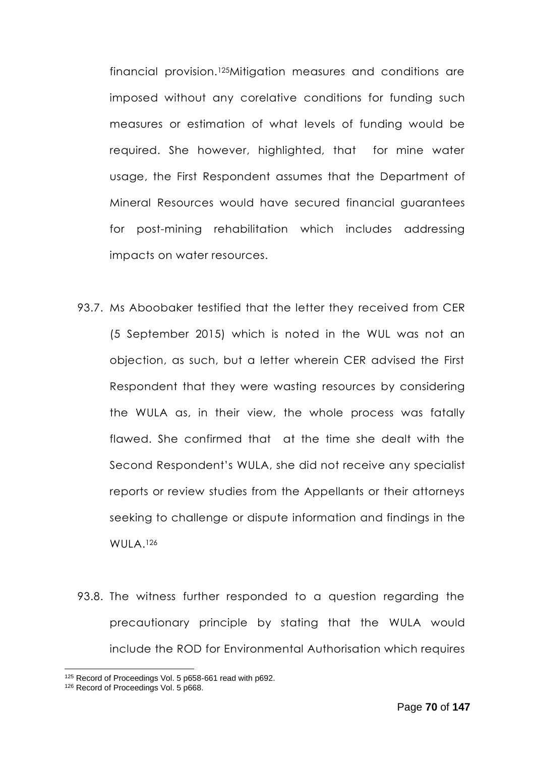financial provision.[125]Mitigation measures and conditions are imposed without any corelative conditions for funding such measures or estimation of what levels of funding would be required. She however, highlighted, that for mine water usage, the First Respondent assumes that the Department of Mineral Resources would have secured financial guarantees for post-mining rehabilitation which includes addressing impacts on water resources.

93.7. Ms Aboobaker testified that the letter they received from CER (5 September 2015) which is noted in the WUL was not an objection, as such, but a letter wherein CER advised the First Respondent that they were wasting resources by considering the WULA as, in their view, the whole process was fatally flawed. She confirmed that at the time she dealt with the Second Respondent's WULA, she did not receive any specialist reports or review studies from the Appellants or their attorneys seeking to challenge or dispute information and findings in the WULA.[126]

93.8. The witness further responded to a question regarding the precautionary principle by stating that the WULA would include the ROD for Environmental Authorisation which requires

---

[125] Record of Proceedings Vol. 5 p658-661 read with p692.

[126] Record of Proceedings Vol. 5 p668.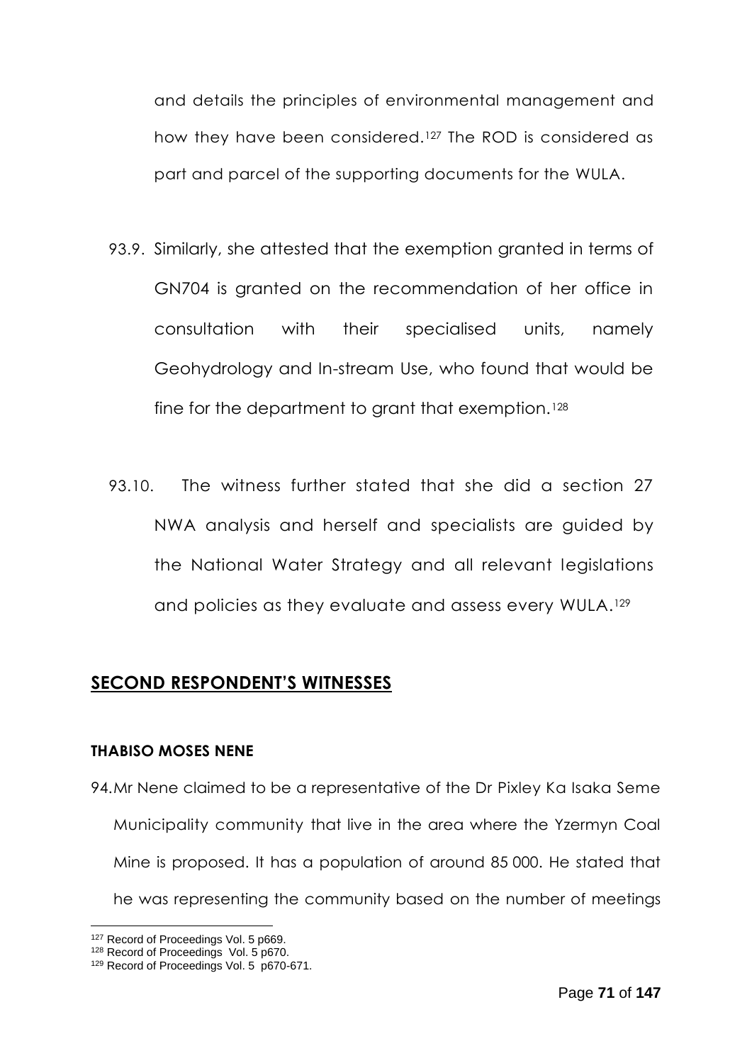and details the principles of environmental management and how they have been considered.[127] The ROD is considered as part and parcel of the supporting documents for the WULA.

93.9. Similarly, she attested that the exemption granted in terms of GN704 is granted on the recommendation of her office in consultation with their specialised units, namely Geohydrology and In-stream Use, who found that would be fine for the department to grant that exemption.[128]

93.10. The witness further stated that she did a section 27 NWA analysis and herself and specialists are guided by the National Water Strategy and all relevant legislations and policies as they evaluate and assess every WULA.[129]

## SECOND RESPONDENT'S WITNESSES

### THABISO MOSES NENE

94. Mr Nene claimed to be a representative of the Dr Pixley Ka Isaka Seme Municipality community that live in the area where the Yzermyn Coal Mine is proposed. It has a population of around 85 000. He stated that he was representing the community based on the number of meetings

---

[127] Record of Proceedings Vol. 5 p669.

[128] Record of Proceedings Vol. 5 p670.

[129] Record of Proceedings Vol. 5 p670-671.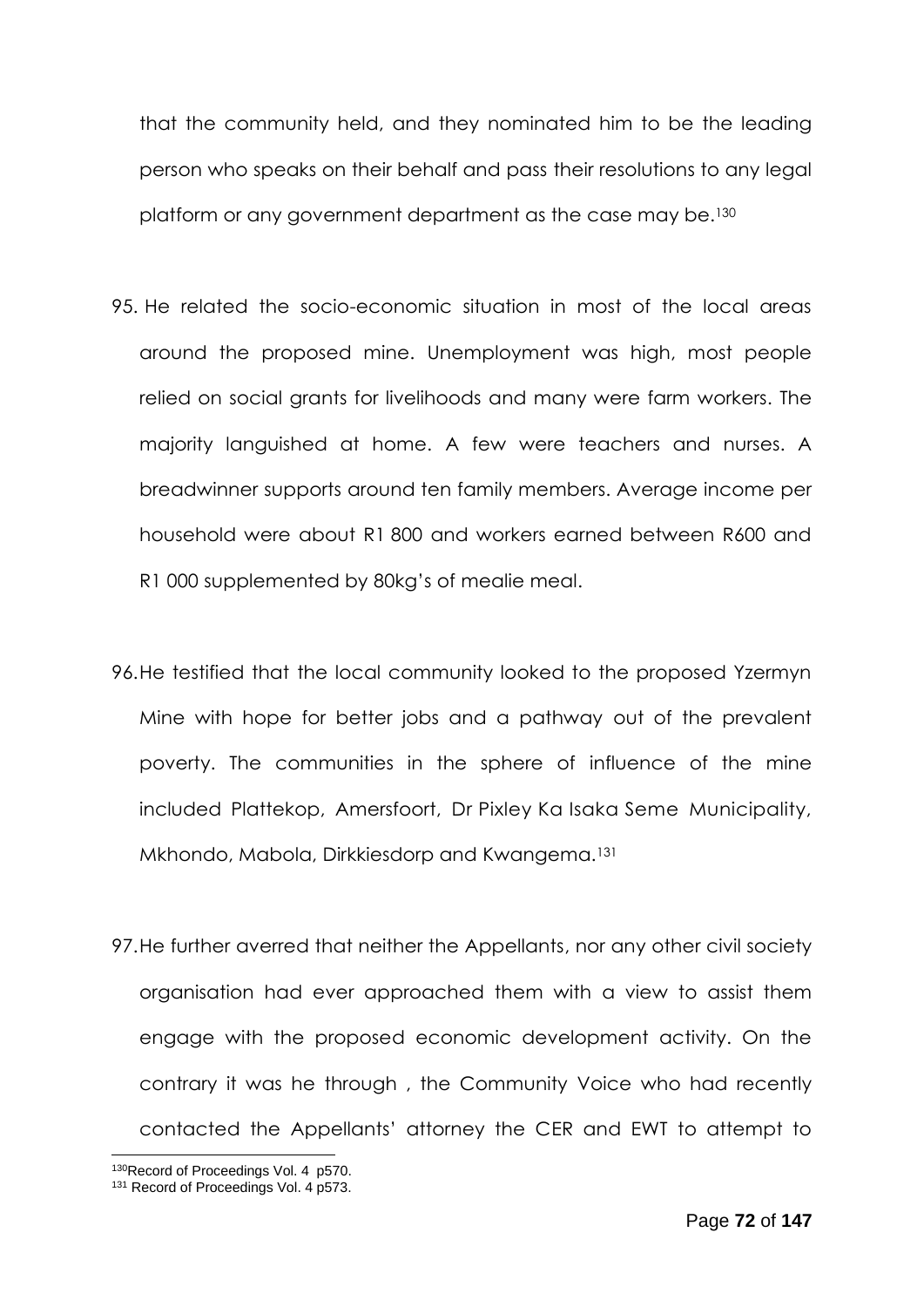that the community held, and they nominated him to be the leading person who speaks on their behalf and pass their resolutions to any legal platform or any government department as the case may be.[130]

95. He related the socio-economic situation in most of the local areas around the proposed mine. Unemployment was high, most people relied on social grants for livelihoods and many were farm workers. The majority languished at home. A few were teachers and nurses. A breadwinner supports around ten family members. Average income per household were about R1 800 and workers earned between R600 and R1 000 supplemented by 80kg's of mealie meal.

96. He testified that the local community looked to the proposed Yzermyn Mine with hope for better jobs and a pathway out of the prevalent poverty. The communities in the sphere of influence of the mine included Plattekop, Amersfoort, Dr Pixley Ka Isaka Seme Municipality, Mkhondo, Mabola, Dirkkiesdorp and Kwangema.[131]

97. He further averred that neither the Appellants, nor any other civil society organisation had ever approached them with a view to assist them engage with the proposed economic development activity. On the contrary it was he through , the Community Voice who had recently contacted the Appellants' attorney the CER and EWT to attempt to

---

[130] Record of Proceedings Vol. 4 p570.

[131] Record of Proceedings Vol. 4 p573.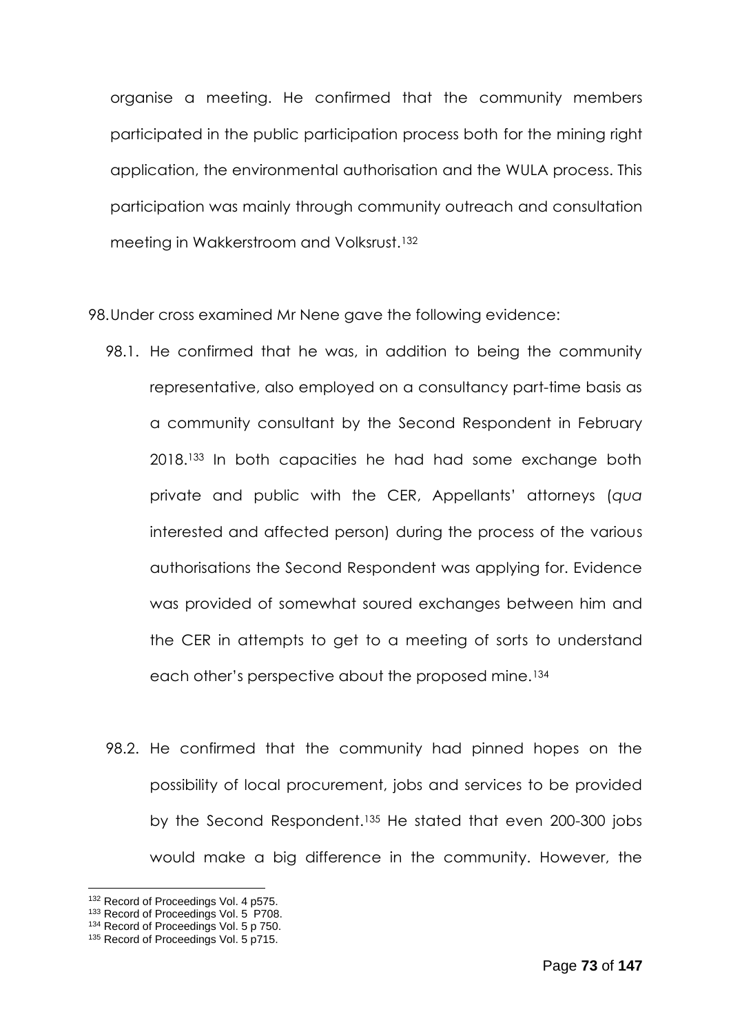organise a meeting. He confirmed that the community members participated in the public participation process both for the mining right application, the environmental authorisation and the WULA process. This participation was mainly through community outreach and consultation meeting in Wakkerstroom and Volksrust.[132]

98. Under cross examined Mr Nene gave the following evidence:

    98.1. He confirmed that he was, in addition to being the community representative, also employed on a consultancy part-time basis as a community consultant by the Second Respondent in February 2018.[133] In both capacities he had had some exchange both private and public with the CER, Appellants' attorneys (*qua* interested and affected person) during the process of the various authorisations the Second Respondent was applying for. Evidence was provided of somewhat soured exchanges between him and the CER in attempts to get to a meeting of sorts to understand each other's perspective about the proposed mine.[134]

    98.2. He confirmed that the community had pinned hopes on the possibility of local procurement, jobs and services to be provided by the Second Respondent.[135] He stated that even 200-300 jobs would make a big difference in the community. However, the

---

[132] Record of Proceedings Vol. 4 p575.

[133] Record of Proceedings Vol. 5 P708.

[134] Record of Proceedings Vol. 5 p 750.

[135] Record of Proceedings Vol. 5 p715.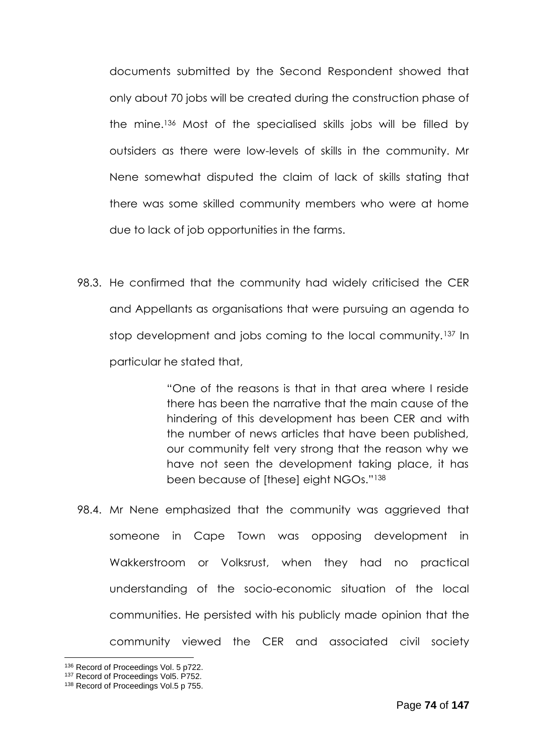documents submitted by the Second Respondent showed that only about 70 jobs will be created during the construction phase of the mine.[136] Most of the specialised skills jobs will be filled by outsiders as there were low-levels of skills in the community. Mr Nene somewhat disputed the claim of lack of skills stating that there was some skilled community members who were at home due to lack of job opportunities in the farms.

98.3. He confirmed that the community had widely criticised the CER and Appellants as organisations that were pursuing an agenda to stop development and jobs coming to the local community.[137] In particular he stated that,

> "One of the reasons is that in that area where I reside there has been the narrative that the main cause of the hindering of this development has been CER and with the number of news articles that have been published, our community felt very strong that the reason why we have not seen the development taking place, it has been because of [these] eight NGOs."[138]

98.4. Mr Nene emphasized that the community was aggrieved that someone in Cape Town was opposing development in Wakkerstroom or Volksrust, when they had no practical understanding of the socio-economic situation of the local communities. He persisted with his publicly made opinion that the community viewed the CER and associated civil society

---

[136] Record of Proceedings Vol. 5 p722.

[137] Record of Proceedings Vol5. P752.

[138] Record of Proceedings Vol.5 p 755.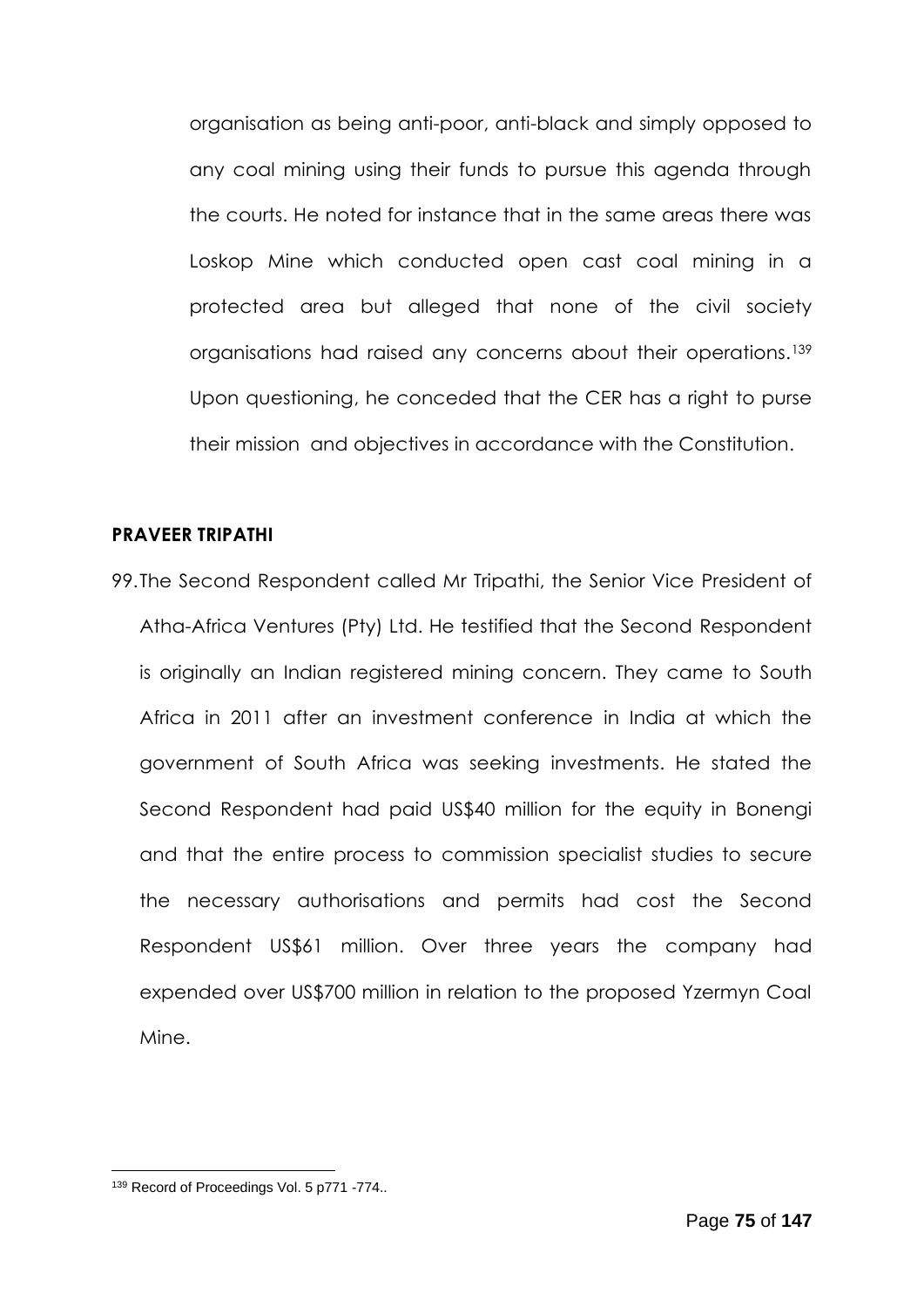organisation as being anti-poor, anti-black and simply opposed to any coal mining using their funds to pursue this agenda through the courts. He noted for instance that in the same areas there was Loskop Mine which conducted open cast coal mining in a protected area but alleged that none of the civil society organisations had raised any concerns about their operations.[139] Upon questioning, he conceded that the CER has a right to purse their mission and objectives in accordance with the Constitution.

**PRAVEER TRIPATHI**

99. The Second Respondent called Mr Tripathi, the Senior Vice President of Atha-Africa Ventures (Pty) Ltd. He testified that the Second Respondent is originally an Indian registered mining concern. They came to South Africa in 2011 after an investment conference in India at which the government of South Africa was seeking investments. He stated the Second Respondent had paid US$40 million for the equity in Bonengi and that the entire process to commission specialist studies to secure the necessary authorisations and permits had cost the Second Respondent US$61 million. Over three years the company had expended over US$700 million in relation to the proposed Yzermyn Coal Mine.

---

[139] Record of Proceedings Vol. 5 p771 -774..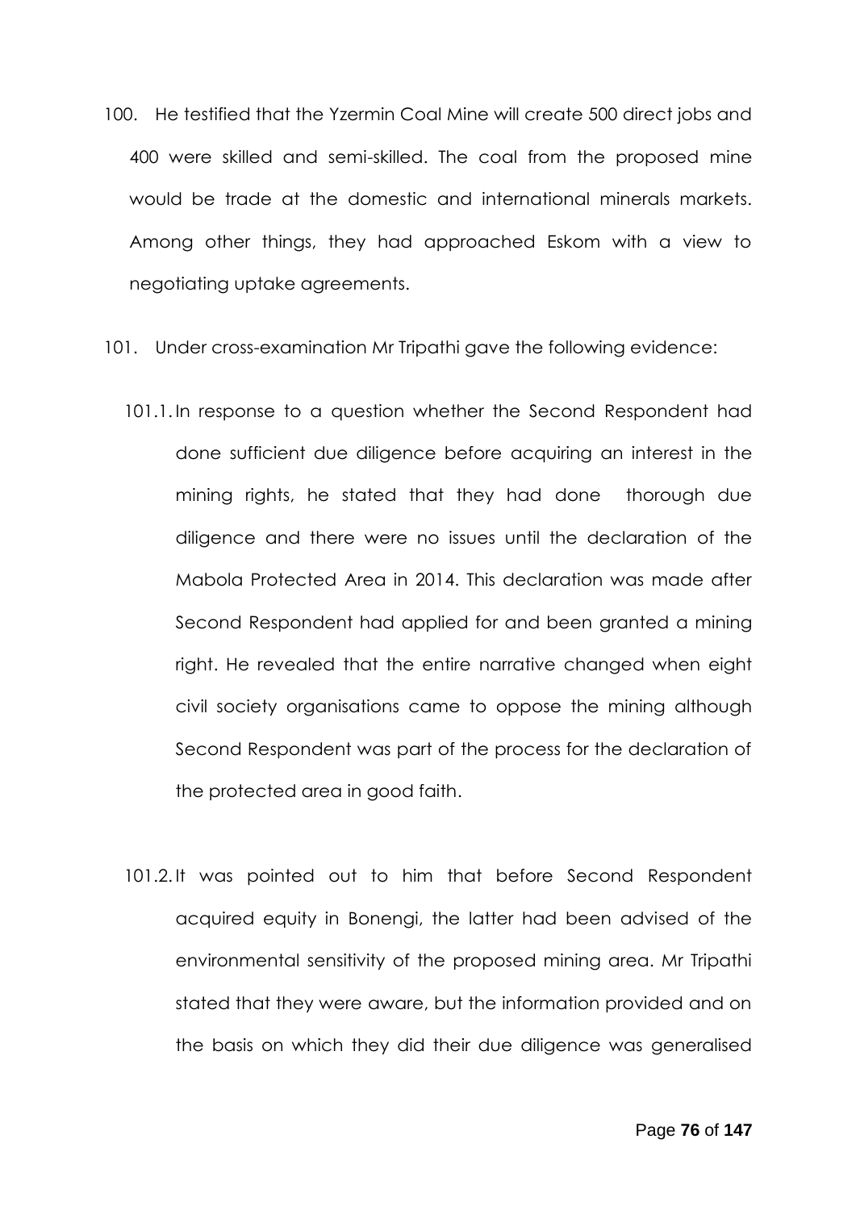100. He testified that the Yzermin Coal Mine will create 500 direct jobs and 400 were skilled and semi-skilled. The coal from the proposed mine would be trade at the domestic and international minerals markets. Among other things, they had approached Eskom with a view to negotiating uptake agreements.

101. Under cross-examination Mr Tripathi gave the following evidence:

101.1. In response to a question whether the Second Respondent had done sufficient due diligence before acquiring an interest in the mining rights, he stated that they had done thorough due diligence and there were no issues until the declaration of the Mabola Protected Area in 2014. This declaration was made after Second Respondent had applied for and been granted a mining right. He revealed that the entire narrative changed when eight civil society organisations came to oppose the mining although Second Respondent was part of the process for the declaration of the protected area in good faith.

101.2. It was pointed out to him that before Second Respondent acquired equity in Bonengi, the latter had been advised of the environmental sensitivity of the proposed mining area. Mr Tripathi stated that they were aware, but the information provided and on the basis on which they did their due diligence was generalised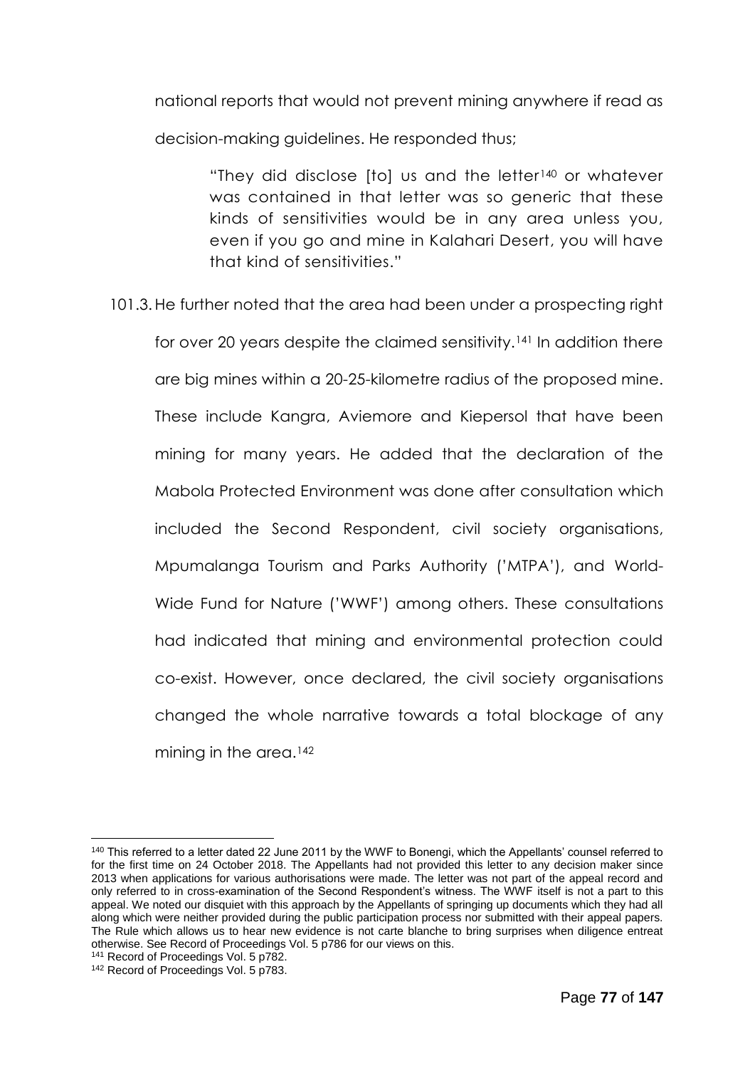national reports that would not prevent mining anywhere if read as decision-making guidelines. He responded thus;

> "They did disclose [to] us and the letter[140] or whatever was contained in that letter was so generic that these kinds of sensitivities would be in any area unless you, even if you go and mine in Kalahari Desert, you will have that kind of sensitivities."

101.3. He further noted that the area had been under a prospecting right for over 20 years despite the claimed sensitivity.[141] In addition there are big mines within a 20-25-kilometre radius of the proposed mine. These include Kangra, Aviemore and Kiepersol that have been mining for many years. He added that the declaration of the Mabola Protected Environment was done after consultation which included the Second Respondent, civil society organisations, Mpumalanga Tourism and Parks Authority ('MTPA'), and World-Wide Fund for Nature ('WWF') among others. These consultations had indicated that mining and environmental protection could co-exist. However, once declared, the civil society organisations changed the whole narrative towards a total blockage of any mining in the area.[142]

---

[140] This referred to a letter dated 22 June 2011 by the WWF to Bonengi, which the Appellants' counsel referred to for the first time on 24 October 2018. The Appellants had not provided this letter to any decision maker since 2013 when applications for various authorisations were made. The letter was not part of the appeal record and only referred to in cross-examination of the Second Respondent's witness. The WWF itself is not a part to this appeal. We noted our disquiet with this approach by the Appellants of springing up documents which they had all along which were neither provided during the public participation process nor submitted with their appeal papers. The Rule which allows us to hear new evidence is not carte blanche to bring surprises when diligence entreat otherwise. See Record of Proceedings Vol. 5 p786 for our views on this.

[141] Record of Proceedings Vol. 5 p782.

[142] Record of Proceedings Vol. 5 p783.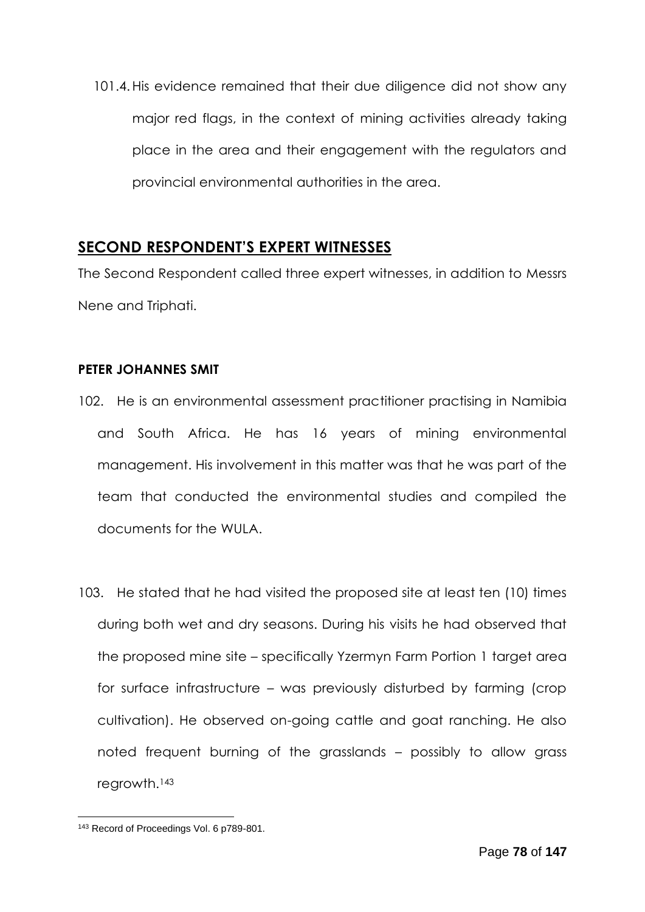101.4. His evidence remained that their due diligence did not show any major red flags, in the context of mining activities already taking place in the area and their engagement with the regulators and provincial environmental authorities in the area.

## SECOND RESPONDENT'S EXPERT WITNESSES

The Second Respondent called three expert witnesses, in addition to Messrs Nene and Triphati.

### PETER JOHANNES SMIT

102. He is an environmental assessment practitioner practising in Namibia and South Africa. He has 16 years of mining environmental management. His involvement in this matter was that he was part of the team that conducted the environmental studies and compiled the documents for the WULA.

103. He stated that he had visited the proposed site at least ten (10) times during both wet and dry seasons. During his visits he had observed that the proposed mine site – specifically Yzermyn Farm Portion 1 target area for surface infrastructure – was previously disturbed by farming (crop cultivation). He observed on-going cattle and goat ranching. He also noted frequent burning of the grasslands – possibly to allow grass regrowth.[143]

---

[143] Record of Proceedings Vol. 6 p789-801.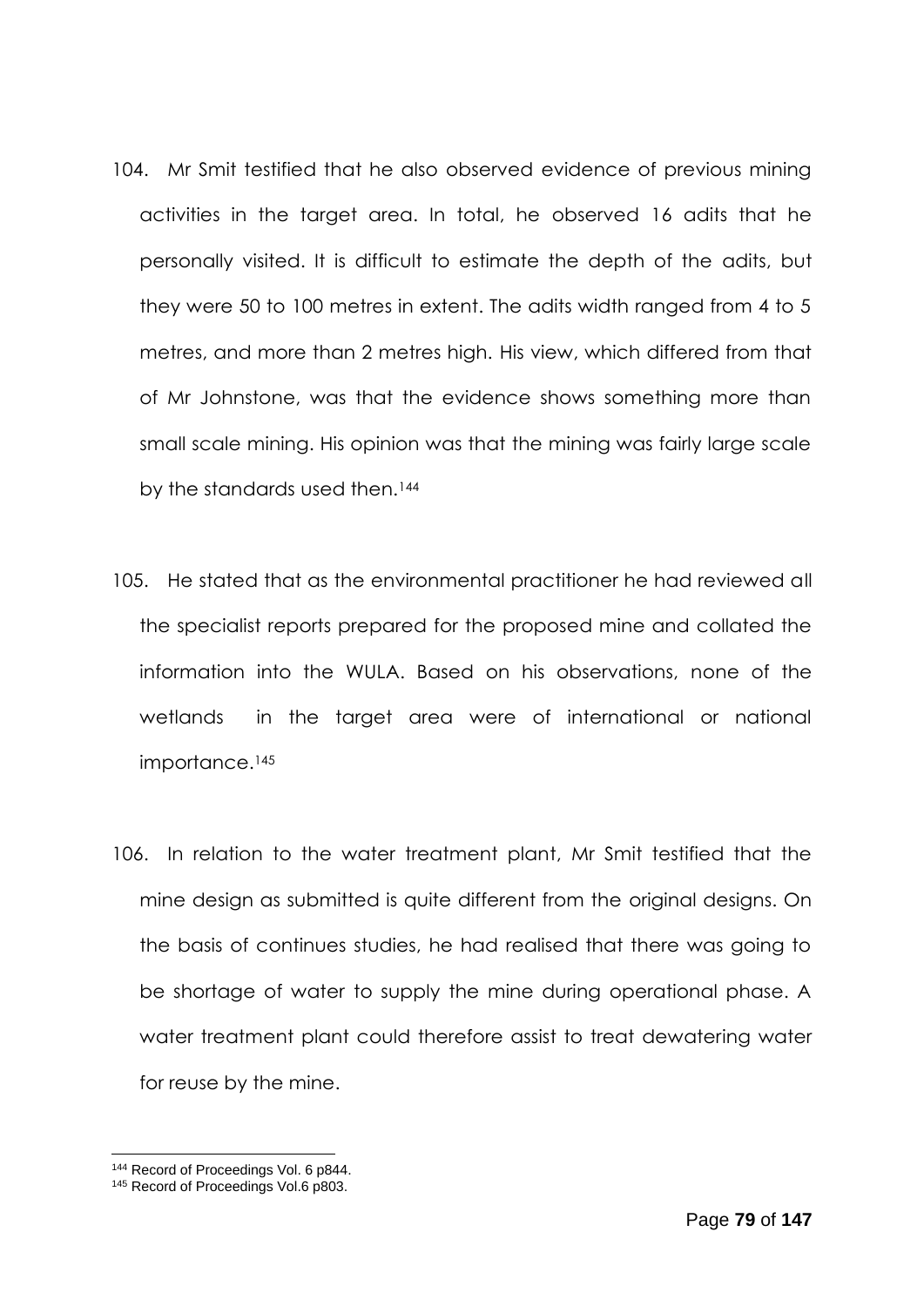104. Mr Smit testified that he also observed evidence of previous mining activities in the target area. In total, he observed 16 adits that he personally visited. It is difficult to estimate the depth of the adits, but they were 50 to 100 metres in extent. The adits width ranged from 4 to 5 metres, and more than 2 metres high. His view, which differed from that of Mr Johnstone, was that the evidence shows something more than small scale mining. His opinion was that the mining was fairly large scale by the standards used then.[144]

105. He stated that as the environmental practitioner he had reviewed all the specialist reports prepared for the proposed mine and collated the information into the WULA. Based on his observations, none of the wetlands in the target area were of international or national importance.[145]

106. In relation to the water treatment plant, Mr Smit testified that the mine design as submitted is quite different from the original designs. On the basis of continues studies, he had realised that there was going to be shortage of water to supply the mine during operational phase. A water treatment plant could therefore assist to treat dewatering water for reuse by the mine.

---

[144] Record of Proceedings Vol. 6 p844.

[145] Record of Proceedings Vol.6 p803.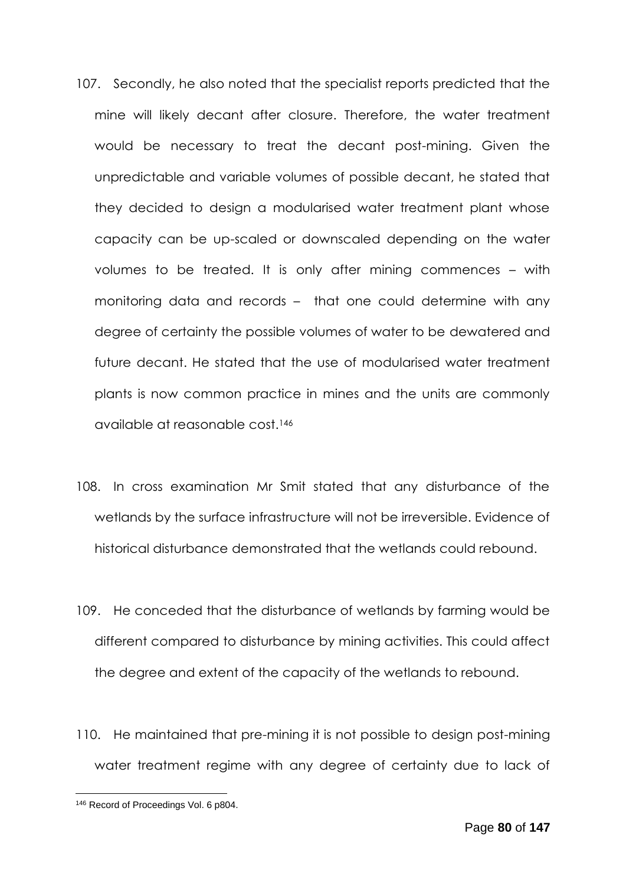107. Secondly, he also noted that the specialist reports predicted that the mine will likely decant after closure. Therefore, the water treatment would be necessary to treat the decant post-mining. Given the unpredictable and variable volumes of possible decant, he stated that they decided to design a modularised water treatment plant whose capacity can be up-scaled or downscaled depending on the water volumes to be treated. It is only after mining commences – with monitoring data and records – that one could determine with any degree of certainty the possible volumes of water to be dewatered and future decant. He stated that the use of modularised water treatment plants is now common practice in mines and the units are commonly available at reasonable cost.[146]

108. In cross examination Mr Smit stated that any disturbance of the wetlands by the surface infrastructure will not be irreversible. Evidence of historical disturbance demonstrated that the wetlands could rebound.

109. He conceded that the disturbance of wetlands by farming would be different compared to disturbance by mining activities. This could affect the degree and extent of the capacity of the wetlands to rebound.

110. He maintained that pre-mining it is not possible to design post-mining water treatment regime with any degree of certainty due to lack of

---

[146] Record of Proceedings Vol. 6 p804.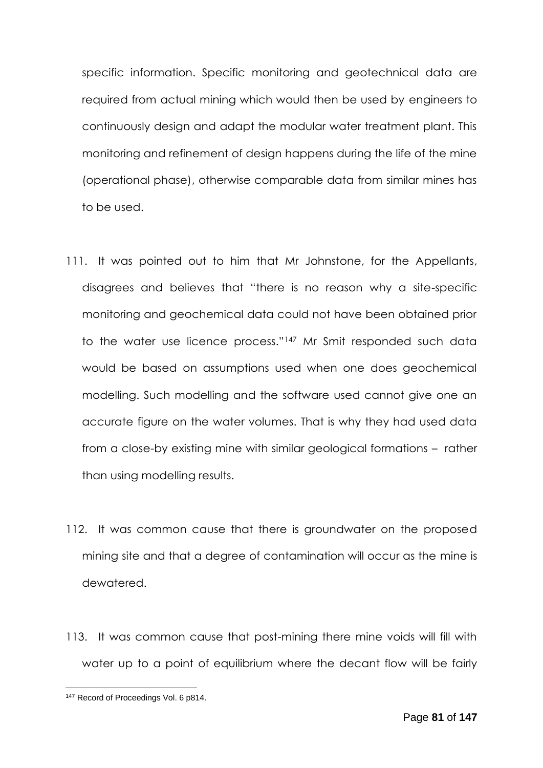specific information. Specific monitoring and geotechnical data are required from actual mining which would then be used by engineers to continuously design and adapt the modular water treatment plant. This monitoring and refinement of design happens during the life of the mine (operational phase), otherwise comparable data from similar mines has to be used.

111. It was pointed out to him that Mr Johnstone, for the Appellants, disagrees and believes that "there is no reason why a site-specific monitoring and geochemical data could not have been obtained prior to the water use licence process."[147] Mr Smit responded such data would be based on assumptions used when one does geochemical modelling. Such modelling and the software used cannot give one an accurate figure on the water volumes. That is why they had used data from a close-by existing mine with similar geological formations – rather than using modelling results.

112. It was common cause that there is groundwater on the proposed mining site and that a degree of contamination will occur as the mine is dewatered.

113. It was common cause that post-mining there mine voids will fill with water up to a point of equilibrium where the decant flow will be fairly

[147] Record of Proceedings Vol. 6 p814.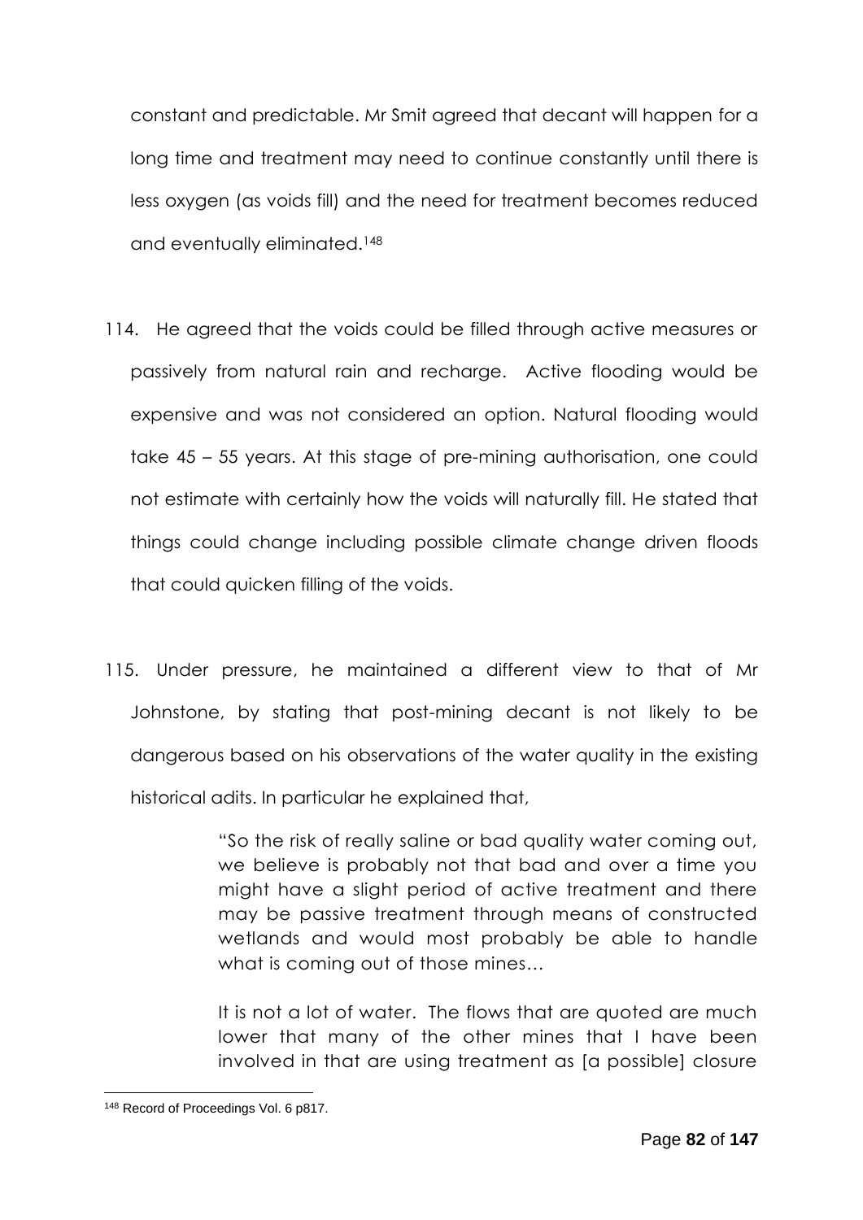constant and predictable. Mr Smit agreed that decant will happen for a long time and treatment may need to continue constantly until there is less oxygen (as voids fill) and the need for treatment becomes reduced and eventually eliminated.[148]

114. He agreed that the voids could be filled through active measures or passively from natural rain and recharge. Active flooding would be expensive and was not considered an option. Natural flooding would take 45 – 55 years. At this stage of pre-mining authorisation, one could not estimate with certainly how the voids will naturally fill. He stated that things could change including possible climate change driven floods that could quicken filling of the voids.

115. Under pressure, he maintained a different view to that of Mr Johnstone, by stating that post-mining decant is not likely to be dangerous based on his observations of the water quality in the existing historical adits. In particular he explained that,

> "So the risk of really saline or bad quality water coming out, we believe is probably not that bad and over a time you might have a slight period of active treatment and there may be passive treatment through means of constructed wetlands and would most probably be able to handle what is coming out of those mines…
>
> It is not a lot of water. The flows that are quoted are much lower that many of the other mines that I have been involved in that are using treatment as [a possible] closure

[148] Record of Proceedings Vol. 6 p817.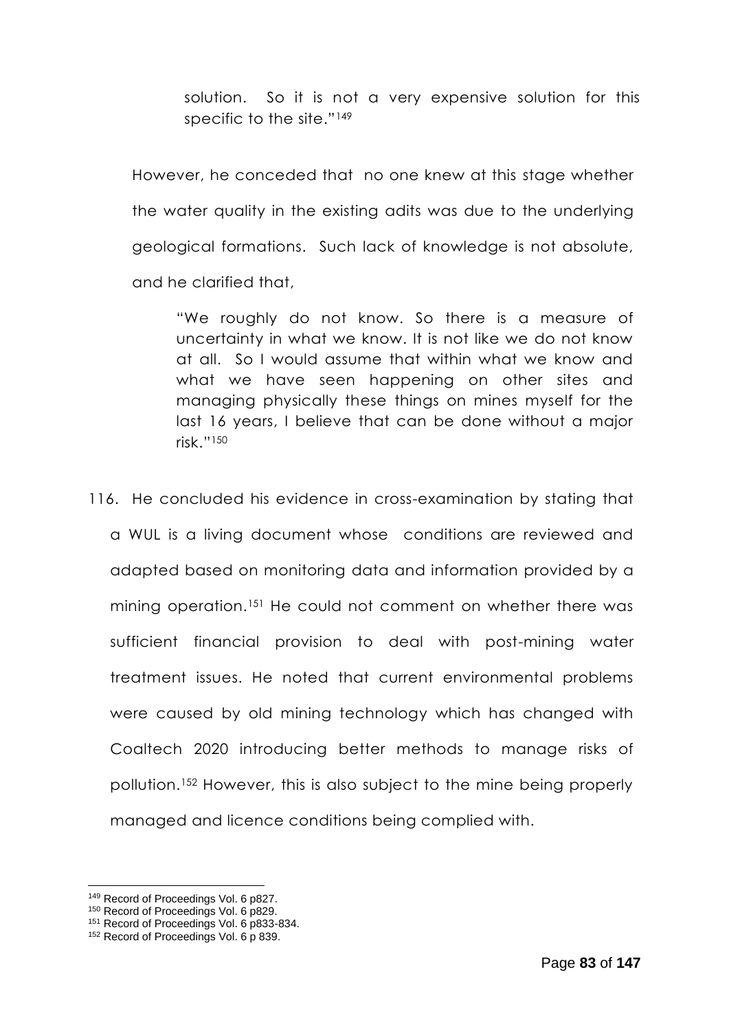> solution. So it is not a very expensive solution for this specific to the site."[149]

However, he conceded that no one knew at this stage whether the water quality in the existing adits was due to the underlying geological formations. Such lack of knowledge is not absolute, and he clarified that,

> "We roughly do not know. So there is a measure of uncertainty in what we know. It is not like we do not know at all. So I would assume that within what we know and what we have seen happening on other sites and managing physically these things on mines myself for the last 16 years, I believe that can be done without a major risk."[150]

116. He concluded his evidence in cross-examination by stating that a WUL is a living document whose conditions are reviewed and adapted based on monitoring data and information provided by a mining operation.[151] He could not comment on whether there was sufficient financial provision to deal with post-mining water treatment issues. He noted that current environmental problems were caused by old mining technology which has changed with Coaltech 2020 introducing better methods to manage risks of pollution.[152] However, this is also subject to the mine being properly managed and licence conditions being complied with.

---

[149] Record of Proceedings Vol. 6 p827.
[150] Record of Proceedings Vol. 6 p829.
[151] Record of Proceedings Vol. 6 p833-834.
[152] Record of Proceedings Vol. 6 p 839.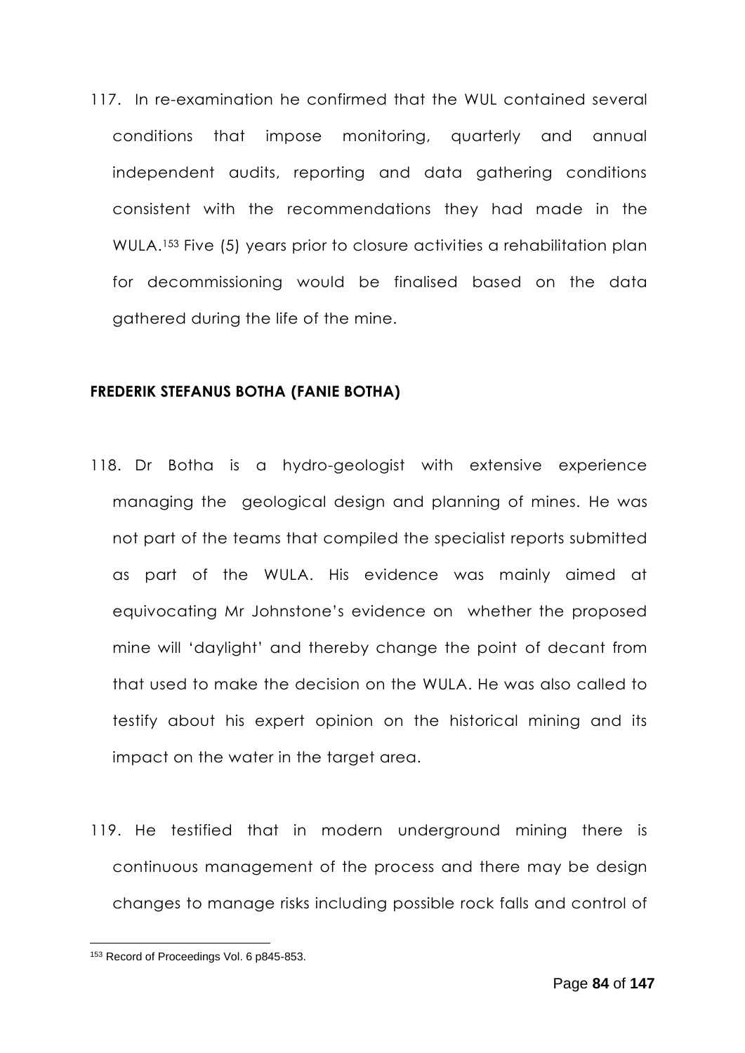117. In re-examination he confirmed that the WUL contained several conditions that impose monitoring, quarterly and annual independent audits, reporting and data gathering conditions consistent with the recommendations they had made in the WULA.[153] Five (5) years prior to closure activities a rehabilitation plan for decommissioning would be finalised based on the data gathered during the life of the mine.

**FREDERIK STEFANUS BOTHA (FANIE BOTHA)**

118. Dr Botha is a hydro-geologist with extensive experience managing the geological design and planning of mines. He was not part of the teams that compiled the specialist reports submitted as part of the WULA. His evidence was mainly aimed at equivocating Mr Johnstone's evidence on whether the proposed mine will 'daylight' and thereby change the point of decant from that used to make the decision on the WULA. He was also called to testify about his expert opinion on the historical mining and its impact on the water in the target area.

119. He testified that in modern underground mining there is continuous management of the process and there may be design changes to manage risks including possible rock falls and control of

[153] Record of Proceedings Vol. 6 p845-853.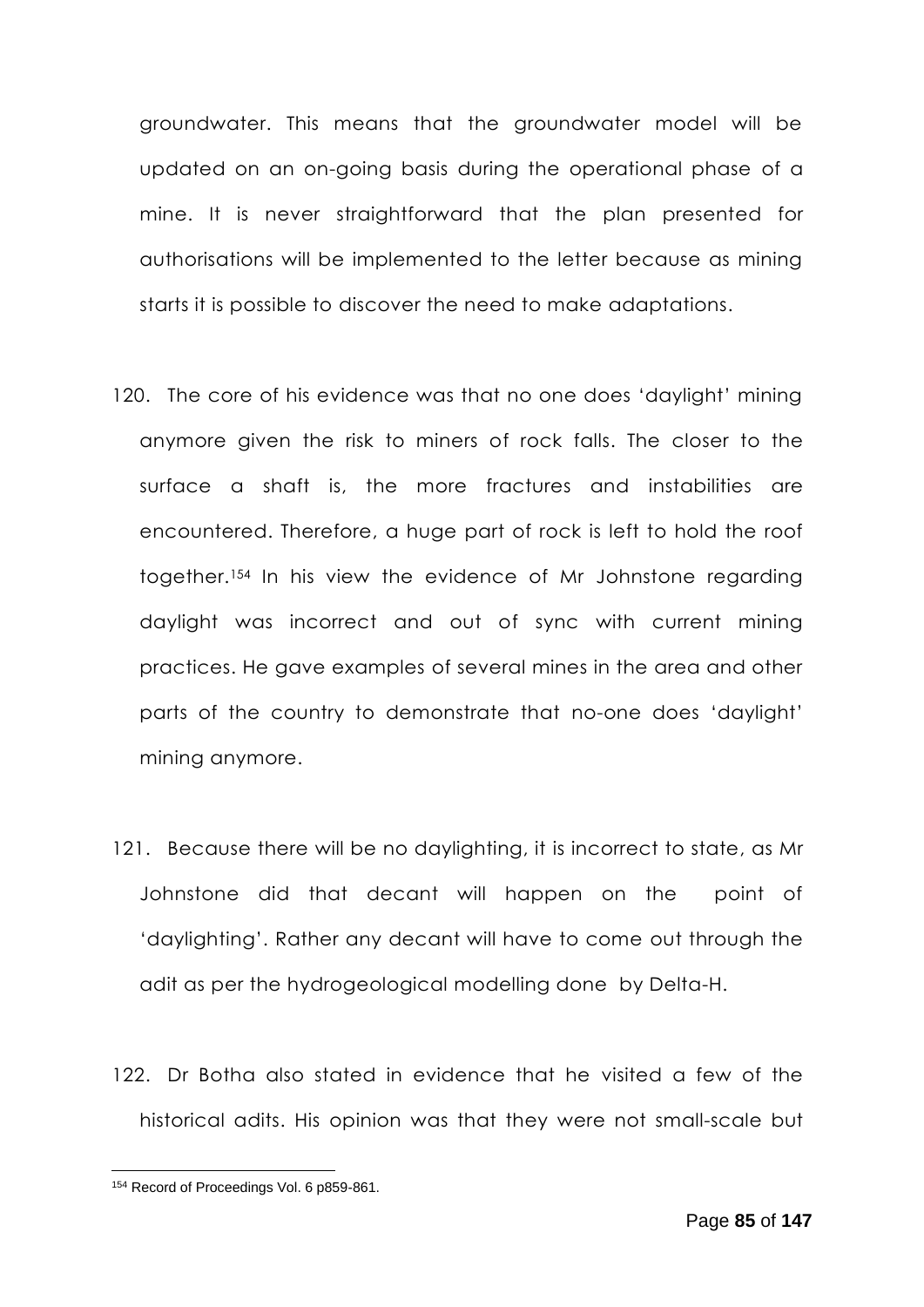groundwater. This means that the groundwater model will be updated on an on-going basis during the operational phase of a mine. It is never straightforward that the plan presented for authorisations will be implemented to the letter because as mining starts it is possible to discover the need to make adaptations.

120. The core of his evidence was that no one does 'daylight' mining anymore given the risk to miners of rock falls. The closer to the surface a shaft is, the more fractures and instabilities are encountered. Therefore, a huge part of rock is left to hold the roof together.[154] In his view the evidence of Mr Johnstone regarding daylight was incorrect and out of sync with current mining practices. He gave examples of several mines in the area and other parts of the country to demonstrate that no-one does 'daylight' mining anymore.

121. Because there will be no daylighting, it is incorrect to state, as Mr Johnstone did that decant will happen on the point of 'daylighting'. Rather any decant will have to come out through the adit as per the hydrogeological modelling done by Delta-H.

122. Dr Botha also stated in evidence that he visited a few of the historical adits. His opinion was that they were not small-scale but

[154] Record of Proceedings Vol. 6 p859-861.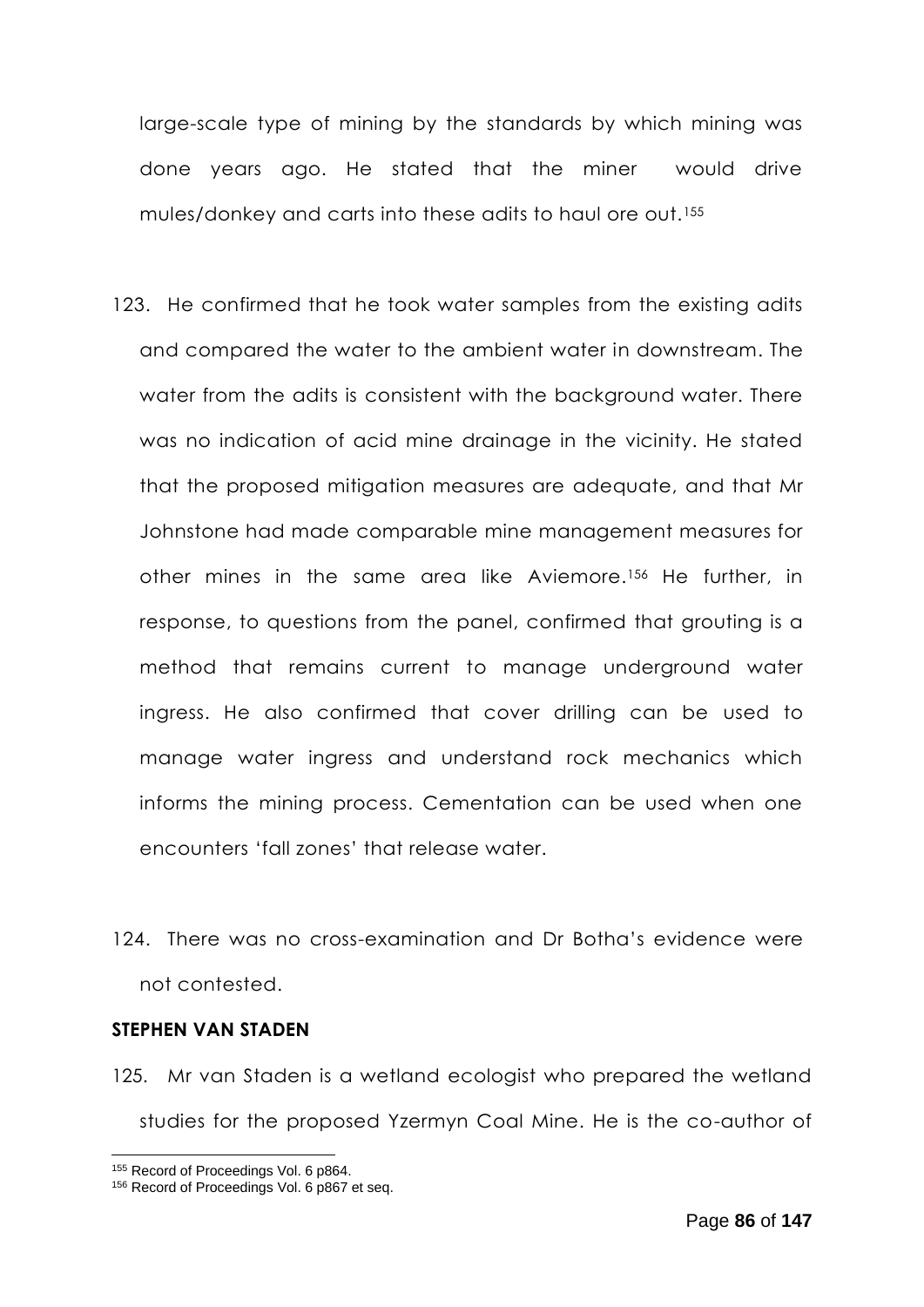large-scale type of mining by the standards by which mining was done years ago. He stated that the miner would drive mules/donkey and carts into these adits to haul ore out.[155]

123. He confirmed that he took water samples from the existing adits and compared the water to the ambient water in downstream. The water from the adits is consistent with the background water. There was no indication of acid mine drainage in the vicinity. He stated that the proposed mitigation measures are adequate, and that Mr Johnstone had made comparable mine management measures for other mines in the same area like Aviemore.[156] He further, in response, to questions from the panel, confirmed that grouting is a method that remains current to manage underground water ingress. He also confirmed that cover drilling can be used to manage water ingress and understand rock mechanics which informs the mining process. Cementation can be used when one encounters 'fall zones' that release water.

124. There was no cross-examination and Dr Botha's evidence were not contested.

**STEPHEN VAN STADEN**

125. Mr van Staden is a wetland ecologist who prepared the wetland studies for the proposed Yzermyn Coal Mine. He is the co-author of

---

[155] Record of Proceedings Vol. 6 p864.

[156] Record of Proceedings Vol. 6 p867 et seq.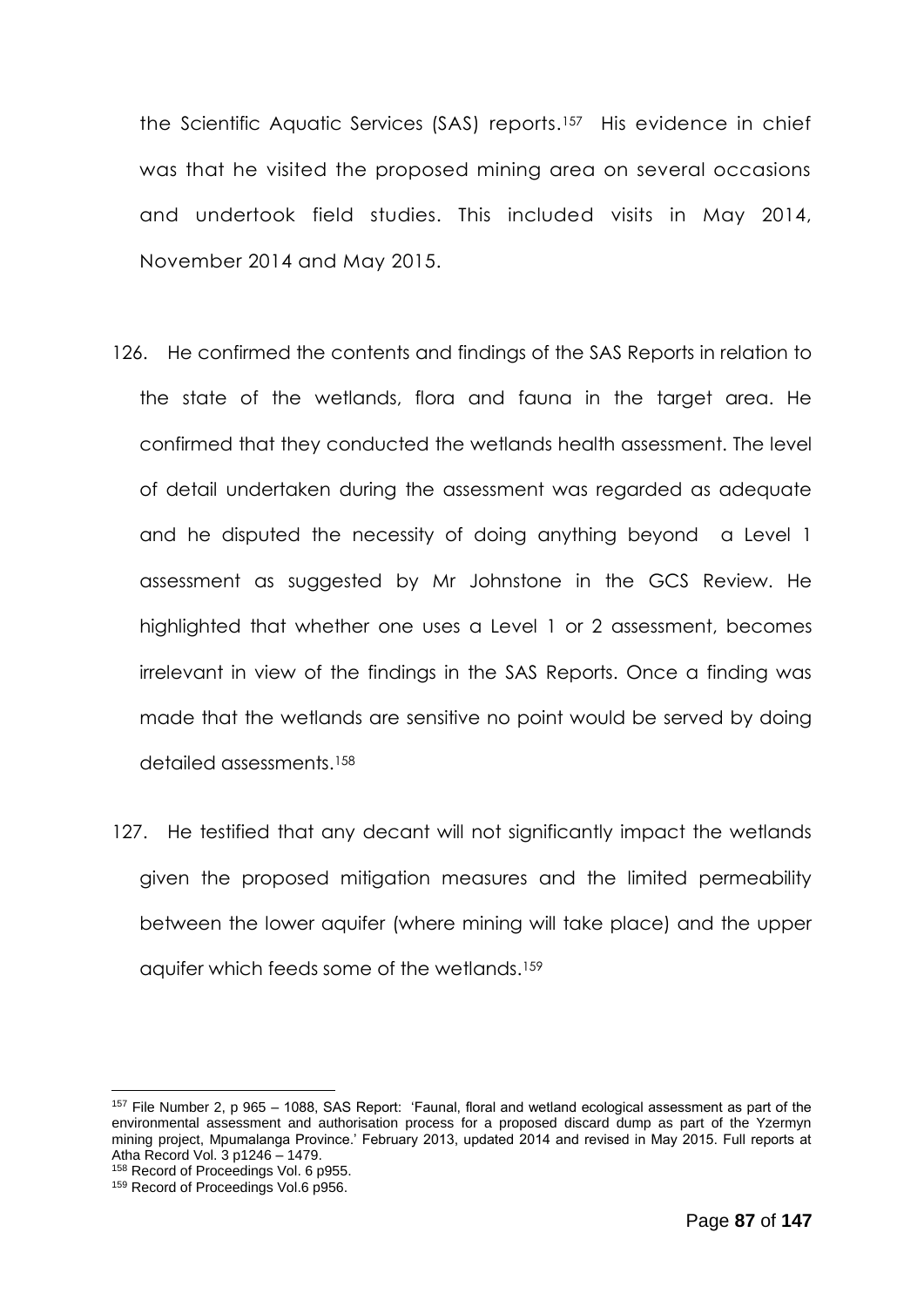the Scientific Aquatic Services (SAS) reports.[157] His evidence in chief was that he visited the proposed mining area on several occasions and undertook field studies. This included visits in May 2014, November 2014 and May 2015.

126. He confirmed the contents and findings of the SAS Reports in relation to the state of the wetlands, flora and fauna in the target area. He confirmed that they conducted the wetlands health assessment. The level of detail undertaken during the assessment was regarded as adequate and he disputed the necessity of doing anything beyond a Level 1 assessment as suggested by Mr Johnstone in the GCS Review. He highlighted that whether one uses a Level 1 or 2 assessment, becomes irrelevant in view of the findings in the SAS Reports. Once a finding was made that the wetlands are sensitive no point would be served by doing detailed assessments.[158]

127. He testified that any decant will not significantly impact the wetlands given the proposed mitigation measures and the limited permeability between the lower aquifer (where mining will take place) and the upper aquifer which feeds some of the wetlands.[159]

---

[157] File Number 2, p 965 – 1088, SAS Report: 'Faunal, floral and wetland ecological assessment as part of the environmental assessment and authorisation process for a proposed discard dump as part of the Yzermyn mining project, Mpumalanga Province.' February 2013, updated 2014 and revised in May 2015. Full reports at Atha Record Vol. 3 p1246 – 1479.

[158] Record of Proceedings Vol. 6 p955.

[159] Record of Proceedings Vol.6 p956.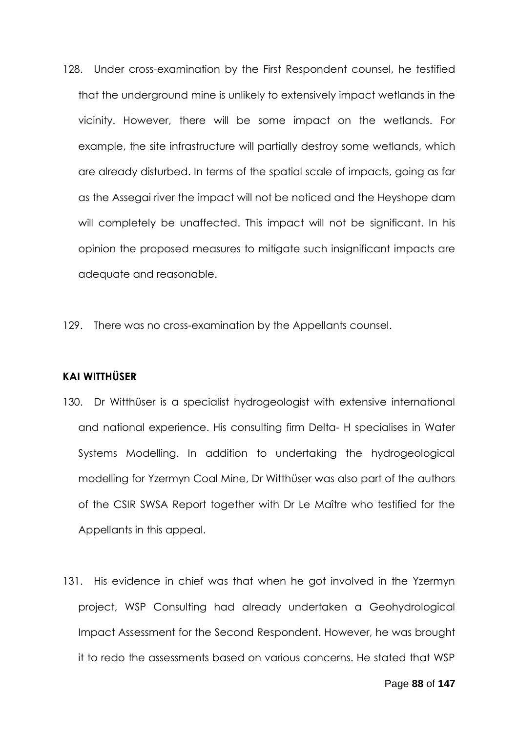128. Under cross-examination by the First Respondent counsel, he testified that the underground mine is unlikely to extensively impact wetlands in the vicinity. However, there will be some impact on the wetlands. For example, the site infrastructure will partially destroy some wetlands, which are already disturbed. In terms of the spatial scale of impacts, going as far as the Assegai river the impact will not be noticed and the Heyshope dam will completely be unaffected. This impact will not be significant. In his opinion the proposed measures to mitigate such insignificant impacts are adequate and reasonable.

129. There was no cross-examination by the Appellants counsel.

**KAI WITTHÜSER**

130. Dr Witthüser is a specialist hydrogeologist with extensive international and national experience. His consulting firm Delta- H specialises in Water Systems Modelling. In addition to undertaking the hydrogeological modelling for Yzermyn Coal Mine, Dr Witthüser was also part of the authors of the CSIR SWSA Report together with Dr Le Maître who testified for the Appellants in this appeal.

131. His evidence in chief was that when he got involved in the Yzermyn project, WSP Consulting had already undertaken a Geohydrological Impact Assessment for the Second Respondent. However, he was brought it to redo the assessments based on various concerns. He stated that WSP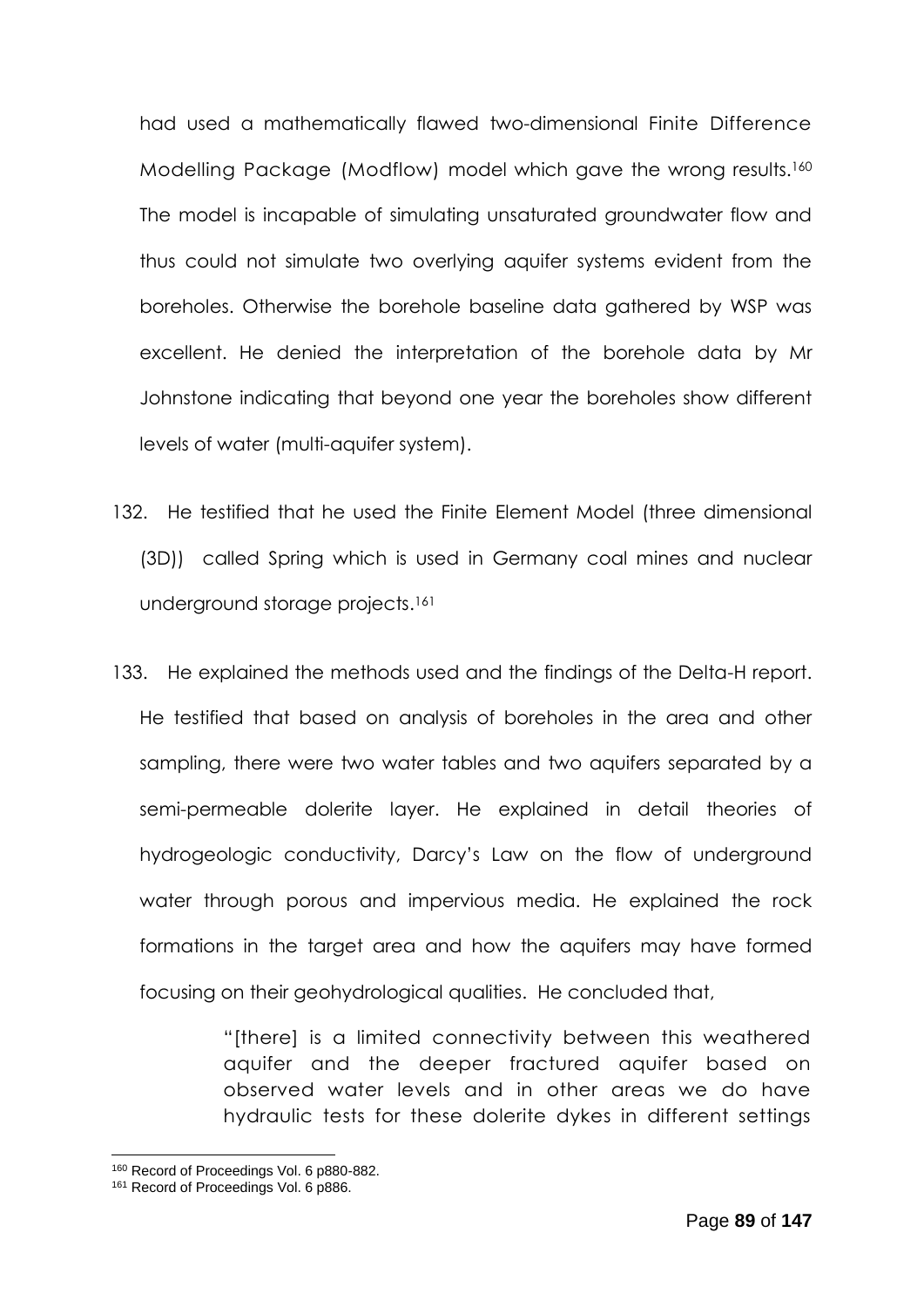had used a mathematically flawed two-dimensional Finite Difference Modelling Package (Modflow) model which gave the wrong results.[160] The model is incapable of simulating unsaturated groundwater flow and thus could not simulate two overlying aquifer systems evident from the boreholes. Otherwise the borehole baseline data gathered by WSP was excellent. He denied the interpretation of the borehole data by Mr Johnstone indicating that beyond one year the boreholes show different levels of water (multi-aquifer system).

132. He testified that he used the Finite Element Model (three dimensional (3D)) called Spring which is used in Germany coal mines and nuclear underground storage projects.[161]

133. He explained the methods used and the findings of the Delta-H report. He testified that based on analysis of boreholes in the area and other sampling, there were two water tables and two aquifers separated by a semi-permeable dolerite layer. He explained in detail theories of hydrogeologic conductivity, Darcy's Law on the flow of underground water through porous and impervious media. He explained the rock formations in the target area and how the aquifers may have formed focusing on their geohydrological qualities. He concluded that,

> "[there] is a limited connectivity between this weathered aquifer and the deeper fractured aquifer based on observed water levels and in other areas we do have hydraulic tests for these dolerite dykes in different settings

---

[160] Record of Proceedings Vol. 6 p880-882.

[161] Record of Proceedings Vol. 6 p886.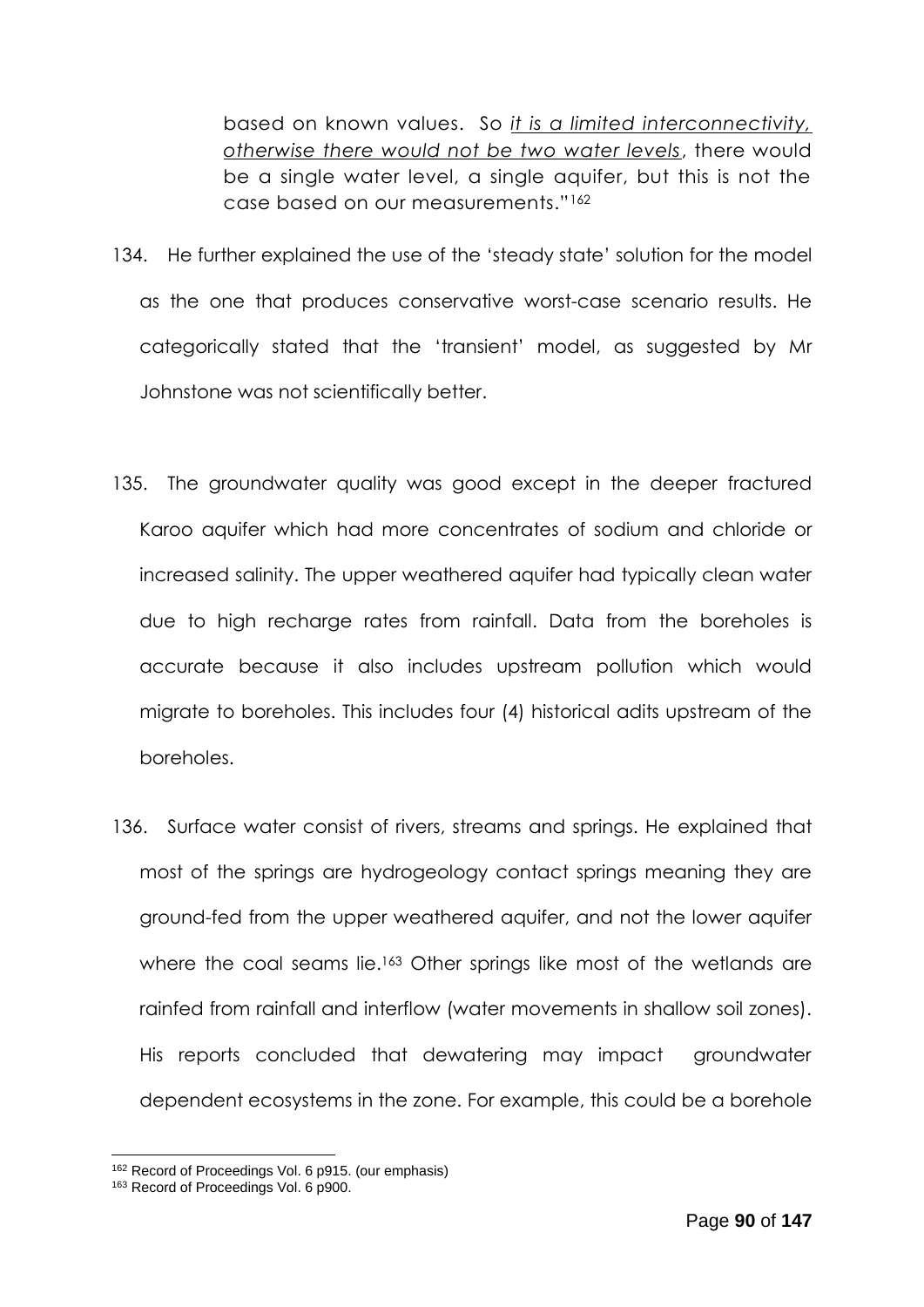> based on known values. So *it is a limited interconnectivity, otherwise there would not be two water levels*, there would be a single water level, a single aquifer, but this is not the case based on our measurements."[162]

134. He further explained the use of the 'steady state' solution for the model as the one that produces conservative worst-case scenario results. He categorically stated that the 'transient' model, as suggested by Mr Johnstone was not scientifically better.

135. The groundwater quality was good except in the deeper fractured Karoo aquifer which had more concentrates of sodium and chloride or increased salinity. The upper weathered aquifer had typically clean water due to high recharge rates from rainfall. Data from the boreholes is accurate because it also includes upstream pollution which would migrate to boreholes. This includes four (4) historical adits upstream of the boreholes.

136. Surface water consist of rivers, streams and springs. He explained that most of the springs are hydrogeology contact springs meaning they are ground-fed from the upper weathered aquifer, and not the lower aquifer where the coal seams lie.[163] Other springs like most of the wetlands are rainfed from rainfall and interflow (water movements in shallow soil zones). His reports concluded that dewatering may impact groundwater dependent ecosystems in the zone. For example, this could be a borehole

---

[162] Record of Proceedings Vol. 6 p915. (our emphasis)

[163] Record of Proceedings Vol. 6 p900.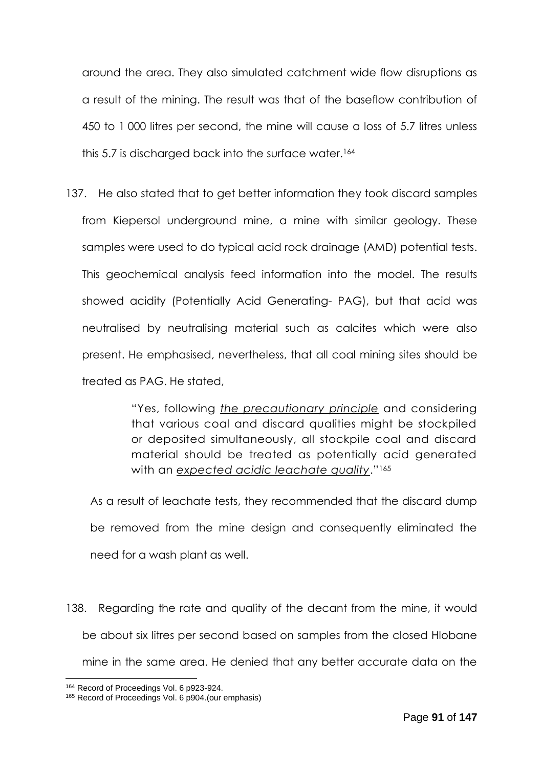around the area. They also simulated catchment wide flow disruptions as a result of the mining. The result was that of the baseflow contribution of 450 to 1 000 litres per second, the mine will cause a loss of 5.7 litres unless this 5.7 is discharged back into the surface water.[164]

137. He also stated that to get better information they took discard samples from Kiepersol underground mine, a mine with similar geology. These samples were used to do typical acid rock drainage (AMD) potential tests. This geochemical analysis feed information into the model. The results showed acidity (Potentially Acid Generating- PAG), but that acid was neutralised by neutralising material such as calcites which were also present. He emphasised, nevertheless, that all coal mining sites should be treated as PAG. He stated,

> "Yes, following *the precautionary principle* and considering that various coal and discard qualities might be stockpiled or deposited simultaneously, all stockpile coal and discard material should be treated as potentially acid generated with an *expected acidic leachate quality*."[165]

As a result of leachate tests, they recommended that the discard dump be removed from the mine design and consequently eliminated the need for a wash plant as well.

138. Regarding the rate and quality of the decant from the mine, it would be about six litres per second based on samples from the closed Hlobane mine in the same area. He denied that any better accurate data on the

---

[164] Record of Proceedings Vol. 6 p923-924.

[165] Record of Proceedings Vol. 6 p904.(our emphasis)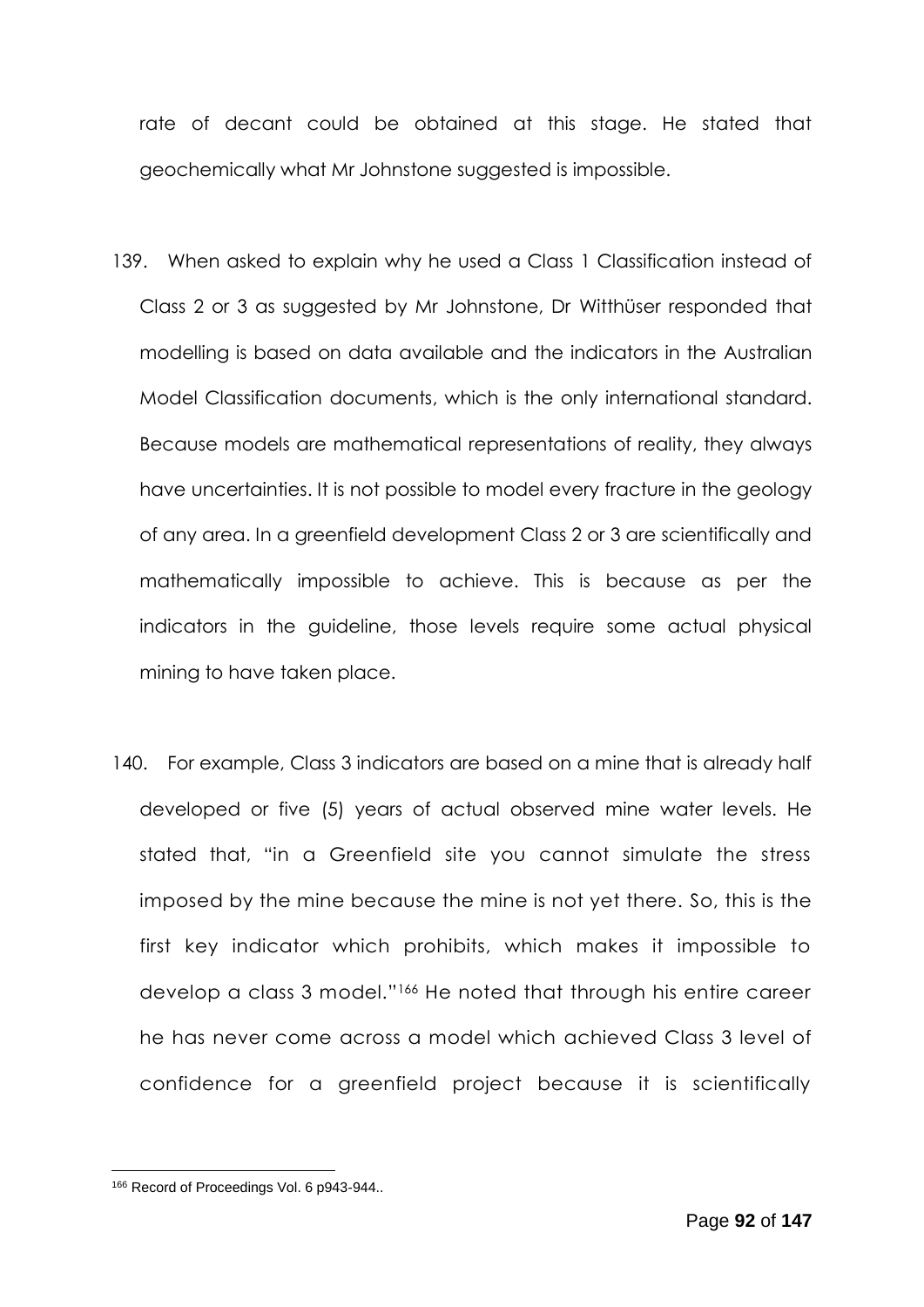rate of decant could be obtained at this stage. He stated that geochemically what Mr Johnstone suggested is impossible.

139. When asked to explain why he used a Class 1 Classification instead of Class 2 or 3 as suggested by Mr Johnstone, Dr Witthüser responded that modelling is based on data available and the indicators in the Australian Model Classification documents, which is the only international standard. Because models are mathematical representations of reality, they always have uncertainties. It is not possible to model every fracture in the geology of any area. In a greenfield development Class 2 or 3 are scientifically and mathematically impossible to achieve. This is because as per the indicators in the guideline, those levels require some actual physical mining to have taken place.

140. For example, Class 3 indicators are based on a mine that is already half developed or five (5) years of actual observed mine water levels. He stated that, "in a Greenfield site you cannot simulate the stress imposed by the mine because the mine is not yet there. So, this is the first key indicator which prohibits, which makes it impossible to develop a class 3 model."[166] He noted that through his entire career he has never come across a model which achieved Class 3 level of confidence for a greenfield project because it is scientifically

---

[166] Record of Proceedings Vol. 6 p943-944..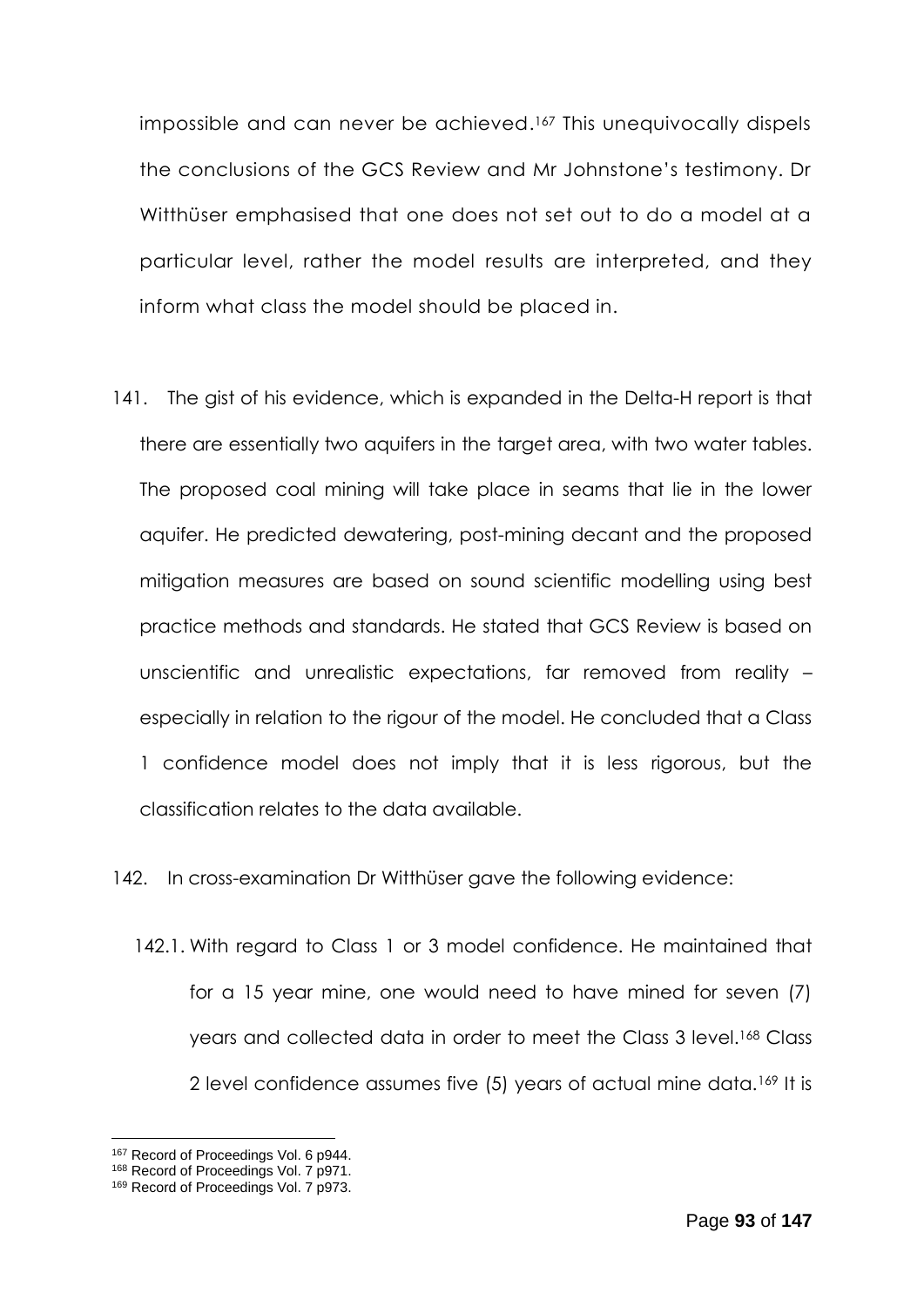impossible and can never be achieved.[167] This unequivocally dispels the conclusions of the GCS Review and Mr Johnstone's testimony. Dr Witthüser emphasised that one does not set out to do a model at a particular level, rather the model results are interpreted, and they inform what class the model should be placed in.

141. The gist of his evidence, which is expanded in the Delta-H report is that there are essentially two aquifers in the target area, with two water tables. The proposed coal mining will take place in seams that lie in the lower aquifer. He predicted dewatering, post-mining decant and the proposed mitigation measures are based on sound scientific modelling using best practice methods and standards. He stated that GCS Review is based on unscientific and unrealistic expectations, far removed from reality – especially in relation to the rigour of the model. He concluded that a Class 1 confidence model does not imply that it is less rigorous, but the classification relates to the data available.

142. In cross-examination Dr Witthüser gave the following evidence:

142.1. With regard to Class 1 or 3 model confidence. He maintained that for a 15 year mine, one would need to have mined for seven (7) years and collected data in order to meet the Class 3 level.[168] Class 2 level confidence assumes five (5) years of actual mine data.[169] It is

---

[167] Record of Proceedings Vol. 6 p944.
[168] Record of Proceedings Vol. 7 p971.
[169] Record of Proceedings Vol. 7 p973.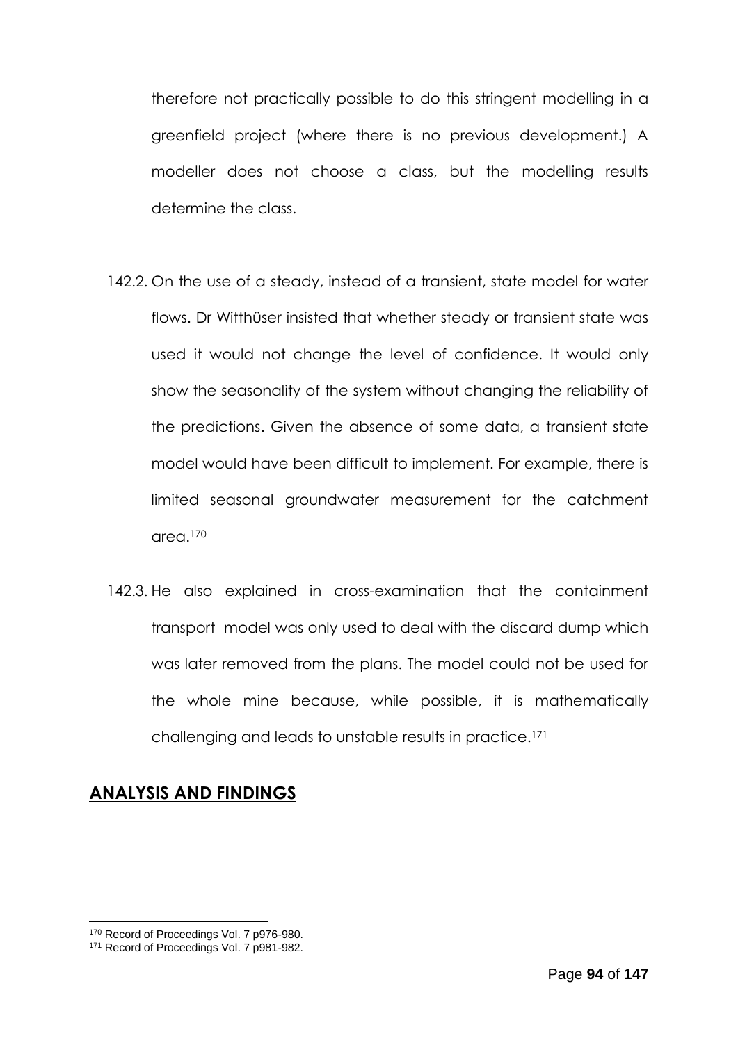therefore not practically possible to do this stringent modelling in a greenfield project (where there is no previous development.) A modeller does not choose a class, but the modelling results determine the class.

142.2. On the use of a steady, instead of a transient, state model for water flows. Dr Witthüser insisted that whether steady or transient state was used it would not change the level of confidence. It would only show the seasonality of the system without changing the reliability of the predictions. Given the absence of some data, a transient state model would have been difficult to implement. For example, there is limited seasonal groundwater measurement for the catchment area.[170]

142.3. He also explained in cross-examination that the containment transport model was only used to deal with the discard dump which was later removed from the plans. The model could not be used for the whole mine because, while possible, it is mathematically challenging and leads to unstable results in practice.[171]

## ANALYSIS AND FINDINGS

[170] Record of Proceedings Vol. 7 p976-980.

[171] Record of Proceedings Vol. 7 p981-982.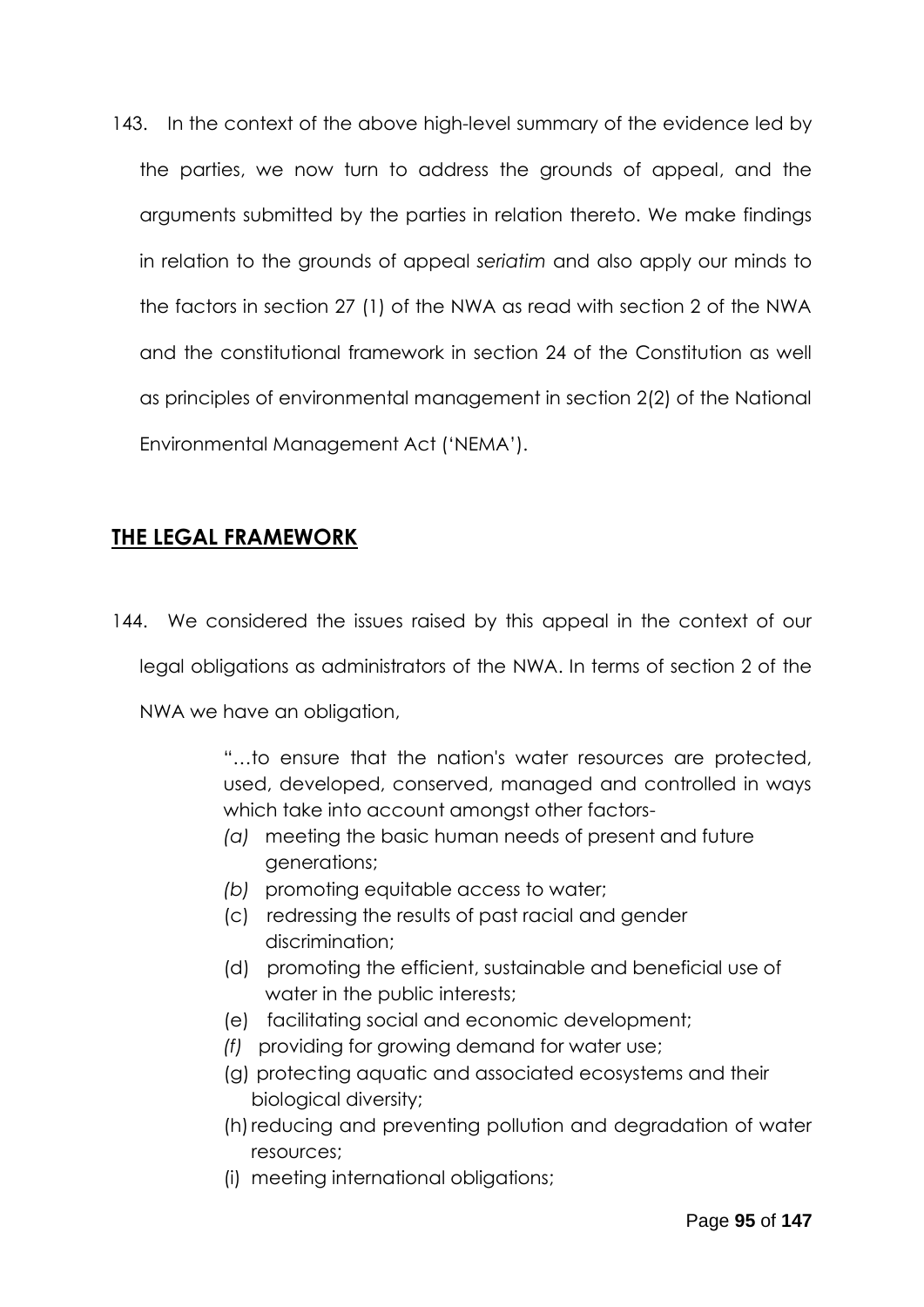143. In the context of the above high-level summary of the evidence led by the parties, we now turn to address the grounds of appeal, and the arguments submitted by the parties in relation thereto. We make findings in relation to the grounds of appeal *seriatim* and also apply our minds to the factors in section 27 (1) of the NWA as read with section 2 of the NWA and the constitutional framework in section 24 of the Constitution as well as principles of environmental management in section 2(2) of the National Environmental Management Act ('NEMA').

## THE LEGAL FRAMEWORK

144. We considered the issues raised by this appeal in the context of our legal obligations as administrators of the NWA. In terms of section 2 of the NWA we have an obligation,

> "…to ensure that the nation's water resources are protected, used, developed, conserved, managed and controlled in ways which take into account amongst other factors-
>
> *(a)* meeting the basic human needs of present and future generations;
>
> *(b)* promoting equitable access to water;
>
> (c) redressing the results of past racial and gender discrimination;
>
> (d) promoting the efficient, sustainable and beneficial use of water in the public interests;
>
> (e) facilitating social and economic development;
>
> *(f)* providing for growing demand for water use;
>
> (g) protecting aquatic and associated ecosystems and their biological diversity;
>
> (h) reducing and preventing pollution and degradation of water resources;
>
> (i) meeting international obligations;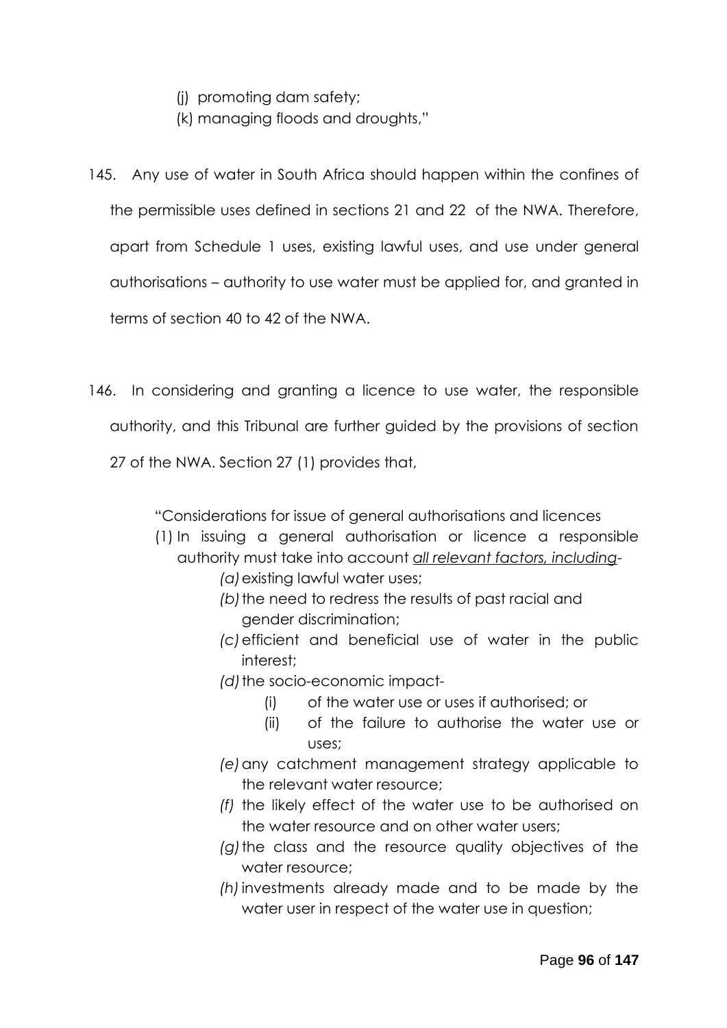(j) promoting dam safety;

(k) managing floods and droughts,"

145. Any use of water in South Africa should happen within the confines of the permissible uses defined in sections 21 and 22 of the NWA. Therefore, apart from Schedule 1 uses, existing lawful uses, and use under general authorisations – authority to use water must be applied for, and granted in terms of section 40 to 42 of the NWA.

146. In considering and granting a licence to use water, the responsible authority, and this Tribunal are further guided by the provisions of section 27 of the NWA. Section 27 (1) provides that,

> "Considerations for issue of general authorisations and licences
>
> (1) In issuing a general authorisation or licence a responsible authority must take into account <u>*all relevant factors, including*</u>-
>
> *(a)* existing lawful water uses;
>
> *(b)* the need to redress the results of past racial and gender discrimination;
>
> *(c)* efficient and beneficial use of water in the public interest;
>
> *(d)* the socio-economic impact-
>
> (i) of the water use or uses if authorised; or
>
> (ii) of the failure to authorise the water use or uses;
>
> *(e)* any catchment management strategy applicable to the relevant water resource;
>
> *(f)* the likely effect of the water use to be authorised on the water resource and on other water users;
>
> *(g)* the class and the resource quality objectives of the water resource;
>
> *(h)* investments already made and to be made by the water user in respect of the water use in question;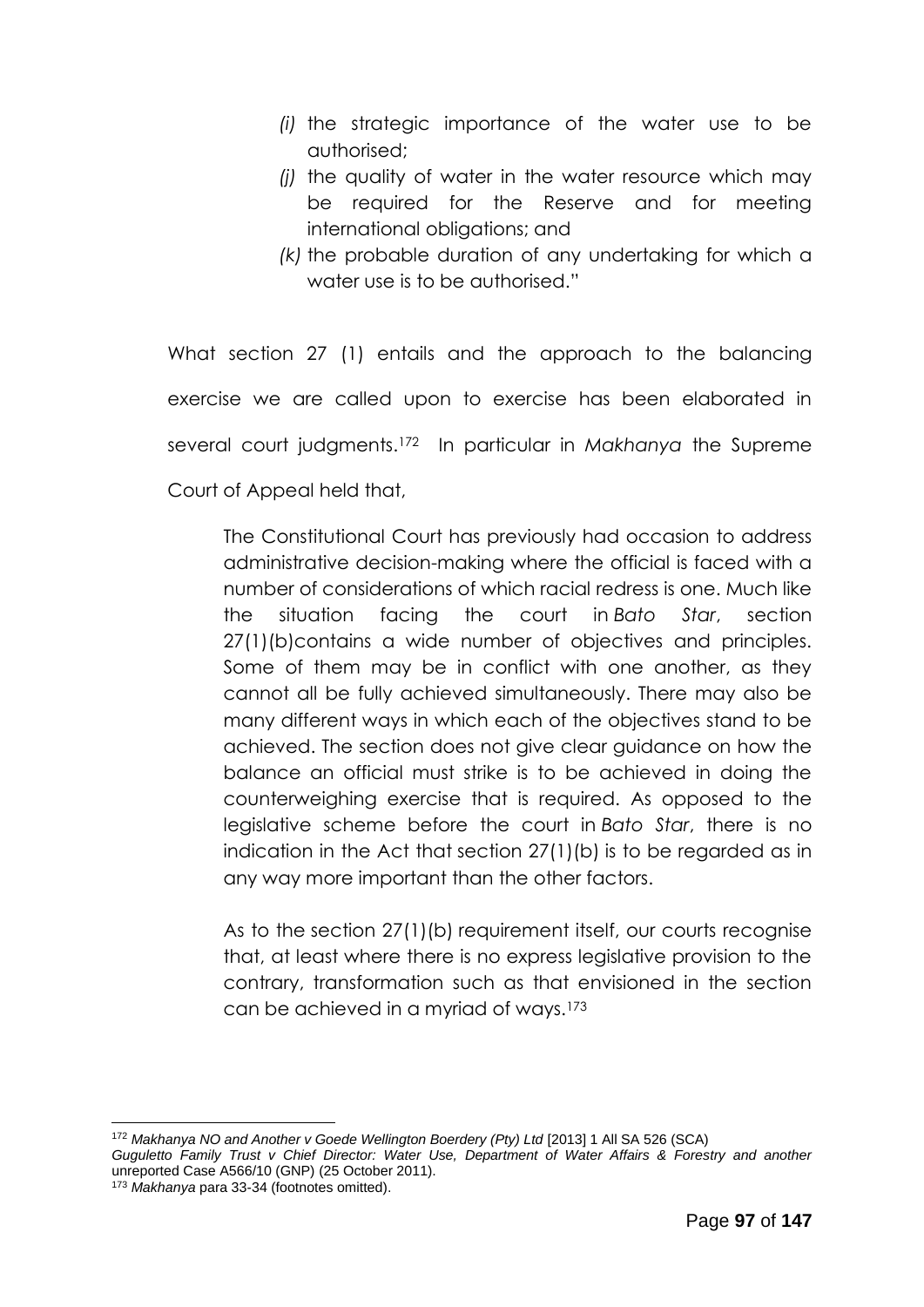> *(i)* the strategic importance of the water use to be authorised;
>
> *(j)* the quality of water in the water resource which may be required for the Reserve and for meeting international obligations; and
>
> *(k)* the probable duration of any undertaking for which a water use is to be authorised."

What section 27 (1) entails and the approach to the balancing exercise we are called upon to exercise has been elaborated in several court judgments.[172] In particular in *Makhanya* the Supreme Court of Appeal held that,

> The Constitutional Court has previously had occasion to address administrative decision-making where the official is faced with a number of considerations of which racial redress is one. Much like the situation facing the court in *Bato Star*, section 27(1)(b)contains a wide number of objectives and principles. Some of them may be in conflict with one another, as they cannot all be fully achieved simultaneously. There may also be many different ways in which each of the objectives stand to be achieved. The section does not give clear guidance on how the balance an official must strike is to be achieved in doing the counterweighing exercise that is required. As opposed to the legislative scheme before the court in *Bato Star*, there is no indication in the Act that section 27(1)(b) is to be regarded as in any way more important than the other factors.
>
> As to the section 27(1)(b) requirement itself, our courts recognise that, at least where there is no express legislative provision to the contrary, transformation such as that envisioned in the section can be achieved in a myriad of ways.[173]

---

[172] *Makhanya NO and Another v Goede Wellington Boerdery (Pty) Ltd* [2013] 1 All SA 526 (SCA) *Guguletto Family Trust v Chief Director: Water Use, Department of Water Affairs & Forestry and another* unreported Case A566/10 (GNP) (25 October 2011).

[173] *Makhanya* para 33-34 (footnotes omitted).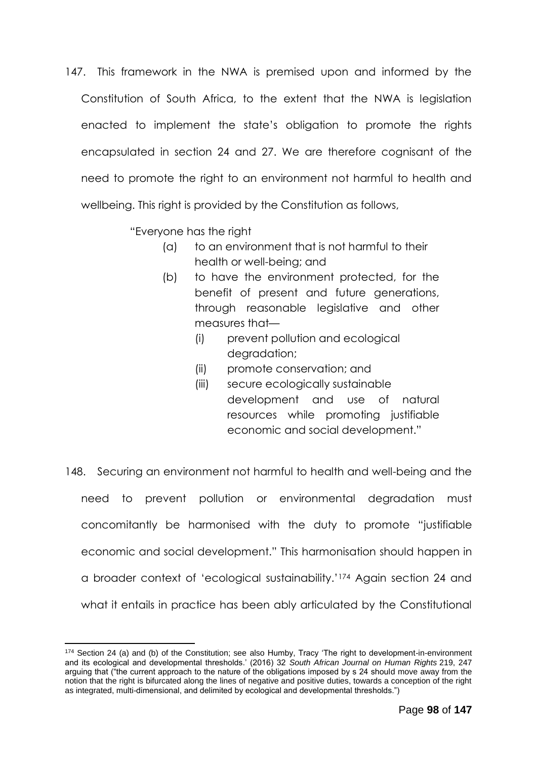147. This framework in the NWA is premised upon and informed by the Constitution of South Africa, to the extent that the NWA is legislation enacted to implement the state's obligation to promote the rights encapsulated in section 24 and 27. We are therefore cognisant of the need to promote the right to an environment not harmful to health and wellbeing. This right is provided by the Constitution as follows,

> "Everyone has the right
>
> (a) to an environment that is not harmful to their health or well-being; and
>
> (b) to have the environment protected, for the benefit of present and future generations, through reasonable legislative and other measures that—
>
>   (i) prevent pollution and ecological degradation;
>
>   (ii) promote conservation; and
>
>   (iii) secure ecologically sustainable development and use of natural resources while promoting justifiable economic and social development."

148. Securing an environment not harmful to health and well-being and the need to prevent pollution or environmental degradation must concomitantly be harmonised with the duty to promote "justifiable economic and social development." This harmonisation should happen in a broader context of 'ecological sustainability.'[174] Again section 24 and what it entails in practice has been ably articulated by the Constitutional

---

[174] Section 24 (a) and (b) of the Constitution; see also Humby, Tracy 'The right to development-in-environment and its ecological and developmental thresholds.' (2016) 32 *South African Journal on Human Rights* 219, 247 arguing that ("the current approach to the nature of the obligations imposed by s 24 should move away from the notion that the right is bifurcated along the lines of negative and positive duties, towards a conception of the right as integrated, multi-dimensional, and delimited by ecological and developmental thresholds.")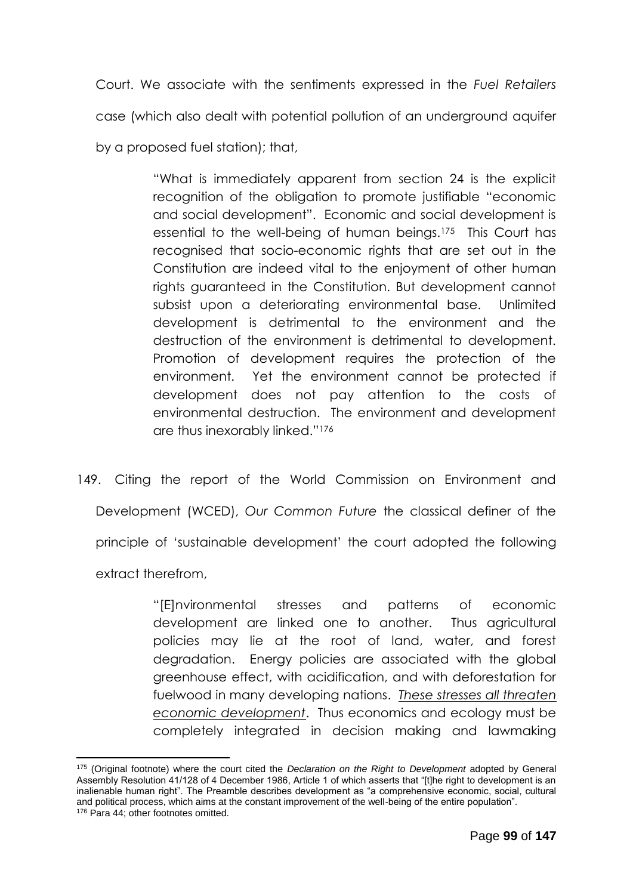Court. We associate with the sentiments expressed in the *Fuel Retailers* case (which also dealt with potential pollution of an underground aquifer by a proposed fuel station); that,

> "What is immediately apparent from section 24 is the explicit recognition of the obligation to promote justifiable "economic and social development". Economic and social development is essential to the well-being of human beings.[175] This Court has recognised that socio-economic rights that are set out in the Constitution are indeed vital to the enjoyment of other human rights guaranteed in the Constitution. But development cannot subsist upon a deteriorating environmental base. Unlimited development is detrimental to the environment and the destruction of the environment is detrimental to development. Promotion of development requires the protection of the environment. Yet the environment cannot be protected if development does not pay attention to the costs of environmental destruction. The environment and development are thus inexorably linked."[176]

149. Citing the report of the World Commission on Environment and Development (WCED), *Our Common Future* the classical definer of the principle of 'sustainable development' the court adopted the following extract therefrom,

> "[E]nvironmental stresses and patterns of economic development are linked one to another. Thus agricultural policies may lie at the root of land, water, and forest degradation. Energy policies are associated with the global greenhouse effect, with acidification, and with deforestation for fuelwood in many developing nations. *These stresses all threaten economic development*. Thus economics and ecology must be completely integrated in decision making and lawmaking

---

[175] (Original footnote) where the court cited the *Declaration on the Right to Development* adopted by General Assembly Resolution 41/128 of 4 December 1986, Article 1 of which asserts that "[t]he right to development is an inalienable human right". The Preamble describes development as "a comprehensive economic, social, cultural and political process, which aims at the constant improvement of the well-being of the entire population".

[176] Para 44; other footnotes omitted.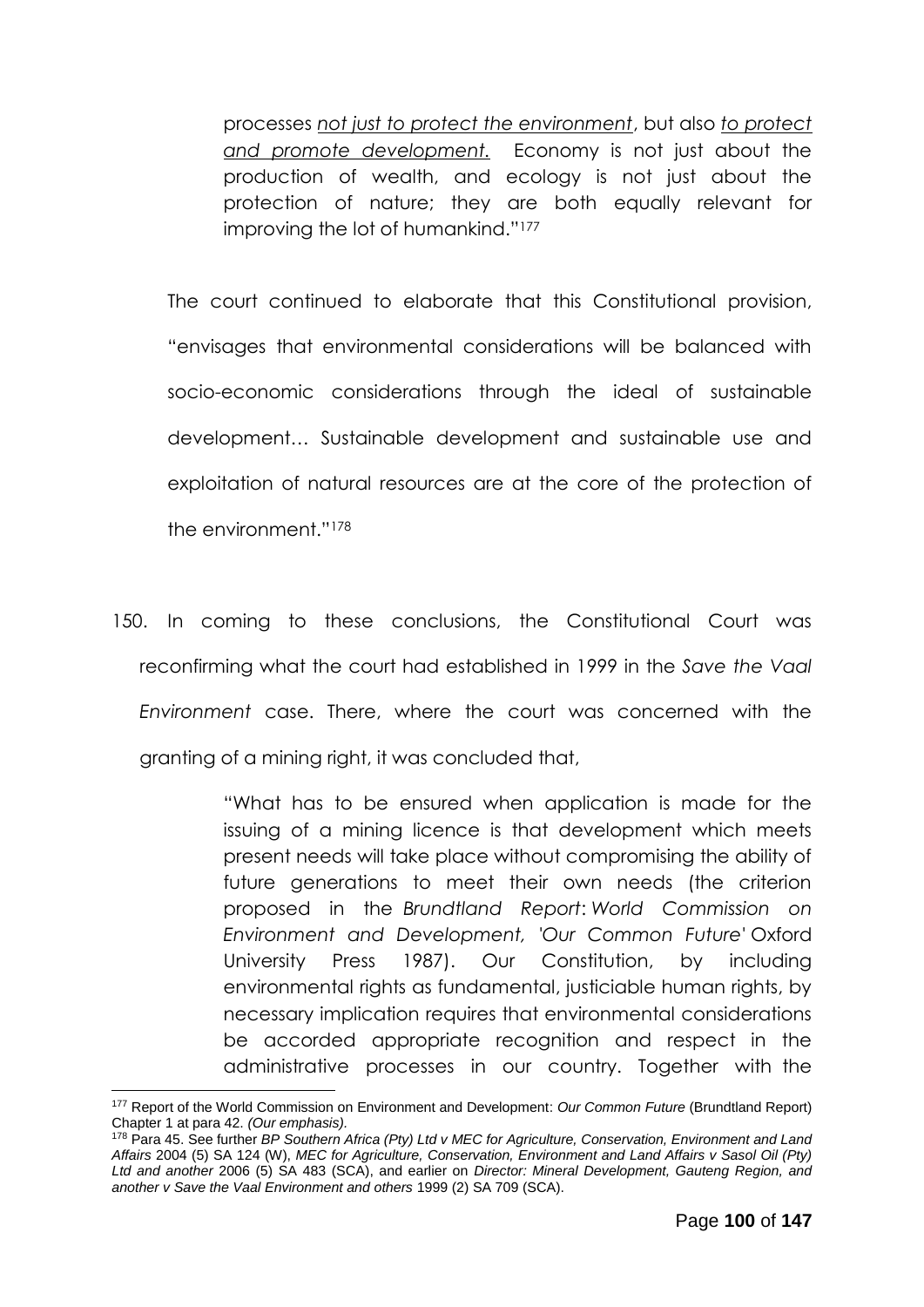> processes *not just to protect the environment*, but also *to protect and promote development.* Economy is not just about the production of wealth, and ecology is not just about the protection of nature; they are both equally relevant for improving the lot of humankind."[177]

The court continued to elaborate that this Constitutional provision, "envisages that environmental considerations will be balanced with socio-economic considerations through the ideal of sustainable development… Sustainable development and sustainable use and exploitation of natural resources are at the core of the protection of the environment."[178]

150. In coming to these conclusions, the Constitutional Court was reconfirming what the court had established in 1999 in the *Save the Vaal Environment* case. There, where the court was concerned with the granting of a mining right, it was concluded that,

> "What has to be ensured when application is made for the issuing of a mining licence is that development which meets present needs will take place without compromising the ability of future generations to meet their own needs (the criterion proposed in the *Brundtland Report*: *World Commission on Environment and Development, 'Our Common Future'* Oxford University Press 1987). Our Constitution, by including environmental rights as fundamental, justiciable human rights, by necessary implication requires that environmental considerations be accorded appropriate recognition and respect in the administrative processes in our country. Together with the

---

[177] Report of the World Commission on Environment and Development: *Our Common Future* (Brundtland Report) Chapter 1 at para 42. *(Our emphasis).*

[178] Para 45. See further *BP Southern Africa (Pty) Ltd v MEC for Agriculture, Conservation, Environment and Land Affairs* 2004 (5) SA 124 (W), *MEC for Agriculture, Conservation, Environment and Land Affairs v Sasol Oil (Pty) Ltd and another* 2006 (5) SA 483 (SCA), and earlier on *Director: Mineral Development, Gauteng Region, and another v Save the Vaal Environment and others* 1999 (2) SA 709 (SCA).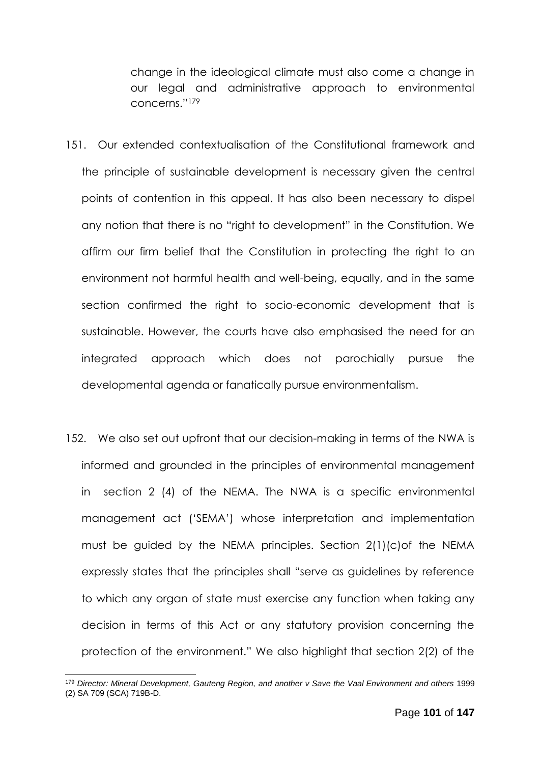change in the ideological climate must also come a change in our legal and administrative approach to environmental concerns."[179]

151. Our extended contextualisation of the Constitutional framework and the principle of sustainable development is necessary given the central points of contention in this appeal. It has also been necessary to dispel any notion that there is no "right to development" in the Constitution. We affirm our firm belief that the Constitution in protecting the right to an environment not harmful health and well-being, equally, and in the same section confirmed the right to socio-economic development that is sustainable. However, the courts have also emphasised the need for an integrated approach which does not parochially pursue the developmental agenda or fanatically pursue environmentalism.

152. We also set out upfront that our decision-making in terms of the NWA is informed and grounded in the principles of environmental management in section 2 (4) of the NEMA. The NWA is a specific environmental management act ('SEMA') whose interpretation and implementation must be guided by the NEMA principles. Section 2(1)(c)of the NEMA expressly states that the principles shall "serve as guidelines by reference to which any organ of state must exercise any function when taking any decision in terms of this Act or any statutory provision concerning the protection of the environment." We also highlight that section 2(2) of the

---

[179] *Director: Mineral Development, Gauteng Region, and another v Save the Vaal Environment and others* 1999 (2) SA 709 (SCA) 719B-D.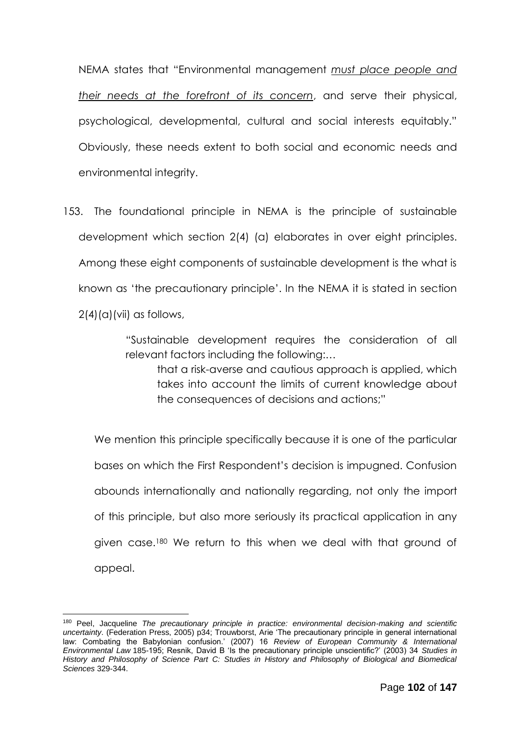NEMA states that "Environmental management *must place people and their needs at the forefront of its concern*, and serve their physical, psychological, developmental, cultural and social interests equitably." Obviously, these needs extent to both social and economic needs and environmental integrity.

153. The foundational principle in NEMA is the principle of sustainable development which section 2(4) (a) elaborates in over eight principles. Among these eight components of sustainable development is the what is known as 'the precautionary principle'. In the NEMA it is stated in section 2(4)(a)(vii) as follows,

> "Sustainable development requires the consideration of all relevant factors including the following:…
>
> that a risk-averse and cautious approach is applied, which takes into account the limits of current knowledge about the consequences of decisions and actions;"

We mention this principle specifically because it is one of the particular bases on which the First Respondent's decision is impugned. Confusion abounds internationally and nationally regarding, not only the import of this principle, but also more seriously its practical application in any given case.[180] We return to this when we deal with that ground of appeal.

---

[180] Peel, Jacqueline *The precautionary principle in practice: environmental decision-making and scientific uncertainty*. (Federation Press, 2005) p34; Trouwborst, Arie 'The precautionary principle in general international law: Combating the Babylonian confusion.' (2007) 16 *Review of European Community & International Environmental Law* 185-195; Resnik, David B 'Is the precautionary principle unscientific?' (2003) 34 *Studies in History and Philosophy of Science Part C: Studies in History and Philosophy of Biological and Biomedical Sciences* 329-344.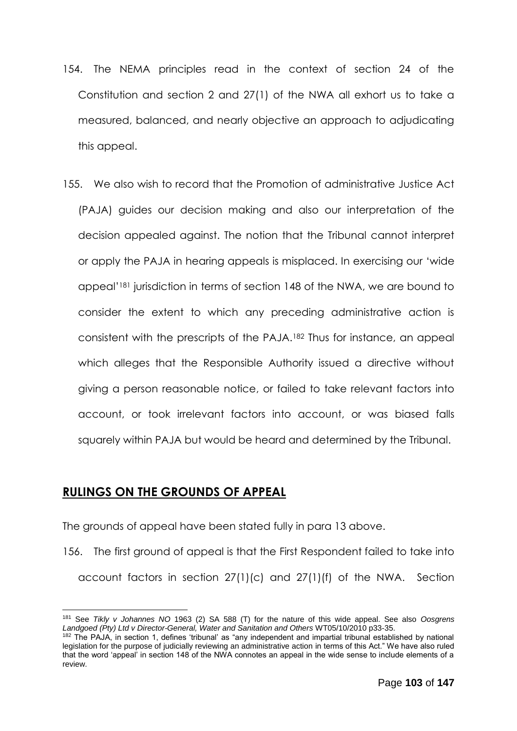154. The NEMA principles read in the context of section 24 of the Constitution and section 2 and 27(1) of the NWA all exhort us to take a measured, balanced, and nearly objective an approach to adjudicating this appeal.

155. We also wish to record that the Promotion of administrative Justice Act (PAJA) guides our decision making and also our interpretation of the decision appealed against. The notion that the Tribunal cannot interpret or apply the PAJA in hearing appeals is misplaced. In exercising our 'wide appeal'[181] jurisdiction in terms of section 148 of the NWA, we are bound to consider the extent to which any preceding administrative action is consistent with the prescripts of the PAJA.[182] Thus for instance, an appeal which alleges that the Responsible Authority issued a directive without giving a person reasonable notice, or failed to take relevant factors into account, or took irrelevant factors into account, or was biased falls squarely within PAJA but would be heard and determined by the Tribunal.

## RULINGS ON THE GROUNDS OF APPEAL

The grounds of appeal have been stated fully in para 13 above.

156. The first ground of appeal is that the First Respondent failed to take into account factors in section 27(1)(c) and 27(1)(f) of the NWA. Section

---

[181] See *Tikly v Johannes NO* 1963 (2) SA 588 (T) for the nature of this wide appeal. See also *Oosgrens Landgoed (Pty) Ltd v Director-General, Water and Sanitation and Others* WT05/10/2010 p33-35.

[182] The PAJA, in section 1, defines 'tribunal' as "any independent and impartial tribunal established by national legislation for the purpose of judicially reviewing an administrative action in terms of this Act." We have also ruled that the word 'appeal' in section 148 of the NWA connotes an appeal in the wide sense to include elements of a review.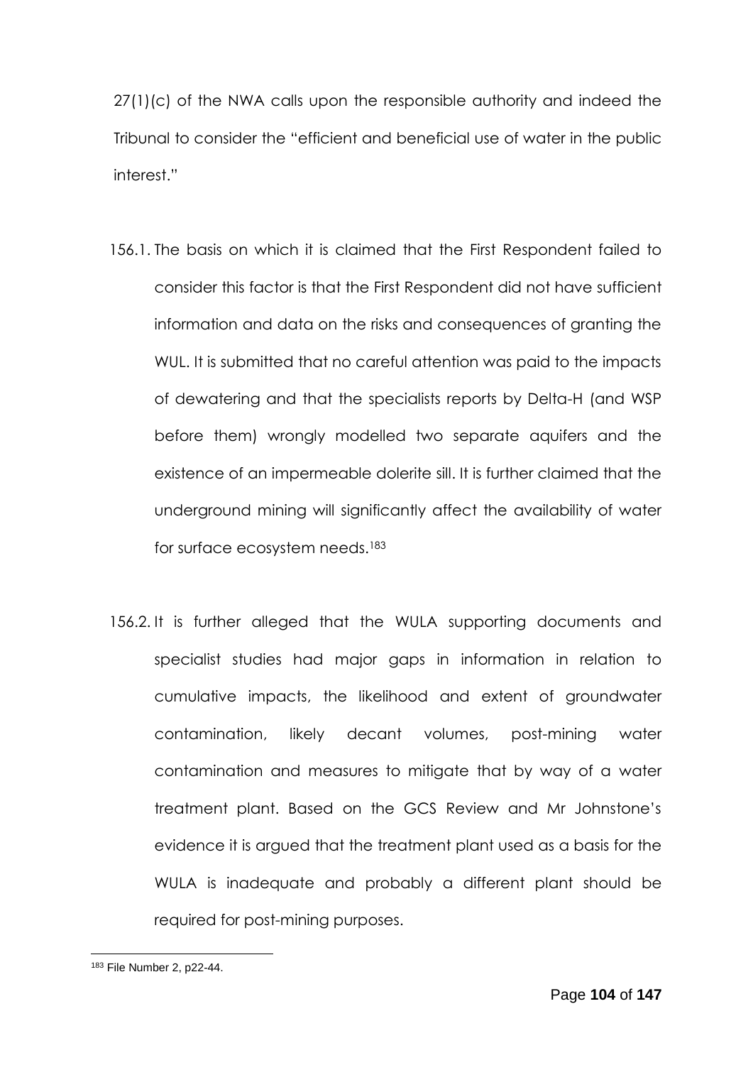27(1)(c) of the NWA calls upon the responsible authority and indeed the Tribunal to consider the "efficient and beneficial use of water in the public interest."

156.1. The basis on which it is claimed that the First Respondent failed to consider this factor is that the First Respondent did not have sufficient information and data on the risks and consequences of granting the WUL. It is submitted that no careful attention was paid to the impacts of dewatering and that the specialists reports by Delta-H (and WSP before them) wrongly modelled two separate aquifers and the existence of an impermeable dolerite sill. It is further claimed that the underground mining will significantly affect the availability of water for surface ecosystem needs.[183]

156.2. It is further alleged that the WULA supporting documents and specialist studies had major gaps in information in relation to cumulative impacts, the likelihood and extent of groundwater contamination, likely decant volumes, post-mining water contamination and measures to mitigate that by way of a water treatment plant. Based on the GCS Review and Mr Johnstone's evidence it is argued that the treatment plant used as a basis for the WULA is inadequate and probably a different plant should be required for post-mining purposes.

[183] File Number 2, p22-44.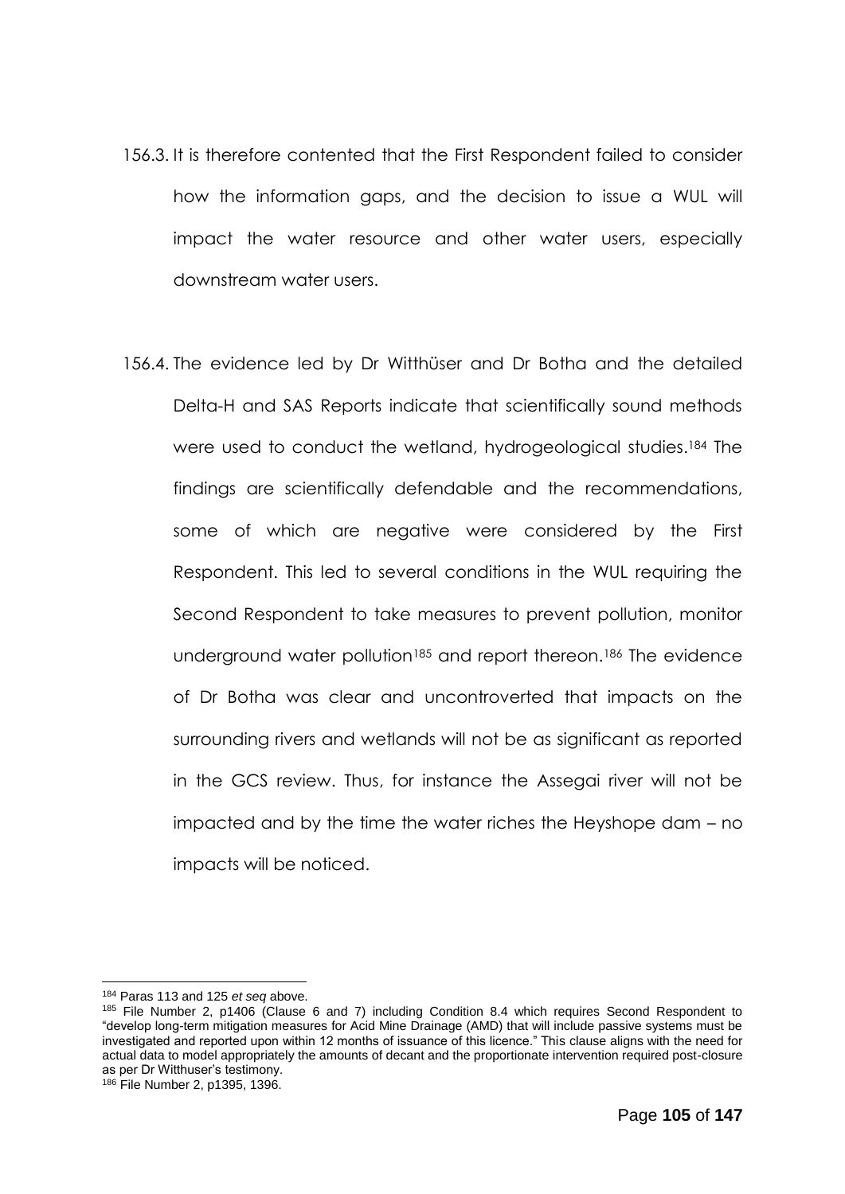156.3. It is therefore contented that the First Respondent failed to consider how the information gaps, and the decision to issue a WUL will impact the water resource and other water users, especially downstream water users.

156.4. The evidence led by Dr Witthüser and Dr Botha and the detailed Delta-H and SAS Reports indicate that scientifically sound methods were used to conduct the wetland, hydrogeological studies.[184] The findings are scientifically defendable and the recommendations, some of which are negative were considered by the First Respondent. This led to several conditions in the WUL requiring the Second Respondent to take measures to prevent pollution, monitor underground water pollution[185] and report thereon.[186] The evidence of Dr Botha was clear and uncontroverted that impacts on the surrounding rivers and wetlands will not be as significant as reported in the GCS review. Thus, for instance the Assegai river will not be impacted and by the time the water riches the Heyshope dam – no impacts will be noticed.

---

[184] Paras 113 and 125 *et seq* above.

[185] File Number 2, p1406 (Clause 6 and 7) including Condition 8.4 which requires Second Respondent to "develop long-term mitigation measures for Acid Mine Drainage (AMD) that will include passive systems must be investigated and reported upon within 12 months of issuance of this licence." This clause aligns with the need for actual data to model appropriately the amounts of decant and the proportionate intervention required post-closure as per Dr Witthuser's testimony.

[186] File Number 2, p1395, 1396.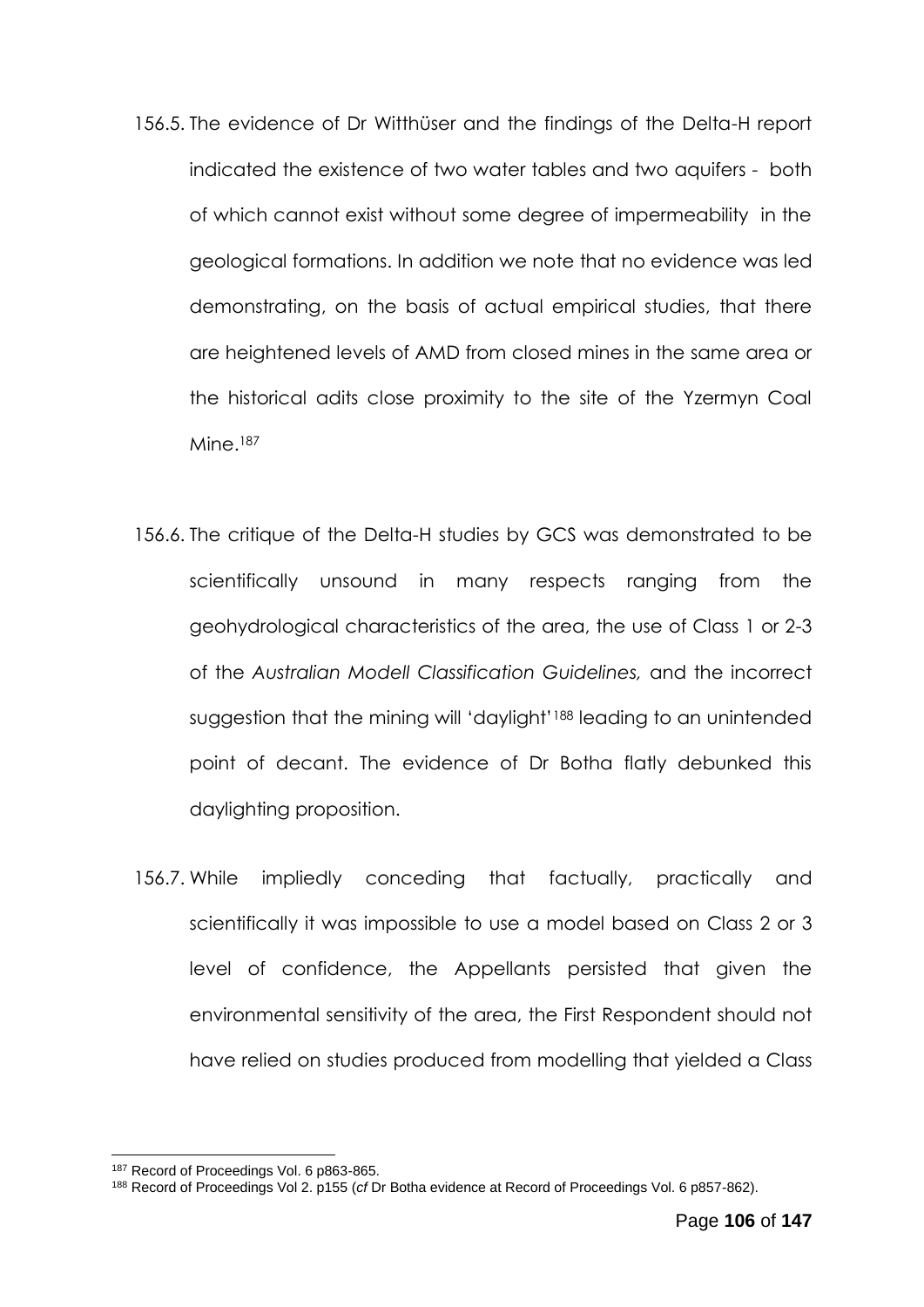156.5. The evidence of Dr Witthüser and the findings of the Delta-H report indicated the existence of two water tables and two aquifers - both of which cannot exist without some degree of impermeability in the geological formations. In addition we note that no evidence was led demonstrating, on the basis of actual empirical studies, that there are heightened levels of AMD from closed mines in the same area or the historical adits close proximity to the site of the Yzermyn Coal Mine.[187]

156.6. The critique of the Delta-H studies by GCS was demonstrated to be scientifically unsound in many respects ranging from the geohydrological characteristics of the area, the use of Class 1 or 2-3 of the *Australian Modell Classification Guidelines,* and the incorrect suggestion that the mining will 'daylight'[188] leading to an unintended point of decant. The evidence of Dr Botha flatly debunked this daylighting proposition.

156.7. While impliedly conceding that factually, practically and scientifically it was impossible to use a model based on Class 2 or 3 level of confidence, the Appellants persisted that given the environmental sensitivity of the area, the First Respondent should not have relied on studies produced from modelling that yielded a Class

---

[187] Record of Proceedings Vol. 6 p863-865.

[188] Record of Proceedings Vol 2. p155 (*cf* Dr Botha evidence at Record of Proceedings Vol. 6 p857-862).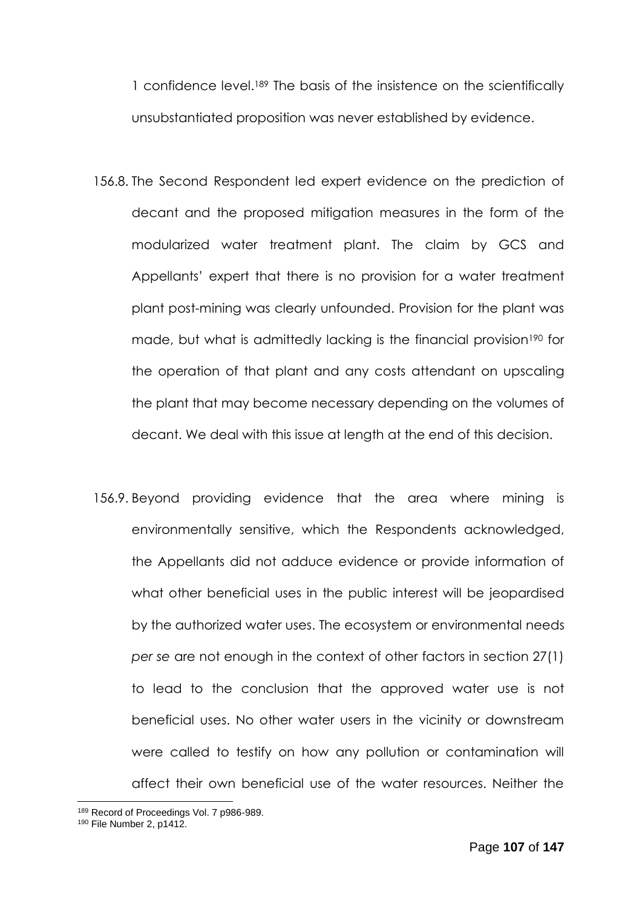1 confidence level.[189] The basis of the insistence on the scientifically unsubstantiated proposition was never established by evidence.

156.8. The Second Respondent led expert evidence on the prediction of decant and the proposed mitigation measures in the form of the modularized water treatment plant. The claim by GCS and Appellants' expert that there is no provision for a water treatment plant post-mining was clearly unfounded. Provision for the plant was made, but what is admittedly lacking is the financial provision[190] for the operation of that plant and any costs attendant on upscaling the plant that may become necessary depending on the volumes of decant. We deal with this issue at length at the end of this decision.

156.9. Beyond providing evidence that the area where mining is environmentally sensitive, which the Respondents acknowledged, the Appellants did not adduce evidence or provide information of what other beneficial uses in the public interest will be jeopardised by the authorized water uses. The ecosystem or environmental needs *per se* are not enough in the context of other factors in section 27(1) to lead to the conclusion that the approved water use is not beneficial uses. No other water users in the vicinity or downstream were called to testify on how any pollution or contamination will affect their own beneficial use of the water resources. Neither the

---

[189] Record of Proceedings Vol. 7 p986-989.

[190] File Number 2, p1412.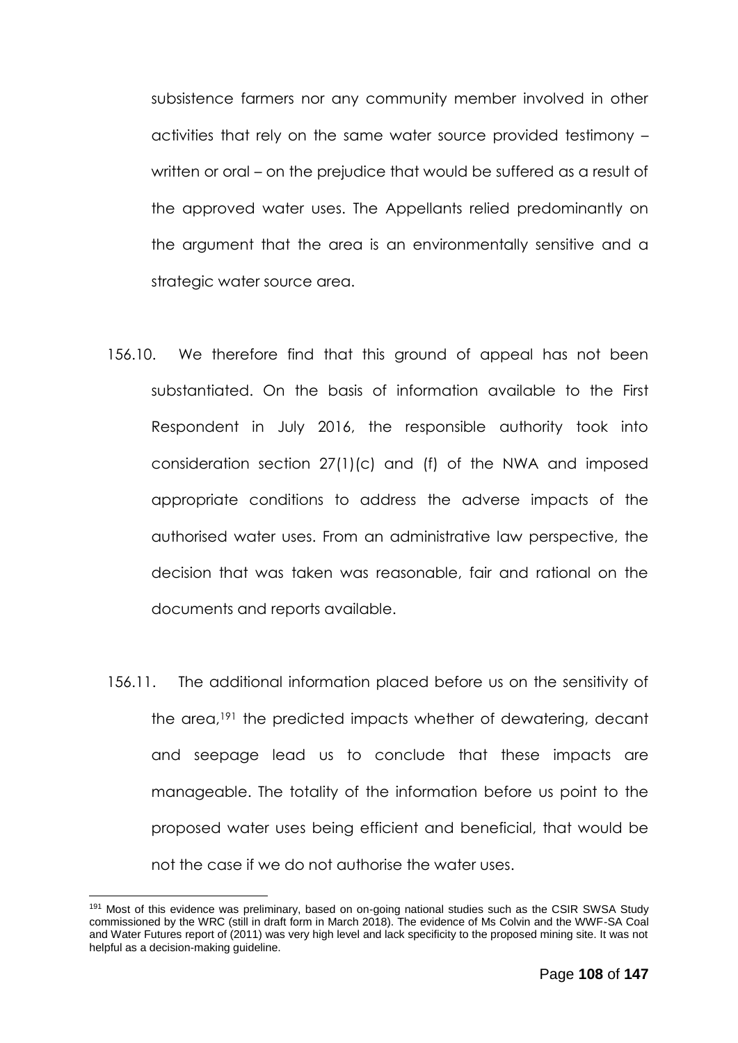subsistence farmers nor any community member involved in other activities that rely on the same water source provided testimony – written or oral – on the prejudice that would be suffered as a result of the approved water uses. The Appellants relied predominantly on the argument that the area is an environmentally sensitive and a strategic water source area.

156.10. We therefore find that this ground of appeal has not been substantiated. On the basis of information available to the First Respondent in July 2016, the responsible authority took into consideration section 27(1)(c) and (f) of the NWA and imposed appropriate conditions to address the adverse impacts of the authorised water uses. From an administrative law perspective, the decision that was taken was reasonable, fair and rational on the documents and reports available.

156.11. The additional information placed before us on the sensitivity of the area,[191] the predicted impacts whether of dewatering, decant and seepage lead us to conclude that these impacts are manageable. The totality of the information before us point to the proposed water uses being efficient and beneficial, that would be not the case if we do not authorise the water uses.

[191] Most of this evidence was preliminary, based on on-going national studies such as the CSIR SWSA Study commissioned by the WRC (still in draft form in March 2018). The evidence of Ms Colvin and the WWF-SA Coal and Water Futures report of (2011) was very high level and lack specificity to the proposed mining site. It was not helpful as a decision-making guideline.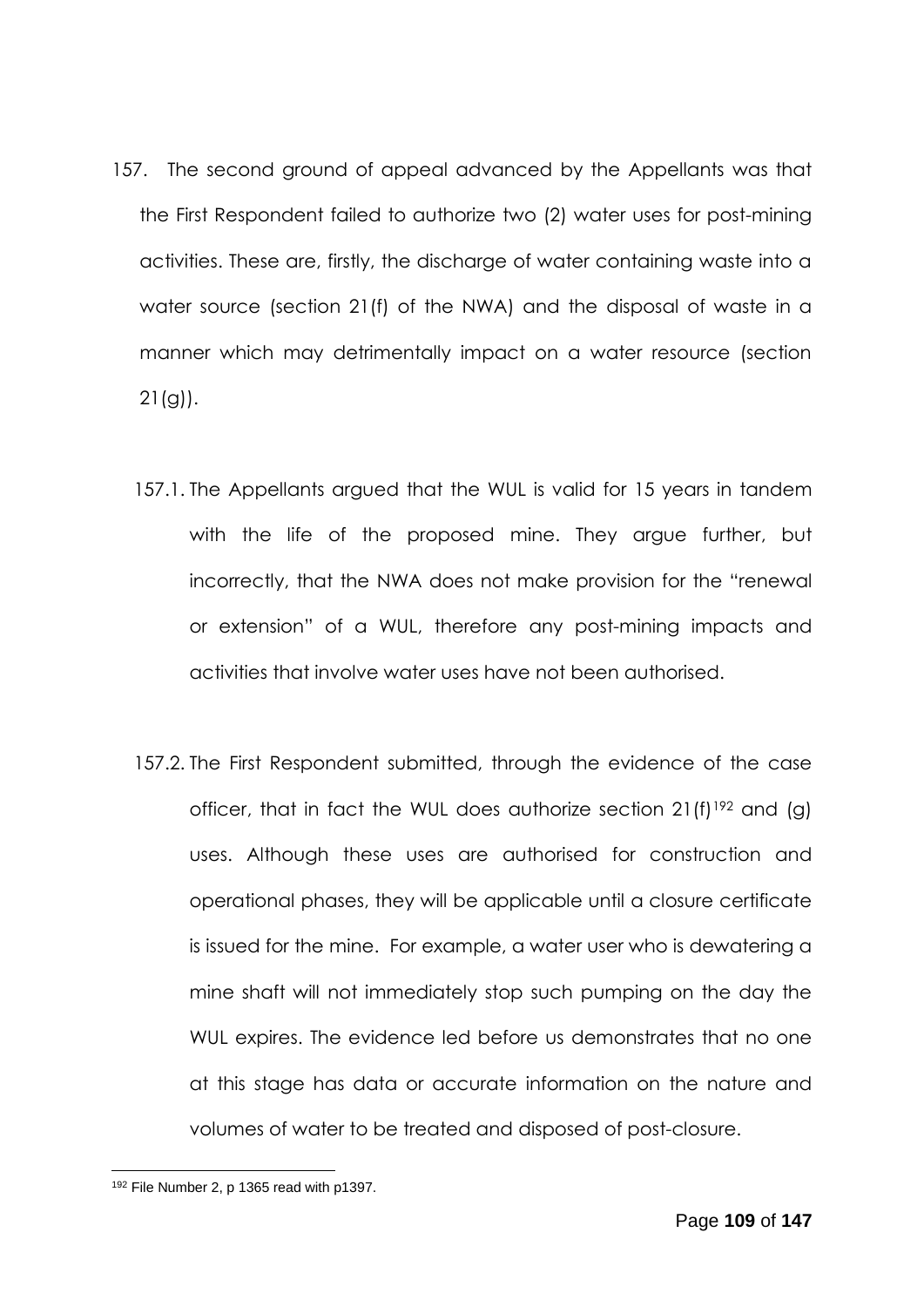157. The second ground of appeal advanced by the Appellants was that the First Respondent failed to authorize two (2) water uses for post-mining activities. These are, firstly, the discharge of water containing waste into a water source (section 21(f) of the NWA) and the disposal of waste in a manner which may detrimentally impact on a water resource (section 21(g)).

157.1. The Appellants argued that the WUL is valid for 15 years in tandem with the life of the proposed mine. They argue further, but incorrectly, that the NWA does not make provision for the "renewal or extension" of a WUL, therefore any post-mining impacts and activities that involve water uses have not been authorised.

157.2. The First Respondent submitted, through the evidence of the case officer, that in fact the WUL does authorize section 21(f)[192] and (g) uses. Although these uses are authorised for construction and operational phases, they will be applicable until a closure certificate is issued for the mine. For example, a water user who is dewatering a mine shaft will not immediately stop such pumping on the day the WUL expires. The evidence led before us demonstrates that no one at this stage has data or accurate information on the nature and volumes of water to be treated and disposed of post-closure.

[192] File Number 2, p 1365 read with p1397.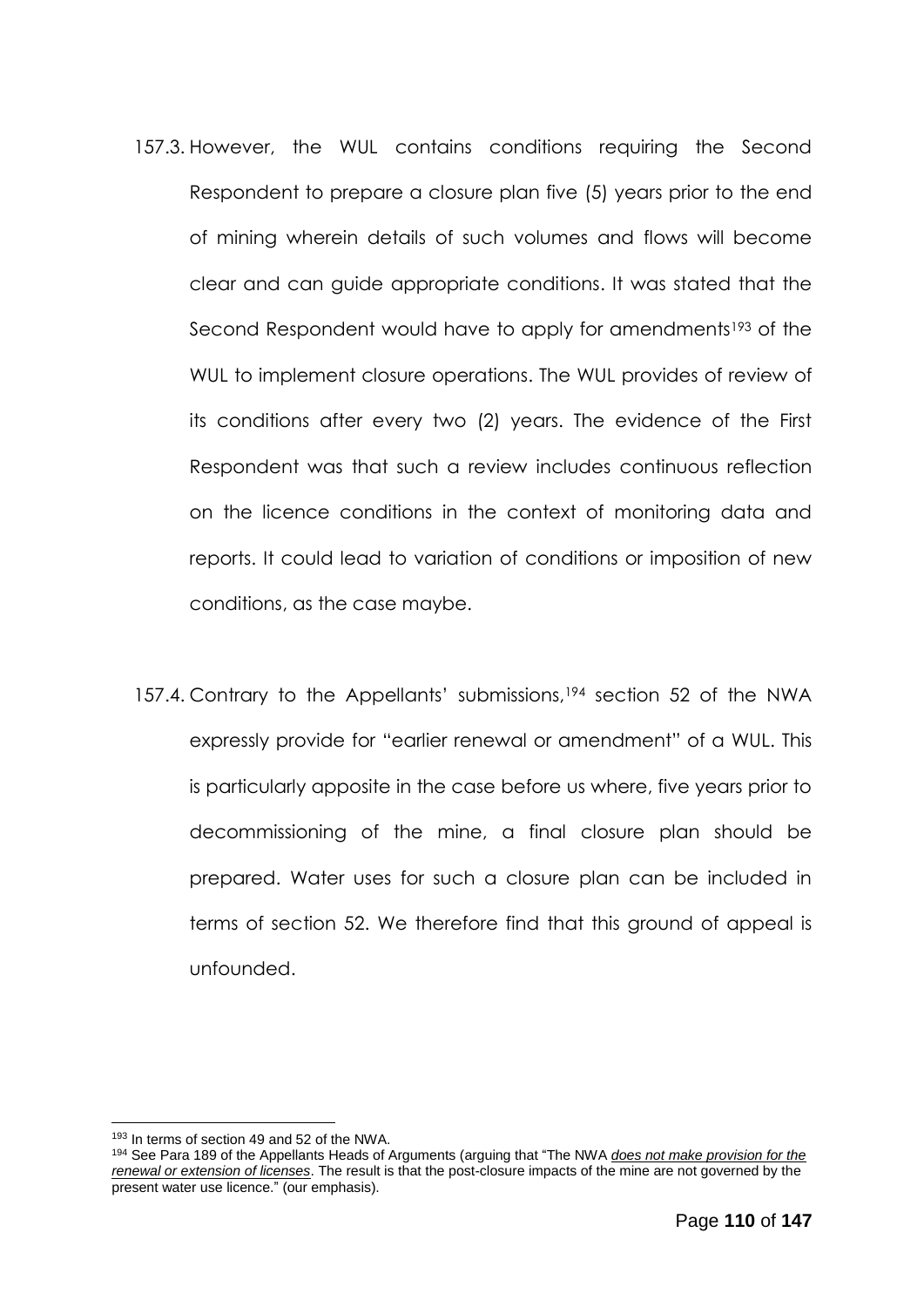157.3. However, the WUL contains conditions requiring the Second Respondent to prepare a closure plan five (5) years prior to the end of mining wherein details of such volumes and flows will become clear and can guide appropriate conditions. It was stated that the Second Respondent would have to apply for amendments[193] of the WUL to implement closure operations. The WUL provides of review of its conditions after every two (2) years. The evidence of the First Respondent was that such a review includes continuous reflection on the licence conditions in the context of monitoring data and reports. It could lead to variation of conditions or imposition of new conditions, as the case maybe.

157.4. Contrary to the Appellants' submissions,[194] section 52 of the NWA expressly provide for "earlier renewal or amendment" of a WUL. This is particularly apposite in the case before us where, five years prior to decommissioning of the mine, a final closure plan should be prepared. Water uses for such a closure plan can be included in terms of section 52. We therefore find that this ground of appeal is unfounded.

---

[193] In terms of section 49 and 52 of the NWA.

[194] See Para 189 of the Appellants Heads of Arguments (arguing that "The NWA ***does not make provision for the renewal or extension of licenses***. The result is that the post-closure impacts of the mine are not governed by the present water use licence." (our emphasis).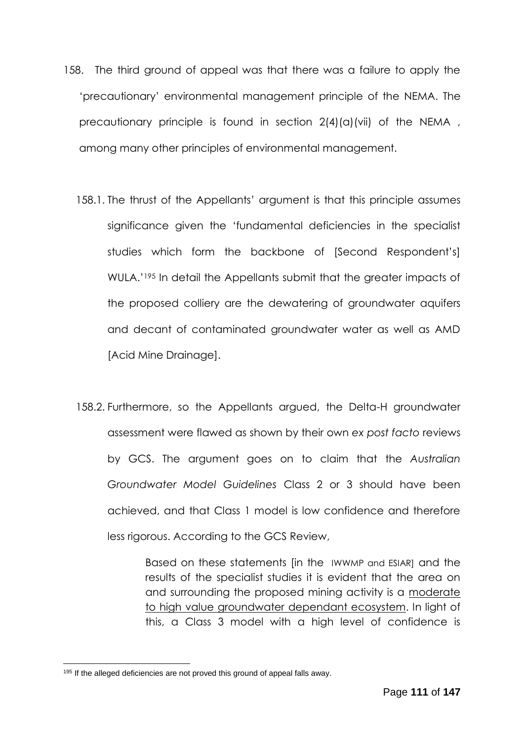158. The third ground of appeal was that there was a failure to apply the 'precautionary' environmental management principle of the NEMA. The precautionary principle is found in section 2(4)(a)(vii) of the NEMA , among many other principles of environmental management.

158.1. The thrust of the Appellants' argument is that this principle assumes significance given the 'fundamental deficiencies in the specialist studies which form the backbone of [Second Respondent's] WULA.'[195] In detail the Appellants submit that the greater impacts of the proposed colliery are the dewatering of groundwater aquifers and decant of contaminated groundwater water as well as AMD [Acid Mine Drainage].

158.2. Furthermore, so the Appellants argued, the Delta-H groundwater assessment were flawed as shown by their own *ex post facto* reviews by GCS. The argument goes on to claim that the *Australian Groundwater Model Guidelines* Class 2 or 3 should have been achieved, and that Class 1 model is low confidence and therefore less rigorous. According to the GCS Review,

> Based on these statements [in the IWWMP and ESIAR] and the results of the specialist studies it is evident that the area on and surrounding the proposed mining activity is a <u>moderate to high value groundwater dependant ecosystem</u>. In light of this, a Class 3 model with a high level of confidence is

---

[195] If the alleged deficiencies are not proved this ground of appeal falls away.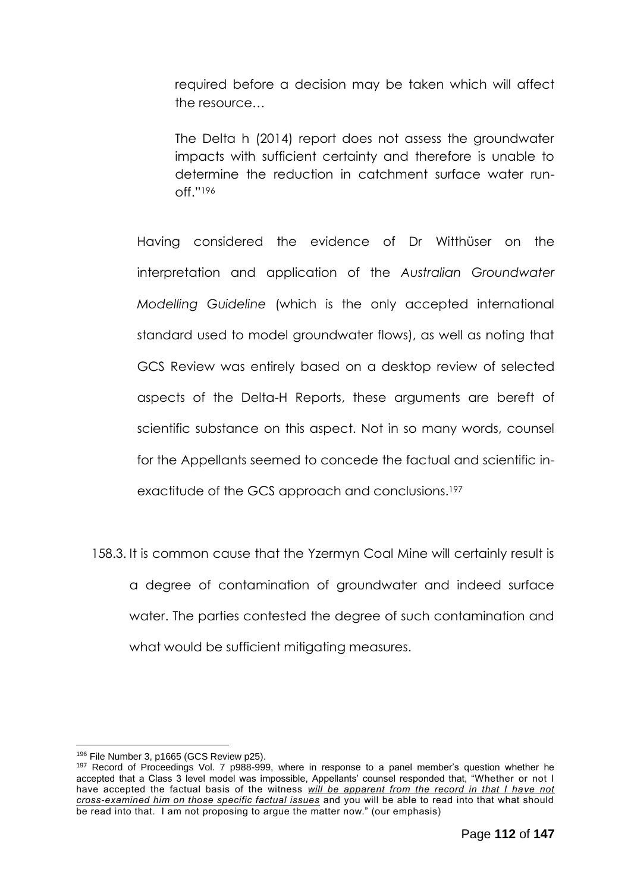> required before a decision may be taken which will affect the resource…
>
> The Delta h (2014) report does not assess the groundwater impacts with sufficient certainty and therefore is unable to determine the reduction in catchment surface water run-off."[196]

Having considered the evidence of Dr Witthüser on the interpretation and application of the *Australian Groundwater Modelling Guideline* (which is the only accepted international standard used to model groundwater flows), as well as noting that GCS Review was entirely based on a desktop review of selected aspects of the Delta-H Reports, these arguments are bereft of scientific substance on this aspect. Not in so many words, counsel for the Appellants seemed to concede the factual and scientific in-exactitude of the GCS approach and conclusions.[197]

158.3. It is common cause that the Yzermyn Coal Mine will certainly result is a degree of contamination of groundwater and indeed surface water. The parties contested the degree of such contamination and what would be sufficient mitigating measures.

---

[196] File Number 3, p1665 (GCS Review p25).

[197] Record of Proceedings Vol. 7 p988-999, where in response to a panel member's question whether he accepted that a Class 3 level model was impossible, Appellants' counsel responded that, "Whether or not I have accepted the factual basis of the witness ***will be apparent from the record in that I have not cross-examined him on those specific factual issues*** and you will be able to read into that what should be read into that. I am not proposing to argue the matter now." (our emphasis)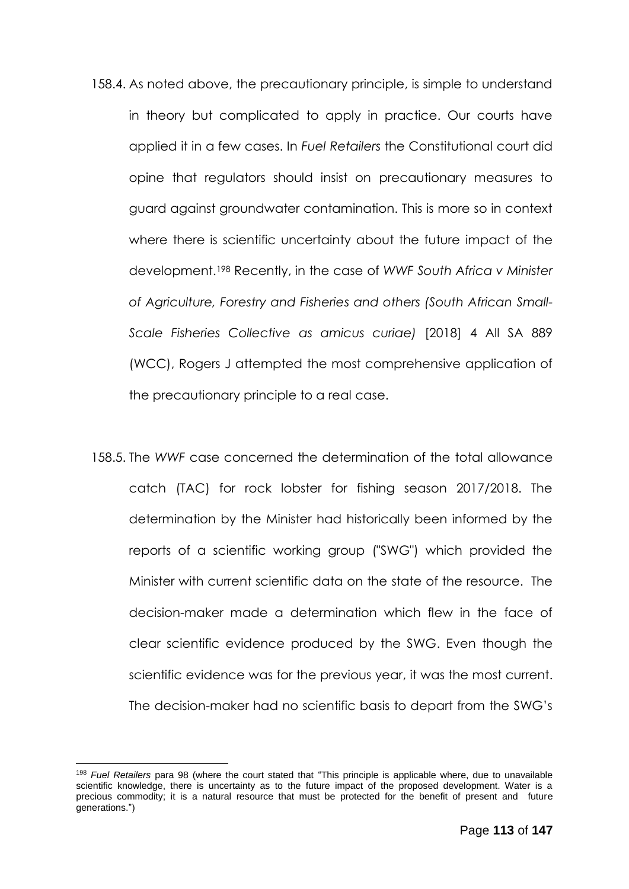158.4. As noted above, the precautionary principle, is simple to understand in theory but complicated to apply in practice. Our courts have applied it in a few cases. In *Fuel Retailers* the Constitutional court did opine that regulators should insist on precautionary measures to guard against groundwater contamination. This is more so in context where there is scientific uncertainty about the future impact of the development.[198] Recently, in the case of *WWF South Africa v Minister of Agriculture, Forestry and Fisheries and others (South African Small-Scale Fisheries Collective as amicus curiae)* [2018] 4 All SA 889 (WCC), Rogers J attempted the most comprehensive application of the precautionary principle to a real case.

158.5. The *WWF* case concerned the determination of the total allowance catch (TAC) for rock lobster for fishing season 2017/2018. The determination by the Minister had historically been informed by the reports of a scientific working group ("SWG") which provided the Minister with current scientific data on the state of the resource. The decision-maker made a determination which flew in the face of clear scientific evidence produced by the SWG. Even though the scientific evidence was for the previous year, it was the most current. The decision-maker had no scientific basis to depart from the SWG's

---

[198] *Fuel Retailers* para 98 (where the court stated that "This principle is applicable where, due to unavailable scientific knowledge, there is uncertainty as to the future impact of the proposed development. Water is a precious commodity; it is a natural resource that must be protected for the benefit of present and future generations.")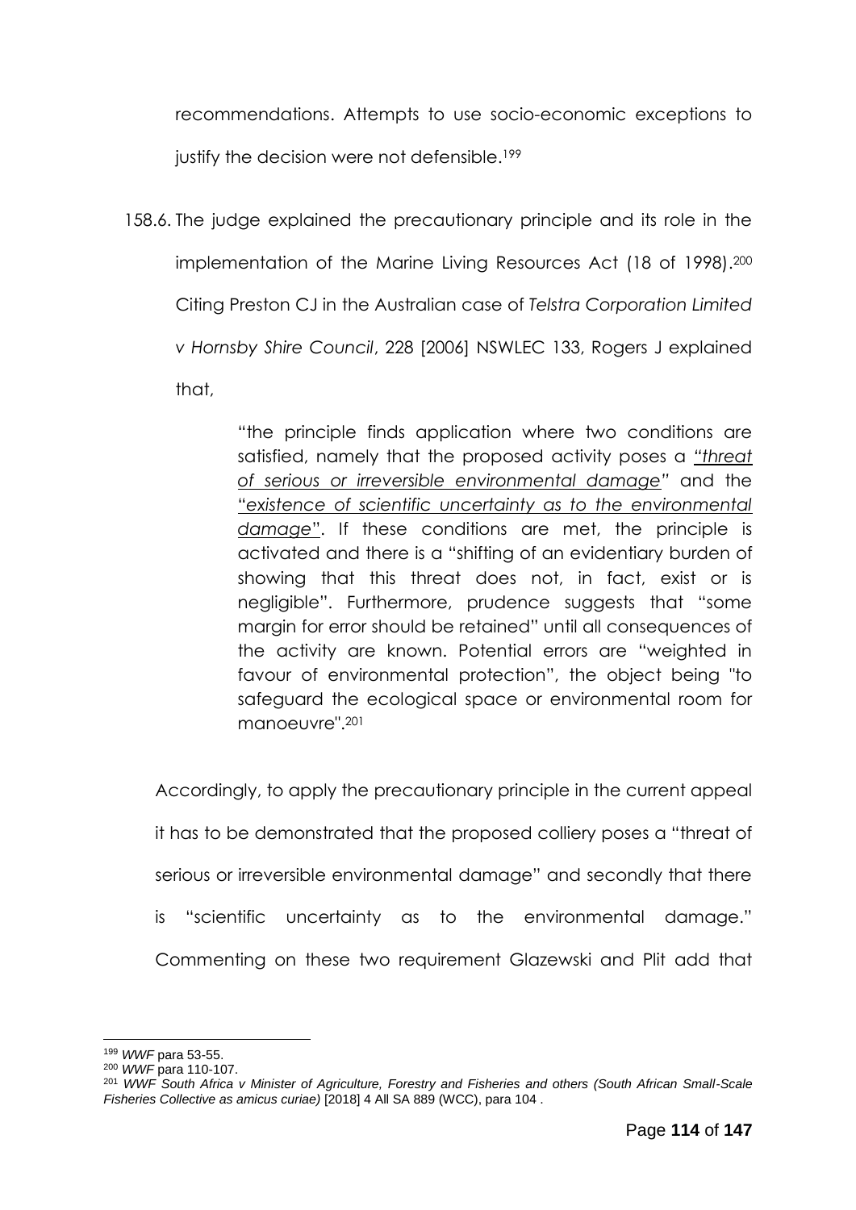recommendations. Attempts to use socio-economic exceptions to justify the decision were not defensible.[199]

158.6. The judge explained the precautionary principle and its role in the implementation of the Marine Living Resources Act (18 of 1998).[200] Citing Preston CJ in the Australian case of *Telstra Corporation Limited v Hornsby Shire Council*, 228 [2006] NSWLEC 133, Rogers J explained that,

> "the principle finds application where two conditions are satisfied, namely that the proposed activity poses a *"threat of serious or irreversible environmental damage"* and the "*existence of scientific uncertainty as to the environmental damage*". If these conditions are met, the principle is activated and there is a "shifting of an evidentiary burden of showing that this threat does not, in fact, exist or is negligible". Furthermore, prudence suggests that "some margin for error should be retained" until all consequences of the activity are known. Potential errors are "weighted in favour of environmental protection", the object being "to safeguard the ecological space or environmental room for manoeuvre".[201]

Accordingly, to apply the precautionary principle in the current appeal it has to be demonstrated that the proposed colliery poses a "threat of serious or irreversible environmental damage" and secondly that there is "scientific uncertainty as to the environmental damage." Commenting on these two requirement Glazewski and Plit add that

---

[199] *WWF* para 53-55.

[200] *WWF* para 110-107.

[201] *WWF South Africa v Minister of Agriculture, Forestry and Fisheries and others (South African Small-Scale Fisheries Collective as amicus curiae)* [2018] 4 All SA 889 (WCC), para 104 .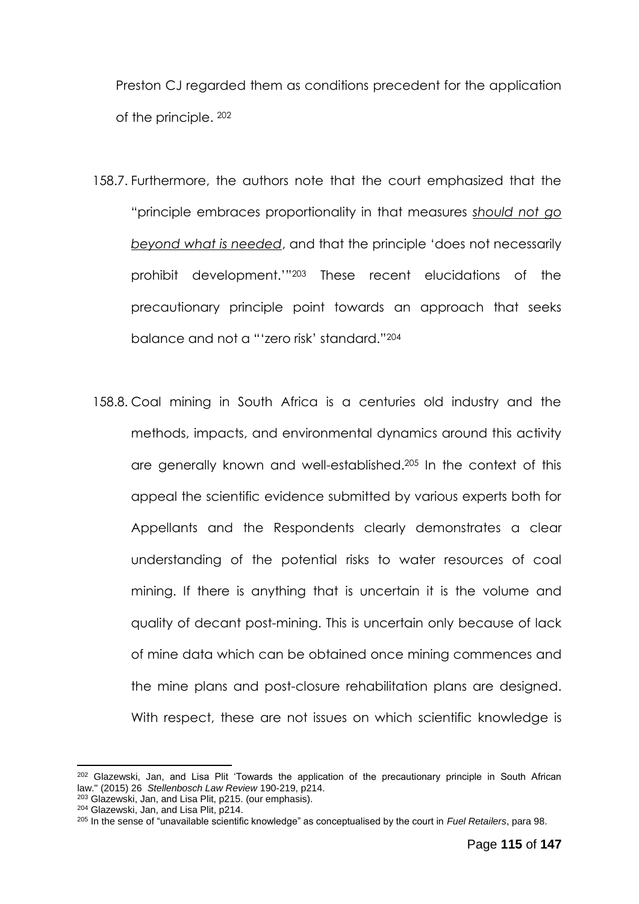Preston CJ regarded them as conditions precedent for the application of the principle. [202]

158.7. Furthermore, the authors note that the court emphasized that the "principle embraces proportionality in that measures *should not go beyond what is needed*, and that the principle 'does not necessarily prohibit development.'"[203] These recent elucidations of the precautionary principle point towards an approach that seeks balance and not a "'zero risk' standard."[204]

158.8. Coal mining in South Africa is a centuries old industry and the methods, impacts, and environmental dynamics around this activity are generally known and well-established.[205] In the context of this appeal the scientific evidence submitted by various experts both for Appellants and the Respondents clearly demonstrates a clear understanding of the potential risks to water resources of coal mining. If there is anything that is uncertain it is the volume and quality of decant post-mining. This is uncertain only because of lack of mine data which can be obtained once mining commences and the mine plans and post-closure rehabilitation plans are designed. With respect, these are not issues on which scientific knowledge is

---

[202] Glazewski, Jan, and Lisa Plit 'Towards the application of the precautionary principle in South African law." (2015) 26 *Stellenbosch Law Review* 190-219, p214.

[203] Glazewski, Jan, and Lisa Plit, p215. (our emphasis).

[204] Glazewski, Jan, and Lisa Plit, p214.

[205] In the sense of "unavailable scientific knowledge" as conceptualised by the court in *Fuel Retailers*, para 98.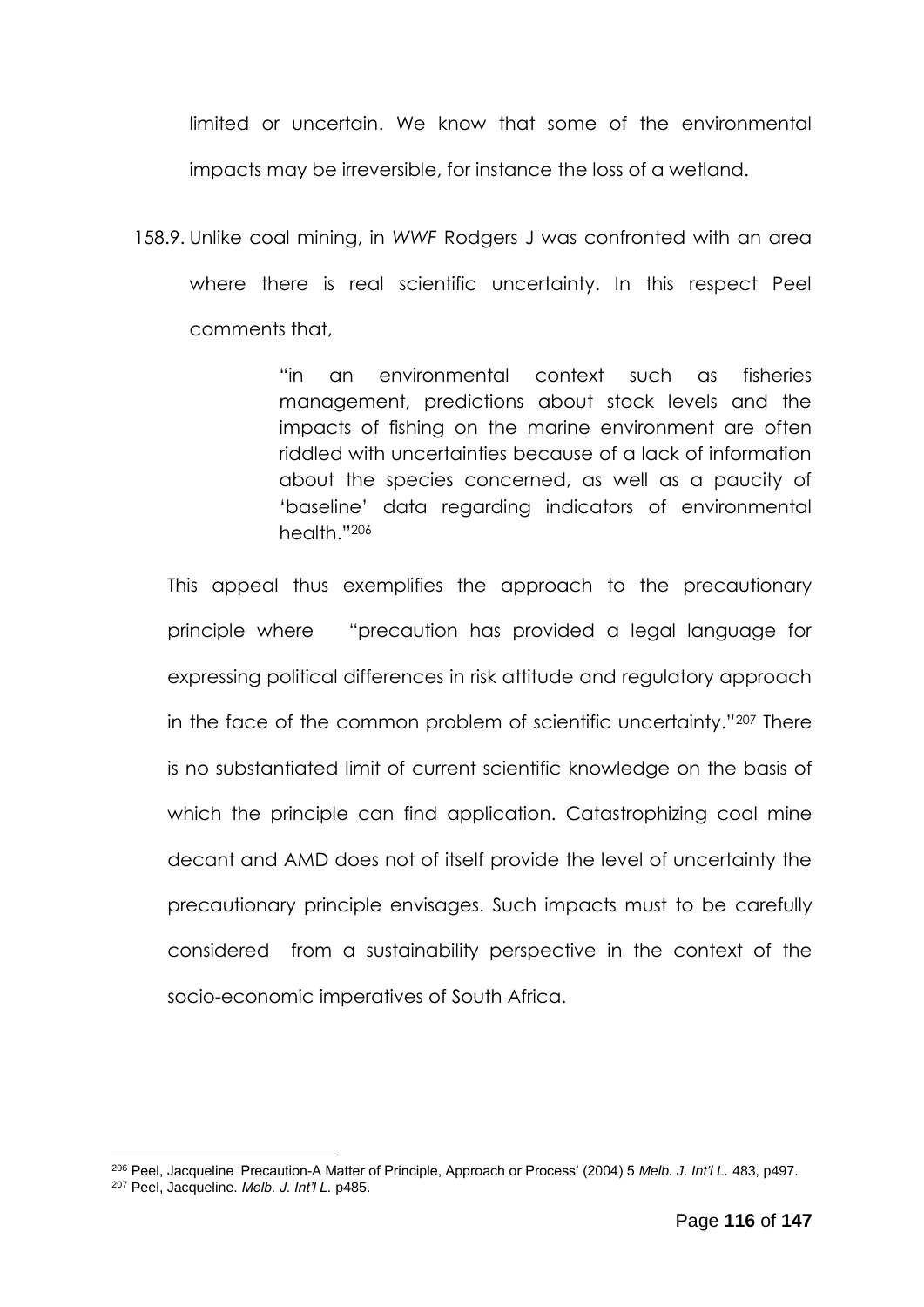limited or uncertain. We know that some of the environmental impacts may be irreversible, for instance the loss of a wetland.

158.9. Unlike coal mining, in *WWF* Rodgers J was confronted with an area where there is real scientific uncertainty. In this respect Peel comments that,

> "in an environmental context such as fisheries management, predictions about stock levels and the impacts of fishing on the marine environment are often riddled with uncertainties because of a lack of information about the species concerned, as well as a paucity of 'baseline' data regarding indicators of environmental health."[206]

This appeal thus exemplifies the approach to the precautionary principle where "precaution has provided a legal language for expressing political differences in risk attitude and regulatory approach in the face of the common problem of scientific uncertainty."[207] There is no substantiated limit of current scientific knowledge on the basis of which the principle can find application. Catastrophizing coal mine decant and AMD does not of itself provide the level of uncertainty the precautionary principle envisages. Such impacts must to be carefully considered from a sustainability perspective in the context of the socio-economic imperatives of South Africa.

---

[206] Peel, Jacqueline 'Precaution-A Matter of Principle, Approach or Process' (2004) 5 *Melb. J. Int'l L.* 483, p497.

[207] Peel, Jacqueline. *Melb. J. Int'l L.* p485.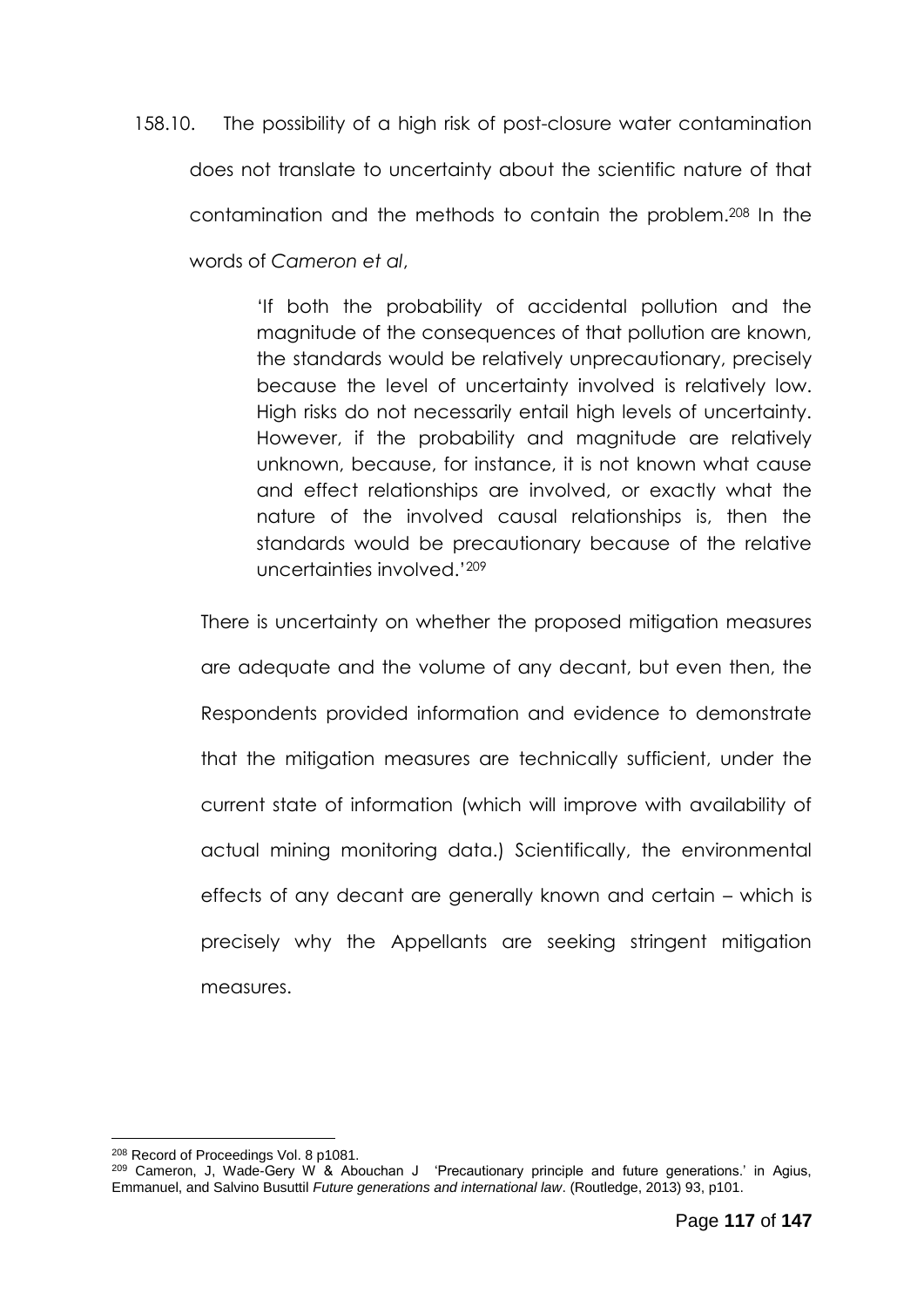158.10. The possibility of a high risk of post-closure water contamination does not translate to uncertainty about the scientific nature of that contamination and the methods to contain the problem.[208] In the words of *Cameron et al*,

> 'If both the probability of accidental pollution and the magnitude of the consequences of that pollution are known, the standards would be relatively unprecautionary, precisely because the level of uncertainty involved is relatively low. High risks do not necessarily entail high levels of uncertainty. However, if the probability and magnitude are relatively unknown, because, for instance, it is not known what cause and effect relationships are involved, or exactly what the nature of the involved causal relationships is, then the standards would be precautionary because of the relative uncertainties involved.'[209]

There is uncertainty on whether the proposed mitigation measures are adequate and the volume of any decant, but even then, the Respondents provided information and evidence to demonstrate that the mitigation measures are technically sufficient, under the current state of information (which will improve with availability of actual mining monitoring data.) Scientifically, the environmental effects of any decant are generally known and certain – which is precisely why the Appellants are seeking stringent mitigation measures.

---

[208] Record of Proceedings Vol. 8 p1081.

[209] Cameron, J, Wade-Gery W & Abouchan J 'Precautionary principle and future generations.' in Agius, Emmanuel, and Salvino Busuttil *Future generations and international law*. (Routledge, 2013) 93, p101.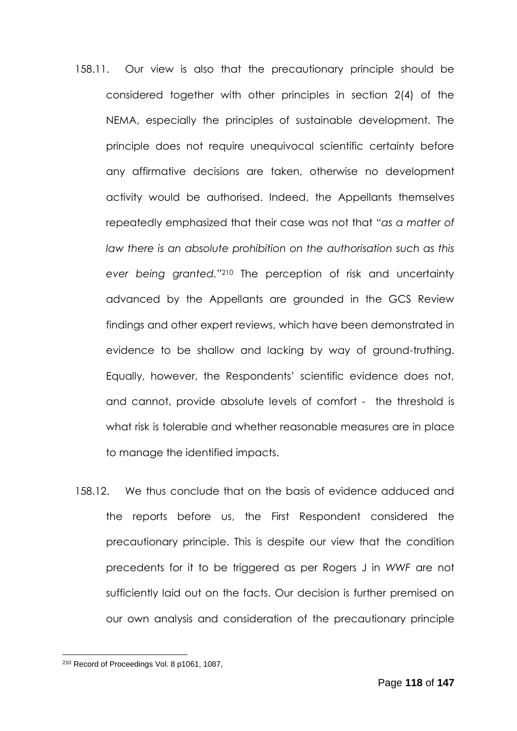158.11. Our view is also that the precautionary principle should be considered together with other principles in section 2(4) of the NEMA, especially the principles of sustainable development. The principle does not require unequivocal scientific certainty before any affirmative decisions are taken, otherwise no development activity would be authorised. Indeed, the Appellants themselves repeatedly emphasized that their case was not that "*as a matter of law there is an absolute prohibition on the authorisation such as this ever being granted.*"[210] The perception of risk and uncertainty advanced by the Appellants are grounded in the GCS Review findings and other expert reviews, which have been demonstrated in evidence to be shallow and lacking by way of ground-truthing. Equally, however, the Respondents' scientific evidence does not, and cannot, provide absolute levels of comfort - the threshold is what risk is tolerable and whether reasonable measures are in place to manage the identified impacts.

158.12. We thus conclude that on the basis of evidence adduced and the reports before us, the First Respondent considered the precautionary principle. This is despite our view that the condition precedents for it to be triggered as per Rogers J in *WWF* are not sufficiently laid out on the facts. Our decision is further premised on our own analysis and consideration of the precautionary principle

---

[210] Record of Proceedings Vol. 8 p1061, 1087,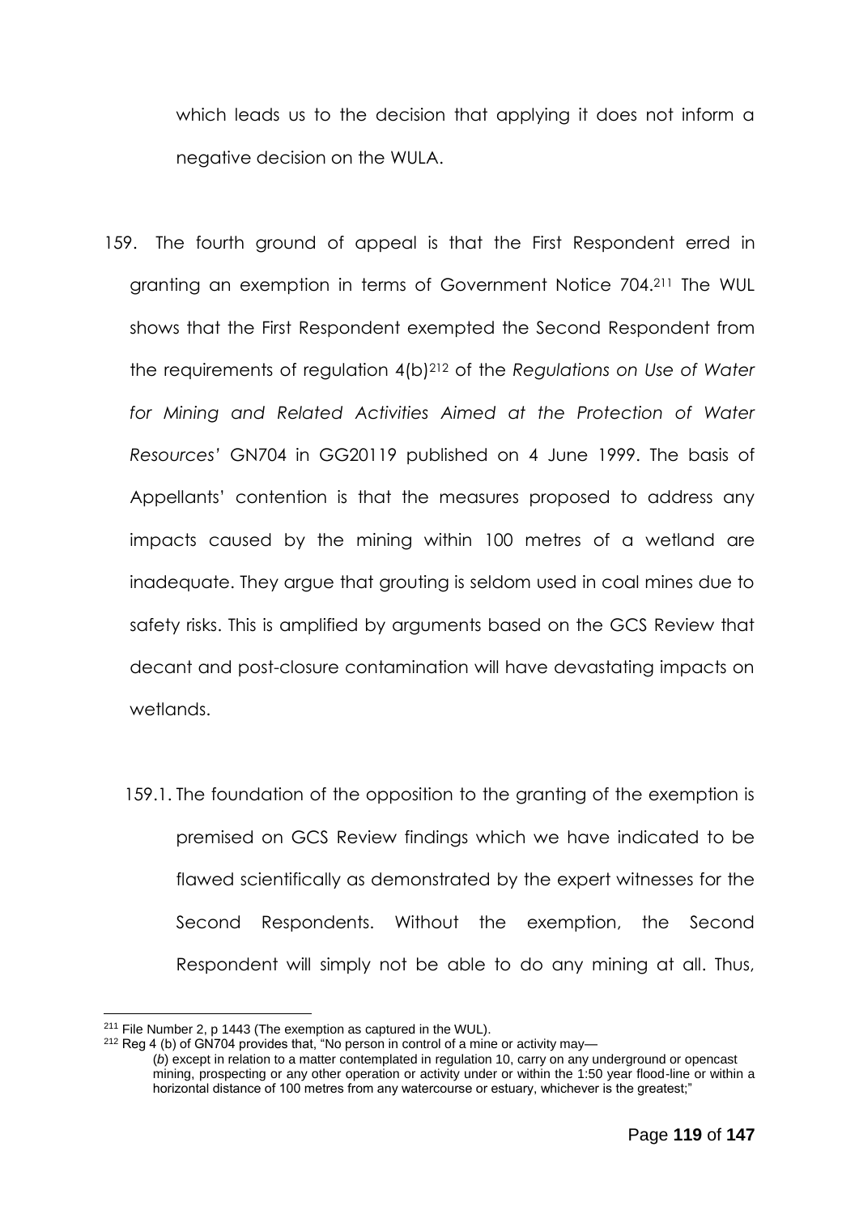which leads us to the decision that applying it does not inform a negative decision on the WULA.

159. The fourth ground of appeal is that the First Respondent erred in granting an exemption in terms of Government Notice 704.[211] The WUL shows that the First Respondent exempted the Second Respondent from the requirements of regulation 4(b)[212] of the *Regulations on Use of Water for Mining and Related Activities Aimed at the Protection of Water Resources'* GN704 in GG20119 published on 4 June 1999. The basis of Appellants' contention is that the measures proposed to address any impacts caused by the mining within 100 metres of a wetland are inadequate. They argue that grouting is seldom used in coal mines due to safety risks. This is amplified by arguments based on the GCS Review that decant and post-closure contamination will have devastating impacts on wetlands.

159.1. The foundation of the opposition to the granting of the exemption is premised on GCS Review findings which we have indicated to be flawed scientifically as demonstrated by the expert witnesses for the Second Respondents. Without the exemption, the Second Respondent will simply not be able to do any mining at all. Thus,

---

[211] File Number 2, p 1443 (The exemption as captured in the WUL).

[212] Reg 4 (b) of GN704 provides that, "No person in control of a mine or activity may—
(*b*) except in relation to a matter contemplated in regulation 10, carry on any underground or opencast mining, prospecting or any other operation or activity under or within the 1:50 year flood-line or within a horizontal distance of 100 metres from any watercourse or estuary, whichever is the greatest;"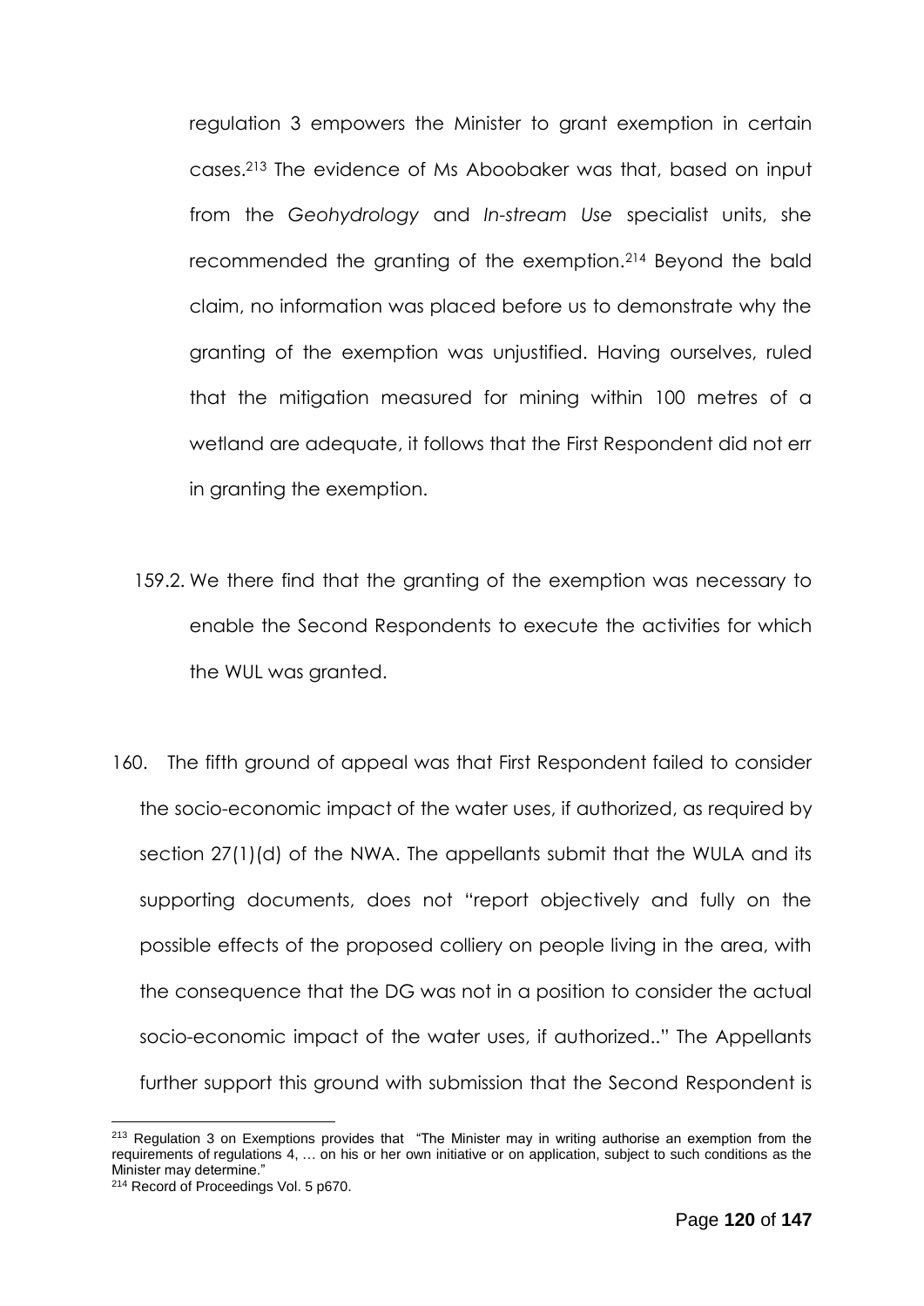regulation 3 empowers the Minister to grant exemption in certain cases.[213] The evidence of Ms Aboobaker was that, based on input from the *Geohydrology* and *In-stream Use* specialist units, she recommended the granting of the exemption.[214] Beyond the bald claim, no information was placed before us to demonstrate why the granting of the exemption was unjustified. Having ourselves, ruled that the mitigation measured for mining within 100 metres of a wetland are adequate, it follows that the First Respondent did not err in granting the exemption.

159.2. We there find that the granting of the exemption was necessary to enable the Second Respondents to execute the activities for which the WUL was granted.

160. The fifth ground of appeal was that First Respondent failed to consider the socio-economic impact of the water uses, if authorized, as required by section 27(1)(d) of the NWA. The appellants submit that the WULA and its supporting documents, does not "report objectively and fully on the possible effects of the proposed colliery on people living in the area, with the consequence that the DG was not in a position to consider the actual socio-economic impact of the water uses, if authorized.." The Appellants further support this ground with submission that the Second Respondent is

---

[213] Regulation 3 on Exemptions provides that "The Minister may in writing authorise an exemption from the requirements of regulations 4, … on his or her own initiative or on application, subject to such conditions as the Minister may determine."

[214] Record of Proceedings Vol. 5 p670.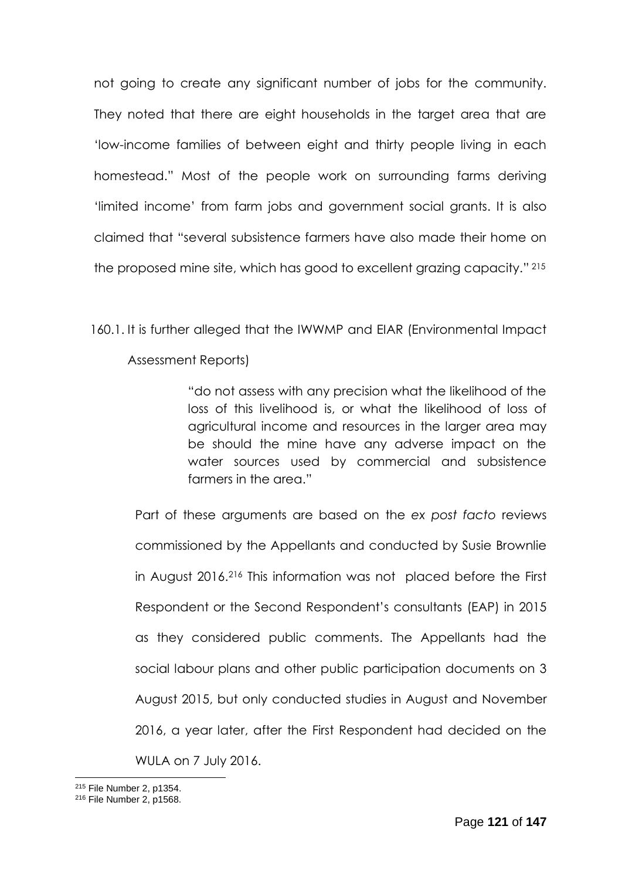not going to create any significant number of jobs for the community. They noted that there are eight households in the target area that are 'low-income families of between eight and thirty people living in each homestead." Most of the people work on surrounding farms deriving 'limited income' from farm jobs and government social grants. It is also claimed that "several subsistence farmers have also made their home on the proposed mine site, which has good to excellent grazing capacity." [215]

160.1. It is further alleged that the IWWMP and EIAR (Environmental Impact Assessment Reports)

> "do not assess with any precision what the likelihood of the loss of this livelihood is, or what the likelihood of loss of agricultural income and resources in the larger area may be should the mine have any adverse impact on the water sources used by commercial and subsistence farmers in the area."

Part of these arguments are based on the *ex post facto* reviews commissioned by the Appellants and conducted by Susie Brownlie in August 2016.[216] This information was not placed before the First Respondent or the Second Respondent's consultants (EAP) in 2015 as they considered public comments. The Appellants had the social labour plans and other public participation documents on 3 August 2015, but only conducted studies in August and November 2016, a year later, after the First Respondent had decided on the WULA on 7 July 2016.

---

[215] File Number 2, p1354.

[216] File Number 2, p1568.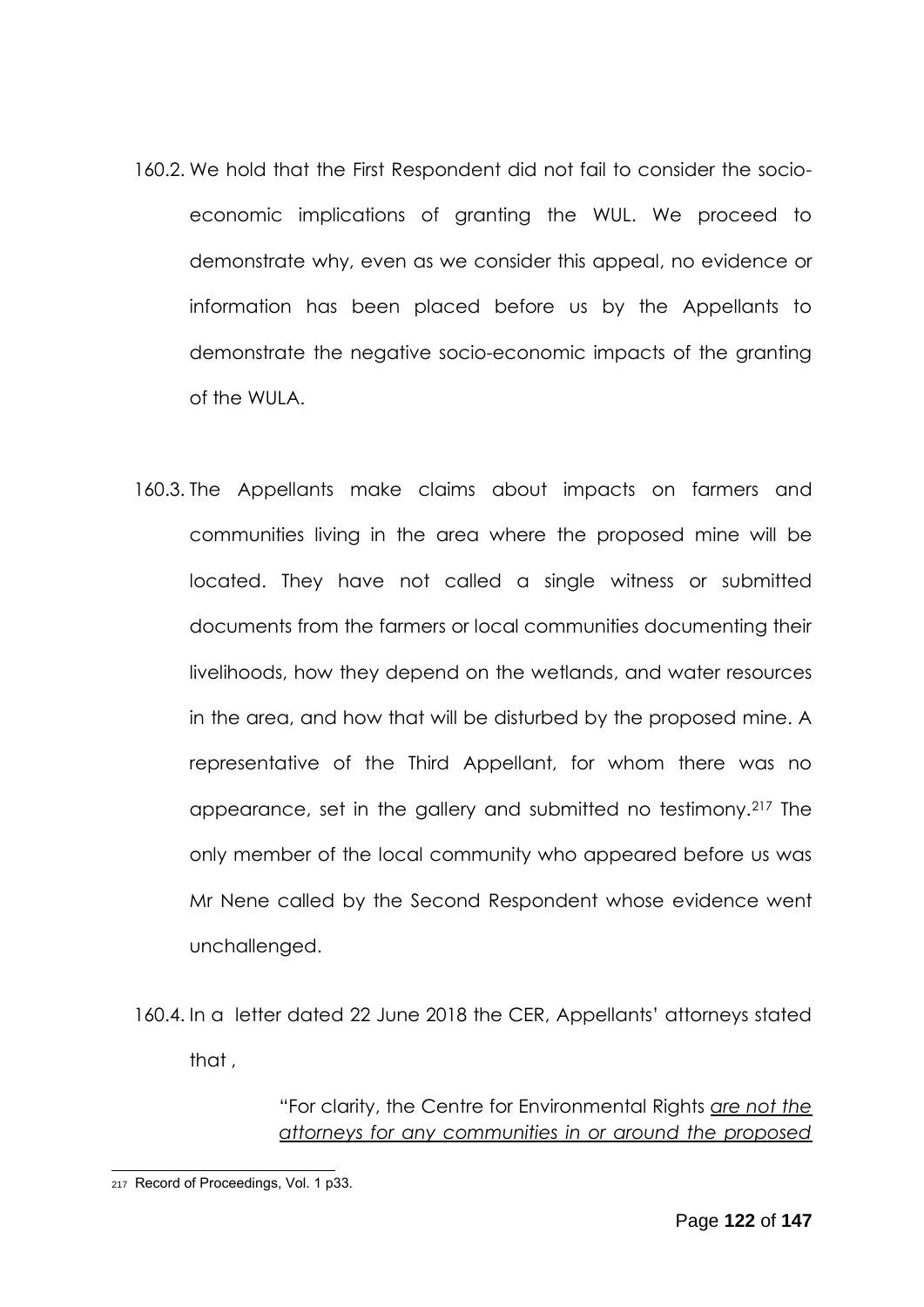160.2. We hold that the First Respondent did not fail to consider the socio-economic implications of granting the WUL. We proceed to demonstrate why, even as we consider this appeal, no evidence or information has been placed before us by the Appellants to demonstrate the negative socio-economic impacts of the granting of the WULA.

160.3. The Appellants make claims about impacts on farmers and communities living in the area where the proposed mine will be located. They have not called a single witness or submitted documents from the farmers or local communities documenting their livelihoods, how they depend on the wetlands, and water resources in the area, and how that will be disturbed by the proposed mine. A representative of the Third Appellant, for whom there was no appearance, set in the gallery and submitted no testimony.[217] The only member of the local community who appeared before us was Mr Nene called by the Second Respondent whose evidence went unchallenged.

160.4. In a letter dated 22 June 2018 the CER, Appellants' attorneys stated that ,

> "For clarity, the Centre for Environmental Rights <u>are not the attorneys for any communities in or around the proposed</u>

---

217 Record of Proceedings, Vol. 1 p33.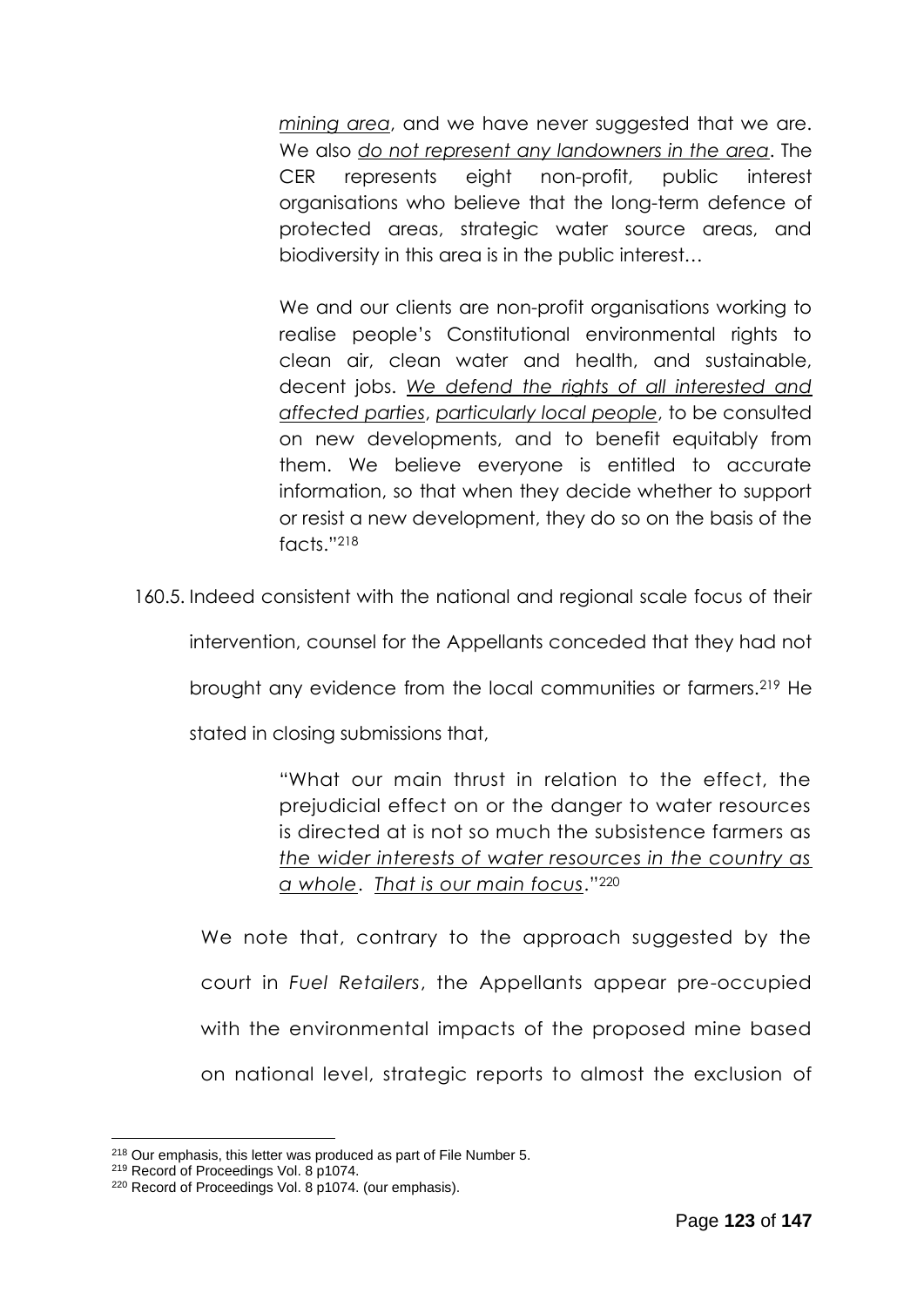> *mining area*, and we have never suggested that we are. We also *do not represent any landowners in the area*. The CER represents eight non-profit, public interest organisations who believe that the long-term defence of protected areas, strategic water source areas, and biodiversity in this area is in the public interest…
>
> We and our clients are non-profit organisations working to realise people's Constitutional environmental rights to clean air, clean water and health, and sustainable, decent jobs. *We defend the rights of all interested and affected parties*, *particularly local people*, to be consulted on new developments, and to benefit equitably from them. We believe everyone is entitled to accurate information, so that when they decide whether to support or resist a new development, they do so on the basis of the facts."[218]

160.5. Indeed consistent with the national and regional scale focus of their intervention, counsel for the Appellants conceded that they had not brought any evidence from the local communities or farmers.[219] He stated in closing submissions that,

> "What our main thrust in relation to the effect, the prejudicial effect on or the danger to water resources is directed at is not so much the subsistence farmers as *the wider interests of water resources in the country as a whole*. *That is our main focus*."[220]

We note that, contrary to the approach suggested by the court in *Fuel Retailers*, the Appellants appear pre-occupied with the environmental impacts of the proposed mine based on national level, strategic reports to almost the exclusion of

---

[218] Our emphasis, this letter was produced as part of File Number 5.

[219] Record of Proceedings Vol. 8 p1074.

[220] Record of Proceedings Vol. 8 p1074. (our emphasis).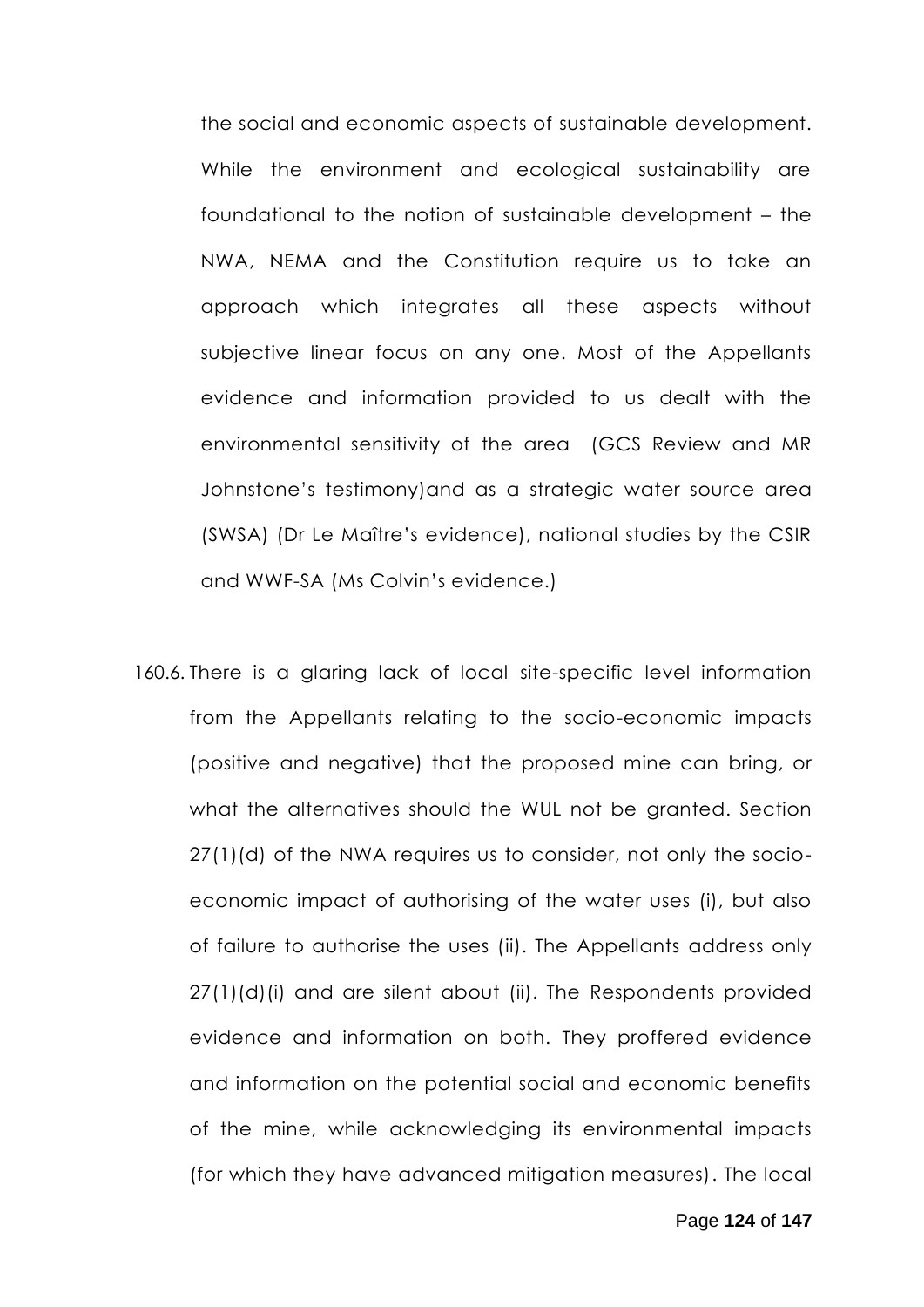the social and economic aspects of sustainable development. While the environment and ecological sustainability are foundational to the notion of sustainable development – the NWA, NEMA and the Constitution require us to take an approach which integrates all these aspects without subjective linear focus on any one. Most of the Appellants evidence and information provided to us dealt with the environmental sensitivity of the area (GCS Review and MR Johnstone's testimony)and as a strategic water source area (SWSA) (Dr Le Maître's evidence), national studies by the CSIR and WWF-SA (Ms Colvin's evidence.)

160.6. There is a glaring lack of local site-specific level information from the Appellants relating to the socio-economic impacts (positive and negative) that the proposed mine can bring, or what the alternatives should the WUL not be granted. Section 27(1)(d) of the NWA requires us to consider, not only the socio-economic impact of authorising of the water uses (i), but also of failure to authorise the uses (ii). The Appellants address only 27(1)(d)(i) and are silent about (ii). The Respondents provided evidence and information on both. They proffered evidence and information on the potential social and economic benefits of the mine, while acknowledging its environmental impacts (for which they have advanced mitigation measures). The local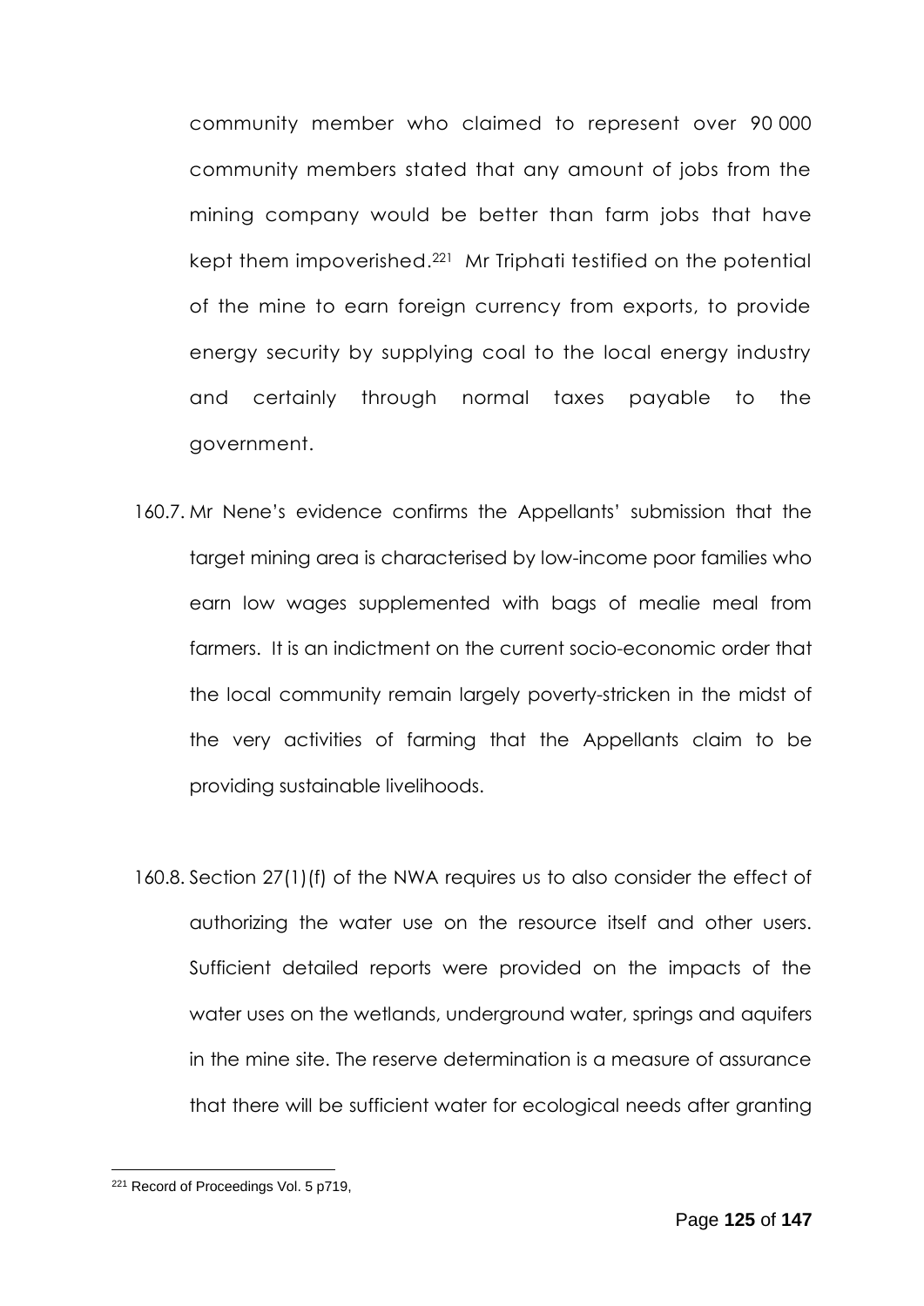community member who claimed to represent over 90 000 community members stated that any amount of jobs from the mining company would be better than farm jobs that have kept them impoverished.[221] Mr Triphati testified on the potential of the mine to earn foreign currency from exports, to provide energy security by supplying coal to the local energy industry and certainly through normal taxes payable to the government.

160.7. Mr Nene's evidence confirms the Appellants' submission that the target mining area is characterised by low-income poor families who earn low wages supplemented with bags of mealie meal from farmers. It is an indictment on the current socio-economic order that the local community remain largely poverty-stricken in the midst of the very activities of farming that the Appellants claim to be providing sustainable livelihoods.

160.8. Section 27(1)(f) of the NWA requires us to also consider the effect of authorizing the water use on the resource itself and other users. Sufficient detailed reports were provided on the impacts of the water uses on the wetlands, underground water, springs and aquifers in the mine site. The reserve determination is a measure of assurance that there will be sufficient water for ecological needs after granting

---

[221] Record of Proceedings Vol. 5 p719,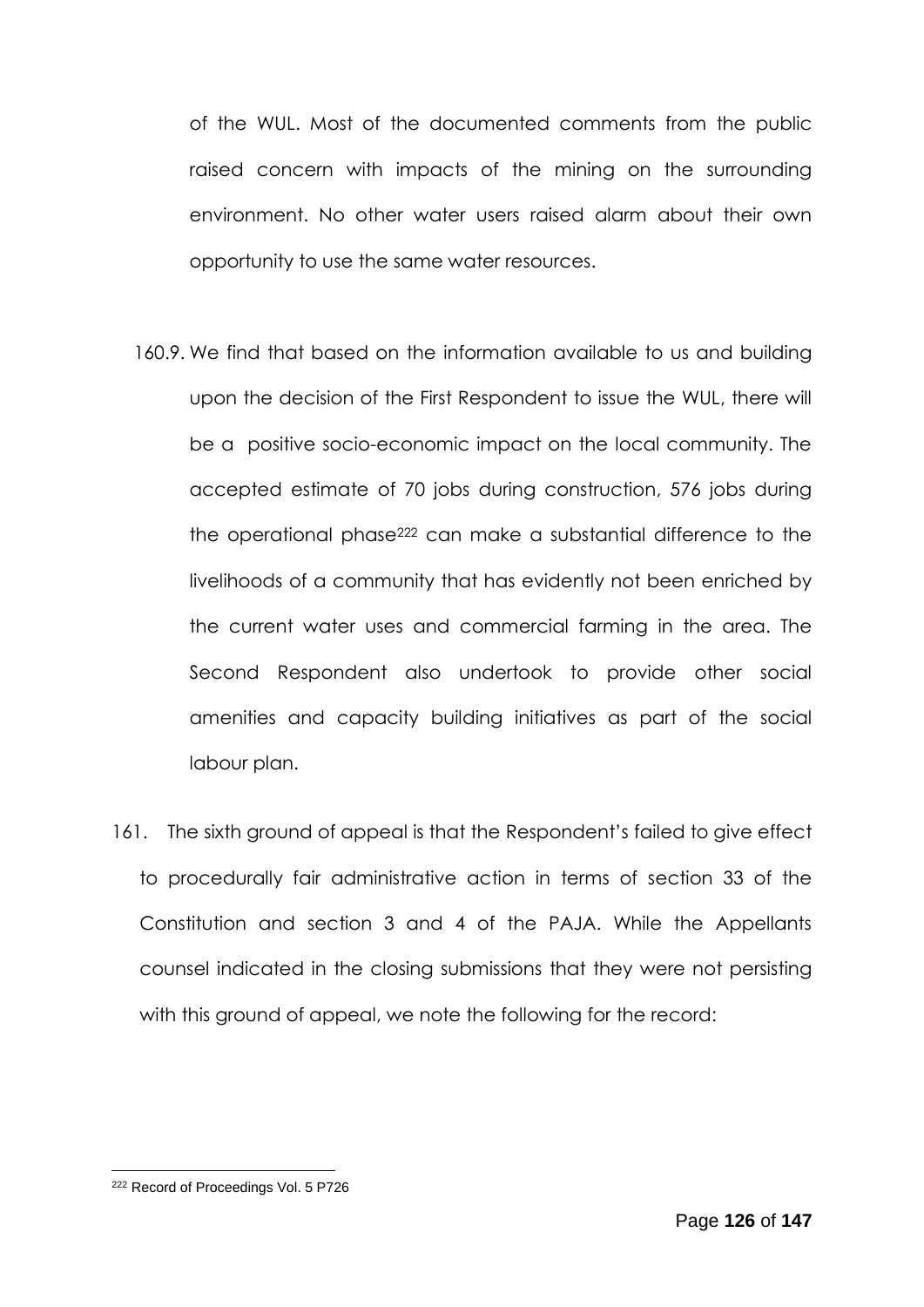of the WUL. Most of the documented comments from the public raised concern with impacts of the mining on the surrounding environment. No other water users raised alarm about their own opportunity to use the same water resources.

160.9. We find that based on the information available to us and building upon the decision of the First Respondent to issue the WUL, there will be a positive socio-economic impact on the local community. The accepted estimate of 70 jobs during construction, 576 jobs during the operational phase[222] can make a substantial difference to the livelihoods of a community that has evidently not been enriched by the current water uses and commercial farming in the area. The Second Respondent also undertook to provide other social amenities and capacity building initiatives as part of the social labour plan.

161. The sixth ground of appeal is that the Respondent's failed to give effect to procedurally fair administrative action in terms of section 33 of the Constitution and section 3 and 4 of the PAJA. While the Appellants counsel indicated in the closing submissions that they were not persisting with this ground of appeal, we note the following for the record:

[222] Record of Proceedings Vol. 5 P726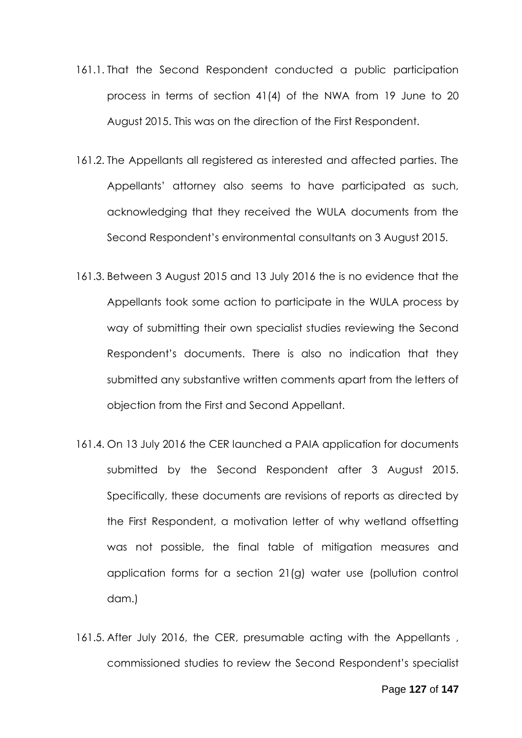161.1. That the Second Respondent conducted a public participation process in terms of section 41(4) of the NWA from 19 June to 20 August 2015. This was on the direction of the First Respondent.

161.2. The Appellants all registered as interested and affected parties. The Appellants' attorney also seems to have participated as such, acknowledging that they received the WULA documents from the Second Respondent's environmental consultants on 3 August 2015.

161.3. Between 3 August 2015 and 13 July 2016 the is no evidence that the Appellants took some action to participate in the WULA process by way of submitting their own specialist studies reviewing the Second Respondent's documents. There is also no indication that they submitted any substantive written comments apart from the letters of objection from the First and Second Appellant.

161.4. On 13 July 2016 the CER launched a PAIA application for documents submitted by the Second Respondent after 3 August 2015. Specifically, these documents are revisions of reports as directed by the First Respondent, a motivation letter of why wetland offsetting was not possible, the final table of mitigation measures and application forms for a section 21(g) water use (pollution control dam.)

161.5. After July 2016, the CER, presumable acting with the Appellants , commissioned studies to review the Second Respondent's specialist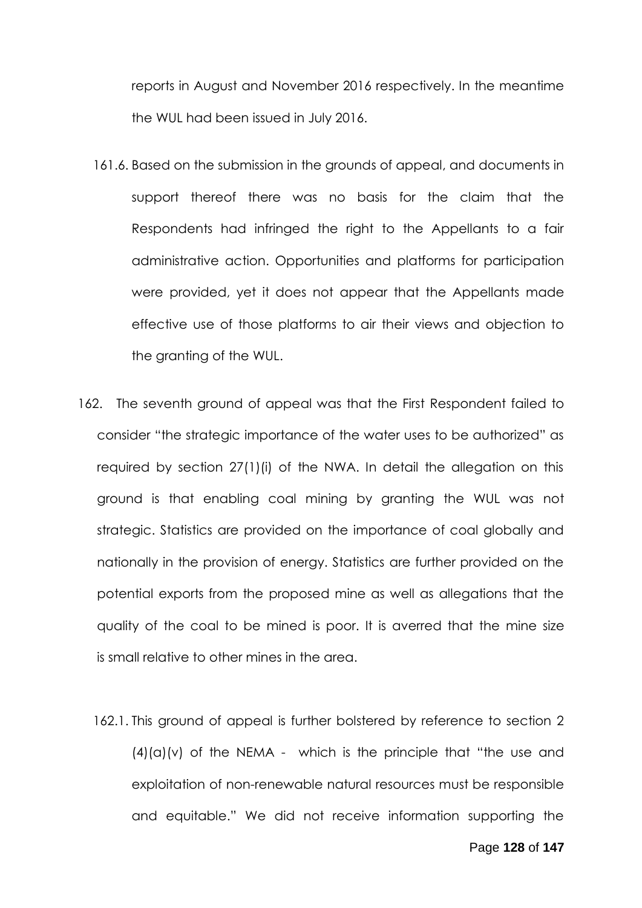reports in August and November 2016 respectively. In the meantime the WUL had been issued in July 2016.

161.6. Based on the submission in the grounds of appeal, and documents in support thereof there was no basis for the claim that the Respondents had infringed the right to the Appellants to a fair administrative action. Opportunities and platforms for participation were provided, yet it does not appear that the Appellants made effective use of those platforms to air their views and objection to the granting of the WUL.

162. The seventh ground of appeal was that the First Respondent failed to consider "the strategic importance of the water uses to be authorized" as required by section 27(1)(i) of the NWA. In detail the allegation on this ground is that enabling coal mining by granting the WUL was not strategic. Statistics are provided on the importance of coal globally and nationally in the provision of energy. Statistics are further provided on the potential exports from the proposed mine as well as allegations that the quality of the coal to be mined is poor. It is averred that the mine size is small relative to other mines in the area.

162.1. This ground of appeal is further bolstered by reference to section 2 (4)(a)(v) of the NEMA - which is the principle that "the use and exploitation of non-renewable natural resources must be responsible and equitable." We did not receive information supporting the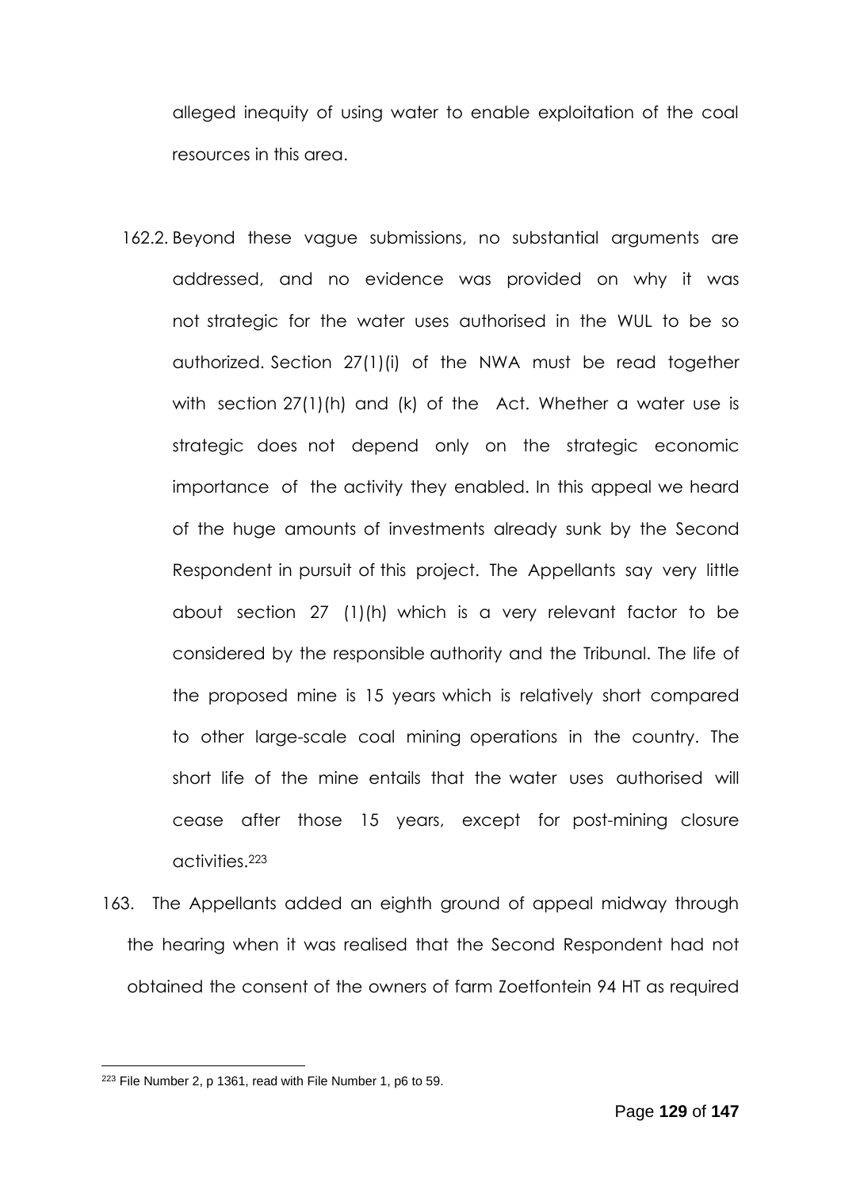alleged inequity of using water to enable exploitation of the coal resources in this area.

162.2. Beyond these vague submissions, no substantial arguments are addressed, and no evidence was provided on why it was not strategic for the water uses authorised in the WUL to be so authorized. Section 27(1)(i) of the NWA must be read together with section 27(1)(h) and (k) of the Act. Whether a water use is strategic does not depend only on the strategic economic importance of the activity they enabled. In this appeal we heard of the huge amounts of investments already sunk by the Second Respondent in pursuit of this project. The Appellants say very little about section 27 (1)(h) which is a very relevant factor to be considered by the responsible authority and the Tribunal. The life of the proposed mine is 15 years which is relatively short compared to other large-scale coal mining operations in the country. The short life of the mine entails that the water uses authorised will cease after those 15 years, except for post-mining closure activities.[223]

163. The Appellants added an eighth ground of appeal midway through the hearing when it was realised that the Second Respondent had not obtained the consent of the owners of farm Zoetfontein 94 HT as required

---

[223] File Number 2, p 1361, read with File Number 1, p6 to 59.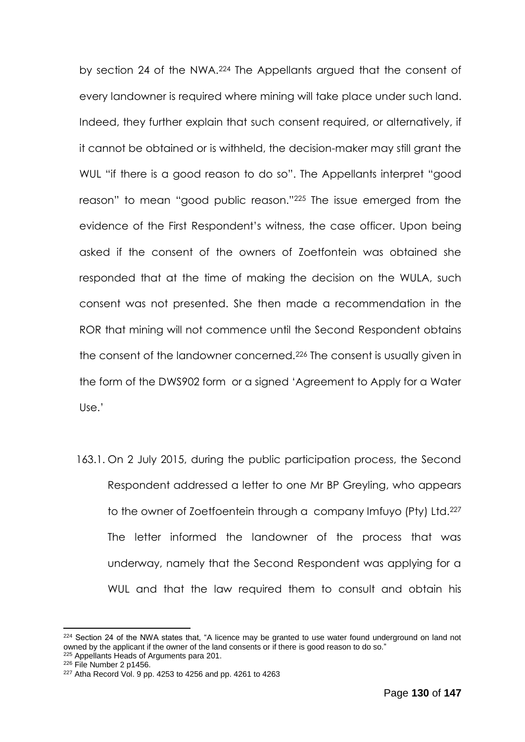by section 24 of the NWA.[224] The Appellants argued that the consent of every landowner is required where mining will take place under such land. Indeed, they further explain that such consent required, or alternatively, if it cannot be obtained or is withheld, the decision-maker may still grant the WUL "if there is a good reason to do so". The Appellants interpret "good reason" to mean "good public reason."[225] The issue emerged from the evidence of the First Respondent's witness, the case officer. Upon being asked if the consent of the owners of Zoetfontein was obtained she responded that at the time of making the decision on the WULA, such consent was not presented. She then made a recommendation in the ROR that mining will not commence until the Second Respondent obtains the consent of the landowner concerned.[226] The consent is usually given in the form of the DWS902 form or a signed 'Agreement to Apply for a Water Use.'

163.1. On 2 July 2015, during the public participation process, the Second Respondent addressed a letter to one Mr BP Greyling, who appears to the owner of Zoetfoentein through a company Imfuyo (Pty) Ltd.[227] The letter informed the landowner of the process that was underway, namely that the Second Respondent was applying for a WUL and that the law required them to consult and obtain his

---

[224] Section 24 of the NWA states that, "A licence may be granted to use water found underground on land not owned by the applicant if the owner of the land consents or if there is good reason to do so."

[225] Appellants Heads of Arguments para 201.

[226] File Number 2 p1456.

[227] Atha Record Vol. 9 pp. 4253 to 4256 and pp. 4261 to 4263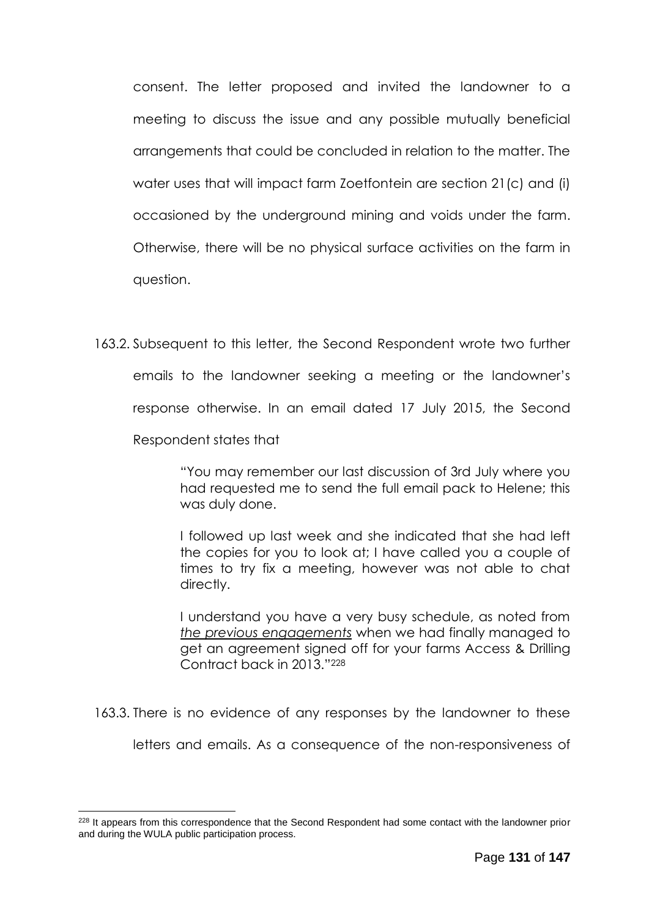consent. The letter proposed and invited the landowner to a meeting to discuss the issue and any possible mutually beneficial arrangements that could be concluded in relation to the matter. The water uses that will impact farm Zoetfontein are section 21(c) and (i) occasioned by the underground mining and voids under the farm. Otherwise, there will be no physical surface activities on the farm in question.

163.2. Subsequent to this letter, the Second Respondent wrote two further emails to the landowner seeking a meeting or the landowner's response otherwise. In an email dated 17 July 2015, the Second Respondent states that

> "You may remember our last discussion of 3rd July where you had requested me to send the full email pack to Helene; this was duly done.
>
> I followed up last week and she indicated that she had left the copies for you to look at; I have called you a couple of times to try fix a meeting, however was not able to chat directly.
>
> I understand you have a very busy schedule, as noted from *<u>the previous engagements</u>* when we had finally managed to get an agreement signed off for your farms Access & Drilling Contract back in 2013."[228]

163.3. There is no evidence of any responses by the landowner to these letters and emails. As a consequence of the non-responsiveness of

---

[228] It appears from this correspondence that the Second Respondent had some contact with the landowner prior and during the WULA public participation process.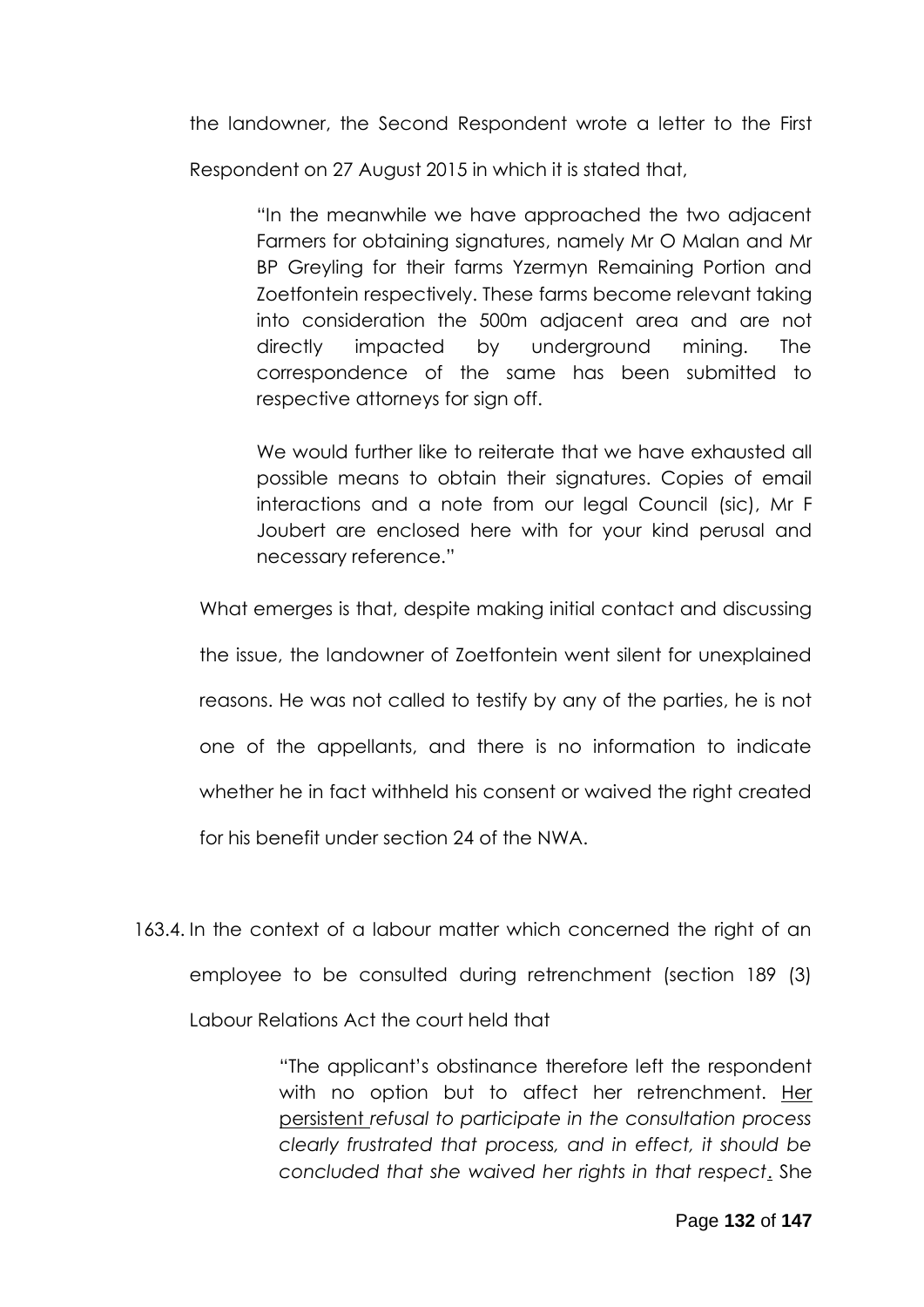the landowner, the Second Respondent wrote a letter to the First Respondent on 27 August 2015 in which it is stated that,

> "In the meanwhile we have approached the two adjacent Farmers for obtaining signatures, namely Mr O Malan and Mr BP Greyling for their farms Yzermyn Remaining Portion and Zoetfontein respectively. These farms become relevant taking into consideration the 500m adjacent area and are not directly impacted by underground mining. The correspondence of the same has been submitted to respective attorneys for sign off.
>
> We would further like to reiterate that we have exhausted all possible means to obtain their signatures. Copies of email interactions and a note from our legal Council (sic), Mr F Joubert are enclosed here with for your kind perusal and necessary reference."

What emerges is that, despite making initial contact and discussing the issue, the landowner of Zoetfontein went silent for unexplained reasons. He was not called to testify by any of the parties, he is not one of the appellants, and there is no information to indicate whether he in fact withheld his consent or waived the right created for his benefit under section 24 of the NWA.

163.4. In the context of a labour matter which concerned the right of an employee to be consulted during retrenchment (section 189 (3) Labour Relations Act the court held that

> "The applicant's obstinance therefore left the respondent with no option but to affect her retrenchment. Her persistent *refusal to participate in the consultation process clearly frustrated that process, and in effect, it should be concluded that she waived her rights in that respect*. She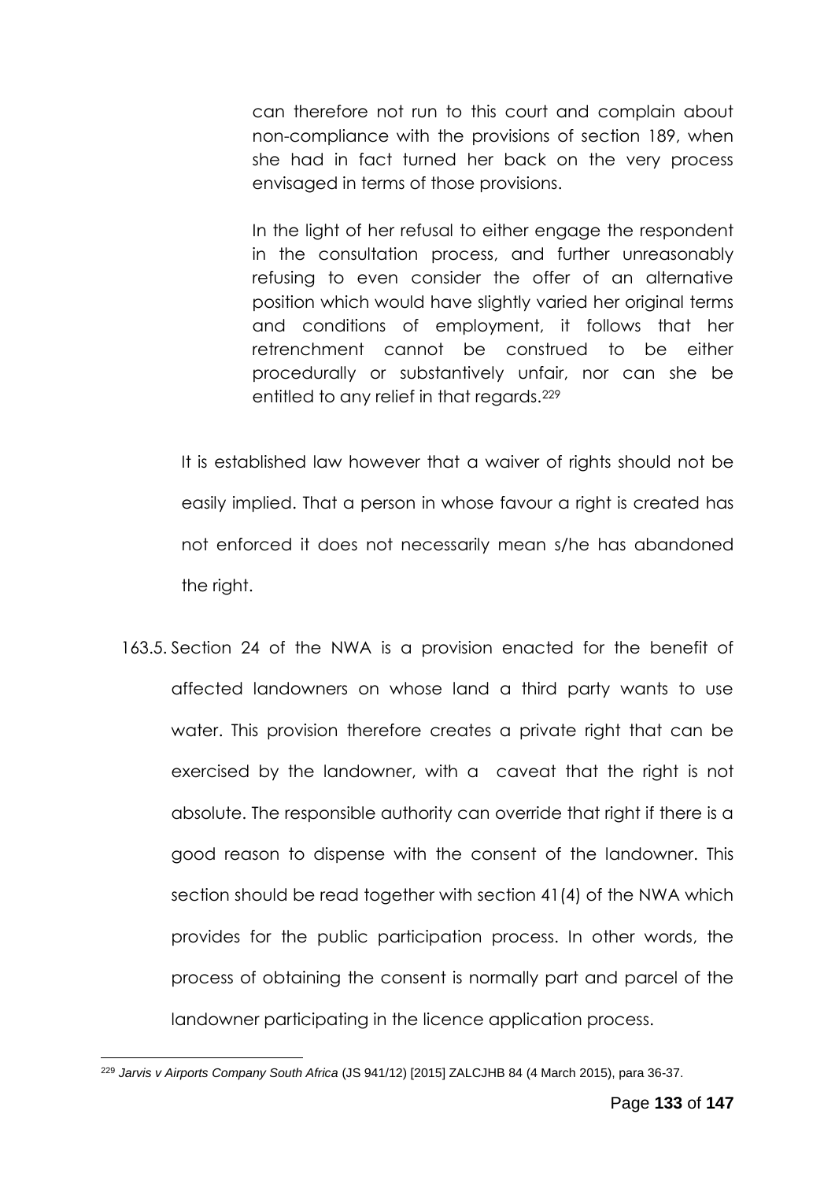> can therefore not run to this court and complain about non-compliance with the provisions of section 189, when she had in fact turned her back on the very process envisaged in terms of those provisions.
>
> In the light of her refusal to either engage the respondent in the consultation process, and further unreasonably refusing to even consider the offer of an alternative position which would have slightly varied her original terms and conditions of employment, it follows that her retrenchment cannot be construed to be either procedurally or substantively unfair, nor can she be entitled to any relief in that regards.[229]

It is established law however that a waiver of rights should not be easily implied. That a person in whose favour a right is created has not enforced it does not necessarily mean s/he has abandoned the right.

163.5. Section 24 of the NWA is a provision enacted for the benefit of affected landowners on whose land a third party wants to use water. This provision therefore creates a private right that can be exercised by the landowner, with a caveat that the right is not absolute. The responsible authority can override that right if there is a good reason to dispense with the consent of the landowner. This section should be read together with section 41(4) of the NWA which provides for the public participation process. In other words, the process of obtaining the consent is normally part and parcel of the landowner participating in the licence application process.

---

[229] *Jarvis v Airports Company South Africa* (JS 941/12) [2015] ZALCJHB 84 (4 March 2015), para 36-37.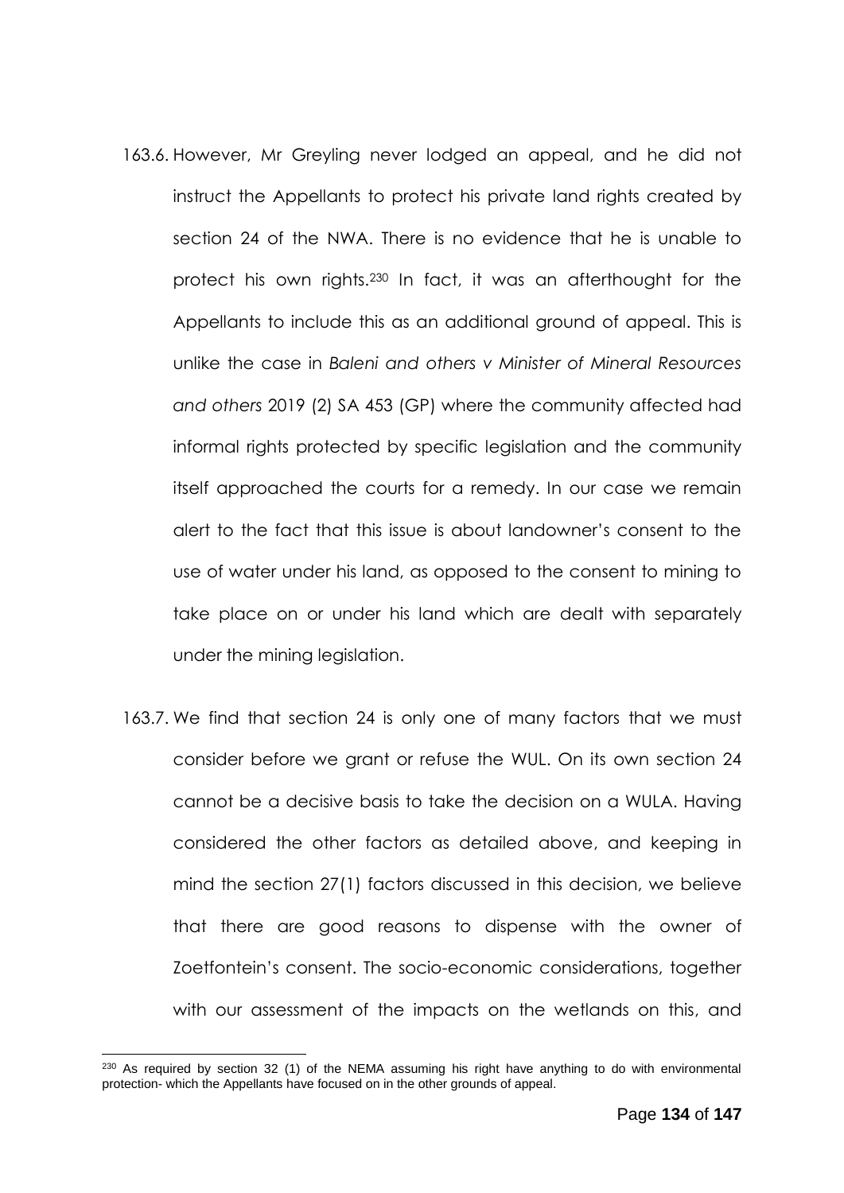163.6. However, Mr Greyling never lodged an appeal, and he did not instruct the Appellants to protect his private land rights created by section 24 of the NWA. There is no evidence that he is unable to protect his own rights.[230] In fact, it was an afterthought for the Appellants to include this as an additional ground of appeal. This is unlike the case in *Baleni and others v Minister of Mineral Resources and others* 2019 (2) SA 453 (GP) where the community affected had informal rights protected by specific legislation and the community itself approached the courts for a remedy. In our case we remain alert to the fact that this issue is about landowner's consent to the use of water under his land, as opposed to the consent to mining to take place on or under his land which are dealt with separately under the mining legislation.

163.7. We find that section 24 is only one of many factors that we must consider before we grant or refuse the WUL. On its own section 24 cannot be a decisive basis to take the decision on a WULA. Having considered the other factors as detailed above, and keeping in mind the section 27(1) factors discussed in this decision, we believe that there are good reasons to dispense with the owner of Zoetfontein's consent. The socio-economic considerations, together with our assessment of the impacts on the wetlands on this, and

---

[230] As required by section 32 (1) of the NEMA assuming his right have anything to do with environmental protection- which the Appellants have focused on in the other grounds of appeal.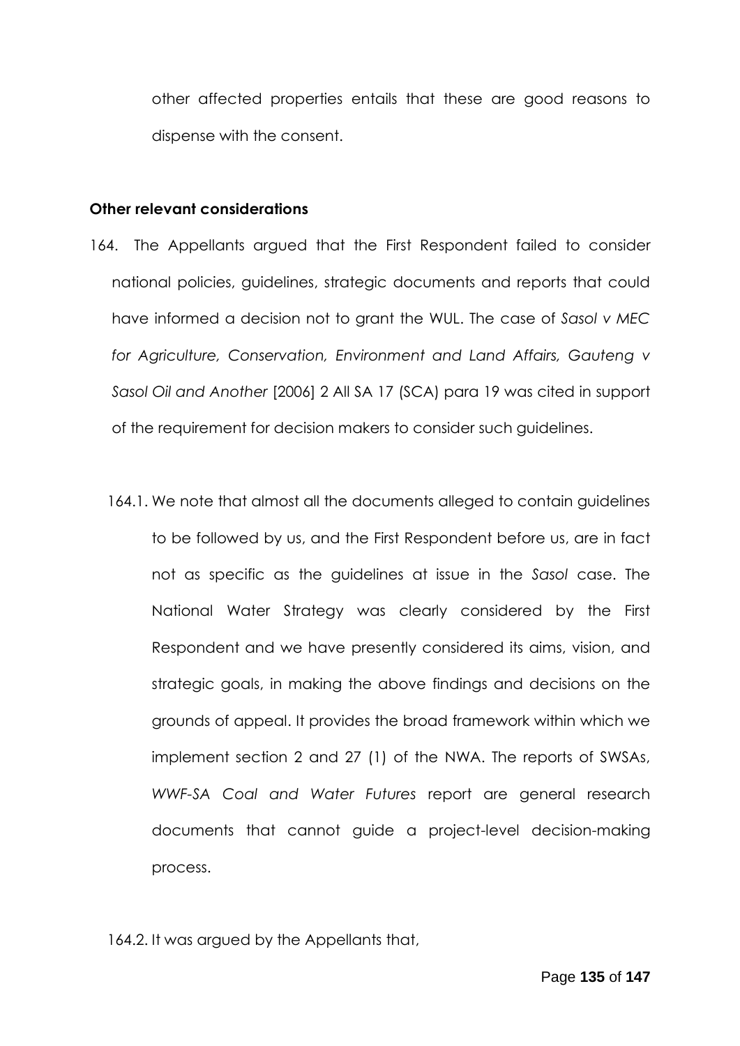other affected properties entails that these are good reasons to dispense with the consent.

**Other relevant considerations**

164. The Appellants argued that the First Respondent failed to consider national policies, guidelines, strategic documents and reports that could have informed a decision not to grant the WUL. The case of *Sasol v MEC for Agriculture, Conservation, Environment and Land Affairs, Gauteng v Sasol Oil and Another* [2006] 2 All SA 17 (SCA) para 19 was cited in support of the requirement for decision makers to consider such guidelines.

164.1. We note that almost all the documents alleged to contain guidelines to be followed by us, and the First Respondent before us, are in fact not as specific as the guidelines at issue in the *Sasol* case. The National Water Strategy was clearly considered by the First Respondent and we have presently considered its aims, vision, and strategic goals, in making the above findings and decisions on the grounds of appeal. It provides the broad framework within which we implement section 2 and 27 (1) of the NWA. The reports of SWSAs, *WWF-SA Coal and Water Futures* report are general research documents that cannot guide a project-level decision-making process.

164.2. It was argued by the Appellants that,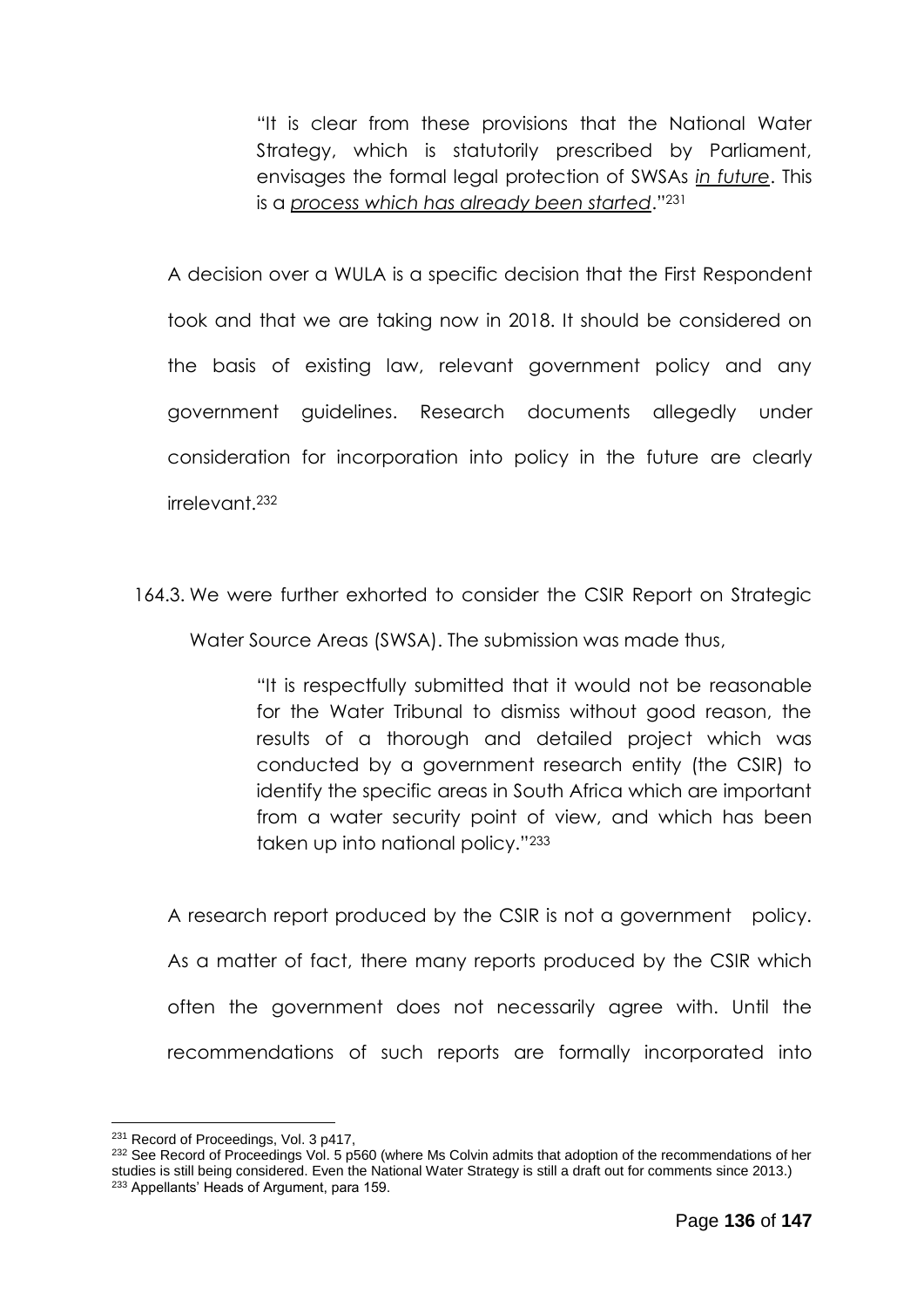> "It is clear from these provisions that the National Water Strategy, which is statutorily prescribed by Parliament, envisages the formal legal protection of SWSAs *in future*. This is a *process which has already been started*."[231]

A decision over a WULA is a specific decision that the First Respondent took and that we are taking now in 2018. It should be considered on the basis of existing law, relevant government policy and any government guidelines. Research documents allegedly under consideration for incorporation into policy in the future are clearly irrelevant.[232]

164.3. We were further exhorted to consider the CSIR Report on Strategic Water Source Areas (SWSA). The submission was made thus,

> "It is respectfully submitted that it would not be reasonable for the Water Tribunal to dismiss without good reason, the results of a thorough and detailed project which was conducted by a government research entity (the CSIR) to identify the specific areas in South Africa which are important from a water security point of view, and which has been taken up into national policy."[233]

A research report produced by the CSIR is not a government policy. As a matter of fact, there many reports produced by the CSIR which often the government does not necessarily agree with. Until the recommendations of such reports are formally incorporated into

---

[231] Record of Proceedings, Vol. 3 p417,

[232] See Record of Proceedings Vol. 5 p560 (where Ms Colvin admits that adoption of the recommendations of her studies is still being considered. Even the National Water Strategy is still a draft out for comments since 2013.)

[233] Appellants' Heads of Argument, para 159.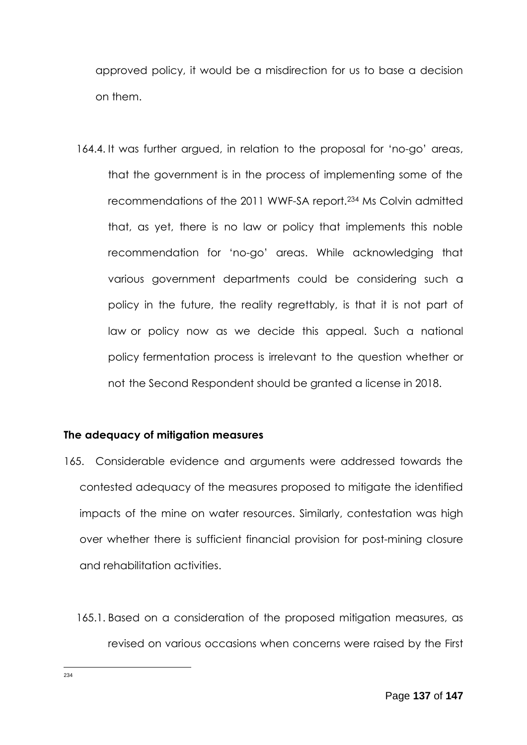approved policy, it would be a misdirection for us to base a decision on them.

164.4. It was further argued, in relation to the proposal for 'no-go' areas, that the government is in the process of implementing some of the recommendations of the 2011 WWF-SA report.[234] Ms Colvin admitted that, as yet, there is no law or policy that implements this noble recommendation for 'no-go' areas. While acknowledging that various government departments could be considering such a policy in the future, the reality regrettably, is that it is not part of law or policy now as we decide this appeal. Such a national policy fermentation process is irrelevant to the question whether or not the Second Respondent should be granted a license in 2018.

**The adequacy of mitigation measures**

165. Considerable evidence and arguments were addressed towards the contested adequacy of the measures proposed to mitigate the identified impacts of the mine on water resources. Similarly, contestation was high over whether there is sufficient financial provision for post-mining closure and rehabilitation activities.

165.1. Based on a consideration of the proposed mitigation measures, as revised on various occasions when concerns were raised by the First

---

[234]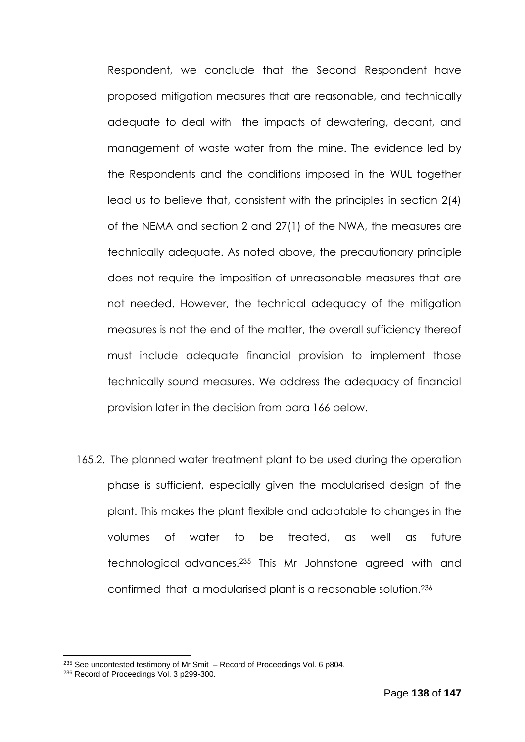Respondent, we conclude that the Second Respondent have proposed mitigation measures that are reasonable, and technically adequate to deal with the impacts of dewatering, decant, and management of waste water from the mine. The evidence led by the Respondents and the conditions imposed in the WUL together lead us to believe that, consistent with the principles in section 2(4) of the NEMA and section 2 and 27(1) of the NWA, the measures are technically adequate. As noted above, the precautionary principle does not require the imposition of unreasonable measures that are not needed. However, the technical adequacy of the mitigation measures is not the end of the matter, the overall sufficiency thereof must include adequate financial provision to implement those technically sound measures. We address the adequacy of financial provision later in the decision from para 166 below.

165.2. The planned water treatment plant to be used during the operation phase is sufficient, especially given the modularised design of the plant. This makes the plant flexible and adaptable to changes in the volumes of water to be treated, as well as future technological advances.[235] This Mr Johnstone agreed with and confirmed that a modularised plant is a reasonable solution.[236]

[235] See uncontested testimony of Mr Smit – Record of Proceedings Vol. 6 p804.

[236] Record of Proceedings Vol. 3 p299-300.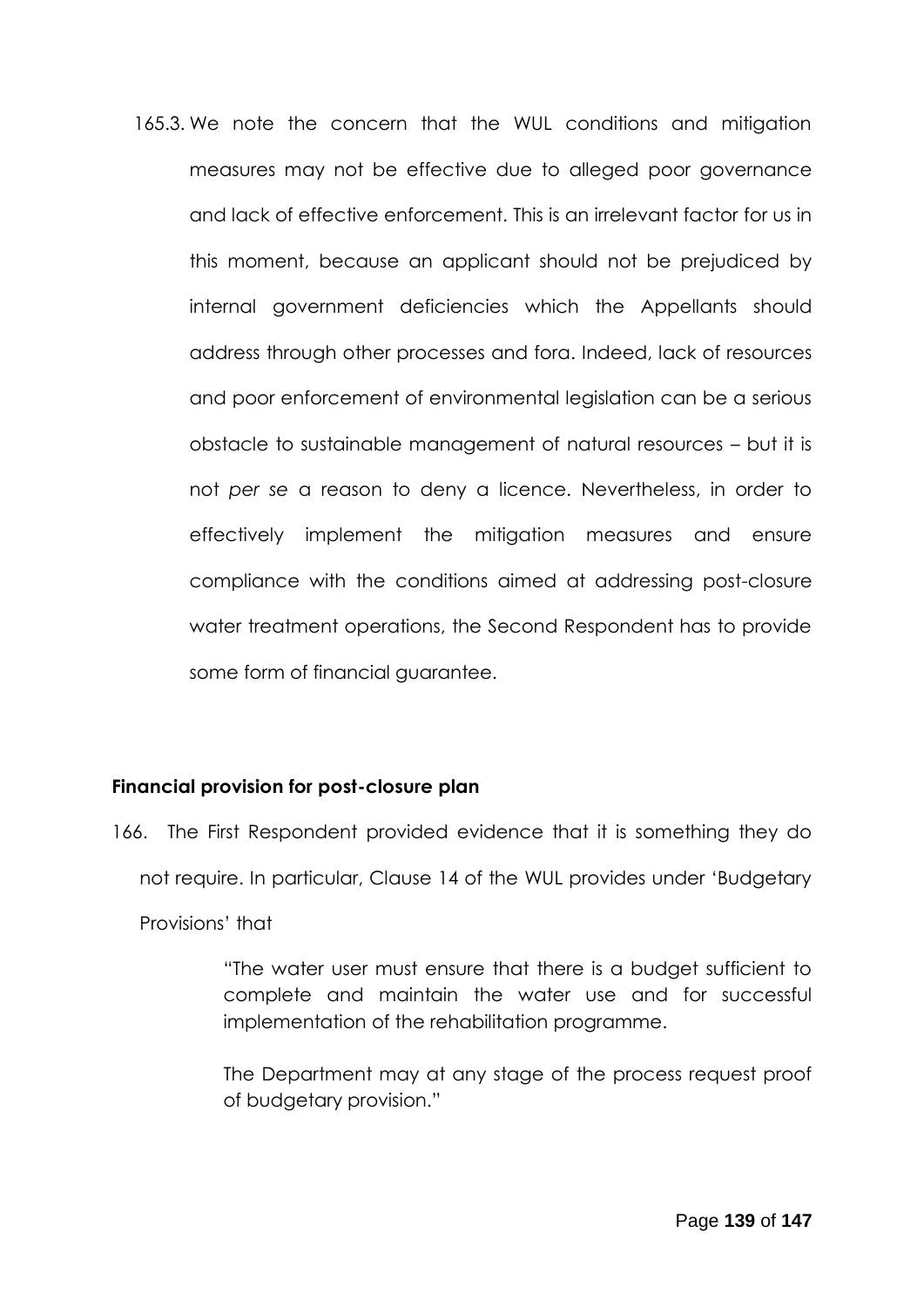165.3. We note the concern that the WUL conditions and mitigation measures may not be effective due to alleged poor governance and lack of effective enforcement. This is an irrelevant factor for us in this moment, because an applicant should not be prejudiced by internal government deficiencies which the Appellants should address through other processes and fora. Indeed, lack of resources and poor enforcement of environmental legislation can be a serious obstacle to sustainable management of natural resources – but it is not *per se* a reason to deny a licence. Nevertheless, in order to effectively implement the mitigation measures and ensure compliance with the conditions aimed at addressing post-closure water treatment operations, the Second Respondent has to provide some form of financial guarantee.

**Financial provision for post-closure plan**

166. The First Respondent provided evidence that it is something they do not require. In particular, Clause 14 of the WUL provides under 'Budgetary Provisions' that

> "The water user must ensure that there is a budget sufficient to complete and maintain the water use and for successful implementation of the rehabilitation programme.
>
> The Department may at any stage of the process request proof of budgetary provision."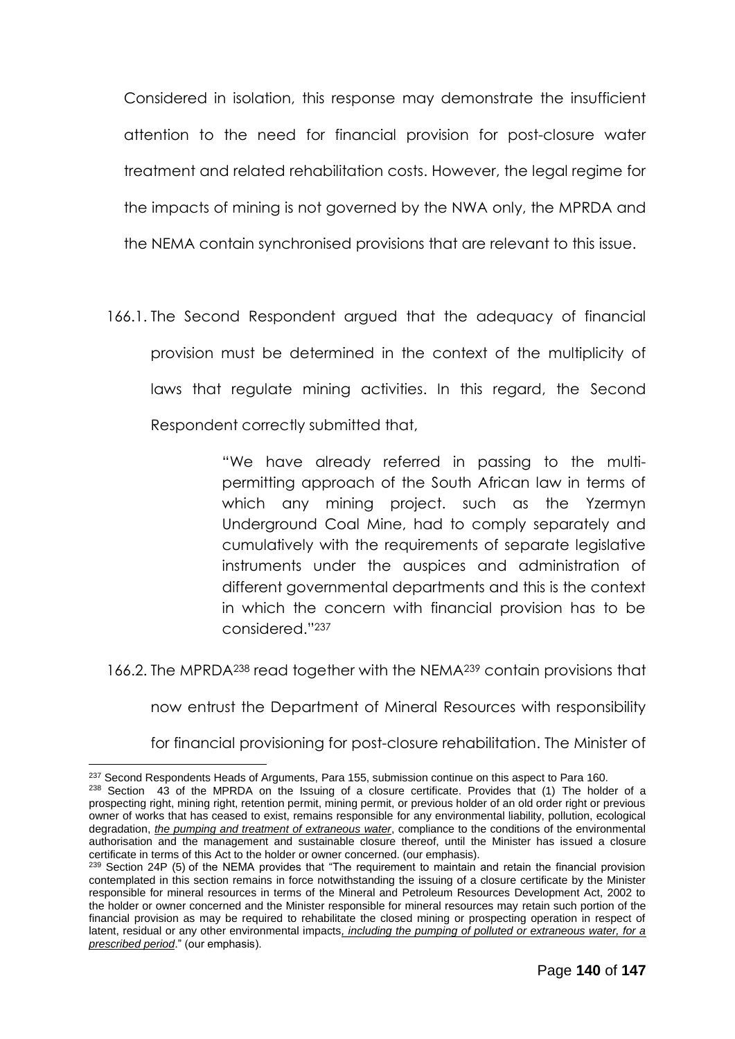Considered in isolation, this response may demonstrate the insufficient attention to the need for financial provision for post-closure water treatment and related rehabilitation costs. However, the legal regime for the impacts of mining is not governed by the NWA only, the MPRDA and the NEMA contain synchronised provisions that are relevant to this issue.

166.1. The Second Respondent argued that the adequacy of financial provision must be determined in the context of the multiplicity of laws that regulate mining activities. In this regard, the Second Respondent correctly submitted that,

> "We have already referred in passing to the multi-permitting approach of the South African law in terms of which any mining project. such as the Yzermyn Underground Coal Mine, had to comply separately and cumulatively with the requirements of separate legislative instruments under the auspices and administration of different governmental departments and this is the context in which the concern with financial provision has to be considered."[237]

166.2. The MPRDA[238] read together with the NEMA[239] contain provisions that now entrust the Department of Mineral Resources with responsibility for financial provisioning for post-closure rehabilitation. The Minister of

---

[237] Second Respondents Heads of Arguments, Para 155, submission continue on this aspect to Para 160.

[238] Section 43 of the MPRDA on the Issuing of a closure certificate. Provides that (1) The holder of a prospecting right, mining right, retention permit, mining permit, or previous holder of an old order right or previous owner of works that has ceased to exist, remains responsible for any environmental liability, pollution, ecological degradation, ***the pumping and treatment of extraneous water***, compliance to the conditions of the environmental authorisation and the management and sustainable closure thereof, until the Minister has issued a closure certificate in terms of this Act to the holder or owner concerned. (our emphasis).

[239] Section 24P (5) of the NEMA provides that "The requirement to maintain and retain the financial provision contemplated in this section remains in force notwithstanding the issuing of a closure certificate by the Minister responsible for mineral resources in terms of the Mineral and Petroleum Resources Development Act, 2002 to the holder or owner concerned and the Minister responsible for mineral resources may retain such portion of the financial provision as may be required to rehabilitate the closed mining or prospecting operation in respect of latent, residual or any other environmental impacts***, including the pumping of polluted or extraneous water, for a prescribed period***." (our emphasis).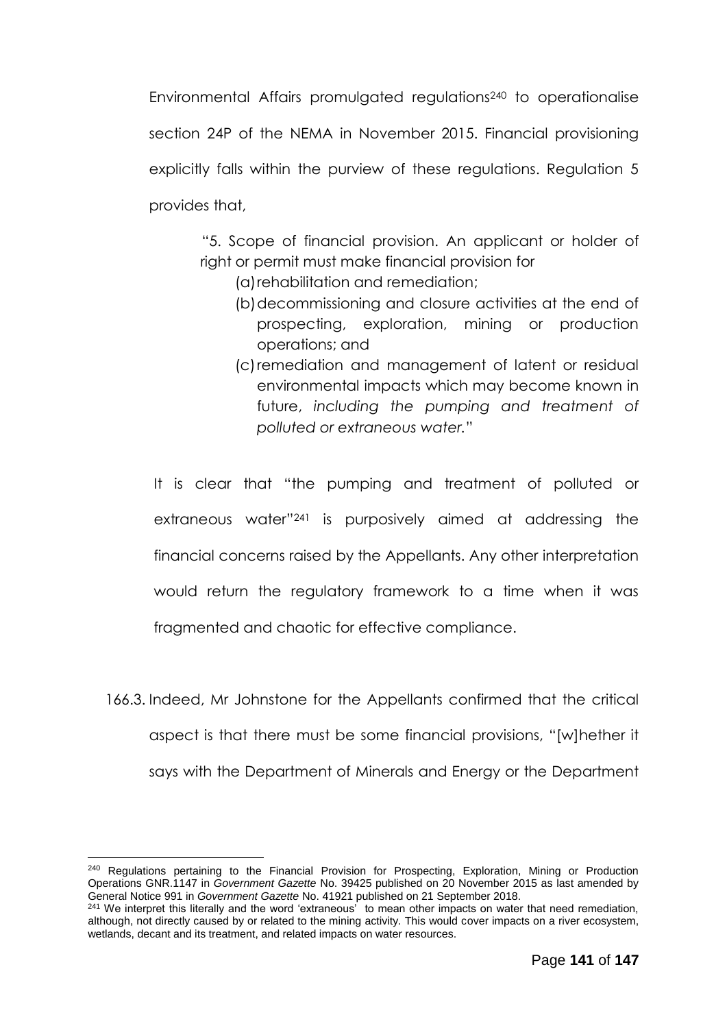Environmental Affairs promulgated regulations[240] to operationalise section 24P of the NEMA in November 2015. Financial provisioning explicitly falls within the purview of these regulations. Regulation 5 provides that,

> "5. Scope of financial provision. An applicant or holder of right or permit must make financial provision for
> (a) rehabilitation and remediation;
> (b) decommissioning and closure activities at the end of prospecting, exploration, mining or production operations; and
> (c) remediation and management of latent or residual environmental impacts which may become known in future, *including the pumping and treatment of polluted or extraneous water.*"

It is clear that "the pumping and treatment of polluted or extraneous water"[241] is purposively aimed at addressing the financial concerns raised by the Appellants. Any other interpretation would return the regulatory framework to a time when it was fragmented and chaotic for effective compliance.

166.3. Indeed, Mr Johnstone for the Appellants confirmed that the critical aspect is that there must be some financial provisions, "[w]hether it says with the Department of Minerals and Energy or the Department

---

[240] Regulations pertaining to the Financial Provision for Prospecting, Exploration, Mining or Production Operations GNR.1147 in *Government Gazette* No. 39425 published on 20 November 2015 as last amended by General Notice 991 in *Government Gazette* No. 41921 published on 21 September 2018.

[241] We interpret this literally and the word 'extraneous' to mean other impacts on water that need remediation, although, not directly caused by or related to the mining activity. This would cover impacts on a river ecosystem, wetlands, decant and its treatment, and related impacts on water resources.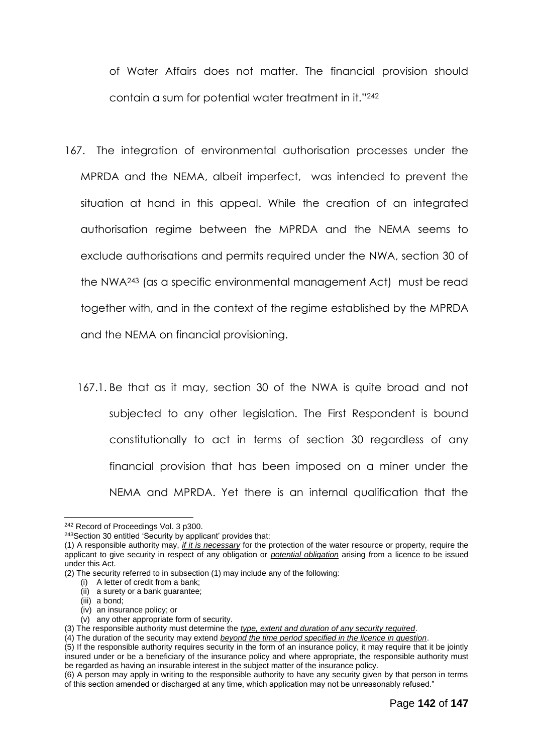of Water Affairs does not matter. The financial provision should contain a sum for potential water treatment in it."[242]

167. The integration of environmental authorisation processes under the MPRDA and the NEMA, albeit imperfect, was intended to prevent the situation at hand in this appeal. While the creation of an integrated authorisation regime between the MPRDA and the NEMA seems to exclude authorisations and permits required under the NWA, section 30 of the NWA[243] (as a specific environmental management Act) must be read together with, and in the context of the regime established by the MPRDA and the NEMA on financial provisioning.

167.1. Be that as it may, section 30 of the NWA is quite broad and not subjected to any other legislation. The First Respondent is bound constitutionally to act in terms of section 30 regardless of any financial provision that has been imposed on a miner under the NEMA and MPRDA. Yet there is an internal qualification that the

---

[242] Record of Proceedings Vol. 3 p300.

[243] Section 30 entitled 'Security by applicant' provides that:

(1) A responsible authority may, <u>*if it is necessary*</u> for the protection of the water resource or property, require the applicant to give security in respect of any obligation or <u>*potential obligation*</u> arising from a licence to be issued under this Act.

(2) The security referred to in subsection (1) may include any of the following:

(i) A letter of credit from a bank;
(ii) a surety or a bank guarantee;
(iii) a bond;
(iv) an insurance policy; or
(v) any other appropriate form of security.

(3) The responsible authority must determine the <u>*type, extent and duration of any security required*</u>.

(4) The duration of the security may extend <u>*beyond the time period specified in the licence in question*</u>.

(5) If the responsible authority requires security in the form of an insurance policy, it may require that it be jointly insured under or be a beneficiary of the insurance policy and where appropriate, the responsible authority must be regarded as having an insurable interest in the subject matter of the insurance policy.

(6) A person may apply in writing to the responsible authority to have any security given by that person in terms of this section amended or discharged at any time, which application may not be unreasonably refused."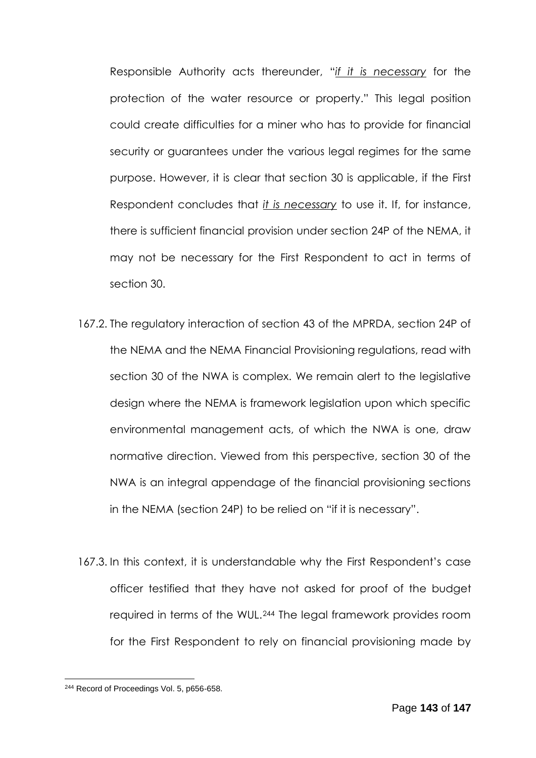Responsible Authority acts thereunder, "*if it is necessary* for the protection of the water resource or property." This legal position could create difficulties for a miner who has to provide for financial security or guarantees under the various legal regimes for the same purpose. However, it is clear that section 30 is applicable, if the First Respondent concludes that *it is necessary* to use it. If, for instance, there is sufficient financial provision under section 24P of the NEMA, it may not be necessary for the First Respondent to act in terms of section 30.

167.2. The regulatory interaction of section 43 of the MPRDA, section 24P of the NEMA and the NEMA Financial Provisioning regulations, read with section 30 of the NWA is complex. We remain alert to the legislative design where the NEMA is framework legislation upon which specific environmental management acts, of which the NWA is one, draw normative direction. Viewed from this perspective, section 30 of the NWA is an integral appendage of the financial provisioning sections in the NEMA (section 24P) to be relied on "if it is necessary".

167.3. In this context, it is understandable why the First Respondent's case officer testified that they have not asked for proof of the budget required in terms of the WUL.[244] The legal framework provides room for the First Respondent to rely on financial provisioning made by

[244] Record of Proceedings Vol. 5, p656-658.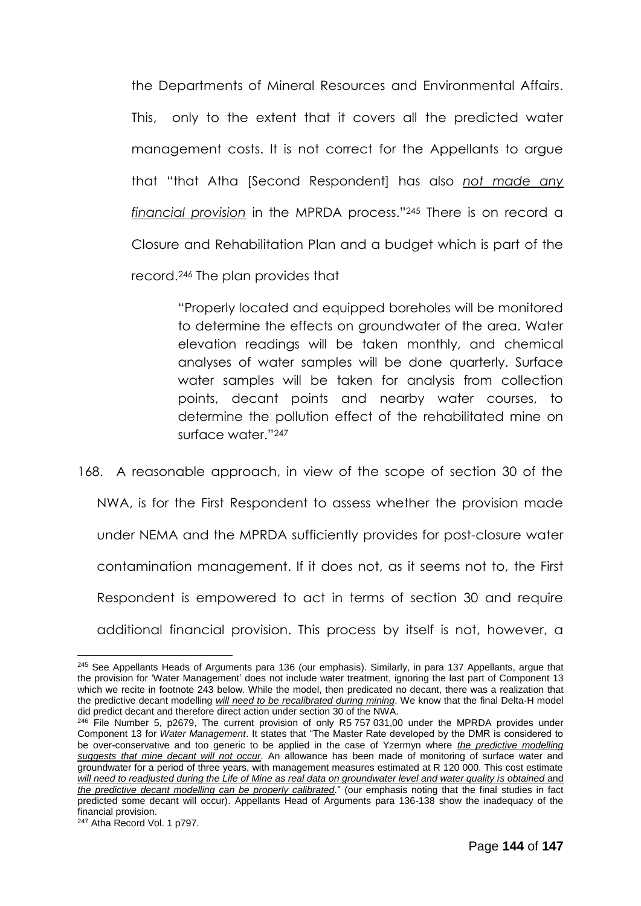the Departments of Mineral Resources and Environmental Affairs. This, only to the extent that it covers all the predicted water management costs. It is not correct for the Appellants to argue that "that Atha [Second Respondent] has also *not made any financial provision* in the MPRDA process."[245] There is on record a Closure and Rehabilitation Plan and a budget which is part of the record.[246] The plan provides that

> "Properly located and equipped boreholes will be monitored to determine the effects on groundwater of the area. Water elevation readings will be taken monthly, and chemical analyses of water samples will be done quarterly. Surface water samples will be taken for analysis from collection points, decant points and nearby water courses, to determine the pollution effect of the rehabilitated mine on surface water."[247]

168. A reasonable approach, in view of the scope of section 30 of the NWA, is for the First Respondent to assess whether the provision made under NEMA and the MPRDA sufficiently provides for post-closure water contamination management. If it does not, as it seems not to, the First Respondent is empowered to act in terms of section 30 and require additional financial provision. This process by itself is not, however, a

---

[245] See Appellants Heads of Arguments para 136 (our emphasis). Similarly, in para 137 Appellants, argue that the provision for 'Water Management' does not include water treatment, ignoring the last part of Component 13 which we recite in footnote 243 below. While the model, then predicated no decant, there was a realization that the predictive decant modelling *will need to be recalibrated during mining*. We know that the final Delta-H model did predict decant and therefore direct action under section 30 of the NWA.

[246] File Number 5, p2679, The current provision of only R5 757 031,00 under the MPRDA provides under Component 13 for *Water Management*. It states that "The Master Rate developed by the DMR is considered to be over-conservative and too generic to be applied in the case of Yzermyn where *the predictive modelling suggests that mine decant will not occur*. An allowance has been made of monitoring of surface water and groundwater for a period of three years, with management measures estimated at R 120 000. This cost estimate *will need to readjusted during the Life of Mine as real data on groundwater level and water quality is obtained* and *the predictive decant modelling can be properly calibrated*." (our emphasis noting that the final studies in fact predicted some decant will occur). Appellants Head of Arguments para 136-138 show the inadequacy of the financial provision.

[247] Atha Record Vol. 1 p797.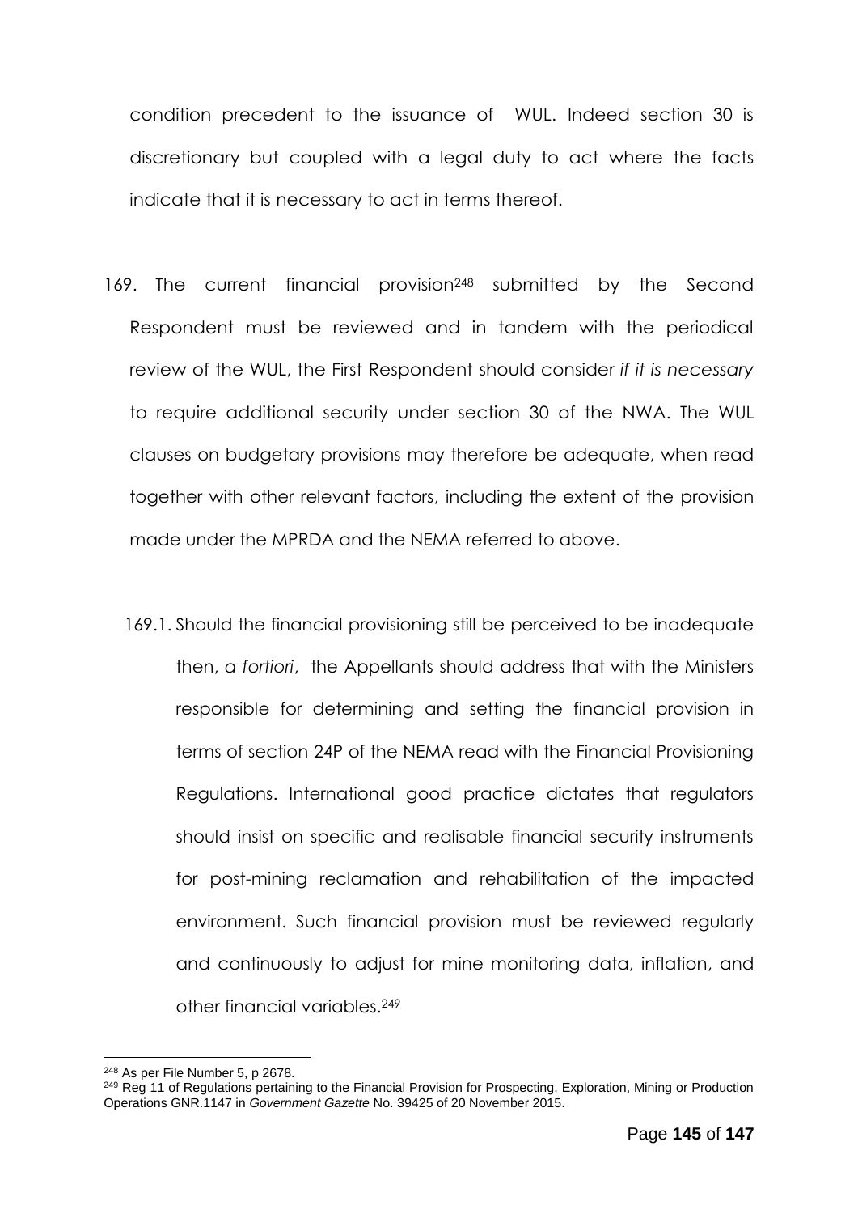condition precedent to the issuance of WUL. Indeed section 30 is discretionary but coupled with a legal duty to act where the facts indicate that it is necessary to act in terms thereof.

169. The current financial provision[248] submitted by the Second Respondent must be reviewed and in tandem with the periodical review of the WUL, the First Respondent should consider *if it is necessary* to require additional security under section 30 of the NWA. The WUL clauses on budgetary provisions may therefore be adequate, when read together with other relevant factors, including the extent of the provision made under the MPRDA and the NEMA referred to above.

169.1. Should the financial provisioning still be perceived to be inadequate then, *a fortiori*, the Appellants should address that with the Ministers responsible for determining and setting the financial provision in terms of section 24P of the NEMA read with the Financial Provisioning Regulations. International good practice dictates that regulators should insist on specific and realisable financial security instruments for post-mining reclamation and rehabilitation of the impacted environment. Such financial provision must be reviewed regularly and continuously to adjust for mine monitoring data, inflation, and other financial variables.[249]

---

[248] As per File Number 5, p 2678.

[249] Reg 11 of Regulations pertaining to the Financial Provision for Prospecting, Exploration, Mining or Production Operations GNR.1147 in *Government Gazette* No. 39425 of 20 November 2015.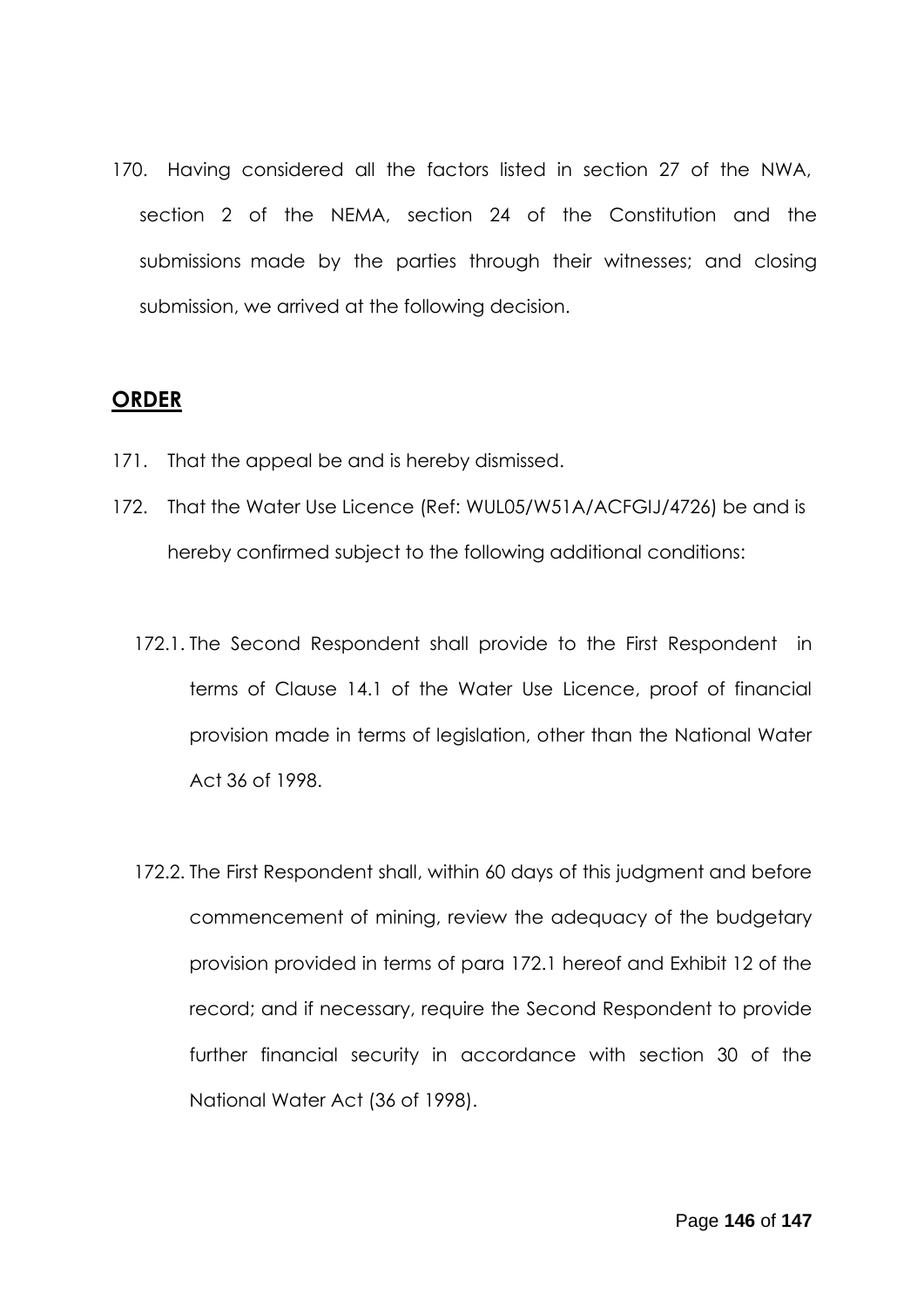170. Having considered all the factors listed in section 27 of the NWA, section 2 of the NEMA, section 24 of the Constitution and the submissions made by the parties through their witnesses; and closing submission, we arrived at the following decision.

## **ORDER**

171. That the appeal be and is hereby dismissed.

172. That the Water Use Licence (Ref: WUL05/W51A/ACFGIJ/4726) be and is hereby confirmed subject to the following additional conditions:

    172.1. The Second Respondent shall provide to the First Respondent in terms of Clause 14.1 of the Water Use Licence, proof of financial provision made in terms of legislation, other than the National Water Act 36 of 1998.

    172.2. The First Respondent shall, within 60 days of this judgment and before commencement of mining, review the adequacy of the budgetary provision provided in terms of para 172.1 hereof and Exhibit 12 of the record; and if necessary, require the Second Respondent to provide further financial security in accordance with section 30 of the National Water Act (36 of 1998).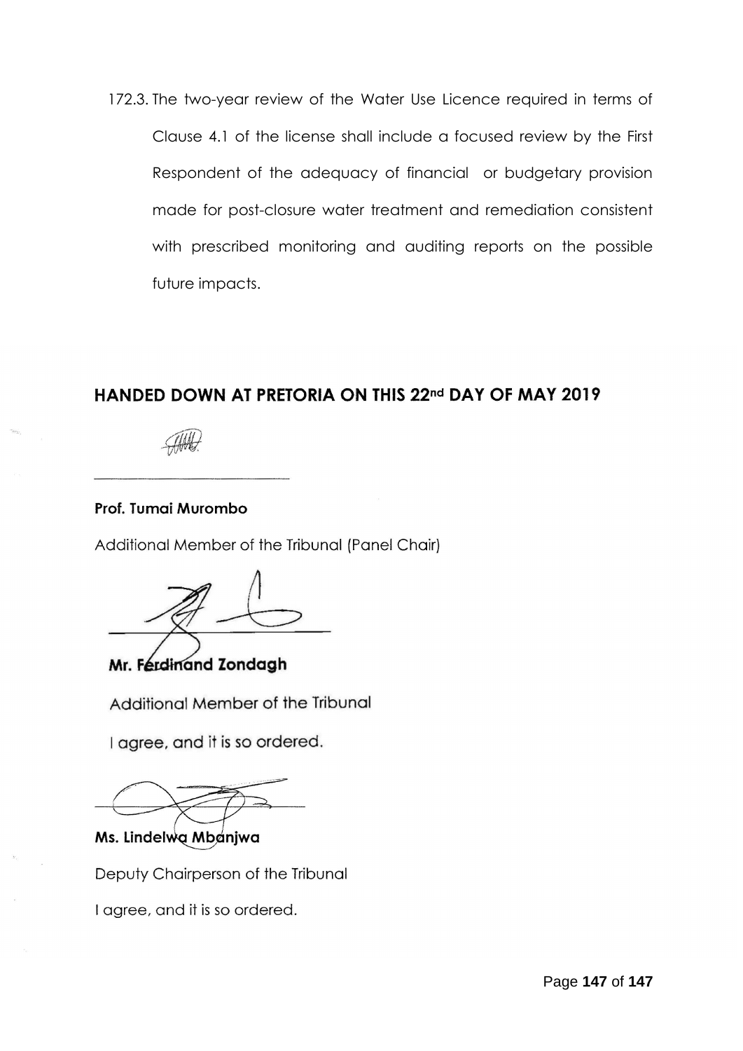172.3. The two-year review of the Water Use Licence required in terms of Clause 4.1 of the license shall include a focused review by the First Respondent of the adequacy of financial or budgetary provision made for post-closure water treatment and remediation consistent with prescribed monitoring and auditing reports on the possible future impacts.

## HANDED DOWN AT PRETORIA ON THIS 22nd DAY OF MAY 2019

**Prof. Tumai Murombo**

Additional Member of the Tribunal (Panel Chair)

**Mr. Ferdinand Zondagh**

Additional Member of the Tribunal

I agree, and it is so ordered.

**Ms. Lindelwa Mbanjwa**

Deputy Chairperson of the Tribunal

I agree, and it is so ordered.